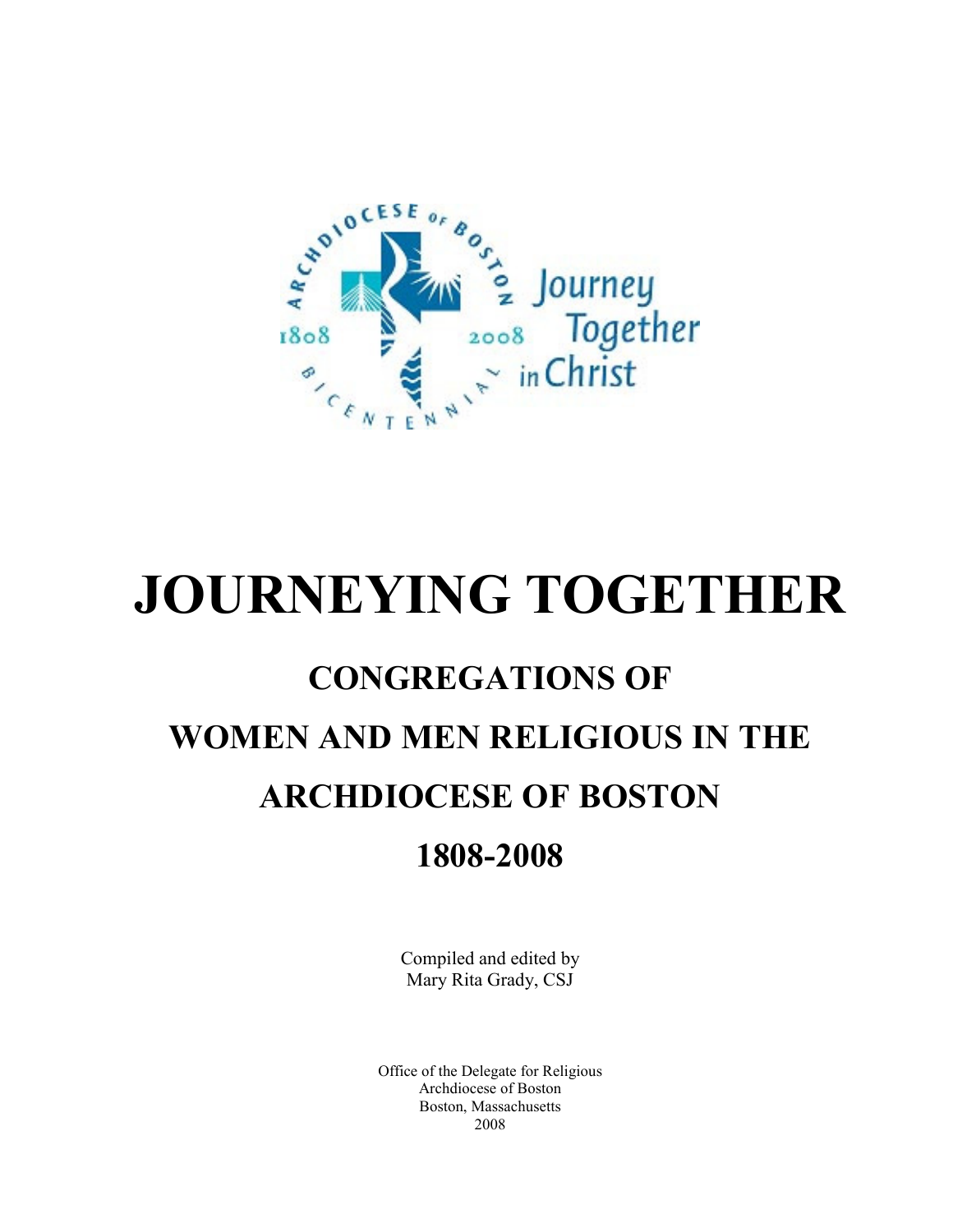# JOURNEYING TOGETHER

## CONGREGATIONS OF

## WOMEN AND MEN RELIGIOUS IN THE

## ARCHDIOCESE OF BOSTON

## 1808-2008

Compiled and edited by
Mary Rita Grady, CSJ

Office of the Delegate for Religious
Archdiocese of Boston
Boston, Massachusetts
2008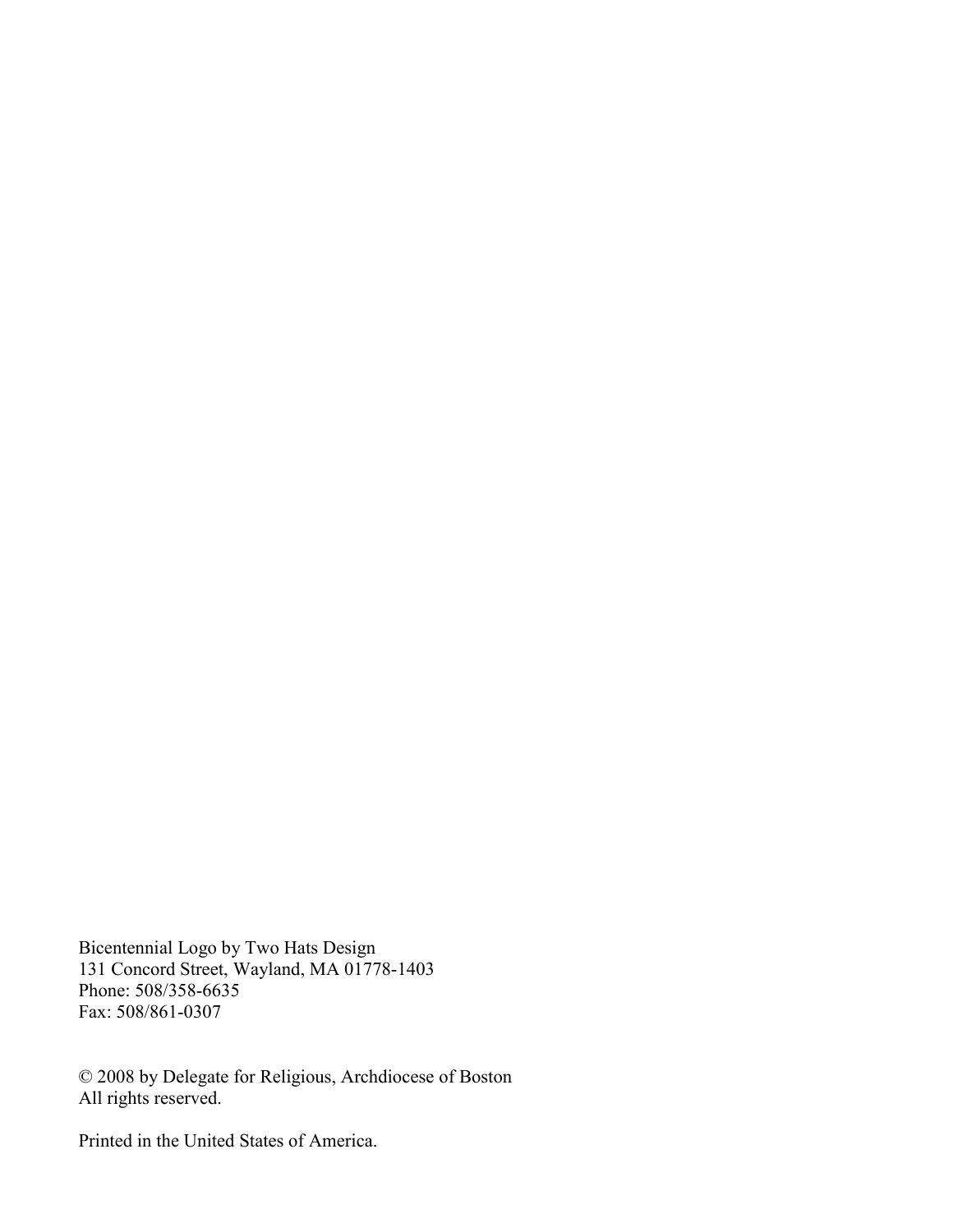Bicentennial Logo by Two Hats Design
131 Concord Street, Wayland, MA 01778-1403
Phone: 508/358-6635
Fax: 508/861-0307

© 2008 by Delegate for Religious, Archdiocese of Boston
All rights reserved.

Printed in the United States of America.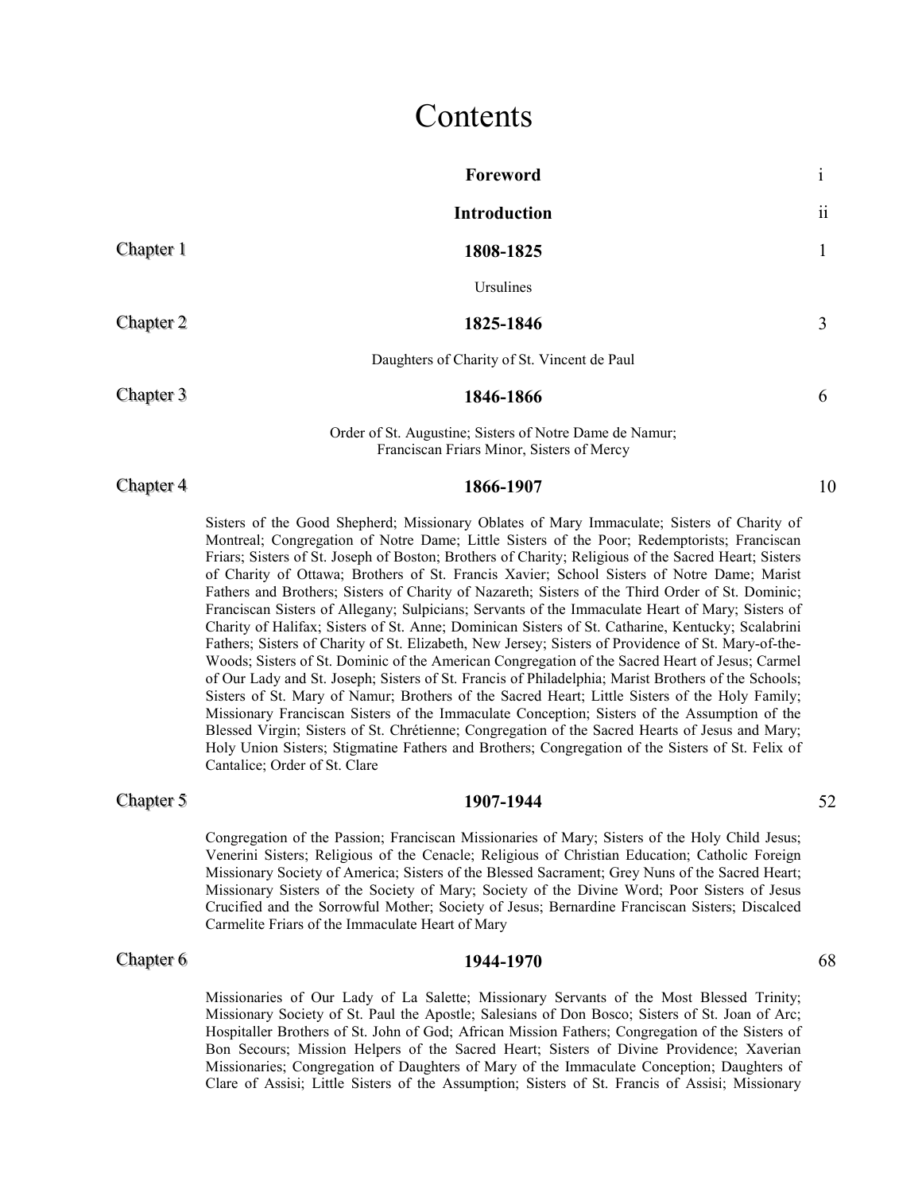# Contents

| | | |
|---|---|---|
| | **Foreword** | i |
| | **Introduction** | ii |
| Chapter 1 | **1808-1825** | 1 |
| | Ursulines | |
| Chapter 2 | **1825-1846** | 3 |
| | Daughters of Charity of St. Vincent de Paul | |
| Chapter 3 | **1846-1866** | 6 |
| | Order of St. Augustine; Sisters of Notre Dame de Namur; Franciscan Friars Minor, Sisters of Mercy | |
| Chapter 4 | **1866-1907** | 10 |
| | Sisters of the Good Shepherd; Missionary Oblates of Mary Immaculate; Sisters of Charity of Montreal; Congregation of Notre Dame; Little Sisters of the Poor; Redemptorists; Franciscan Friars; Sisters of St. Joseph of Boston; Brothers of Charity; Religious of the Sacred Heart; Sisters of Charity of Ottawa; Brothers of St. Francis Xavier; School Sisters of Notre Dame; Marist Fathers and Brothers; Sisters of Charity of Nazareth; Sisters of the Third Order of St. Dominic; Franciscan Sisters of Allegany; Sulpicians; Servants of the Immaculate Heart of Mary; Sisters of Charity of Halifax; Sisters of St. Anne; Dominican Sisters of St. Catharine, Kentucky; Scalabrini Fathers; Sisters of Charity of St. Elizabeth, New Jersey; Sisters of Providence of St. Mary-of-the-Woods; Sisters of St. Dominic of the American Congregation of the Sacred Heart of Jesus; Carmel of Our Lady and St. Joseph; Sisters of St. Francis of Philadelphia; Marist Brothers of the Schools; Sisters of St. Mary of Namur; Brothers of the Sacred Heart; Little Sisters of the Holy Family; Missionary Franciscan Sisters of the Immaculate Conception; Sisters of the Assumption of the Blessed Virgin; Sisters of St. Chrétienne; Congregation of the Sacred Hearts of Jesus and Mary; Holy Union Sisters; Stigmatine Fathers and Brothers; Congregation of the Sisters of St. Felix of Cantalice; Order of St. Clare | |
| Chapter 5 | **1907-1944** | 52 |
| | Congregation of the Passion; Franciscan Missionaries of Mary; Sisters of the Holy Child Jesus; Venerini Sisters; Religious of the Cenacle; Religious of Christian Education; Catholic Foreign Missionary Society of America; Sisters of the Blessed Sacrament; Grey Nuns of the Sacred Heart; Missionary Sisters of the Society of Mary; Society of the Divine Word; Poor Sisters of Jesus Crucified and the Sorrowful Mother; Society of Jesus; Bernardine Franciscan Sisters; Discalced Carmelite Friars of the Immaculate Heart of Mary | |
| Chapter 6 | **1944-1970** | 68 |
| | Missionaries of Our Lady of La Salette; Missionary Servants of the Most Blessed Trinity; Missionary Society of St. Paul the Apostle; Salesians of Don Bosco; Sisters of St. Joan of Arc; Hospitaller Brothers of St. John of God; African Mission Fathers; Congregation of the Sisters of Bon Secours; Mission Helpers of the Sacred Heart; Sisters of Divine Providence; Xaverian Missionaries; Congregation of Daughters of Mary of the Immaculate Conception; Daughters of Clare of Assisi; Little Sisters of the Assumption; Sisters of St. Francis of Assisi; Missionary | |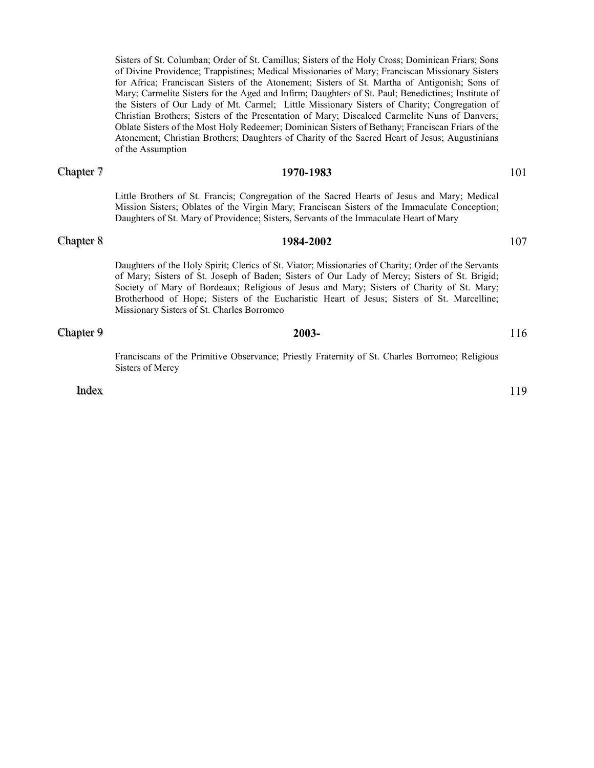Sisters of St. Columban; Order of St. Camillus; Sisters of the Holy Cross; Dominican Friars; Sons of Divine Providence; Trappistines; Medical Missionaries of Mary; Franciscan Missionary Sisters for Africa; Franciscan Sisters of the Atonement; Sisters of St. Martha of Antigonish; Sons of Mary; Carmelite Sisters for the Aged and Infirm; Daughters of St. Paul; Benedictines; Institute of the Sisters of Our Lady of Mt. Carmel; Little Missionary Sisters of Charity; Congregation of Christian Brothers; Sisters of the Presentation of Mary; Discalced Carmelite Nuns of Danvers; Oblate Sisters of the Most Holy Redeemer; Dominican Sisters of Bethany; Franciscan Friars of the Atonement; Christian Brothers; Daughters of Charity of the Sacred Heart of Jesus; Augustinians of the Assumption

Chapter 7 **1970-1983** 101

Little Brothers of St. Francis; Congregation of the Sacred Hearts of Jesus and Mary; Medical Mission Sisters; Oblates of the Virgin Mary; Franciscan Sisters of the Immaculate Conception; Daughters of St. Mary of Providence; Sisters, Servants of the Immaculate Heart of Mary

Chapter 8 **1984-2002** 107

Daughters of the Holy Spirit; Clerics of St. Viator; Missionaries of Charity; Order of the Servants of Mary; Sisters of St. Joseph of Baden; Sisters of Our Lady of Mercy; Sisters of St. Brigid; Society of Mary of Bordeaux; Religious of Jesus and Mary; Sisters of Charity of St. Mary; Brotherhood of Hope; Sisters of the Eucharistic Heart of Jesus; Sisters of St. Marcelline; Missionary Sisters of St. Charles Borromeo

Chapter 9 **2003-** 116

Franciscans of the Primitive Observance; Priestly Fraternity of St. Charles Borromeo; Religious Sisters of Mercy

Index 119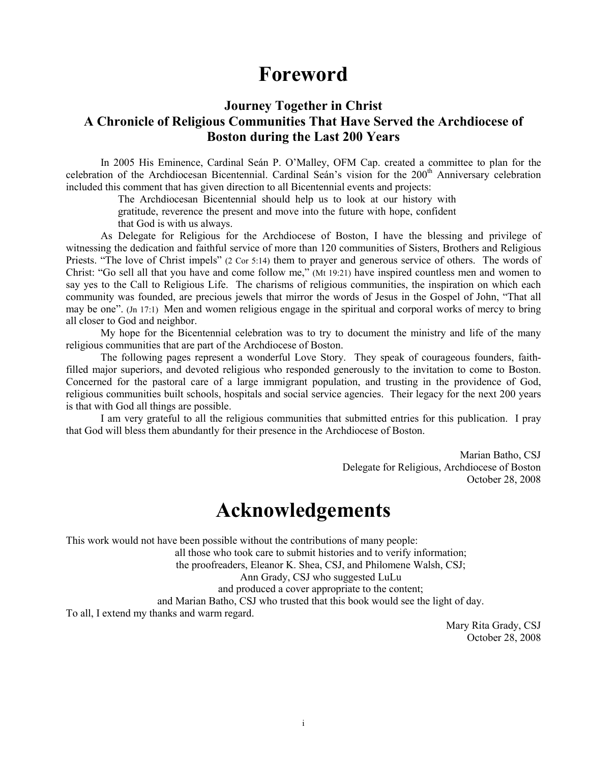# Foreword

### Journey Together in Christ
### A Chronicle of Religious Communities That Have Served the Archdiocese of Boston during the Last 200 Years

In 2005 His Eminence, Cardinal Seán P. O'Malley, OFM Cap. created a committee to plan for the celebration of the Archdiocesan Bicentennial. Cardinal Seán's vision for the 200th Anniversary celebration included this comment that has given direction to all Bicentennial events and projects:

> The Archdiocesan Bicentennial should help us to look at our history with gratitude, reverence the present and move into the future with hope, confident that God is with us always.

As Delegate for Religious for the Archdiocese of Boston, I have the blessing and privilege of witnessing the dedication and faithful service of more than 120 communities of Sisters, Brothers and Religious Priests. "The love of Christ impels" (2 Cor 5:14) them to prayer and generous service of others. The words of Christ: "Go sell all that you have and come follow me," (Mt 19:21) have inspired countless men and women to say yes to the Call to Religious Life. The charisms of religious communities, the inspiration on which each community was founded, are precious jewels that mirror the words of Jesus in the Gospel of John, "That all may be one". (Jn 17:1) Men and women religious engage in the spiritual and corporal works of mercy to bring all closer to God and neighbor.

My hope for the Bicentennial celebration was to try to document the ministry and life of the many religious communities that are part of the Archdiocese of Boston.

The following pages represent a wonderful Love Story. They speak of courageous founders, faith-filled major superiors, and devoted religious who responded generously to the invitation to come to Boston. Concerned for the pastoral care of a large immigrant population, and trusting in the providence of God, religious communities built schools, hospitals and social service agencies. Their legacy for the next 200 years is that with God all things are possible.

I am very grateful to all the religious communities that submitted entries for this publication. I pray that God will bless them abundantly for their presence in the Archdiocese of Boston.

Marian Batho, CSJ
Delegate for Religious, Archdiocese of Boston
October 28, 2008

# Acknowledgements

This work would not have been possible without the contributions of many people:

all those who took care to submit histories and to verify information;
the proofreaders, Eleanor K. Shea, CSJ, and Philomene Walsh, CSJ;
Ann Grady, CSJ who suggested LuLu
and produced a cover appropriate to the content;
and Marian Batho, CSJ who trusted that this book would see the light of day.

To all, I extend my thanks and warm regard.

Mary Rita Grady, CSJ
October 28, 2008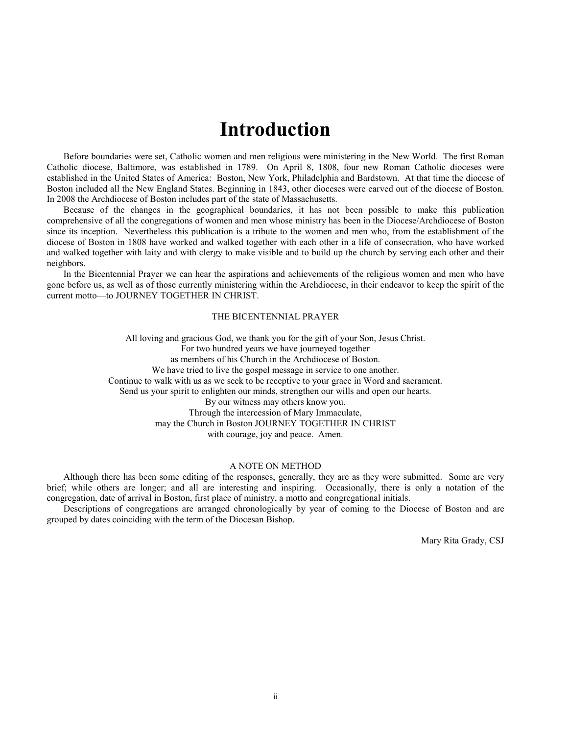# Introduction

Before boundaries were set, Catholic women and men religious were ministering in the New World. The first Roman Catholic diocese, Baltimore, was established in 1789. On April 8, 1808, four new Roman Catholic dioceses were established in the United States of America: Boston, New York, Philadelphia and Bardstown. At that time the diocese of Boston included all the New England States. Beginning in 1843, other dioceses were carved out of the diocese of Boston. In 2008 the Archdiocese of Boston includes part of the state of Massachusetts.

Because of the changes in the geographical boundaries, it has not been possible to make this publication comprehensive of all the congregations of women and men whose ministry has been in the Diocese/Archdiocese of Boston since its inception. Nevertheless this publication is a tribute to the women and men who, from the establishment of the diocese of Boston in 1808 have worked and walked together with each other in a life of consecration, who have worked and walked together with laity and with clergy to make visible and to build up the church by serving each other and their neighbors.

In the Bicentennial Prayer we can hear the aspirations and achievements of the religious women and men who have gone before us, as well as of those currently ministering within the Archdiocese, in their endeavor to keep the spirit of the current motto—to JOURNEY TOGETHER IN CHRIST.

THE BICENTENNIAL PRAYER

All loving and gracious God, we thank you for the gift of your Son, Jesus Christ.
For two hundred years we have journeyed together
as members of his Church in the Archdiocese of Boston.
We have tried to live the gospel message in service to one another.
Continue to walk with us as we seek to be receptive to your grace in Word and sacrament.
Send us your spirit to enlighten our minds, strengthen our wills and open our hearts.
By our witness may others know you.
Through the intercession of Mary Immaculate,
may the Church in Boston JOURNEY TOGETHER IN CHRIST
with courage, joy and peace. Amen.

A NOTE ON METHOD

Although there has been some editing of the responses, generally, they are as they were submitted. Some are very brief; while others are longer; and all are interesting and inspiring. Occasionally, there is only a notation of the congregation, date of arrival in Boston, first place of ministry, a motto and congregational initials.

Descriptions of congregations are arranged chronologically by year of coming to the Diocese of Boston and are grouped by dates coinciding with the term of the Diocesan Bishop.

Mary Rita Grady, CSJ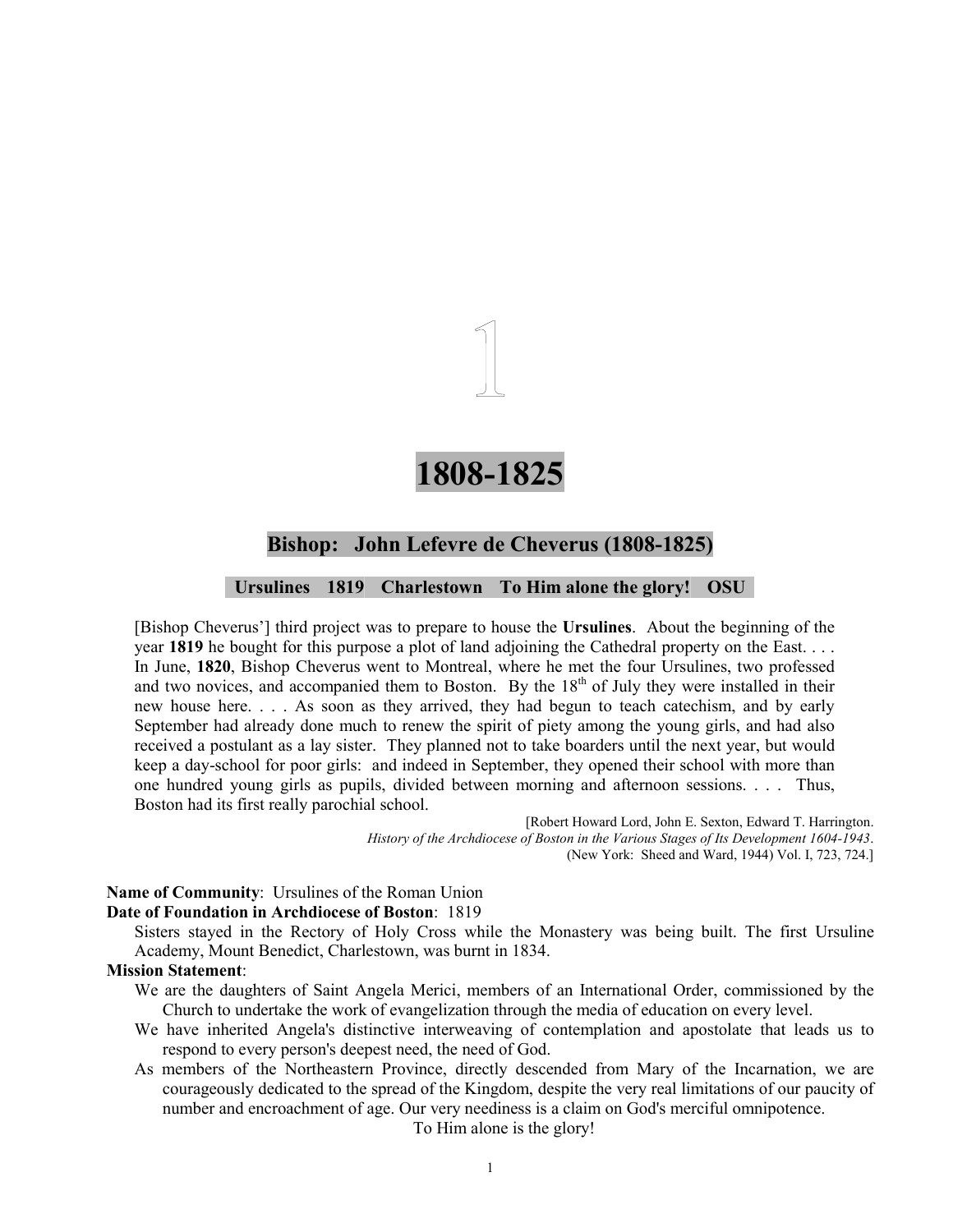# 1

# 1808-1825

## Bishop: John Lefevre de Cheverus (1808-1825)

### Ursulines 1819 Charlestown To Him alone the glory! OSU

> [Bishop Cheverus'] third project was to prepare to house the **Ursulines**. About the beginning of the year **1819** he bought for this purpose a plot of land adjoining the Cathedral property on the East. . . . In June, **1820**, Bishop Cheverus went to Montreal, where he met the four Ursulines, two professed and two novices, and accompanied them to Boston. By the 18th of July they were installed in their new house here. . . . As soon as they arrived, they had begun to teach catechism, and by early September had already done much to renew the spirit of piety among the young girls, and had also received a postulant as a lay sister. They planned not to take boarders until the next year, but would keep a day-school for poor girls: and indeed in September, they opened their school with more than one hundred young girls as pupils, divided between morning and afternoon sessions. . . . Thus, Boston had its first really parochial school.
>
> [Robert Howard Lord, John E. Sexton, Edward T. Harrington. *History of the Archdiocese of Boston in the Various Stages of Its Development 1604-1943*. (New York: Sheed and Ward, 1944) Vol. I, 723, 724.]

**Name of Community**: Ursulines of the Roman Union

**Date of Foundation in Archdiocese of Boston**: 1819

Sisters stayed in the Rectory of Holy Cross while the Monastery was being built. The first Ursuline Academy, Mount Benedict, Charlestown, was burnt in 1834.

**Mission Statement**:

We are the daughters of Saint Angela Merici, members of an International Order, commissioned by the Church to undertake the work of evangelization through the media of education on every level.

We have inherited Angela's distinctive interweaving of contemplation and apostolate that leads us to respond to every person's deepest need, the need of God.

As members of the Northeastern Province, directly descended from Mary of the Incarnation, we are courageously dedicated to the spread of the Kingdom, despite the very real limitations of our paucity of number and encroachment of age. Our very neediness is a claim on God's merciful omnipotence.

To Him alone is the glory!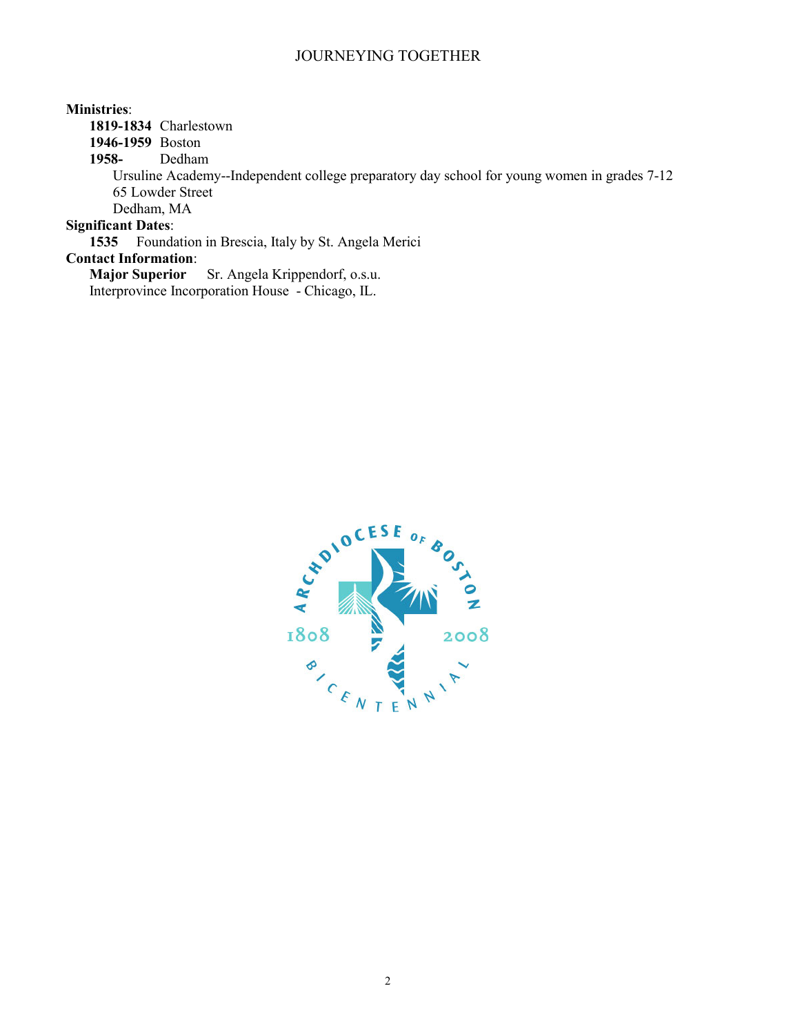**Ministries**:

**1819-1834** Charlestown
**1946-1959** Boston
**1958-** Dedham
Ursuline Academy--Independent college preparatory day school for young women in grades 7-12
65 Lowder Street
Dedham, MA

**Significant Dates**:

**1535** Foundation in Brescia, Italy by St. Angela Merici

**Contact Information**:

**Major Superior** Sr. Angela Krippendorf, o.s.u.
Interprovince Incorporation House - Chicago, IL.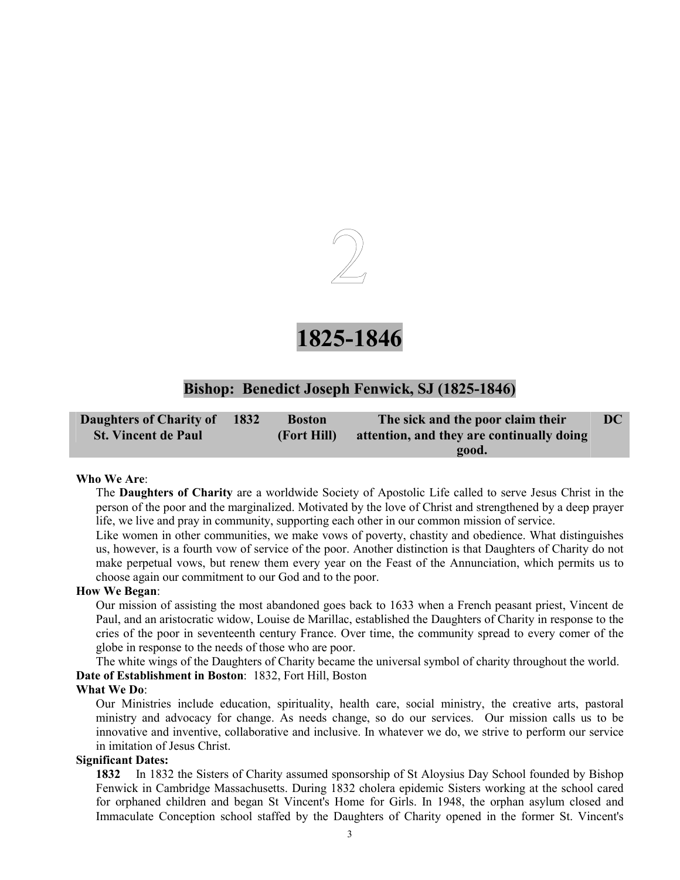# 2

# 1825-1846

## Bishop: Benedict Joseph Fenwick, SJ (1825-1846)

| Daughters of Charity of St. Vincent de Paul | 1832 | Boston (Fort Hill) | The sick and the poor claim their attention, and they are continually doing good. | DC |
|---|---|---|---|---|

**Who We Are**:

The **Daughters of Charity** are a worldwide Society of Apostolic Life called to serve Jesus Christ in the person of the poor and the marginalized. Motivated by the love of Christ and strengthened by a deep prayer life, we live and pray in community, supporting each other in our common mission of service.

Like women in other communities, we make vows of poverty, chastity and obedience. What distinguishes us, however, is a fourth vow of service of the poor. Another distinction is that Daughters of Charity do not make perpetual vows, but renew them every year on the Feast of the Annunciation, which permits us to choose again our commitment to our God and to the poor.

**How We Began**:

Our mission of assisting the most abandoned goes back to 1633 when a French peasant priest, Vincent de Paul, and an aristocratic widow, Louise de Marillac, established the Daughters of Charity in response to the cries of the poor in seventeenth century France. Over time, the community spread to every comer of the globe in response to the needs of those who are poor.

The white wings of the Daughters of Charity became the universal symbol of charity throughout the world.

**Date of Establishment in Boston**: 1832, Fort Hill, Boston

**What We Do**:

Our Ministries include education, spirituality, health care, social ministry, the creative arts, pastoral ministry and advocacy for change. As needs change, so do our services. Our mission calls us to be innovative and inventive, collaborative and inclusive. In whatever we do, we strive to perform our service in imitation of Jesus Christ.

**Significant Dates:**

**1832** In 1832 the Sisters of Charity assumed sponsorship of St Aloysius Day School founded by Bishop Fenwick in Cambridge Massachusetts. During 1832 cholera epidemic Sisters working at the school cared for orphaned children and began St Vincent's Home for Girls. In 1948, the orphan asylum closed and Immaculate Conception school staffed by the Daughters of Charity opened in the former St. Vincent's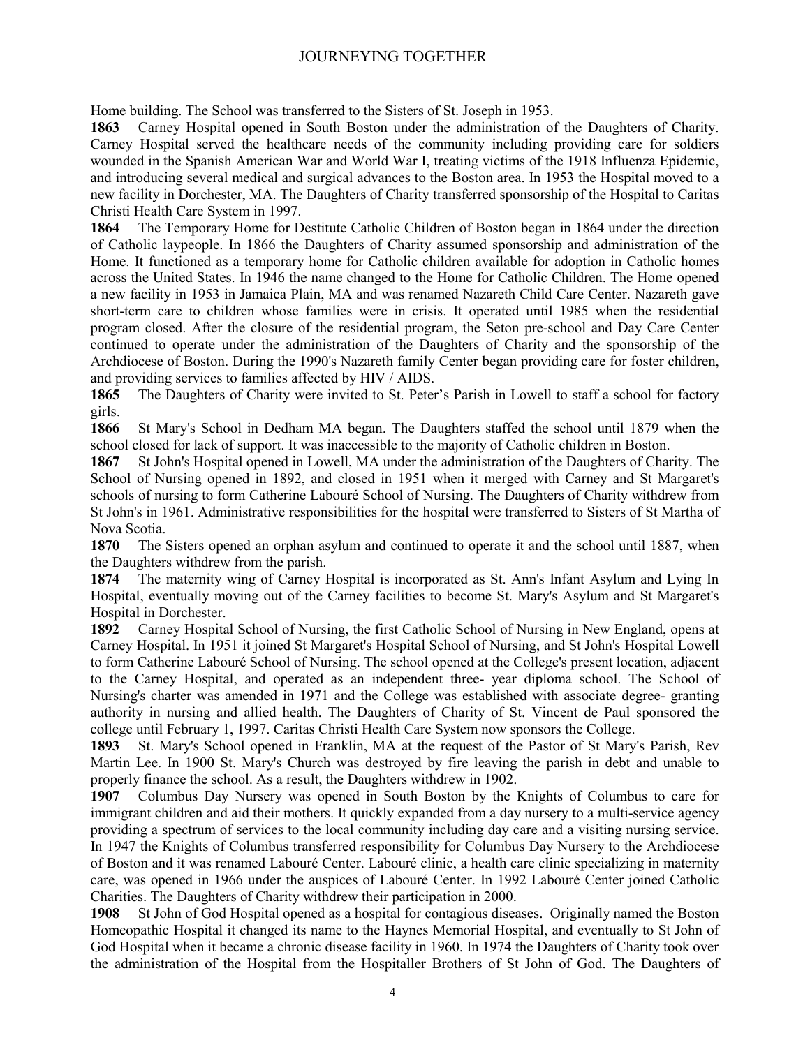Home building. The School was transferred to the Sisters of St. Joseph in 1953.

**1863** Carney Hospital opened in South Boston under the administration of the Daughters of Charity. Carney Hospital served the healthcare needs of the community including providing care for soldiers wounded in the Spanish American War and World War I, treating victims of the 1918 Influenza Epidemic, and introducing several medical and surgical advances to the Boston area. In 1953 the Hospital moved to a new facility in Dorchester, MA. The Daughters of Charity transferred sponsorship of the Hospital to Caritas Christi Health Care System in 1997.

**1864** The Temporary Home for Destitute Catholic Children of Boston began in 1864 under the direction of Catholic laypeople. In 1866 the Daughters of Charity assumed sponsorship and administration of the Home. It functioned as a temporary home for Catholic children available for adoption in Catholic homes across the United States. In 1946 the name changed to the Home for Catholic Children. The Home opened a new facility in 1953 in Jamaica Plain, MA and was renamed Nazareth Child Care Center. Nazareth gave short-term care to children whose families were in crisis. It operated until 1985 when the residential program closed. After the closure of the residential program, the Seton pre-school and Day Care Center continued to operate under the administration of the Daughters of Charity and the sponsorship of the Archdiocese of Boston. During the 1990's Nazareth family Center began providing care for foster children, and providing services to families affected by HIV / AIDS.

**1865** The Daughters of Charity were invited to St. Peter's Parish in Lowell to staff a school for factory girls.

**1866** St Mary's School in Dedham MA began. The Daughters staffed the school until 1879 when the school closed for lack of support. It was inaccessible to the majority of Catholic children in Boston.

**1867** St John's Hospital opened in Lowell, MA under the administration of the Daughters of Charity. The School of Nursing opened in 1892, and closed in 1951 when it merged with Carney and St Margaret's schools of nursing to form Catherine Labouré School of Nursing. The Daughters of Charity withdrew from St John's in 1961. Administrative responsibilities for the hospital were transferred to Sisters of St Martha of Nova Scotia.

**1870** The Sisters opened an orphan asylum and continued to operate it and the school until 1887, when the Daughters withdrew from the parish.

**1874** The maternity wing of Carney Hospital is incorporated as St. Ann's Infant Asylum and Lying In Hospital, eventually moving out of the Carney facilities to become St. Mary's Asylum and St Margaret's Hospital in Dorchester.

**1892** Carney Hospital School of Nursing, the first Catholic School of Nursing in New England, opens at Carney Hospital. In 1951 it joined St Margaret's Hospital School of Nursing, and St John's Hospital Lowell to form Catherine Labouré School of Nursing. The school opened at the College's present location, adjacent to the Carney Hospital, and operated as an independent three- year diploma school. The School of Nursing's charter was amended in 1971 and the College was established with associate degree- granting authority in nursing and allied health. The Daughters of Charity of St. Vincent de Paul sponsored the college until February 1, 1997. Caritas Christi Health Care System now sponsors the College.

**1893** St. Mary's School opened in Franklin, MA at the request of the Pastor of St Mary's Parish, Rev Martin Lee. In 1900 St. Mary's Church was destroyed by fire leaving the parish in debt and unable to properly finance the school. As a result, the Daughters withdrew in 1902.

**1907** Columbus Day Nursery was opened in South Boston by the Knights of Columbus to care for immigrant children and aid their mothers. It quickly expanded from a day nursery to a multi-service agency providing a spectrum of services to the local community including day care and a visiting nursing service. In 1947 the Knights of Columbus transferred responsibility for Columbus Day Nursery to the Archdiocese of Boston and it was renamed Labouré Center. Labouré clinic, a health care clinic specializing in maternity care, was opened in 1966 under the auspices of Labouré Center. In 1992 Labouré Center joined Catholic Charities. The Daughters of Charity withdrew their participation in 2000.

**1908** St John of God Hospital opened as a hospital for contagious diseases. Originally named the Boston Homeopathic Hospital it changed its name to the Haynes Memorial Hospital, and eventually to St John of God Hospital when it became a chronic disease facility in 1960. In 1974 the Daughters of Charity took over the administration of the Hospital from the Hospitaller Brothers of St John of God. The Daughters of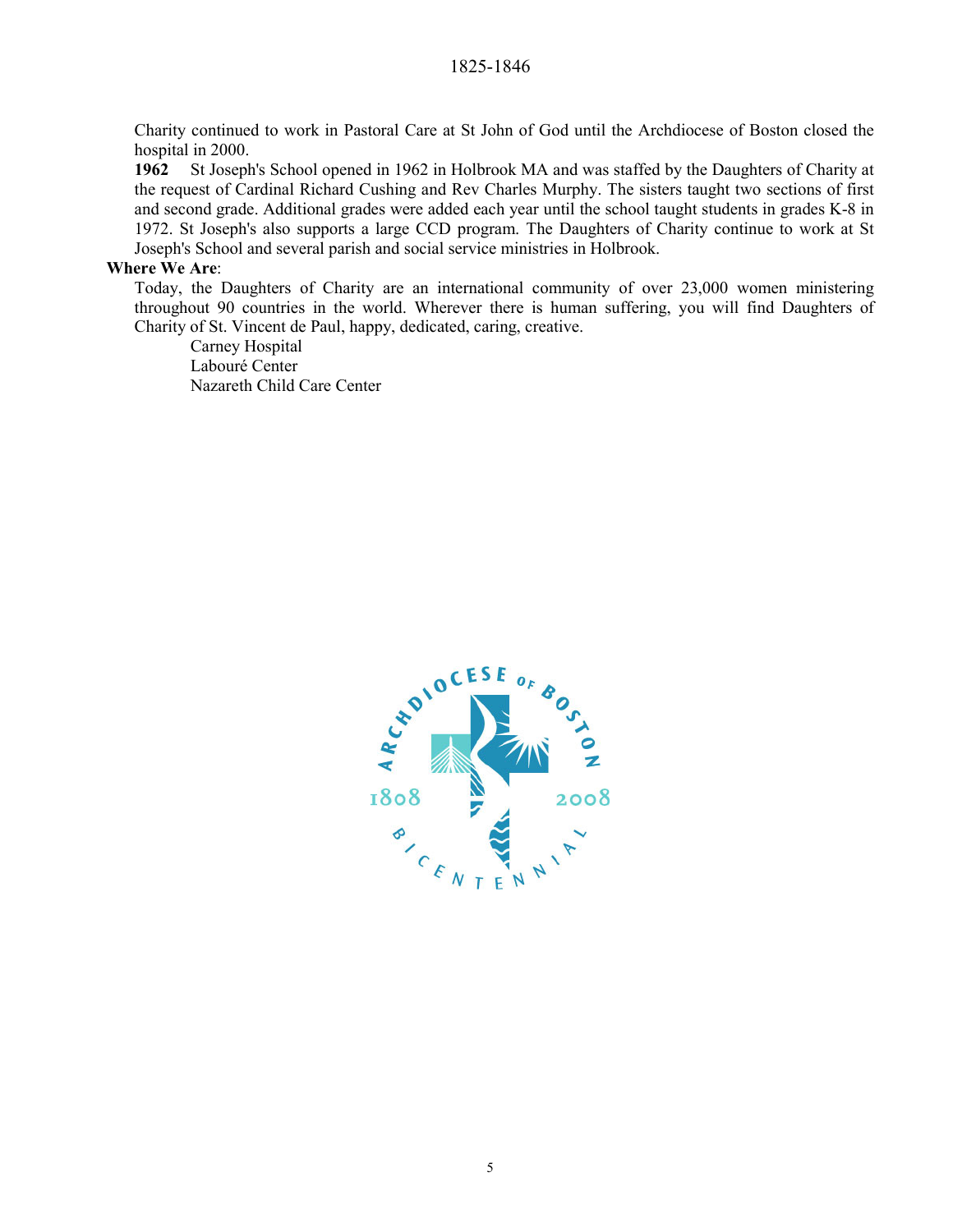Charity continued to work in Pastoral Care at St John of God until the Archdiocese of Boston closed the hospital in 2000.

**1962** St Joseph's School opened in 1962 in Holbrook MA and was staffed by the Daughters of Charity at the request of Cardinal Richard Cushing and Rev Charles Murphy. The sisters taught two sections of first and second grade. Additional grades were added each year until the school taught students in grades K-8 in 1972. St Joseph's also supports a large CCD program. The Daughters of Charity continue to work at St Joseph's School and several parish and social service ministries in Holbrook.

**Where We Are**:

Today, the Daughters of Charity are an international community of over 23,000 women ministering throughout 90 countries in the world. Wherever there is human suffering, you will find Daughters of Charity of St. Vincent de Paul, happy, dedicated, caring, creative.

Carney Hospital
Labouré Center
Nazareth Child Care Center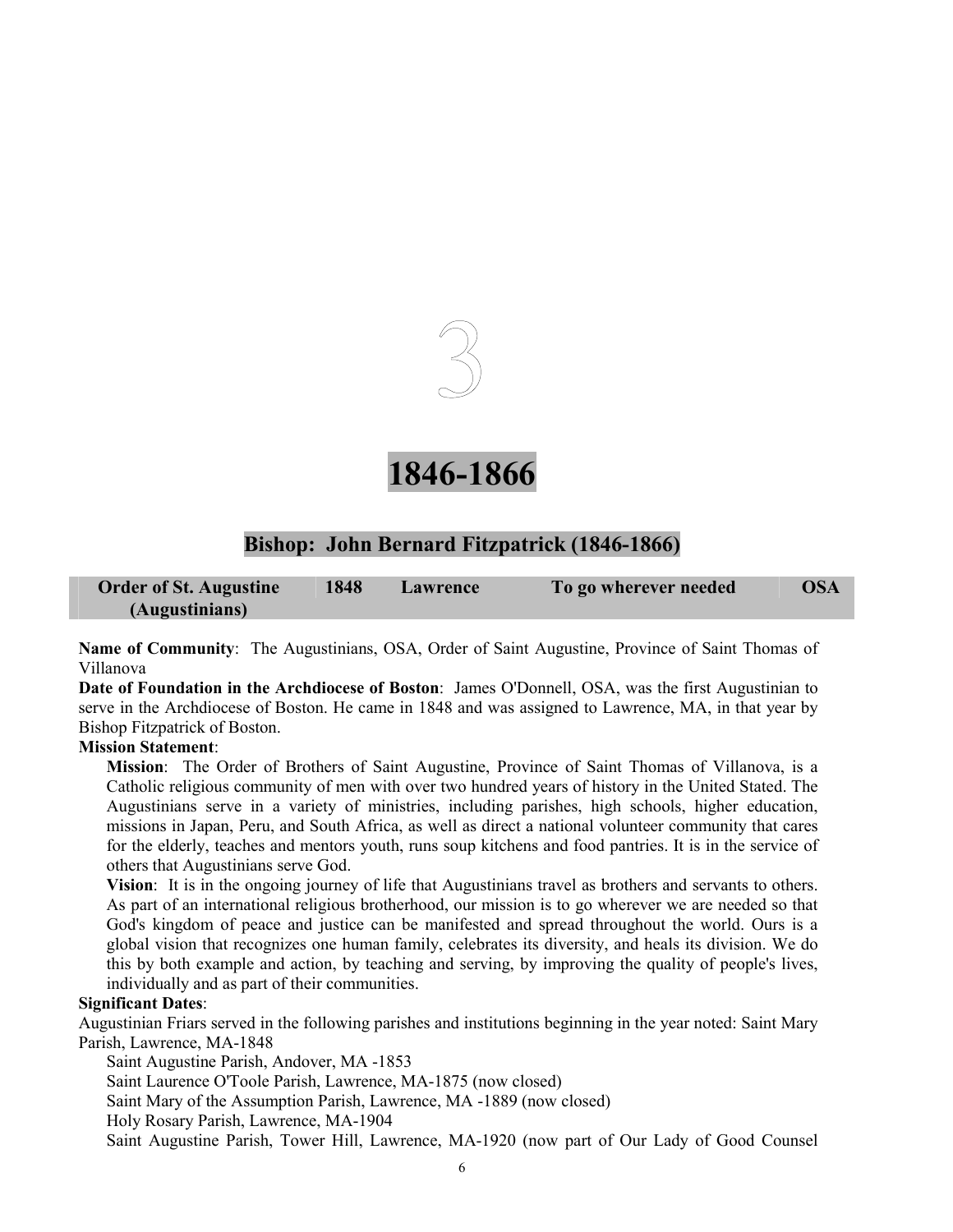# 3

# 1846-1866

## Bishop: John Bernard Fitzpatrick (1846-1866)

| Order of St. Augustine (Augustinians) | 1848 | Lawrence | To go wherever needed | OSA |
|---|---|---|---|---|

**Name of Community**: The Augustinians, OSA, Order of Saint Augustine, Province of Saint Thomas of Villanova

**Date of Foundation in the Archdiocese of Boston**: James O'Donnell, OSA, was the first Augustinian to serve in the Archdiocese of Boston. He came in 1848 and was assigned to Lawrence, MA, in that year by Bishop Fitzpatrick of Boston.

**Mission Statement**:

**Mission**: The Order of Brothers of Saint Augustine, Province of Saint Thomas of Villanova, is a Catholic religious community of men with over two hundred years of history in the United Stated. The Augustinians serve in a variety of ministries, including parishes, high schools, higher education, missions in Japan, Peru, and South Africa, as well as direct a national volunteer community that cares for the elderly, teaches and mentors youth, runs soup kitchens and food pantries. It is in the service of others that Augustinians serve God.

**Vision**: It is in the ongoing journey of life that Augustinians travel as brothers and servants to others. As part of an international religious brotherhood, our mission is to go wherever we are needed so that God's kingdom of peace and justice can be manifested and spread throughout the world. Ours is a global vision that recognizes one human family, celebrates its diversity, and heals its division. We do this by both example and action, by teaching and serving, by improving the quality of people's lives, individually and as part of their communities.

**Significant Dates**:

Augustinian Friars served in the following parishes and institutions beginning in the year noted: Saint Mary Parish, Lawrence, MA-1848

Saint Augustine Parish, Andover, MA -1853

Saint Laurence O'Toole Parish, Lawrence, MA-1875 (now closed)

Saint Mary of the Assumption Parish, Lawrence, MA -1889 (now closed)

Holy Rosary Parish, Lawrence, MA-1904

Saint Augustine Parish, Tower Hill, Lawrence, MA-1920 (now part of Our Lady of Good Counsel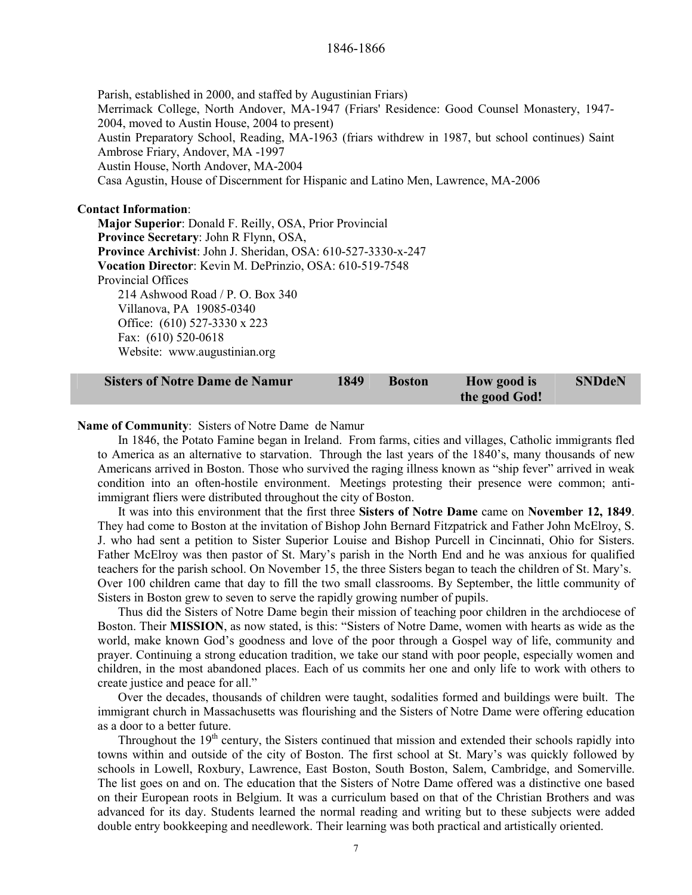Parish, established in 2000, and staffed by Augustinian Friars)
Merrimack College, North Andover, MA-1947 (Friars' Residence: Good Counsel Monastery, 1947-2004, moved to Austin House, 2004 to present)
Austin Preparatory School, Reading, MA-1963 (friars withdrew in 1987, but school continues) Saint Ambrose Friary, Andover, MA -1997
Austin House, North Andover, MA-2004
Casa Agustin, House of Discernment for Hispanic and Latino Men, Lawrence, MA-2006

**Contact Information**:

**Major Superior**: Donald F. Reilly, OSA, Prior Provincial
**Province Secretary**: John R Flynn, OSA,
**Province Archivist**: John J. Sheridan, OSA: 610-527-3330-x-247
**Vocation Director**: Kevin M. DePrinzio, OSA: 610-519-7548
Provincial Offices
214 Ashwood Road / P. O. Box 340
Villanova, PA 19085-0340
Office: (610) 527-3330 x 223
Fax: (610) 520-0618
Website: www.augustinian.org

| Sisters of Notre Dame de Namur | 1849 | Boston | How good is the good God! | SNDdeN |
|---|---|---|---|---|

**Name of Community**: Sisters of Notre Dame de Namur

In 1846, the Potato Famine began in Ireland. From farms, cities and villages, Catholic immigrants fled to America as an alternative to starvation. Through the last years of the 1840's, many thousands of new Americans arrived in Boston. Those who survived the raging illness known as "ship fever" arrived in weak condition into an often-hostile environment. Meetings protesting their presence were common; anti-immigrant fliers were distributed throughout the city of Boston.

It was into this environment that the first three **Sisters of Notre Dame** came on **November 12, 1849**. They had come to Boston at the invitation of Bishop John Bernard Fitzpatrick and Father John McElroy, S. J. who had sent a petition to Sister Superior Louise and Bishop Purcell in Cincinnati, Ohio for Sisters. Father McElroy was then pastor of St. Mary's parish in the North End and he was anxious for qualified teachers for the parish school. On November 15, the three Sisters began to teach the children of St. Mary's. Over 100 children came that day to fill the two small classrooms. By September, the little community of Sisters in Boston grew to seven to serve the rapidly growing number of pupils.

Thus did the Sisters of Notre Dame begin their mission of teaching poor children in the archdiocese of Boston. Their **MISSION**, as now stated, is this: "Sisters of Notre Dame, women with hearts as wide as the world, make known God's goodness and love of the poor through a Gospel way of life, community and prayer. Continuing a strong education tradition, we take our stand with poor people, especially women and children, in the most abandoned places. Each of us commits her one and only life to work with others to create justice and peace for all."

Over the decades, thousands of children were taught, sodalities formed and buildings were built. The immigrant church in Massachusetts was flourishing and the Sisters of Notre Dame were offering education as a door to a better future.

Throughout the 19th century, the Sisters continued that mission and extended their schools rapidly into towns within and outside of the city of Boston. The first school at St. Mary's was quickly followed by schools in Lowell, Roxbury, Lawrence, East Boston, South Boston, Salem, Cambridge, and Somerville. The list goes on and on. The education that the Sisters of Notre Dame offered was a distinctive one based on their European roots in Belgium. It was a curriculum based on that of the Christian Brothers and was advanced for its day. Students learned the normal reading and writing but to these subjects were added double entry bookkeeping and needlework. Their learning was both practical and artistically oriented.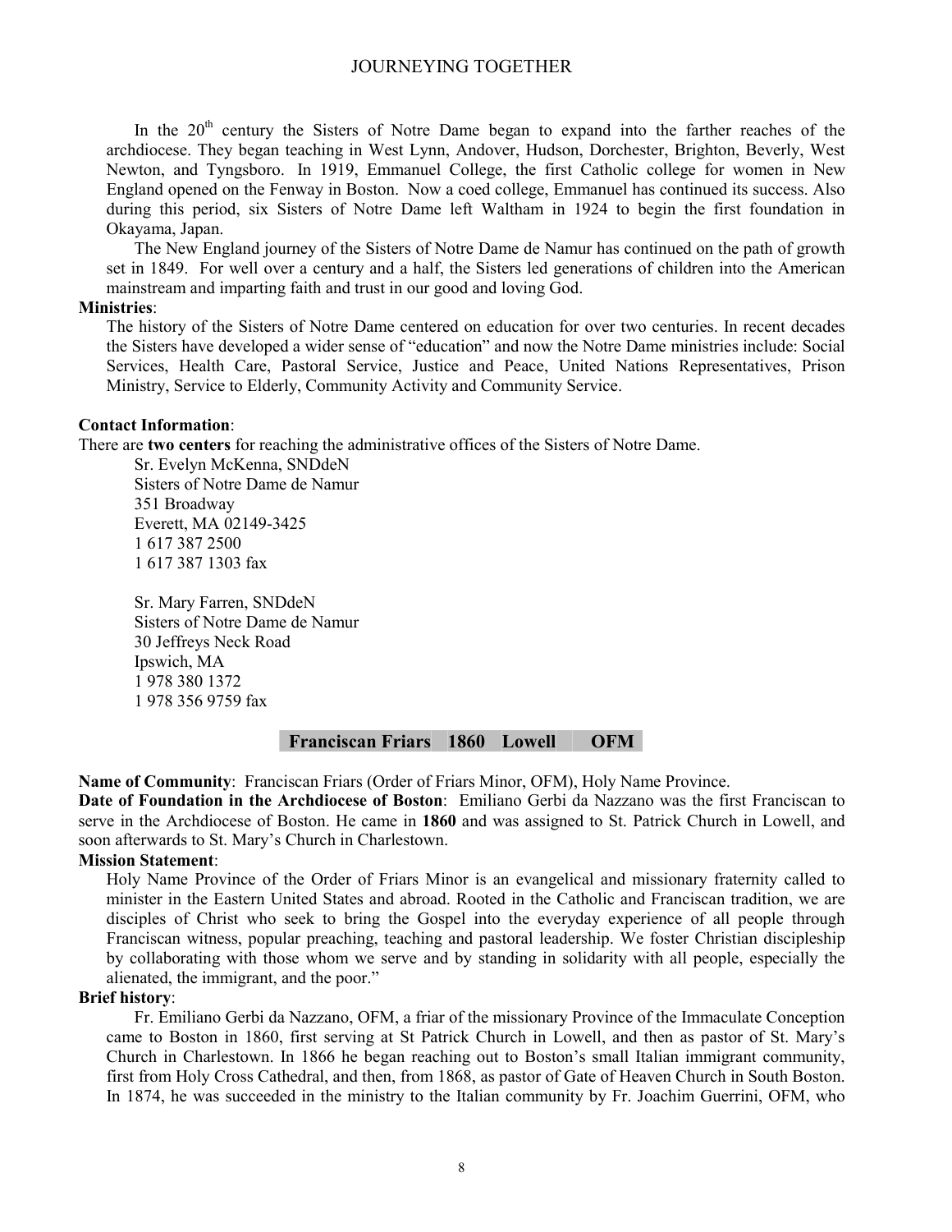In the 20th century the Sisters of Notre Dame began to expand into the farther reaches of the archdiocese. They began teaching in West Lynn, Andover, Hudson, Dorchester, Brighton, Beverly, West Newton, and Tyngsboro. In 1919, Emmanuel College, the first Catholic college for women in New England opened on the Fenway in Boston. Now a coed college, Emmanuel has continued its success. Also during this period, six Sisters of Notre Dame left Waltham in 1924 to begin the first foundation in Okayama, Japan.

The New England journey of the Sisters of Notre Dame de Namur has continued on the path of growth set in 1849. For well over a century and a half, the Sisters led generations of children into the American mainstream and imparting faith and trust in our good and loving God.

**Ministries**:

The history of the Sisters of Notre Dame centered on education for over two centuries. In recent decades the Sisters have developed a wider sense of "education" and now the Notre Dame ministries include: Social Services, Health Care, Pastoral Service, Justice and Peace, United Nations Representatives, Prison Ministry, Service to Elderly, Community Activity and Community Service.

**Contact Information**:

There are **two centers** for reaching the administrative offices of the Sisters of Notre Dame.

Sr. Evelyn McKenna, SNDdeN
Sisters of Notre Dame de Namur
351 Broadway
Everett, MA 02149-3425
1 617 387 2500
1 617 387 1303 fax

Sr. Mary Farren, SNDdeN
Sisters of Notre Dame de Namur
30 Jeffreys Neck Road
Ipswich, MA
1 978 380 1372
1 978 356 9759 fax

## Franciscan Friars 1860 Lowell OFM

**Name of Community**: Franciscan Friars (Order of Friars Minor, OFM), Holy Name Province.

**Date of Foundation in the Archdiocese of Boston**: Emiliano Gerbi da Nazzano was the first Franciscan to serve in the Archdiocese of Boston. He came in **1860** and was assigned to St. Patrick Church in Lowell, and soon afterwards to St. Mary's Church in Charlestown.

**Mission Statement**:

Holy Name Province of the Order of Friars Minor is an evangelical and missionary fraternity called to minister in the Eastern United States and abroad. Rooted in the Catholic and Franciscan tradition, we are disciples of Christ who seek to bring the Gospel into the everyday experience of all people through Franciscan witness, popular preaching, teaching and pastoral leadership. We foster Christian discipleship by collaborating with those whom we serve and by standing in solidarity with all people, especially the alienated, the immigrant, and the poor."

**Brief history**:

Fr. Emiliano Gerbi da Nazzano, OFM, a friar of the missionary Province of the Immaculate Conception came to Boston in 1860, first serving at St Patrick Church in Lowell, and then as pastor of St. Mary's Church in Charlestown. In 1866 he began reaching out to Boston's small Italian immigrant community, first from Holy Cross Cathedral, and then, from 1868, as pastor of Gate of Heaven Church in South Boston. In 1874, he was succeeded in the ministry to the Italian community by Fr. Joachim Guerrini, OFM, who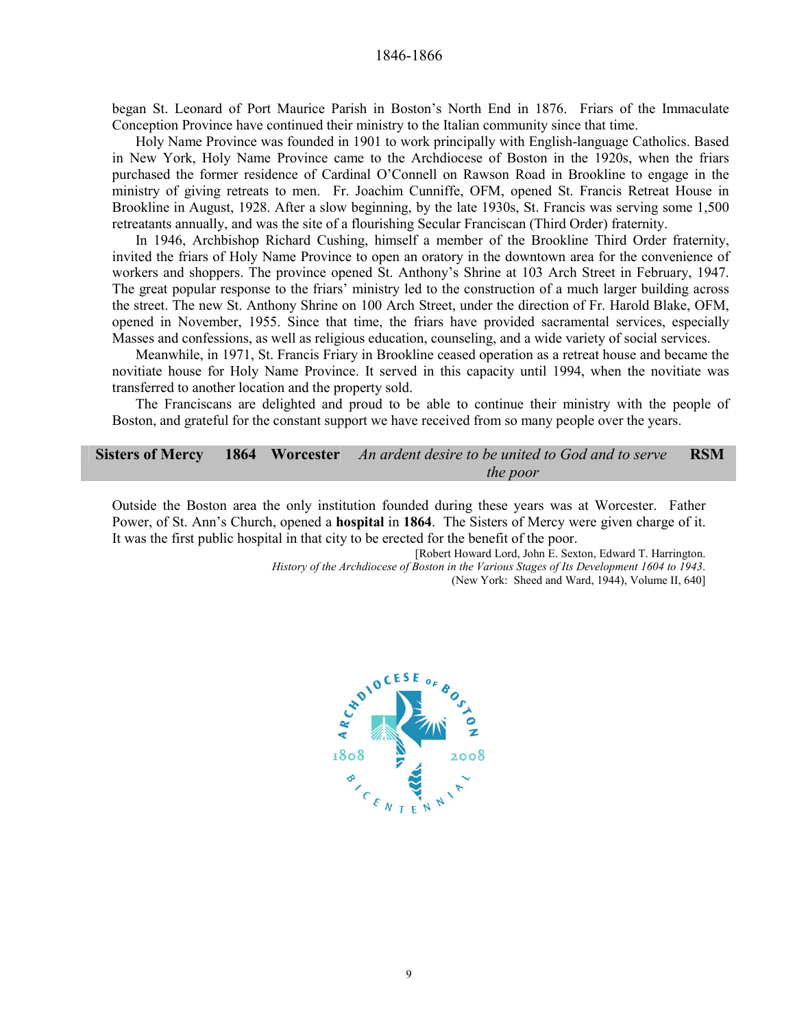began St. Leonard of Port Maurice Parish in Boston's North End in 1876. Friars of the Immaculate Conception Province have continued their ministry to the Italian community since that time.

Holy Name Province was founded in 1901 to work principally with English-language Catholics. Based in New York, Holy Name Province came to the Archdiocese of Boston in the 1920s, when the friars purchased the former residence of Cardinal O'Connell on Rawson Road in Brookline to engage in the ministry of giving retreats to men. Fr. Joachim Cunniffe, OFM, opened St. Francis Retreat House in Brookline in August, 1928. After a slow beginning, by the late 1930s, St. Francis was serving some 1,500 retreatants annually, and was the site of a flourishing Secular Franciscan (Third Order) fraternity.

In 1946, Archbishop Richard Cushing, himself a member of the Brookline Third Order fraternity, invited the friars of Holy Name Province to open an oratory in the downtown area for the convenience of workers and shoppers. The province opened St. Anthony's Shrine at 103 Arch Street in February, 1947. The great popular response to the friars' ministry led to the construction of a much larger building across the street. The new St. Anthony Shrine on 100 Arch Street, under the direction of Fr. Harold Blake, OFM, opened in November, 1955. Since that time, the friars have provided sacramental services, especially Masses and confessions, as well as religious education, counseling, and a wide variety of social services.

Meanwhile, in 1971, St. Francis Friary in Brookline ceased operation as a retreat house and became the novitiate house for Holy Name Province. It served in this capacity until 1994, when the novitiate was transferred to another location and the property sold.

The Franciscans are delighted and proud to be able to continue their ministry with the people of Boston, and grateful for the constant support we have received from so many people over the years.

| **Sisters of Mercy** | **1864** | **Worcester** | *An ardent desire to be united to God and to serve the poor* | **RSM** |
|---|---|---|---|---|

Outside the Boston area the only institution founded during these years was at Worcester. Father Power, of St. Ann's Church, opened a **hospital** in **1864**. The Sisters of Mercy were given charge of it. It was the first public hospital in that city to be erected for the benefit of the poor.

[Robert Howard Lord, John E. Sexton, Edward T. Harrington. *History of the Archdiocese of Boston in the Various Stages of Its Development 1604 to 1943*. (New York: Sheed and Ward, 1944), Volume II, 640]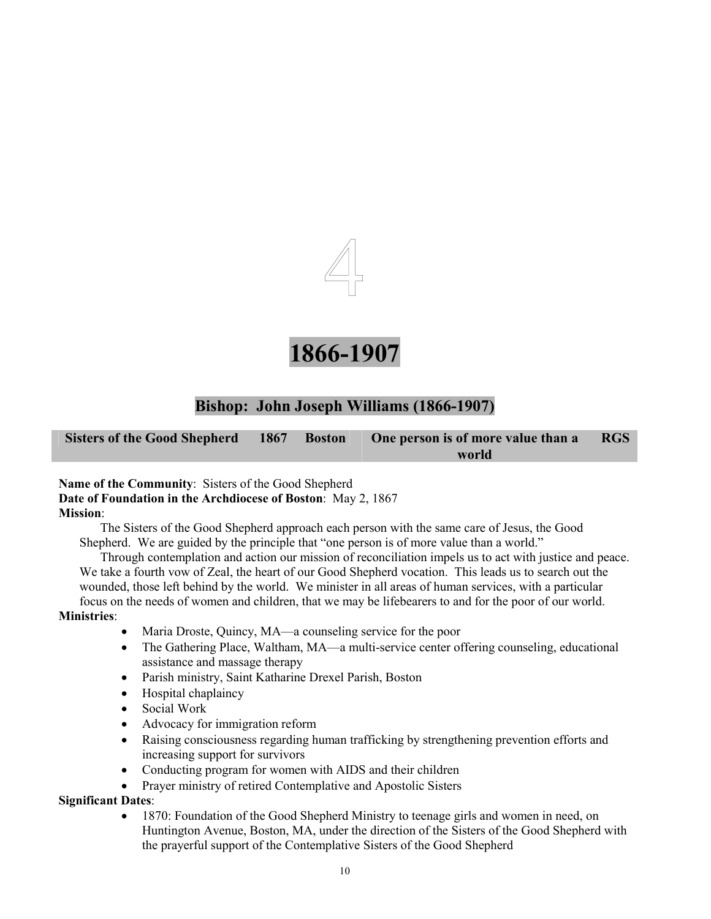# 4

# 1866-1907

## Bishop: John Joseph Williams (1866-1907)

| Sisters of the Good Shepherd | 1867 | Boston | One person is of more value than a world | RGS |
|---|---|---|---|---|

**Name of the Community**: Sisters of the Good Shepherd
**Date of Foundation in the Archdiocese of Boston**: May 2, 1867
**Mission**:

The Sisters of the Good Shepherd approach each person with the same care of Jesus, the Good Shepherd. We are guided by the principle that "one person is of more value than a world."

Through contemplation and action our mission of reconciliation impels us to act with justice and peace. We take a fourth vow of Zeal, the heart of our Good Shepherd vocation. This leads us to search out the wounded, those left behind by the world. We minister in all areas of human services, with a particular focus on the needs of women and children, that we may be lifebearers to and for the poor of our world.

**Ministries**:

- Maria Droste, Quincy, MA—a counseling service for the poor
- The Gathering Place, Waltham, MA—a multi-service center offering counseling, educational assistance and massage therapy
- Parish ministry, Saint Katharine Drexel Parish, Boston
- Hospital chaplaincy
- Social Work
- Advocacy for immigration reform
- Raising consciousness regarding human trafficking by strengthening prevention efforts and increasing support for survivors
- Conducting program for women with AIDS and their children
- Prayer ministry of retired Contemplative and Apostolic Sisters

**Significant Dates**:

- 1870: Foundation of the Good Shepherd Ministry to teenage girls and women in need, on Huntington Avenue, Boston, MA, under the direction of the Sisters of the Good Shepherd with the prayerful support of the Contemplative Sisters of the Good Shepherd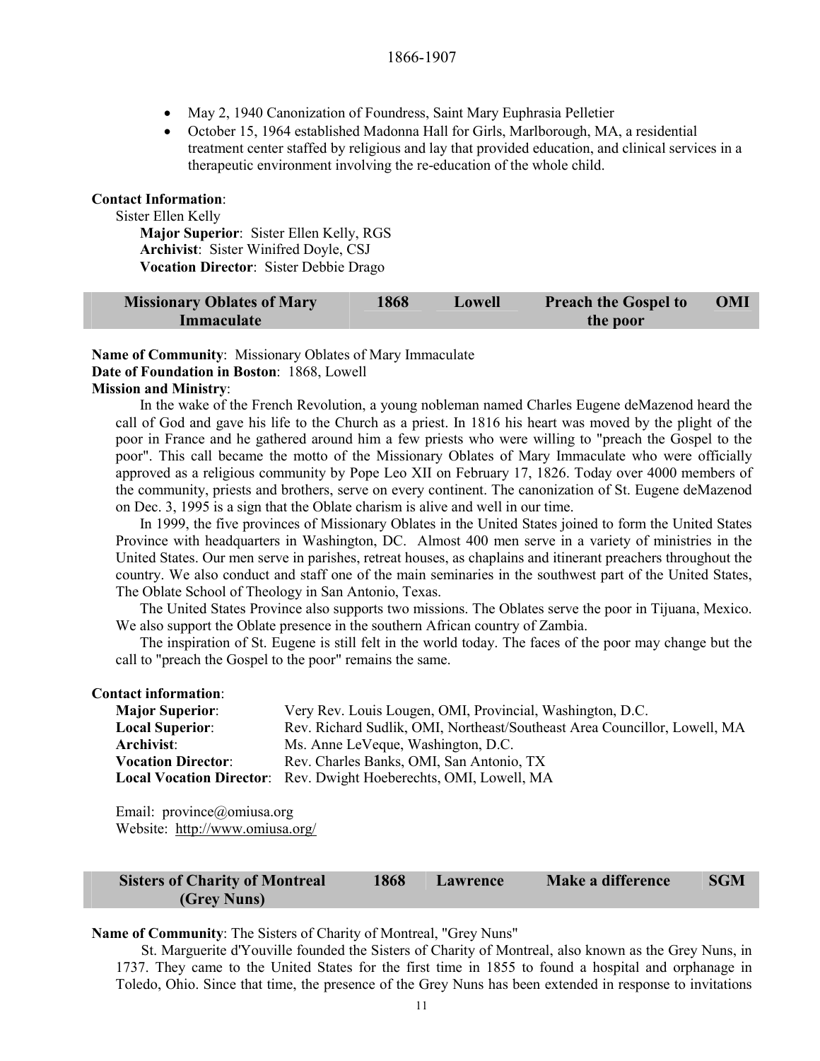1866-1907

- May 2, 1940 Canonization of Foundress, Saint Mary Euphrasia Pelletier
- October 15, 1964 established Madonna Hall for Girls, Marlborough, MA, a residential treatment center staffed by religious and lay that provided education, and clinical services in a therapeutic environment involving the re-education of the whole child.

**Contact Information**:

Sister Ellen Kelly

**Major Superior**: Sister Ellen Kelly, RGS
**Archivist**: Sister Winifred Doyle, CSJ
**Vocation Director**: Sister Debbie Drago

| Missionary Oblates of Mary Immaculate | 1868 | Lowell | Preach the Gospel to the poor | OMI |
|---|---|---|---|---|

**Name of Community**: Missionary Oblates of Mary Immaculate
**Date of Foundation in Boston**: 1868, Lowell
**Mission and Ministry**:

In the wake of the French Revolution, a young nobleman named Charles Eugene deMazenod heard the call of God and gave his life to the Church as a priest. In 1816 his heart was moved by the plight of the poor in France and he gathered around him a few priests who were willing to "preach the Gospel to the poor". This call became the motto of the Missionary Oblates of Mary Immaculate who were officially approved as a religious community by Pope Leo XII on February 17, 1826. Today over 4000 members of the community, priests and brothers, serve on every continent. The canonization of St. Eugene deMazenod on Dec. 3, 1995 is a sign that the Oblate charism is alive and well in our time.

In 1999, the five provinces of Missionary Oblates in the United States joined to form the United States Province with headquarters in Washington, DC. Almost 400 men serve in a variety of ministries in the United States. Our men serve in parishes, retreat houses, as chaplains and itinerant preachers throughout the country. We also conduct and staff one of the main seminaries in the southwest part of the United States, The Oblate School of Theology in San Antonio, Texas.

The United States Province also supports two missions. The Oblates serve the poor in Tijuana, Mexico. We also support the Oblate presence in the southern African country of Zambia.

The inspiration of St. Eugene is still felt in the world today. The faces of the poor may change but the call to "preach the Gospel to the poor" remains the same.

**Contact information**:

**Major Superior**: Very Rev. Louis Lougen, OMI, Provincial, Washington, D.C.
**Local Superior**: Rev. Richard Sudlik, OMI, Northeast/Southeast Area Councillor, Lowell, MA
**Archivist**: Ms. Anne LeVeque, Washington, D.C.
**Vocation Director**: Rev. Charles Banks, OMI, San Antonio, TX
**Local Vocation Director**: Rev. Dwight Hoeberechts, OMI, Lowell, MA

Email: province@omiusa.org
Website: http://www.omiusa.org/

| Sisters of Charity of Montreal (Grey Nuns) | 1868 | Lawrence | Make a difference | SGM |
|---|---|---|---|---|

**Name of Community**: The Sisters of Charity of Montreal, "Grey Nuns"

St. Marguerite d'Youville founded the Sisters of Charity of Montreal, also known as the Grey Nuns, in 1737. They came to the United States for the first time in 1855 to found a hospital and orphanage in Toledo, Ohio. Since that time, the presence of the Grey Nuns has been extended in response to invitations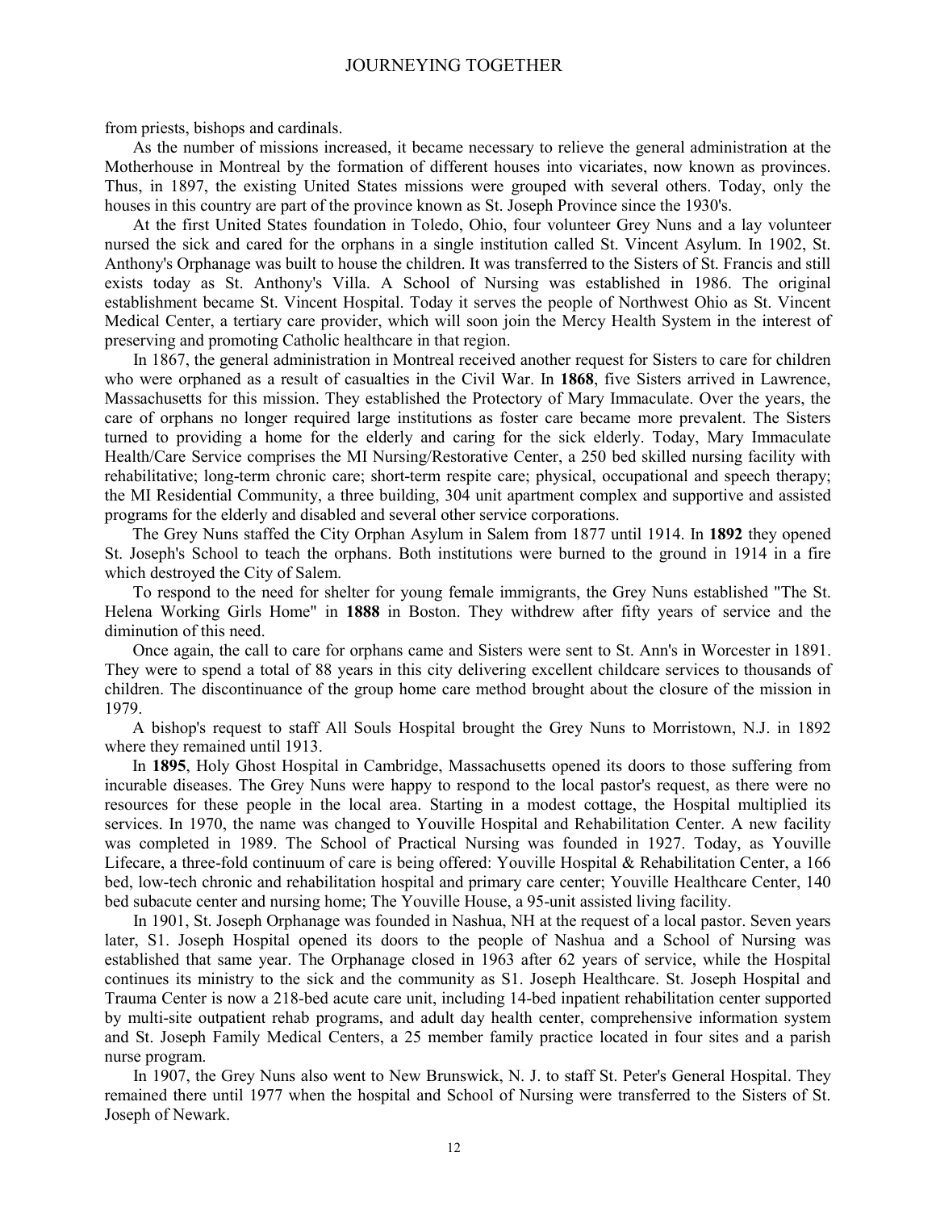from priests, bishops and cardinals.

As the number of missions increased, it became necessary to relieve the general administration at the Motherhouse in Montreal by the formation of different houses into vicariates, now known as provinces. Thus, in 1897, the existing United States missions were grouped with several others. Today, only the houses in this country are part of the province known as St. Joseph Province since the 1930's.

At the first United States foundation in Toledo, Ohio, four volunteer Grey Nuns and a lay volunteer nursed the sick and cared for the orphans in a single institution called St. Vincent Asylum. In 1902, St. Anthony's Orphanage was built to house the children. It was transferred to the Sisters of St. Francis and still exists today as St. Anthony's Villa. A School of Nursing was established in 1986. The original establishment became St. Vincent Hospital. Today it serves the people of Northwest Ohio as St. Vincent Medical Center, a tertiary care provider, which will soon join the Mercy Health System in the interest of preserving and promoting Catholic healthcare in that region.

In 1867, the general administration in Montreal received another request for Sisters to care for children who were orphaned as a result of casualties in the Civil War. In **1868**, five Sisters arrived in Lawrence, Massachusetts for this mission. They established the Protectory of Mary Immaculate. Over the years, the care of orphans no longer required large institutions as foster care became more prevalent. The Sisters turned to providing a home for the elderly and caring for the sick elderly. Today, Mary Immaculate Health/Care Service comprises the MI Nursing/Restorative Center, a 250 bed skilled nursing facility with rehabilitative; long-term chronic care; short-term respite care; physical, occupational and speech therapy; the MI Residential Community, a three building, 304 unit apartment complex and supportive and assisted programs for the elderly and disabled and several other service corporations.

The Grey Nuns staffed the City Orphan Asylum in Salem from 1877 until 1914. In **1892** they opened St. Joseph's School to teach the orphans. Both institutions were burned to the ground in 1914 in a fire which destroyed the City of Salem.

To respond to the need for shelter for young female immigrants, the Grey Nuns established "The St. Helena Working Girls Home" in **1888** in Boston. They withdrew after fifty years of service and the diminution of this need.

Once again, the call to care for orphans came and Sisters were sent to St. Ann's in Worcester in 1891. They were to spend a total of 88 years in this city delivering excellent childcare services to thousands of children. The discontinuance of the group home care method brought about the closure of the mission in 1979.

A bishop's request to staff All Souls Hospital brought the Grey Nuns to Morristown, N.J. in 1892 where they remained until 1913.

In **1895**, Holy Ghost Hospital in Cambridge, Massachusetts opened its doors to those suffering from incurable diseases. The Grey Nuns were happy to respond to the local pastor's request, as there were no resources for these people in the local area. Starting in a modest cottage, the Hospital multiplied its services. In 1970, the name was changed to Youville Hospital and Rehabilitation Center. A new facility was completed in 1989. The School of Practical Nursing was founded in 1927. Today, as Youville Lifecare, a three-fold continuum of care is being offered: Youville Hospital & Rehabilitation Center, a 166 bed, low-tech chronic and rehabilitation hospital and primary care center; Youville Healthcare Center, 140 bed subacute center and nursing home; The Youville House, a 95-unit assisted living facility.

In 1901, St. Joseph Orphanage was founded in Nashua, NH at the request of a local pastor. Seven years later, S1. Joseph Hospital opened its doors to the people of Nashua and a School of Nursing was established that same year. The Orphanage closed in 1963 after 62 years of service, while the Hospital continues its ministry to the sick and the community as S1. Joseph Healthcare. St. Joseph Hospital and Trauma Center is now a 218-bed acute care unit, including 14-bed inpatient rehabilitation center supported by multi-site outpatient rehab programs, and adult day health center, comprehensive information system and St. Joseph Family Medical Centers, a 25 member family practice located in four sites and a parish nurse program.

In 1907, the Grey Nuns also went to New Brunswick, N. J. to staff St. Peter's General Hospital. They remained there until 1977 when the hospital and School of Nursing were transferred to the Sisters of St. Joseph of Newark.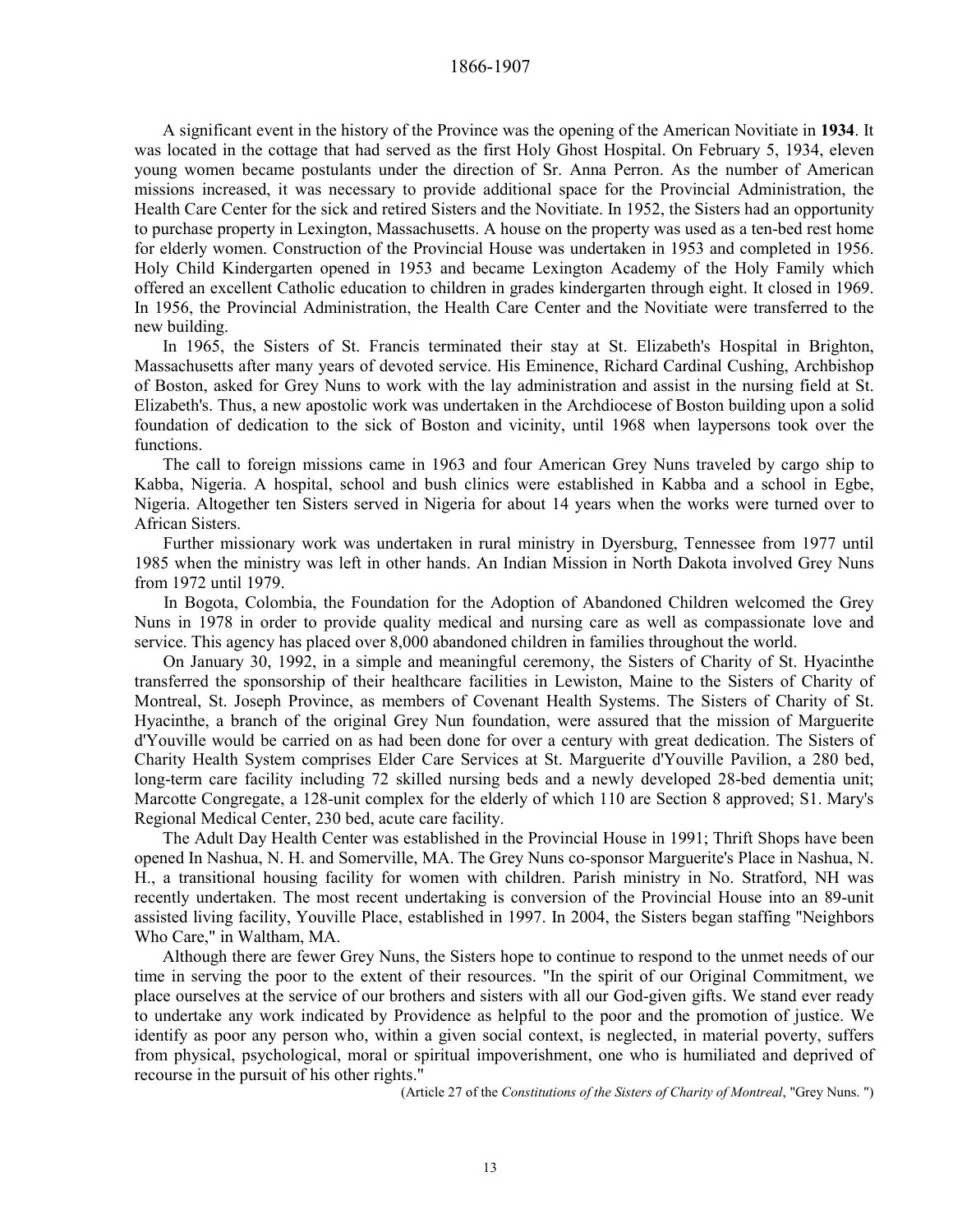A significant event in the history of the Province was the opening of the American Novitiate in **1934**. It was located in the cottage that had served as the first Holy Ghost Hospital. On February 5, 1934, eleven young women became postulants under the direction of Sr. Anna Perron. As the number of American missions increased, it was necessary to provide additional space for the Provincial Administration, the Health Care Center for the sick and retired Sisters and the Novitiate. In 1952, the Sisters had an opportunity to purchase property in Lexington, Massachusetts. A house on the property was used as a ten-bed rest home for elderly women. Construction of the Provincial House was undertaken in 1953 and completed in 1956. Holy Child Kindergarten opened in 1953 and became Lexington Academy of the Holy Family which offered an excellent Catholic education to children in grades kindergarten through eight. It closed in 1969. In 1956, the Provincial Administration, the Health Care Center and the Novitiate were transferred to the new building.

In 1965, the Sisters of St. Francis terminated their stay at St. Elizabeth's Hospital in Brighton, Massachusetts after many years of devoted service. His Eminence, Richard Cardinal Cushing, Archbishop of Boston, asked for Grey Nuns to work with the lay administration and assist in the nursing field at St. Elizabeth's. Thus, a new apostolic work was undertaken in the Archdiocese of Boston building upon a solid foundation of dedication to the sick of Boston and vicinity, until 1968 when laypersons took over the functions.

The call to foreign missions came in 1963 and four American Grey Nuns traveled by cargo ship to Kabba, Nigeria. A hospital, school and bush clinics were established in Kabba and a school in Egbe, Nigeria. Altogether ten Sisters served in Nigeria for about 14 years when the works were turned over to African Sisters.

Further missionary work was undertaken in rural ministry in Dyersburg, Tennessee from 1977 until 1985 when the ministry was left in other hands. An Indian Mission in North Dakota involved Grey Nuns from 1972 until 1979.

In Bogota, Colombia, the Foundation for the Adoption of Abandoned Children welcomed the Grey Nuns in 1978 in order to provide quality medical and nursing care as well as compassionate love and service. This agency has placed over 8,000 abandoned children in families throughout the world.

On January 30, 1992, in a simple and meaningful ceremony, the Sisters of Charity of St. Hyacinthe transferred the sponsorship of their healthcare facilities in Lewiston, Maine to the Sisters of Charity of Montreal, St. Joseph Province, as members of Covenant Health Systems. The Sisters of Charity of St. Hyacinthe, a branch of the original Grey Nun foundation, were assured that the mission of Marguerite d'Youville would be carried on as had been done for over a century with great dedication. The Sisters of Charity Health System comprises Elder Care Services at St. Marguerite d'Youville Pavilion, a 280 bed, long-term care facility including 72 skilled nursing beds and a newly developed 28-bed dementia unit; Marcotte Congregate, a 128-unit complex for the elderly of which 110 are Section 8 approved; S1. Mary's Regional Medical Center, 230 bed, acute care facility.

The Adult Day Health Center was established in the Provincial House in 1991; Thrift Shops have been opened In Nashua, N. H. and Somerville, MA. The Grey Nuns co-sponsor Marguerite's Place in Nashua, N. H., a transitional housing facility for women with children. Parish ministry in No. Stratford, NH was recently undertaken. The most recent undertaking is conversion of the Provincial House into an 89-unit assisted living facility, Youville Place, established in 1997. In 2004, the Sisters began staffing "Neighbors Who Care," in Waltham, MA.

Although there are fewer Grey Nuns, the Sisters hope to continue to respond to the unmet needs of our time in serving the poor to the extent of their resources. "In the spirit of our Original Commitment, we place ourselves at the service of our brothers and sisters with all our God-given gifts. We stand ever ready to undertake any work indicated by Providence as helpful to the poor and the promotion of justice. We identify as poor any person who, within a given social context, is neglected, in material poverty, suffers from physical, psychological, moral or spiritual impoverishment, one who is humiliated and deprived of recourse in the pursuit of his other rights."

(Article 27 of the *Constitutions of the Sisters of Charity of Montreal*, "Grey Nuns. ")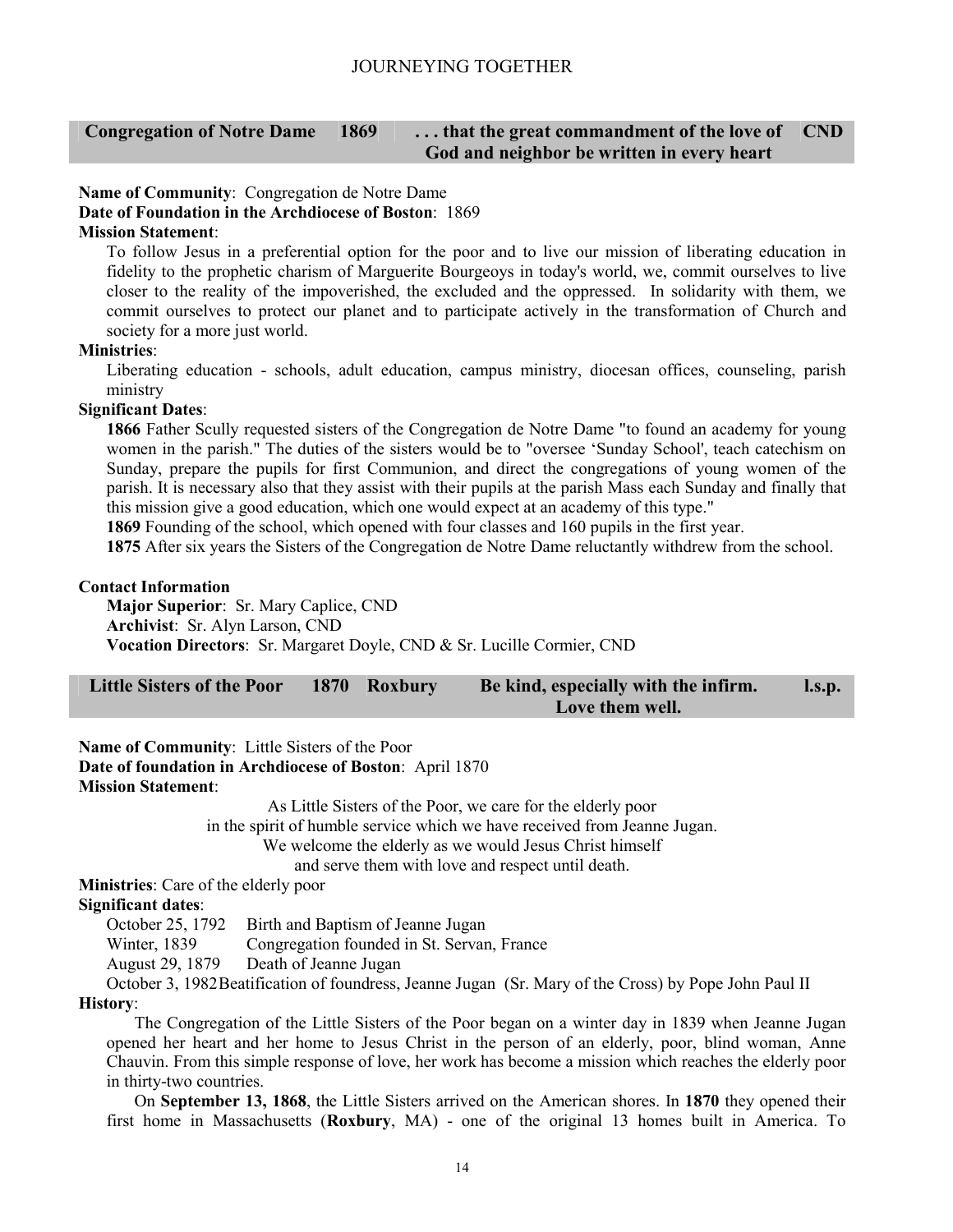| Congregation of Notre Dame | 1869 | . . . that the great commandment of the love of God and neighbor be written in every heart | CND |
|---|---|---|---|

**Name of Community**: Congregation de Notre Dame
**Date of Foundation in the Archdiocese of Boston**: 1869
**Mission Statement**:

To follow Jesus in a preferential option for the poor and to live our mission of liberating education in fidelity to the prophetic charism of Marguerite Bourgeoys in today's world, we, commit ourselves to live closer to the reality of the impoverished, the excluded and the oppressed. In solidarity with them, we commit ourselves to protect our planet and to participate actively in the transformation of Church and society for a more just world.

**Ministries**:

Liberating education - schools, adult education, campus ministry, diocesan offices, counseling, parish ministry

**Significant Dates**:

**1866** Father Scully requested sisters of the Congregation de Notre Dame "to found an academy for young women in the parish." The duties of the sisters would be to "oversee 'Sunday School', teach catechism on Sunday, prepare the pupils for first Communion, and direct the congregations of young women of the parish. It is necessary also that they assist with their pupils at the parish Mass each Sunday and finally that this mission give a good education, which one would expect at an academy of this type."

**1869** Founding of the school, which opened with four classes and 160 pupils in the first year.

**1875** After six years the Sisters of the Congregation de Notre Dame reluctantly withdrew from the school.

**Contact Information**

**Major Superior**: Sr. Mary Caplice, CND
**Archivist**: Sr. Alyn Larson, CND
**Vocation Directors**: Sr. Margaret Doyle, CND & Sr. Lucille Cormier, CND

| Little Sisters of the Poor | 1870 | Roxbury | Be kind, especially with the infirm. Love them well. | l.s.p. |
|---|---|---|---|---|

**Name of Community**: Little Sisters of the Poor
**Date of foundation in Archdiocese of Boston**: April 1870
**Mission Statement**:

As Little Sisters of the Poor, we care for the elderly poor
in the spirit of humble service which we have received from Jeanne Jugan.
We welcome the elderly as we would Jesus Christ himself
and serve them with love and respect until death.

**Ministries**: Care of the elderly poor
**Significant dates**:

October 25, 1792 Birth and Baptism of Jeanne Jugan
Winter, 1839 Congregation founded in St. Servan, France
August 29, 1879 Death of Jeanne Jugan
October 3, 1982 Beatification of foundress, Jeanne Jugan (Sr. Mary of the Cross) by Pope John Paul II

**History**:

The Congregation of the Little Sisters of the Poor began on a winter day in 1839 when Jeanne Jugan opened her heart and her home to Jesus Christ in the person of an elderly, poor, blind woman, Anne Chauvin. From this simple response of love, her work has become a mission which reaches the elderly poor in thirty-two countries.

On **September 13, 1868**, the Little Sisters arrived on the American shores. In **1870** they opened their first home in Massachusetts (**Roxbury**, MA) - one of the original 13 homes built in America. To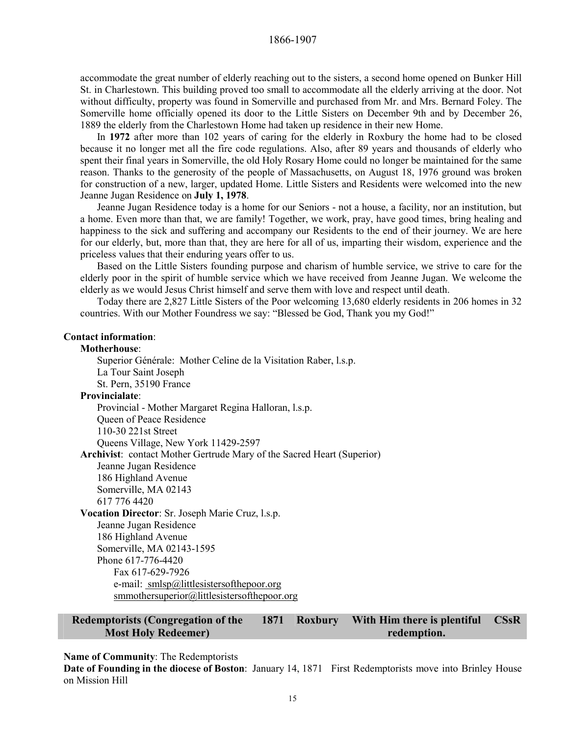accommodate the great number of elderly reaching out to the sisters, a second home opened on Bunker Hill St. in Charlestown. This building proved too small to accommodate all the elderly arriving at the door. Not without difficulty, property was found in Somerville and purchased from Mr. and Mrs. Bernard Foley. The Somerville home officially opened its door to the Little Sisters on December 9th and by December 26, 1889 the elderly from the Charlestown Home had taken up residence in their new Home.

In **1972** after more than 102 years of caring for the elderly in Roxbury the home had to be closed because it no longer met all the fire code regulations. Also, after 89 years and thousands of elderly who spent their final years in Somerville, the old Holy Rosary Home could no longer be maintained for the same reason. Thanks to the generosity of the people of Massachusetts, on August 18, 1976 ground was broken for construction of a new, larger, updated Home. Little Sisters and Residents were welcomed into the new Jeanne Jugan Residence on **July 1, 1978**.

Jeanne Jugan Residence today is a home for our Seniors - not a house, a facility, nor an institution, but a home. Even more than that, we are family! Together, we work, pray, have good times, bring healing and happiness to the sick and suffering and accompany our Residents to the end of their journey. We are here for our elderly, but, more than that, they are here for all of us, imparting their wisdom, experience and the priceless values that their enduring years offer to us.

Based on the Little Sisters founding purpose and charism of humble service, we strive to care for the elderly poor in the spirit of humble service which we have received from Jeanne Jugan. We welcome the elderly as we would Jesus Christ himself and serve them with love and respect until death.

Today there are 2,827 Little Sisters of the Poor welcoming 13,680 elderly residents in 206 homes in 32 countries. With our Mother Foundress we say: "Blessed be God, Thank you my God!"

**Contact information**:

**Motherhouse**:
Superior Générale: Mother Celine de la Visitation Raber, l.s.p.
La Tour Saint Joseph
St. Pern, 35190 France

**Provincialate**:
Provincial - Mother Margaret Regina Halloran, l.s.p.
Queen of Peace Residence
110-30 221st Street
Queens Village, New York 11429-2597

**Archivist**: contact Mother Gertrude Mary of the Sacred Heart (Superior)
Jeanne Jugan Residence
186 Highland Avenue
Somerville, MA 02143
617 776 4420

**Vocation Director**: Sr. Joseph Marie Cruz, l.s.p.
Jeanne Jugan Residence
186 Highland Avenue
Somerville, MA 02143-1595
Phone 617-776-4420
Fax 617-629-7926
e-mail: smlsp@littlesistersofthepoor.org
smmothersuperior@littlesistersofthepoor.org

| Redemptorists (Congregation of the Most Holy Redeemer) | 1871 | Roxbury | With Him there is plentiful redemption. | CSsR |
|---|---|---|---|---|

**Name of Community**: The Redemptorists

**Date of Founding in the diocese of Boston**: January 14, 1871 First Redemptorists move into Brinley House on Mission Hill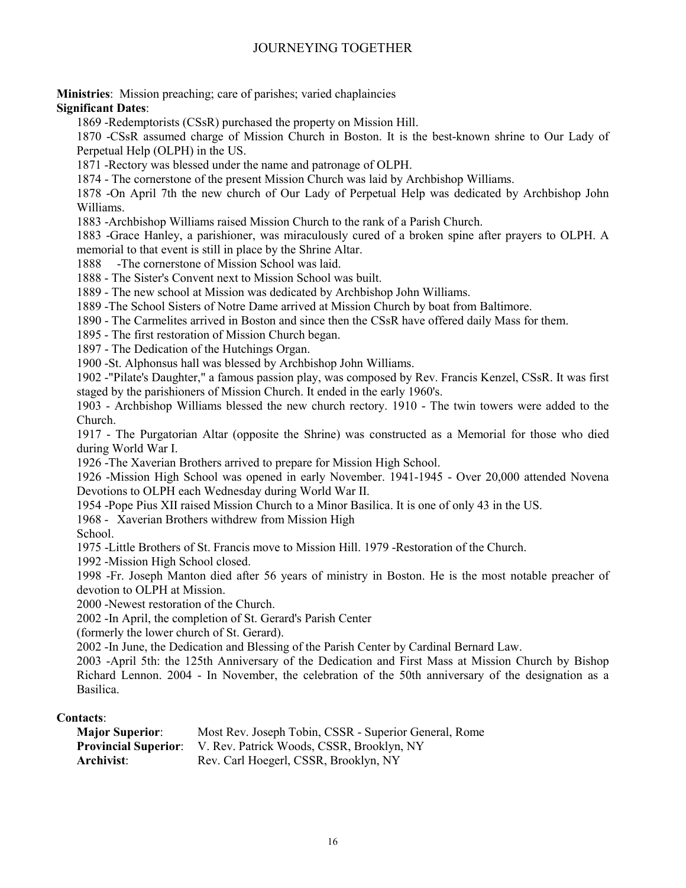**Ministries**: Mission preaching; care of parishes; varied chaplaincies

**Significant Dates**:

1869 -Redemptorists (CSsR) purchased the property on Mission Hill.

1870 -CSsR assumed charge of Mission Church in Boston. It is the best-known shrine to Our Lady of Perpetual Help (OLPH) in the US.

1871 -Rectory was blessed under the name and patronage of OLPH.

1874 - The cornerstone of the present Mission Church was laid by Archbishop Williams.

1878 -On April 7th the new church of Our Lady of Perpetual Help was dedicated by Archbishop John Williams.

1883 -Archbishop Williams raised Mission Church to the rank of a Parish Church.

1883 -Grace Hanley, a parishioner, was miraculously cured of a broken spine after prayers to OLPH. A memorial to that event is still in place by the Shrine Altar.

1888 -The cornerstone of Mission School was laid.

1888 - The Sister's Convent next to Mission School was built.

1889 - The new school at Mission was dedicated by Archbishop John Williams.

1889 -The School Sisters of Notre Dame arrived at Mission Church by boat from Baltimore.

1890 - The Carmelites arrived in Boston and since then the CSsR have offered daily Mass for them.

1895 - The first restoration of Mission Church began.

1897 - The Dedication of the Hutchings Organ.

1900 -St. Alphonsus hall was blessed by Archbishop John Williams.

1902 -"Pilate's Daughter," a famous passion play, was composed by Rev. Francis Kenzel, CSsR. It was first staged by the parishioners of Mission Church. It ended in the early 1960's.

1903 - Archbishop Williams blessed the new church rectory. 1910 - The twin towers were added to the Church.

1917 - The Purgatorian Altar (opposite the Shrine) was constructed as a Memorial for those who died during World War I.

1926 -The Xaverian Brothers arrived to prepare for Mission High School.

1926 -Mission High School was opened in early November. 1941-1945 - Over 20,000 attended Novena Devotions to OLPH each Wednesday during World War II.

1954 -Pope Pius XII raised Mission Church to a Minor Basilica. It is one of only 43 in the US.

1968 - Xaverian Brothers withdrew from Mission High School.

1975 -Little Brothers of St. Francis move to Mission Hill. 1979 -Restoration of the Church.

1992 -Mission High School closed.

1998 -Fr. Joseph Manton died after 56 years of ministry in Boston. He is the most notable preacher of devotion to OLPH at Mission.

2000 -Newest restoration of the Church.

2002 -In April, the completion of St. Gerard's Parish Center (formerly the lower church of St. Gerard).

2002 -In June, the Dedication and Blessing of the Parish Center by Cardinal Bernard Law.

2003 -April 5th: the 125th Anniversary of the Dedication and First Mass at Mission Church by Bishop Richard Lennon. 2004 - In November, the celebration of the 50th anniversary of the designation as a Basilica.

**Contacts**:

**Major Superior**: Most Rev. Joseph Tobin, CSSR - Superior General, Rome
**Provincial Superior**: V. Rev. Patrick Woods, CSSR, Brooklyn, NY
**Archivist**: Rev. Carl Hoegerl, CSSR, Brooklyn, NY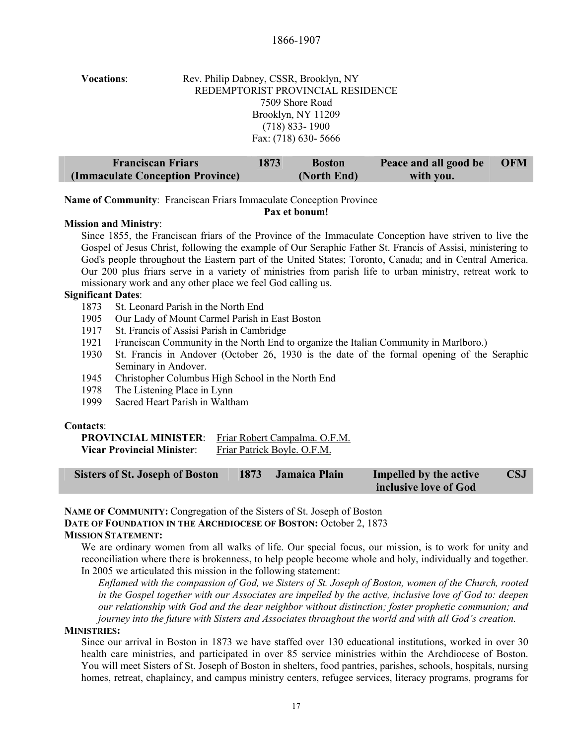1866-1907

**Vocations**: Rev. Philip Dabney, CSSR, Brooklyn, NY
REDEMPTORIST PROVINCIAL RESIDENCE
7509 Shore Road
Brooklyn, NY 11209
(718) 833- 1900
Fax: (718) 630- 5666

| Franciscan Friars (Immaculate Conception Province) | 1873 | Boston (North End) | Peace and all good be with you. | OFM |
|---|---|---|---|---|

**Name of Community**: Franciscan Friars Immaculate Conception Province

**Pax et bonum!**

**Mission and Ministry**:

Since 1855, the Franciscan friars of the Province of the Immaculate Conception have striven to live the Gospel of Jesus Christ, following the example of Our Seraphic Father St. Francis of Assisi, ministering to God's people throughout the Eastern part of the United States; Toronto, Canada; and in Central America. Our 200 plus friars serve in a variety of ministries from parish life to urban ministry, retreat work to missionary work and any other place we feel God calling us.

**Significant Dates**:

- 1873 St. Leonard Parish in the North End
- 1905 Our Lady of Mount Carmel Parish in East Boston
- 1917 St. Francis of Assisi Parish in Cambridge
- 1921 Franciscan Community in the North End to organize the Italian Community in Marlboro.)
- 1930 St. Francis in Andover (October 26, 1930 is the date of the formal opening of the Seraphic Seminary in Andover.
- 1945 Christopher Columbus High School in the North End
- 1978 The Listening Place in Lynn
- 1999 Sacred Heart Parish in Waltham

**Contacts**:

**PROVINCIAL MINISTER**: Friar Robert Campalma. O.F.M.
**Vicar Provincial Minister**: Friar Patrick Boyle. O.F.M.

| Sisters of St. Joseph of Boston | 1873 | Jamaica Plain | Impelled by the active inclusive love of God | CSJ |
|---|---|---|---|---|

**NAME OF COMMUNITY:** Congregation of the Sisters of St. Joseph of Boston

**DATE OF FOUNDATION IN THE ARCHDIOCESE OF BOSTON:** October 2, 1873

**MISSION STATEMENT:**

We are ordinary women from all walks of life. Our special focus, our mission, is to work for unity and reconciliation where there is brokenness, to help people become whole and holy, individually and together. In 2005 we articulated this mission in the following statement:

*Enflamed with the compassion of God, we Sisters of St. Joseph of Boston, women of the Church, rooted in the Gospel together with our Associates are impelled by the active, inclusive love of God to: deepen our relationship with God and the dear neighbor without distinction; foster prophetic communion; and journey into the future with Sisters and Associates throughout the world and with all God's creation.*

**MINISTRIES:**

Since our arrival in Boston in 1873 we have staffed over 130 educational institutions, worked in over 30 health care ministries, and participated in over 85 service ministries within the Archdiocese of Boston. You will meet Sisters of St. Joseph of Boston in shelters, food pantries, parishes, schools, hospitals, nursing homes, retreat, chaplaincy, and campus ministry centers, refugee services, literacy programs, programs for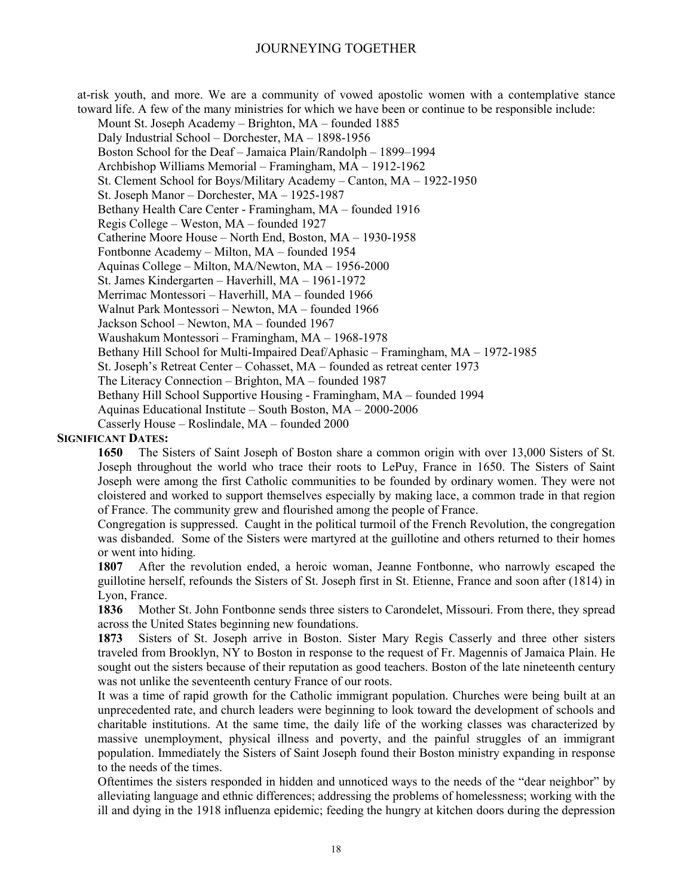at-risk youth, and more. We are a community of vowed apostolic women with a contemplative stance toward life. A few of the many ministries for which we have been or continue to be responsible include:

Mount St. Joseph Academy – Brighton, MA – founded 1885
Daly Industrial School – Dorchester, MA – 1898-1956
Boston School for the Deaf – Jamaica Plain/Randolph – 1899–1994
Archbishop Williams Memorial – Framingham, MA – 1912-1962
St. Clement School for Boys/Military Academy – Canton, MA – 1922-1950
St. Joseph Manor – Dorchester, MA – 1925-1987
Bethany Health Care Center - Framingham, MA – founded 1916
Regis College – Weston, MA – founded 1927
Catherine Moore House – North End, Boston, MA – 1930-1958
Fontbonne Academy – Milton, MA – founded 1954
Aquinas College – Milton, MA/Newton, MA – 1956-2000
St. James Kindergarten – Haverhill, MA – 1961-1972
Merrimac Montessori – Haverhill, MA – founded 1966
Walnut Park Montessori – Newton, MA – founded 1966
Jackson School – Newton, MA – founded 1967
Waushakum Montessori – Framingham, MA – 1968-1978
Bethany Hill School for Multi-Impaired Deaf/Aphasic – Framingham, MA – 1972-1985
St. Joseph's Retreat Center – Cohasset, MA – founded as retreat center 1973
The Literacy Connection – Brighton, MA – founded 1987
Bethany Hill School Supportive Housing - Framingham, MA – founded 1994
Aquinas Educational Institute – South Boston, MA – 2000-2006
Casserly House – Roslindale, MA – founded 2000

**SIGNIFICANT DATES:**

**1650** The Sisters of Saint Joseph of Boston share a common origin with over 13,000 Sisters of St. Joseph throughout the world who trace their roots to LePuy, France in 1650. The Sisters of Saint Joseph were among the first Catholic communities to be founded by ordinary women. They were not cloistered and worked to support themselves especially by making lace, a common trade in that region of France. The community grew and flourished among the people of France.

Congregation is suppressed. Caught in the political turmoil of the French Revolution, the congregation was disbanded. Some of the Sisters were martyred at the guillotine and others returned to their homes or went into hiding.

**1807** After the revolution ended, a heroic woman, Jeanne Fontbonne, who narrowly escaped the guillotine herself, refounds the Sisters of St. Joseph first in St. Etienne, France and soon after (1814) in Lyon, France.

**1836** Mother St. John Fontbonne sends three sisters to Carondelet, Missouri. From there, they spread across the United States beginning new foundations.

**1873** Sisters of St. Joseph arrive in Boston. Sister Mary Regis Casserly and three other sisters traveled from Brooklyn, NY to Boston in response to the request of Fr. Magennis of Jamaica Plain. He sought out the sisters because of their reputation as good teachers. Boston of the late nineteenth century was not unlike the seventeenth century France of our roots.

It was a time of rapid growth for the Catholic immigrant population. Churches were being built at an unprecedented rate, and church leaders were beginning to look toward the development of schools and charitable institutions. At the same time, the daily life of the working classes was characterized by massive unemployment, physical illness and poverty, and the painful struggles of an immigrant population. Immediately the Sisters of Saint Joseph found their Boston ministry expanding in response to the needs of the times.

Oftentimes the sisters responded in hidden and unnoticed ways to the needs of the "dear neighbor" by alleviating language and ethnic differences; addressing the problems of homelessness; working with the ill and dying in the 1918 influenza epidemic; feeding the hungry at kitchen doors during the depression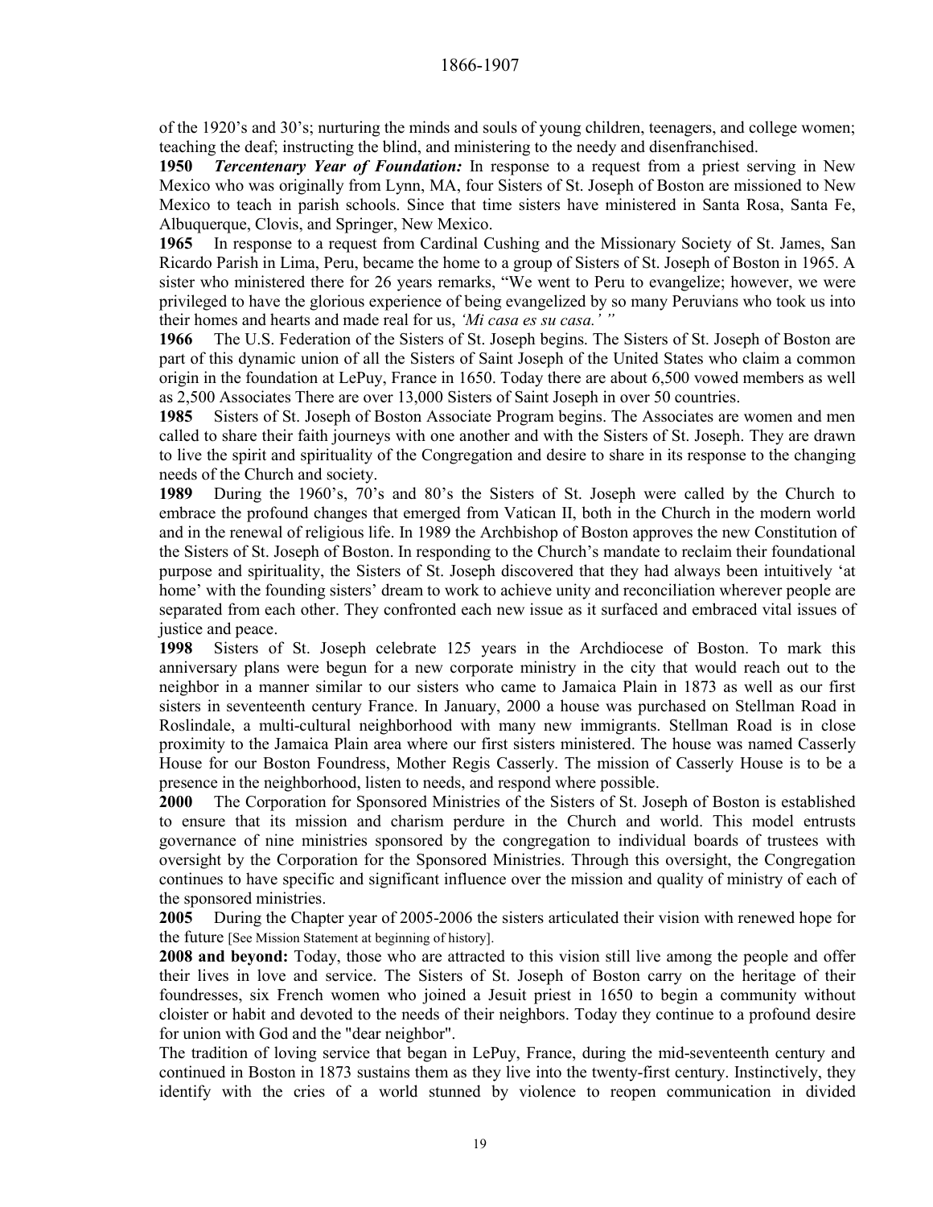of the 1920's and 30's; nurturing the minds and souls of young children, teenagers, and college women; teaching the deaf; instructing the blind, and ministering to the needy and disenfranchised.

**1950** ***Tercentenary Year of Foundation:*** In response to a request from a priest serving in New Mexico who was originally from Lynn, MA, four Sisters of St. Joseph of Boston are missioned to New Mexico to teach in parish schools. Since that time sisters have ministered in Santa Rosa, Santa Fe, Albuquerque, Clovis, and Springer, New Mexico.

**1965** In response to a request from Cardinal Cushing and the Missionary Society of St. James, San Ricardo Parish in Lima, Peru, became the home to a group of Sisters of St. Joseph of Boston in 1965. A sister who ministered there for 26 years remarks, "We went to Peru to evangelize; however, we were privileged to have the glorious experience of being evangelized by so many Peruvians who took us into their homes and hearts and made real for us, *'Mi casa es su casa.' "*

**1966** The U.S. Federation of the Sisters of St. Joseph begins. The Sisters of St. Joseph of Boston are part of this dynamic union of all the Sisters of Saint Joseph of the United States who claim a common origin in the foundation at LePuy, France in 1650. Today there are about 6,500 vowed members as well as 2,500 Associates There are over 13,000 Sisters of Saint Joseph in over 50 countries.

**1985** Sisters of St. Joseph of Boston Associate Program begins. The Associates are women and men called to share their faith journeys with one another and with the Sisters of St. Joseph. They are drawn to live the spirit and spirituality of the Congregation and desire to share in its response to the changing needs of the Church and society.

**1989** During the 1960's, 70's and 80's the Sisters of St. Joseph were called by the Church to embrace the profound changes that emerged from Vatican II, both in the Church in the modern world and in the renewal of religious life. In 1989 the Archbishop of Boston approves the new Constitution of the Sisters of St. Joseph of Boston. In responding to the Church's mandate to reclaim their foundational purpose and spirituality, the Sisters of St. Joseph discovered that they had always been intuitively 'at home' with the founding sisters' dream to work to achieve unity and reconciliation wherever people are separated from each other. They confronted each new issue as it surfaced and embraced vital issues of justice and peace.

**1998** Sisters of St. Joseph celebrate 125 years in the Archdiocese of Boston. To mark this anniversary plans were begun for a new corporate ministry in the city that would reach out to the neighbor in a manner similar to our sisters who came to Jamaica Plain in 1873 as well as our first sisters in seventeenth century France. In January, 2000 a house was purchased on Stellman Road in Roslindale, a multi-cultural neighborhood with many new immigrants. Stellman Road is in close proximity to the Jamaica Plain area where our first sisters ministered. The house was named Casserly House for our Boston Foundress, Mother Regis Casserly. The mission of Casserly House is to be a presence in the neighborhood, listen to needs, and respond where possible.

**2000** The Corporation for Sponsored Ministries of the Sisters of St. Joseph of Boston is established to ensure that its mission and charism perdure in the Church and world. This model entrusts governance of nine ministries sponsored by the congregation to individual boards of trustees with oversight by the Corporation for the Sponsored Ministries. Through this oversight, the Congregation continues to have specific and significant influence over the mission and quality of ministry of each of the sponsored ministries.

**2005** During the Chapter year of 2005-2006 the sisters articulated their vision with renewed hope for the future [See Mission Statement at beginning of history].

**2008 and beyond:** Today, those who are attracted to this vision still live among the people and offer their lives in love and service. The Sisters of St. Joseph of Boston carry on the heritage of their foundresses, six French women who joined a Jesuit priest in 1650 to begin a community without cloister or habit and devoted to the needs of their neighbors. Today they continue to a profound desire for union with God and the "dear neighbor".

The tradition of loving service that began in LePuy, France, during the mid-seventeenth century and continued in Boston in 1873 sustains them as they live into the twenty-first century. Instinctively, they identify with the cries of a world stunned by violence to reopen communication in divided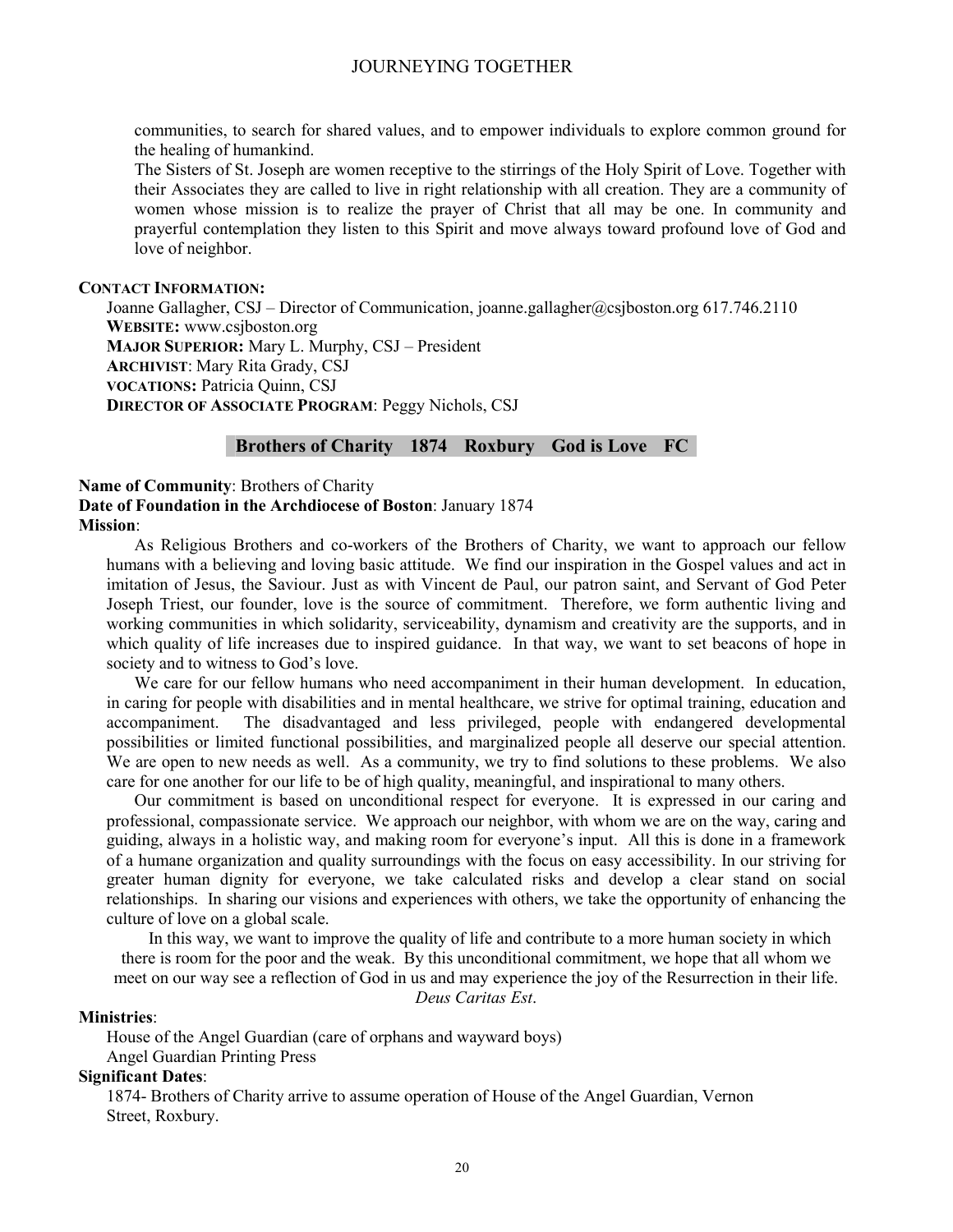communities, to search for shared values, and to empower individuals to explore common ground for the healing of humankind.

The Sisters of St. Joseph are women receptive to the stirrings of the Holy Spirit of Love. Together with their Associates they are called to live in right relationship with all creation. They are a community of women whose mission is to realize the prayer of Christ that all may be one. In community and prayerful contemplation they listen to this Spirit and move always toward profound love of God and love of neighbor.

**CONTACT INFORMATION:**

Joanne Gallagher, CSJ – Director of Communication, joanne.gallagher@csjboston.org 617.746.2110
**WEBSITE:** www.csjboston.org
**MAJOR SUPERIOR:** Mary L. Murphy, CSJ – President
**ARCHIVIST**: Mary Rita Grady, CSJ
**VOCATIONS:** Patricia Quinn, CSJ
**DIRECTOR OF ASSOCIATE PROGRAM**: Peggy Nichols, CSJ

## Brothers of Charity 1874 Roxbury God is Love FC

**Name of Community**: Brothers of Charity
**Date of Foundation in the Archdiocese of Boston**: January 1874
**Mission**:

As Religious Brothers and co-workers of the Brothers of Charity, we want to approach our fellow humans with a believing and loving basic attitude. We find our inspiration in the Gospel values and act in imitation of Jesus, the Saviour. Just as with Vincent de Paul, our patron saint, and Servant of God Peter Joseph Triest, our founder, love is the source of commitment. Therefore, we form authentic living and working communities in which solidarity, serviceability, dynamism and creativity are the supports, and in which quality of life increases due to inspired guidance. In that way, we want to set beacons of hope in society and to witness to God's love.

We care for our fellow humans who need accompaniment in their human development. In education, in caring for people with disabilities and in mental healthcare, we strive for optimal training, education and accompaniment. The disadvantaged and less privileged, people with endangered developmental possibilities or limited functional possibilities, and marginalized people all deserve our special attention. We are open to new needs as well. As a community, we try to find solutions to these problems. We also care for one another for our life to be of high quality, meaningful, and inspirational to many others.

Our commitment is based on unconditional respect for everyone. It is expressed in our caring and professional, compassionate service. We approach our neighbor, with whom we are on the way, caring and guiding, always in a holistic way, and making room for everyone's input. All this is done in a framework of a humane organization and quality surroundings with the focus on easy accessibility. In our striving for greater human dignity for everyone, we take calculated risks and develop a clear stand on social relationships. In sharing our visions and experiences with others, we take the opportunity of enhancing the culture of love on a global scale.

In this way, we want to improve the quality of life and contribute to a more human society in which there is room for the poor and the weak. By this unconditional commitment, we hope that all whom we meet on our way see a reflection of God in us and may experience the joy of the Resurrection in their life.

*Deus Caritas Est*.

**Ministries**:

House of the Angel Guardian (care of orphans and wayward boys)
Angel Guardian Printing Press

**Significant Dates**:

1874- Brothers of Charity arrive to assume operation of House of the Angel Guardian, Vernon Street, Roxbury.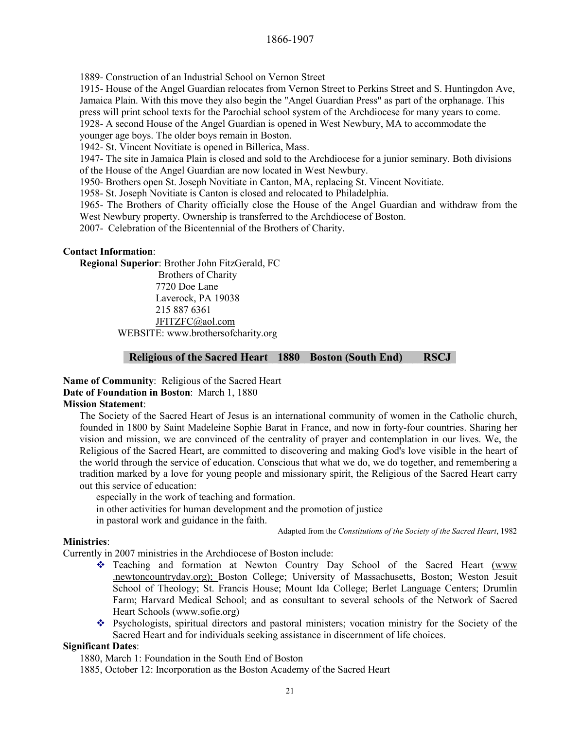1889- Construction of an Industrial School on Vernon Street

1915- House of the Angel Guardian relocates from Vernon Street to Perkins Street and S. Huntingdon Ave, Jamaica Plain. With this move they also begin the "Angel Guardian Press" as part of the orphanage. This press will print school texts for the Parochial school system of the Archdiocese for many years to come.

1928- A second House of the Angel Guardian is opened in West Newbury, MA to accommodate the younger age boys. The older boys remain in Boston.

1942- St. Vincent Novitiate is opened in Billerica, Mass.

1947- The site in Jamaica Plain is closed and sold to the Archdiocese for a junior seminary. Both divisions of the House of the Angel Guardian are now located in West Newbury.

1950- Brothers open St. Joseph Novitiate in Canton, MA, replacing St. Vincent Novitiate.

1958- St. Joseph Novitiate is Canton is closed and relocated to Philadelphia.

1965- The Brothers of Charity officially close the House of the Angel Guardian and withdraw from the West Newbury property. Ownership is transferred to the Archdiocese of Boston.

2007- Celebration of the Bicentennial of the Brothers of Charity.

**Contact Information**:

**Regional Superior**: Brother John FitzGerald, FC
Brothers of Charity
7720 Doe Lane
Laverock, PA 19038
215 887 6361
JFITZFC@aol.com

WEBSITE: www.brothersofcharity.org

## Religious of the Sacred Heart 1880 Boston (South End) RSCJ

**Name of Community**: Religious of the Sacred Heart

**Date of Foundation in Boston**: March 1, 1880

**Mission Statement**:

The Society of the Sacred Heart of Jesus is an international community of women in the Catholic church, founded in 1800 by Saint Madeleine Sophie Barat in France, and now in forty-four countries. Sharing her vision and mission, we are convinced of the centrality of prayer and contemplation in our lives. We, the Religious of the Sacred Heart, are committed to discovering and making God's love visible in the heart of the world through the service of education. Conscious that what we do, we do together, and remembering a tradition marked by a love for young people and missionary spirit, the Religious of the Sacred Heart carry out this service of education:

especially in the work of teaching and formation.
in other activities for human development and the promotion of justice
in pastoral work and guidance in the faith.

Adapted from the *Constitutions of the Society of the Sacred Heart*, 1982

**Ministries**:

Currently in 2007 ministries in the Archdiocese of Boston include:

- Teaching and formation at Newton Country Day School of the Sacred Heart (www .newtoncountryday.org); Boston College; University of Massachusetts, Boston; Weston Jesuit School of Theology; St. Francis House; Mount Ida College; Berlet Language Centers; Drumlin Farm; Harvard Medical School; and as consultant to several schools of the Network of Sacred Heart Schools (www.sofie.org)
- Psychologists, spiritual directors and pastoral ministers; vocation ministry for the Society of the Sacred Heart and for individuals seeking assistance in discernment of life choices.

**Significant Dates**:

1880, March 1: Foundation in the South End of Boston

1885, October 12: Incorporation as the Boston Academy of the Sacred Heart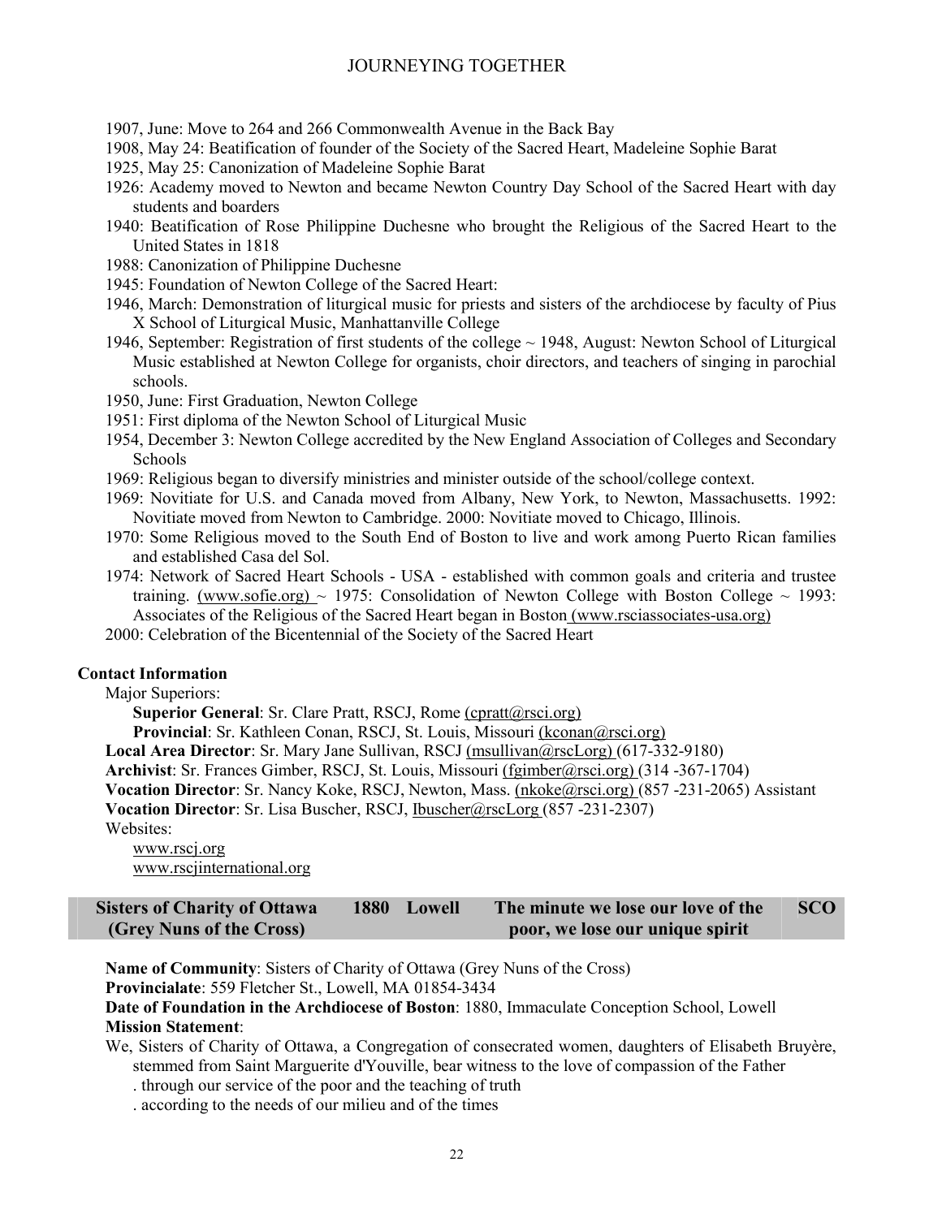1907, June: Move to 264 and 266 Commonwealth Avenue in the Back Bay

1908, May 24: Beatification of founder of the Society of the Sacred Heart, Madeleine Sophie Barat

1925, May 25: Canonization of Madeleine Sophie Barat

1926: Academy moved to Newton and became Newton Country Day School of the Sacred Heart with day students and boarders

1940: Beatification of Rose Philippine Duchesne who brought the Religious of the Sacred Heart to the United States in 1818

1988: Canonization of Philippine Duchesne

1945: Foundation of Newton College of the Sacred Heart:

1946, March: Demonstration of liturgical music for priests and sisters of the archdiocese by faculty of Pius X School of Liturgical Music, Manhattanville College

1946, September: Registration of first students of the college ~ 1948, August: Newton School of Liturgical Music established at Newton College for organists, choir directors, and teachers of singing in parochial schools.

1950, June: First Graduation, Newton College

1951: First diploma of the Newton School of Liturgical Music

1954, December 3: Newton College accredited by the New England Association of Colleges and Secondary Schools

1969: Religious began to diversify ministries and minister outside of the school/college context.

1969: Novitiate for U.S. and Canada moved from Albany, New York, to Newton, Massachusetts. 1992: Novitiate moved from Newton to Cambridge. 2000: Novitiate moved to Chicago, Illinois.

1970: Some Religious moved to the South End of Boston to live and work among Puerto Rican families and established Casa del Sol.

1974: Network of Sacred Heart Schools - USA - established with common goals and criteria and trustee training. (www.sofie.org) ~ 1975: Consolidation of Newton College with Boston College ~ 1993: Associates of the Religious of the Sacred Heart began in Boston (www.rsciassociates-usa.org)

2000: Celebration of the Bicentennial of the Society of the Sacred Heart

**Contact Information**

Major Superiors:

**Superior General**: Sr. Clare Pratt, RSCJ, Rome (cpratt@rsci.org)

**Provincial**: Sr. Kathleen Conan, RSCJ, St. Louis, Missouri (kconan@rsci.org)

**Local Area Director**: Sr. Mary Jane Sullivan, RSCJ (msullivan@rscI.org) (617-332-9180)

**Archivist**: Sr. Frances Gimber, RSCJ, St. Louis, Missouri (fgimber@rsci.org) (314 -367-1704)

**Vocation Director**: Sr. Nancy Koke, RSCJ, Newton, Mass. (nkoke@rsci.org) (857 -231-2065) Assistant

**Vocation Director**: Sr. Lisa Buscher, RSCJ, Ibuscher@rscI.org (857 -231-2307)

Websites:

www.rscj.org

www.rscjinternational.org

| **Sisters of Charity of Ottawa (Grey Nuns of the Cross)** | **1880** | **Lowell** | **The minute we lose our love of the poor, we lose our unique spirit** | **SCO** |
|---|---|---|---|---|

**Name of Community**: Sisters of Charity of Ottawa (Grey Nuns of the Cross)

**Provincialate**: 559 Fletcher St., Lowell, MA 01854-3434

**Date of Foundation in the Archdiocese of Boston**: 1880, Immaculate Conception School, Lowell

**Mission Statement**:

We, Sisters of Charity of Ottawa, a Congregation of consecrated women, daughters of Elisabeth Bruyère, stemmed from Saint Marguerite d'Youville, bear witness to the love of compassion of the Father

. through our service of the poor and the teaching of truth

. according to the needs of our milieu and of the times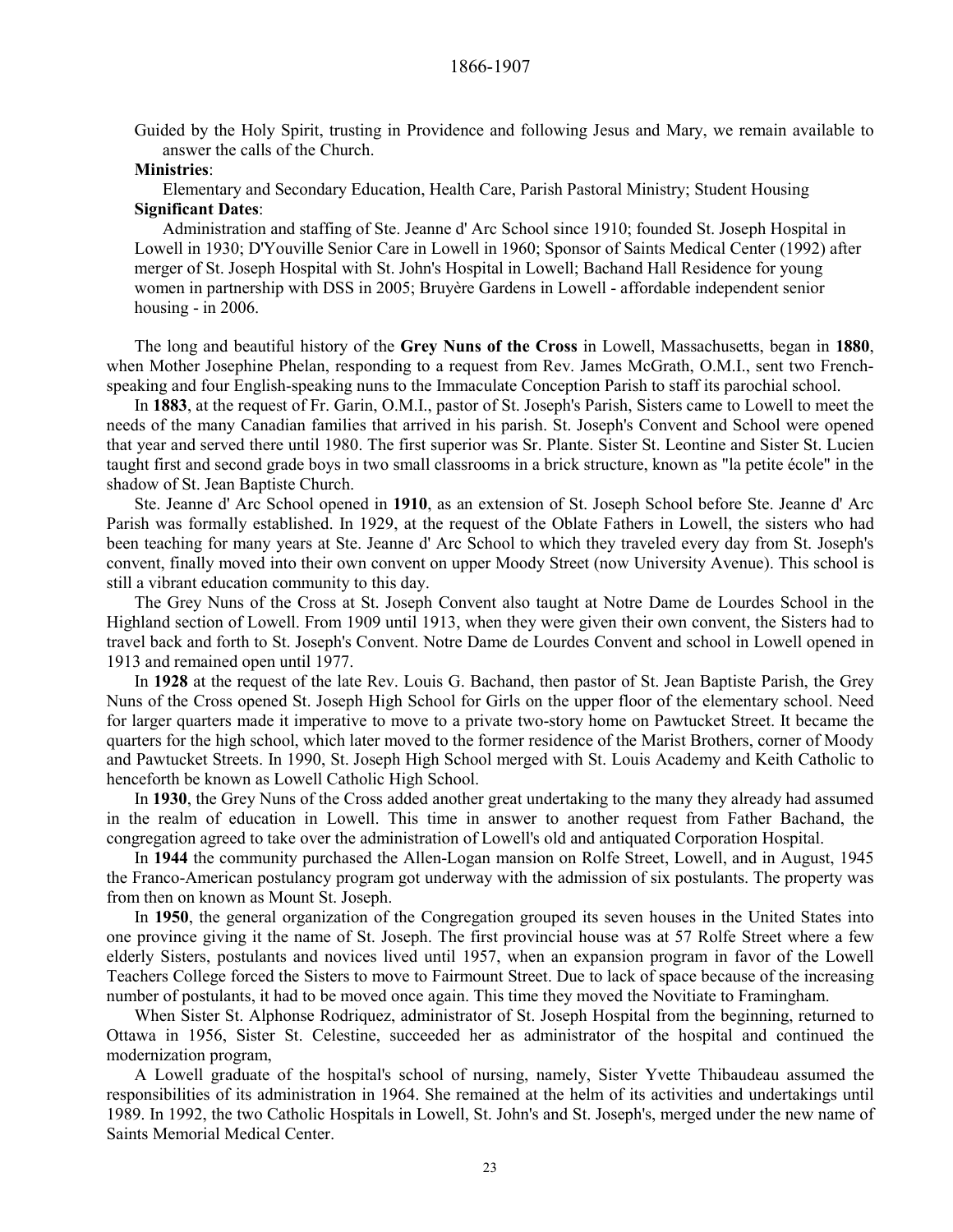Guided by the Holy Spirit, trusting in Providence and following Jesus and Mary, we remain available to answer the calls of the Church.

**Ministries**:

Elementary and Secondary Education, Health Care, Parish Pastoral Ministry; Student Housing

**Significant Dates**:

Administration and staffing of Ste. Jeanne d' Arc School since 1910; founded St. Joseph Hospital in Lowell in 1930; D'Youville Senior Care in Lowell in 1960; Sponsor of Saints Medical Center (1992) after merger of St. Joseph Hospital with St. John's Hospital in Lowell; Bachand Hall Residence for young women in partnership with DSS in 2005; Bruyère Gardens in Lowell - affordable independent senior housing - in 2006.

The long and beautiful history of the **Grey Nuns of the Cross** in Lowell, Massachusetts, began in **1880**, when Mother Josephine Phelan, responding to a request from Rev. James McGrath, O.M.I., sent two French-speaking and four English-speaking nuns to the Immaculate Conception Parish to staff its parochial school.

In **1883**, at the request of Fr. Garin, O.M.I., pastor of St. Joseph's Parish, Sisters came to Lowell to meet the needs of the many Canadian families that arrived in his parish. St. Joseph's Convent and School were opened that year and served there until 1980. The first superior was Sr. Plante. Sister St. Leontine and Sister St. Lucien taught first and second grade boys in two small classrooms in a brick structure, known as "la petite école" in the shadow of St. Jean Baptiste Church.

Ste. Jeanne d' Arc School opened in **1910**, as an extension of St. Joseph School before Ste. Jeanne d' Arc Parish was formally established. In 1929, at the request of the Oblate Fathers in Lowell, the sisters who had been teaching for many years at Ste. Jeanne d' Arc School to which they traveled every day from St. Joseph's convent, finally moved into their own convent on upper Moody Street (now University Avenue). This school is still a vibrant education community to this day.

The Grey Nuns of the Cross at St. Joseph Convent also taught at Notre Dame de Lourdes School in the Highland section of Lowell. From 1909 until 1913, when they were given their own convent, the Sisters had to travel back and forth to St. Joseph's Convent. Notre Dame de Lourdes Convent and school in Lowell opened in 1913 and remained open until 1977.

In **1928** at the request of the late Rev. Louis G. Bachand, then pastor of St. Jean Baptiste Parish, the Grey Nuns of the Cross opened St. Joseph High School for Girls on the upper floor of the elementary school. Need for larger quarters made it imperative to move to a private two-story home on Pawtucket Street. It became the quarters for the high school, which later moved to the former residence of the Marist Brothers, corner of Moody and Pawtucket Streets. In 1990, St. Joseph High School merged with St. Louis Academy and Keith Catholic to henceforth be known as Lowell Catholic High School.

In **1930**, the Grey Nuns of the Cross added another great undertaking to the many they already had assumed in the realm of education in Lowell. This time in answer to another request from Father Bachand, the congregation agreed to take over the administration of Lowell's old and antiquated Corporation Hospital.

In **1944** the community purchased the Allen-Logan mansion on Rolfe Street, Lowell, and in August, 1945 the Franco-American postulancy program got underway with the admission of six postulants. The property was from then on known as Mount St. Joseph.

In **1950**, the general organization of the Congregation grouped its seven houses in the United States into one province giving it the name of St. Joseph. The first provincial house was at 57 Rolfe Street where a few elderly Sisters, postulants and novices lived until 1957, when an expansion program in favor of the Lowell Teachers College forced the Sisters to move to Fairmount Street. Due to lack of space because of the increasing number of postulants, it had to be moved once again. This time they moved the Novitiate to Framingham.

When Sister St. Alphonse Rodriquez, administrator of St. Joseph Hospital from the beginning, returned to Ottawa in 1956, Sister St. Celestine, succeeded her as administrator of the hospital and continued the modernization program,

A Lowell graduate of the hospital's school of nursing, namely, Sister Yvette Thibaudeau assumed the responsibilities of its administration in 1964. She remained at the helm of its activities and undertakings until 1989. In 1992, the two Catholic Hospitals in Lowell, St. John's and St. Joseph's, merged under the new name of Saints Memorial Medical Center.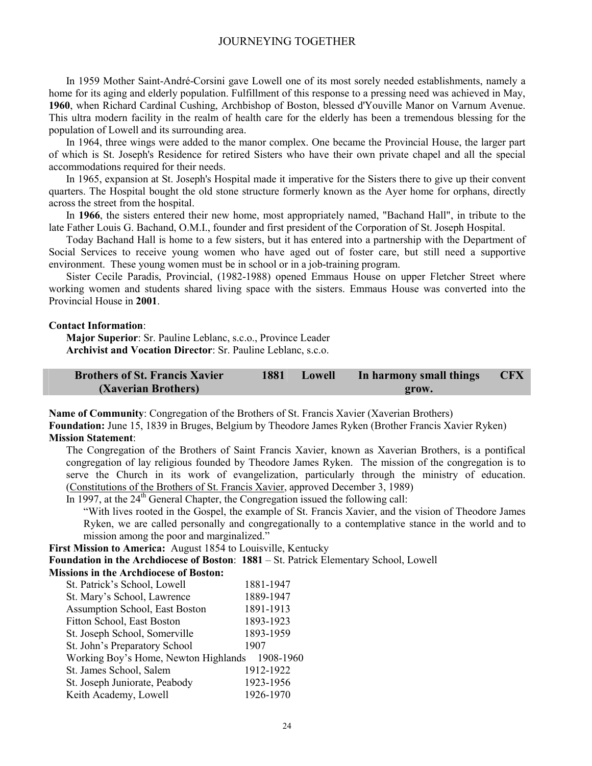In 1959 Mother Saint-André-Corsini gave Lowell one of its most sorely needed establishments, namely a home for its aging and elderly population. Fulfillment of this response to a pressing need was achieved in May, **1960**, when Richard Cardinal Cushing, Archbishop of Boston, blessed d'Youville Manor on Varnum Avenue. This ultra modern facility in the realm of health care for the elderly has been a tremendous blessing for the population of Lowell and its surrounding area.

In 1964, three wings were added to the manor complex. One became the Provincial House, the larger part of which is St. Joseph's Residence for retired Sisters who have their own private chapel and all the special accommodations required for their needs.

In 1965, expansion at St. Joseph's Hospital made it imperative for the Sisters there to give up their convent quarters. The Hospital bought the old stone structure formerly known as the Ayer home for orphans, directly across the street from the hospital.

In **1966**, the sisters entered their new home, most appropriately named, "Bachand Hall", in tribute to the late Father Louis G. Bachand, O.M.I., founder and first president of the Corporation of St. Joseph Hospital.

Today Bachand Hall is home to a few sisters, but it has entered into a partnership with the Department of Social Services to receive young women who have aged out of foster care, but still need a supportive environment. These young women must be in school or in a job-training program.

Sister Cecile Paradis, Provincial, (1982-1988) opened Emmaus House on upper Fletcher Street where working women and students shared living space with the sisters. Emmaus House was converted into the Provincial House in **2001**.

**Contact Information**:

**Major Superior**: Sr. Pauline Leblanc, s.c.o., Province Leader
**Archivist and Vocation Director**: Sr. Pauline Leblanc, s.c.o.

| Brothers of St. Francis Xavier (Xaverian Brothers) | 1881 | Lowell | In harmony small things grow. | CFX |
|---|---|---|---|---|

**Name of Community**: Congregation of the Brothers of St. Francis Xavier (Xaverian Brothers)
**Foundation:** June 15, 1839 in Bruges, Belgium by Theodore James Ryken (Brother Francis Xavier Ryken)
**Mission Statement**:

The Congregation of the Brothers of Saint Francis Xavier, known as Xaverian Brothers, is a pontifical congregation of lay religious founded by Theodore James Ryken. The mission of the congregation is to serve the Church in its work of evangelization, particularly through the ministry of education. (Constitutions of the Brothers of St. Francis Xavier, approved December 3, 1989)

In 1997, at the 24th General Chapter, the Congregation issued the following call:

"With lives rooted in the Gospel, the example of St. Francis Xavier, and the vision of Theodore James Ryken, we are called personally and congregationally to a contemplative stance in the world and to mission among the poor and marginalized."

**First Mission to America:** August 1854 to Louisville, Kentucky
**Foundation in the Archdiocese of Boston**: **1881** – St. Patrick Elementary School, Lowell
**Missions in the Archdiocese of Boston:**

| | |
|---|---|
| St. Patrick's School, Lowell | 1881-1947 |
| St. Mary's School, Lawrence | 1889-1947 |
| Assumption School, East Boston | 1891-1913 |
| Fitton School, East Boston | 1893-1923 |
| St. Joseph School, Somerville | 1893-1959 |
| St. John's Preparatory School | 1907 |
| Working Boy's Home, Newton Highlands | 1908-1960 |
| St. James School, Salem | 1912-1922 |
| St. Joseph Juniorate, Peabody | 1923-1956 |
| Keith Academy, Lowell | 1926-1970 |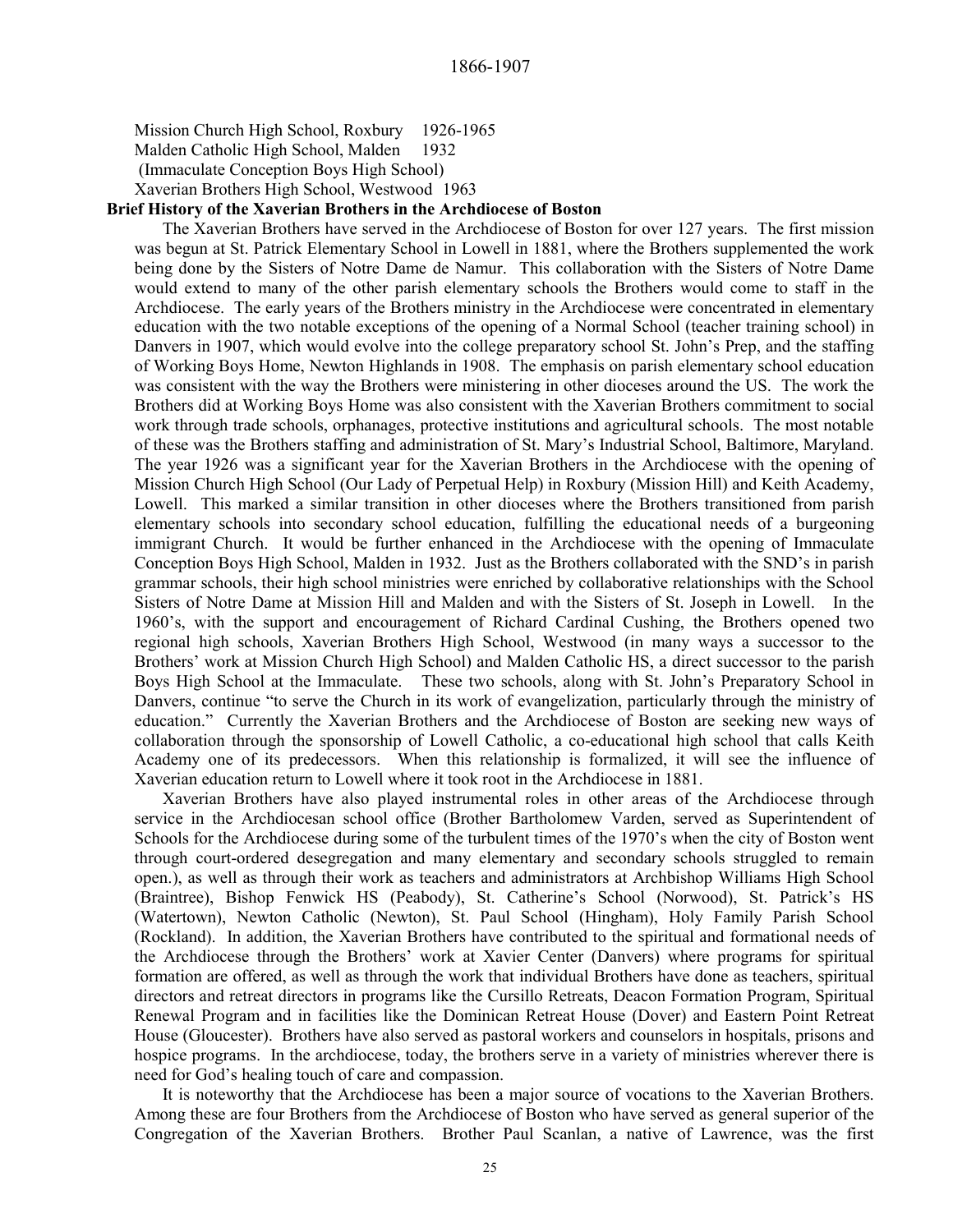Mission Church High School, Roxbury 1926-1965
Malden Catholic High School, Malden 1932
(Immaculate Conception Boys High School)
Xaverian Brothers High School, Westwood 1963

**Brief History of the Xaverian Brothers in the Archdiocese of Boston**

The Xaverian Brothers have served in the Archdiocese of Boston for over 127 years. The first mission was begun at St. Patrick Elementary School in Lowell in 1881, where the Brothers supplemented the work being done by the Sisters of Notre Dame de Namur. This collaboration with the Sisters of Notre Dame would extend to many of the other parish elementary schools the Brothers would come to staff in the Archdiocese. The early years of the Brothers ministry in the Archdiocese were concentrated in elementary education with the two notable exceptions of the opening of a Normal School (teacher training school) in Danvers in 1907, which would evolve into the college preparatory school St. John's Prep, and the staffing of Working Boys Home, Newton Highlands in 1908. The emphasis on parish elementary school education was consistent with the way the Brothers were ministering in other dioceses around the US. The work the Brothers did at Working Boys Home was also consistent with the Xaverian Brothers commitment to social work through trade schools, orphanages, protective institutions and agricultural schools. The most notable of these was the Brothers staffing and administration of St. Mary's Industrial School, Baltimore, Maryland. The year 1926 was a significant year for the Xaverian Brothers in the Archdiocese with the opening of Mission Church High School (Our Lady of Perpetual Help) in Roxbury (Mission Hill) and Keith Academy, Lowell. This marked a similar transition in other dioceses where the Brothers transitioned from parish elementary schools into secondary school education, fulfilling the educational needs of a burgeoning immigrant Church. It would be further enhanced in the Archdiocese with the opening of Immaculate Conception Boys High School, Malden in 1932. Just as the Brothers collaborated with the SND's in parish grammar schools, their high school ministries were enriched by collaborative relationships with the School Sisters of Notre Dame at Mission Hill and Malden and with the Sisters of St. Joseph in Lowell. In the 1960's, with the support and encouragement of Richard Cardinal Cushing, the Brothers opened two regional high schools, Xaverian Brothers High School, Westwood (in many ways a successor to the Brothers' work at Mission Church High School) and Malden Catholic HS, a direct successor to the parish Boys High School at the Immaculate. These two schools, along with St. John's Preparatory School in Danvers, continue "to serve the Church in its work of evangelization, particularly through the ministry of education." Currently the Xaverian Brothers and the Archdiocese of Boston are seeking new ways of collaboration through the sponsorship of Lowell Catholic, a co-educational high school that calls Keith Academy one of its predecessors. When this relationship is formalized, it will see the influence of Xaverian education return to Lowell where it took root in the Archdiocese in 1881.

Xaverian Brothers have also played instrumental roles in other areas of the Archdiocese through service in the Archdiocesan school office (Brother Bartholomew Varden, served as Superintendent of Schools for the Archdiocese during some of the turbulent times of the 1970's when the city of Boston went through court-ordered desegregation and many elementary and secondary schools struggled to remain open.), as well as through their work as teachers and administrators at Archbishop Williams High School (Braintree), Bishop Fenwick HS (Peabody), St. Catherine's School (Norwood), St. Patrick's HS (Watertown), Newton Catholic (Newton), St. Paul School (Hingham), Holy Family Parish School (Rockland). In addition, the Xaverian Brothers have contributed to the spiritual and formational needs of the Archdiocese through the Brothers' work at Xavier Center (Danvers) where programs for spiritual formation are offered, as well as through the work that individual Brothers have done as teachers, spiritual directors and retreat directors in programs like the Cursillo Retreats, Deacon Formation Program, Spiritual Renewal Program and in facilities like the Dominican Retreat House (Dover) and Eastern Point Retreat House (Gloucester). Brothers have also served as pastoral workers and counselors in hospitals, prisons and hospice programs. In the archdiocese, today, the brothers serve in a variety of ministries wherever there is need for God's healing touch of care and compassion.

It is noteworthy that the Archdiocese has been a major source of vocations to the Xaverian Brothers. Among these are four Brothers from the Archdiocese of Boston who have served as general superior of the Congregation of the Xaverian Brothers. Brother Paul Scanlan, a native of Lawrence, was the first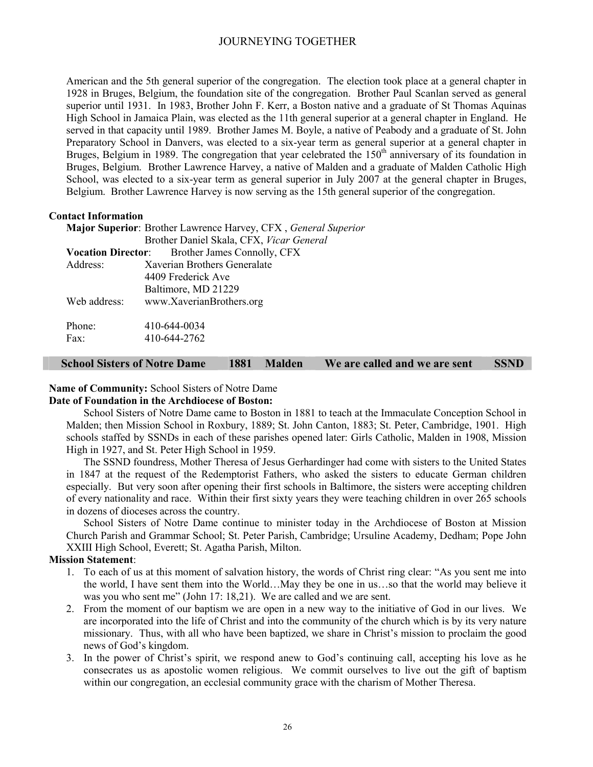American and the 5th general superior of the congregation. The election took place at a general chapter in 1928 in Bruges, Belgium, the foundation site of the congregation. Brother Paul Scanlan served as general superior until 1931. In 1983, Brother John F. Kerr, a Boston native and a graduate of St Thomas Aquinas High School in Jamaica Plain, was elected as the 11th general superior at a general chapter in England. He served in that capacity until 1989. Brother James M. Boyle, a native of Peabody and a graduate of St. John Preparatory School in Danvers, was elected to a six-year term as general superior at a general chapter in Bruges, Belgium in 1989. The congregation that year celebrated the 150th anniversary of its foundation in Bruges, Belgium. Brother Lawrence Harvey, a native of Malden and a graduate of Malden Catholic High School, was elected to a six-year term as general superior in July 2007 at the general chapter in Bruges, Belgium. Brother Lawrence Harvey is now serving as the 15th general superior of the congregation.

**Contact Information**

**Major Superior**: Brother Lawrence Harvey, CFX , *General Superior*
Brother Daniel Skala, CFX, *Vicar General*

**Vocation Director**: Brother James Connolly, CFX

Address: Xaverian Brothers Generalate
4409 Frederick Ave
Baltimore, MD 21229

Web address: www.XaverianBrothers.org

Phone: 410-644-0034
Fax: 410-644-2762

| **School Sisters of Notre Dame** | **1881** | **Malden** | **We are called and we are sent** | **SSND** |
|---|---|---|---|---|

**Name of Community:** School Sisters of Notre Dame

**Date of Foundation in the Archdiocese of Boston:**

School Sisters of Notre Dame came to Boston in 1881 to teach at the Immaculate Conception School in Malden; then Mission School in Roxbury, 1889; St. John Canton, 1883; St. Peter, Cambridge, 1901. High schools staffed by SSNDs in each of these parishes opened later: Girls Catholic, Malden in 1908, Mission High in 1927, and St. Peter High School in 1959.

The SSND foundress, Mother Theresa of Jesus Gerhardinger had come with sisters to the United States in 1847 at the request of the Redemptorist Fathers, who asked the sisters to educate German children especially. But very soon after opening their first schools in Baltimore, the sisters were accepting children of every nationality and race. Within their first sixty years they were teaching children in over 265 schools in dozens of dioceses across the country.

School Sisters of Notre Dame continue to minister today in the Archdiocese of Boston at Mission Church Parish and Grammar School; St. Peter Parish, Cambridge; Ursuline Academy, Dedham; Pope John XXIII High School, Everett; St. Agatha Parish, Milton.

**Mission Statement**:

1. To each of us at this moment of salvation history, the words of Christ ring clear: "As you sent me into the world, I have sent them into the World…May they be one in us…so that the world may believe it was you who sent me" (John 17: 18,21). We are called and we are sent.
2. From the moment of our baptism we are open in a new way to the initiative of God in our lives. We are incorporated into the life of Christ and into the community of the church which is by its very nature missionary. Thus, with all who have been baptized, we share in Christ's mission to proclaim the good news of God's kingdom.
3. In the power of Christ's spirit, we respond anew to God's continuing call, accepting his love as he consecrates us as apostolic women religious. We commit ourselves to live out the gift of baptism within our congregation, an ecclesial community grace with the charism of Mother Theresa.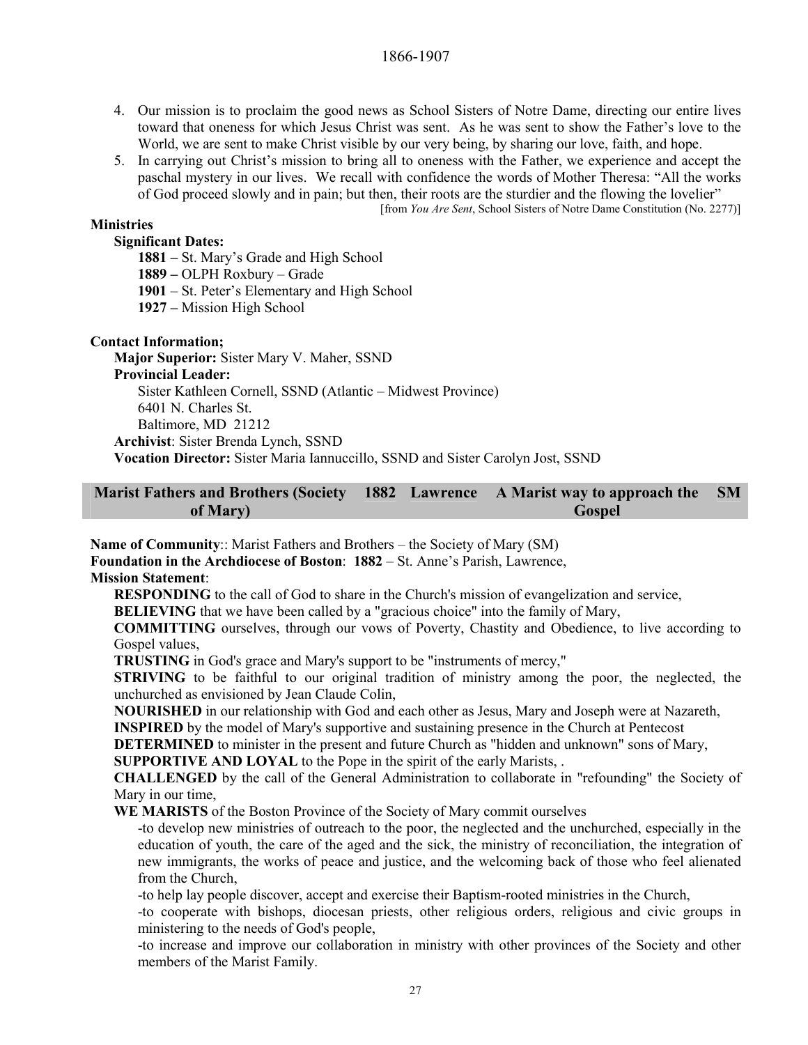4. Our mission is to proclaim the good news as School Sisters of Notre Dame, directing our entire lives toward that oneness for which Jesus Christ was sent. As he was sent to show the Father's love to the World, we are sent to make Christ visible by our very being, by sharing our love, faith, and hope.
5. In carrying out Christ's mission to bring all to oneness with the Father, we experience and accept the paschal mystery in our lives. We recall with confidence the words of Mother Theresa: "All the works of God proceed slowly and in pain; but then, their roots are the sturdier and the flowing the lovelier"

[from *You Are Sent*, School Sisters of Notre Dame Constitution (No. 2277)]

**Ministries**

**Significant Dates:**

**1881 –** St. Mary's Grade and High School
**1889 –** OLPH Roxbury – Grade
**1901** – St. Peter's Elementary and High School
**1927 –** Mission High School

**Contact Information;**

**Major Superior:** Sister Mary V. Maher, SSND
**Provincial Leader:**
Sister Kathleen Cornell, SSND (Atlantic – Midwest Province)
6401 N. Charles St.
Baltimore, MD 21212
**Archivist**: Sister Brenda Lynch, SSND
**Vocation Director:** Sister Maria Iannuccillo, SSND and Sister Carolyn Jost, SSND

| **Marist Fathers and Brothers (Society of Mary)** | **1882** | **Lawrence** | **A Marist way to approach the Gospel** | **SM** |
|---|---|---|---|---|

**Name of Community**:: Marist Fathers and Brothers – the Society of Mary (SM)
**Foundation in the Archdiocese of Boston**: **1882** – St. Anne's Parish, Lawrence,
**Mission Statement**:

**RESPONDING** to the call of God to share in the Church's mission of evangelization and service,
**BELIEVING** that we have been called by a "gracious choice" into the family of Mary,
**COMMITTING** ourselves, through our vows of Poverty, Chastity and Obedience, to live according to Gospel values,
**TRUSTING** in God's grace and Mary's support to be "instruments of mercy,"
**STRIVING** to be faithful to our original tradition of ministry among the poor, the neglected, the unchurched as envisioned by Jean Claude Colin,
**NOURISHED** in our relationship with God and each other as Jesus, Mary and Joseph were at Nazareth,
**INSPIRED** by the model of Mary's supportive and sustaining presence in the Church at Pentecost
**DETERMINED** to minister in the present and future Church as "hidden and unknown" sons of Mary,
**SUPPORTIVE AND LOYAL** to the Pope in the spirit of the early Marists, .
**CHALLENGED** by the call of the General Administration to collaborate in "refounding" the Society of Mary in our time,
**WE MARISTS** of the Boston Province of the Society of Mary commit ourselves

-to develop new ministries of outreach to the poor, the neglected and the unchurched, especially in the education of youth, the care of the aged and the sick, the ministry of reconciliation, the integration of new immigrants, the works of peace and justice, and the welcoming back of those who feel alienated from the Church,

-to help lay people discover, accept and exercise their Baptism-rooted ministries in the Church,

-to cooperate with bishops, diocesan priests, other religious orders, religious and civic groups in ministering to the needs of God's people,

-to increase and improve our collaboration in ministry with other provinces of the Society and other members of the Marist Family.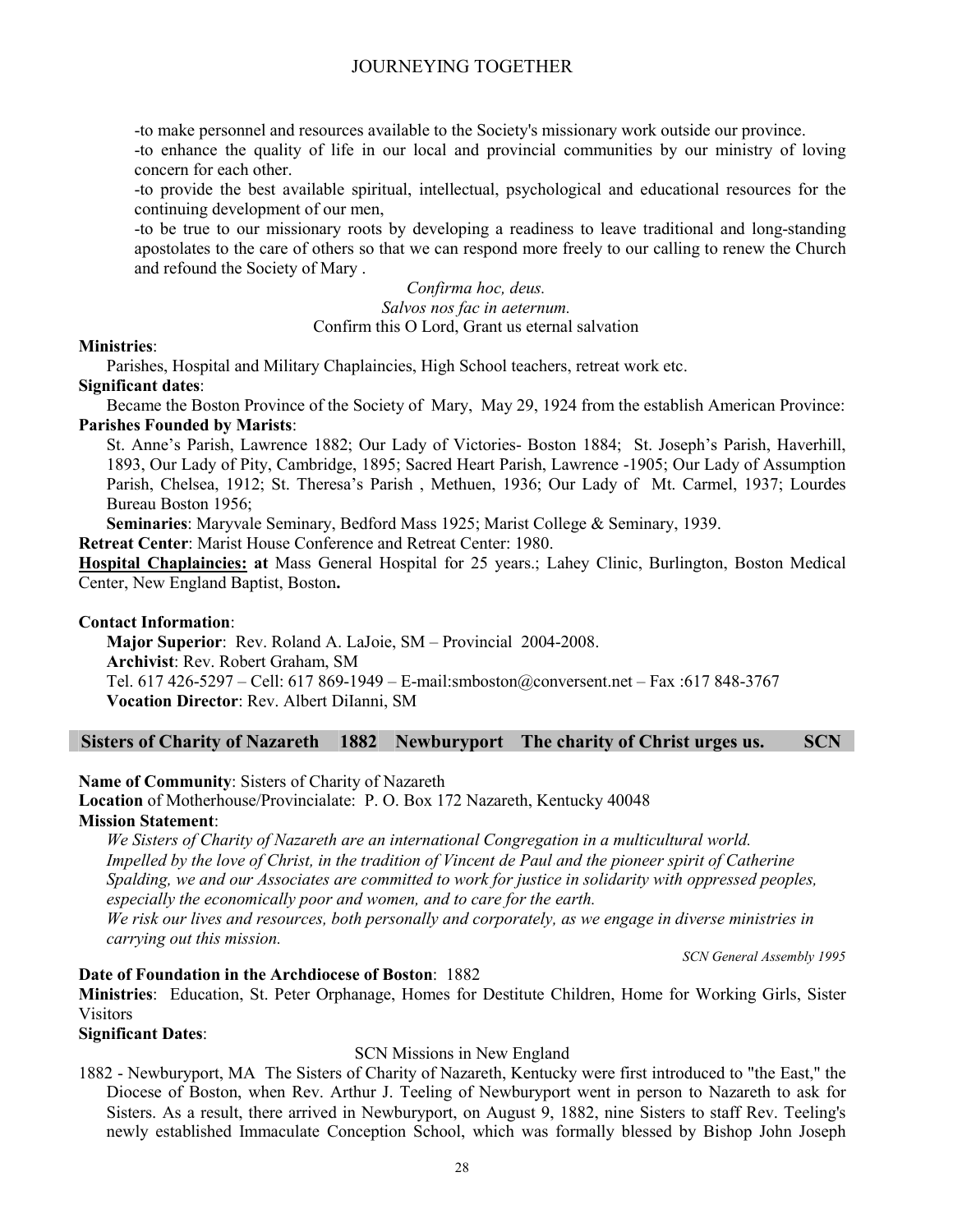-to make personnel and resources available to the Society's missionary work outside our province.

-to enhance the quality of life in our local and provincial communities by our ministry of loving concern for each other.

-to provide the best available spiritual, intellectual, psychological and educational resources for the continuing development of our men,

-to be true to our missionary roots by developing a readiness to leave traditional and long-standing apostolates to the care of others so that we can respond more freely to our calling to renew the Church and refound the Society of Mary .

*Confirma hoc, deus.*
*Salvos nos fac in aeternum.*
Confirm this O Lord, Grant us eternal salvation

**Ministries**:
Parishes, Hospital and Military Chaplaincies, High School teachers, retreat work etc.

**Significant dates**:
Became the Boston Province of the Society of Mary, May 29, 1924 from the establish American Province:

**Parishes Founded by Marists**:
St. Anne's Parish, Lawrence 1882; Our Lady of Victories- Boston 1884; St. Joseph's Parish, Haverhill, 1893, Our Lady of Pity, Cambridge, 1895; Sacred Heart Parish, Lawrence -1905; Our Lady of Assumption Parish, Chelsea, 1912; St. Theresa's Parish , Methuen, 1936; Our Lady of Mt. Carmel, 1937; Lourdes Bureau Boston 1956;

**Seminaries**: Maryvale Seminary, Bedford Mass 1925; Marist College & Seminary, 1939.

**Retreat Center**: Marist House Conference and Retreat Center: 1980.

**Hospital Chaplaincies: at** Mass General Hospital for 25 years.; Lahey Clinic, Burlington, Boston Medical Center, New England Baptist, Boston**.**

**Contact Information**:
**Major Superior**: Rev. Roland A. LaJoie, SM – Provincial 2004-2008.
**Archivist**: Rev. Robert Graham, SM
Tel. 617 426-5297 – Cell: 617 869-1949 – E-mail:smboston@conversent.net – Fax :617 848-3767
**Vocation Director**: Rev. Albert DiIanni, SM

## Sisters of Charity of Nazareth 1882 Newburyport The charity of Christ urges us. SCN

**Name of Community**: Sisters of Charity of Nazareth
**Location** of Motherhouse/Provincialate: P. O. Box 172 Nazareth, Kentucky 40048
**Mission Statement**:

*We Sisters of Charity of Nazareth are an international Congregation in a multicultural world. Impelled by the love of Christ, in the tradition of Vincent de Paul and the pioneer spirit of Catherine Spalding, we and our Associates are committed to work for justice in solidarity with oppressed peoples, especially the economically poor and women, and to care for the earth.*
*We risk our lives and resources, both personally and corporately, as we engage in diverse ministries in carrying out this mission.*

*SCN General Assembly 1995*

**Date of Foundation in the Archdiocese of Boston**: 1882
**Ministries**: Education, St. Peter Orphanage, Homes for Destitute Children, Home for Working Girls, Sister Visitors
**Significant Dates**:

SCN Missions in New England

1882 - Newburyport, MA The Sisters of Charity of Nazareth, Kentucky were first introduced to "the East," the Diocese of Boston, when Rev. Arthur J. Teeling of Newburyport went in person to Nazareth to ask for Sisters. As a result, there arrived in Newburyport, on August 9, 1882, nine Sisters to staff Rev. Teeling's newly established Immaculate Conception School, which was formally blessed by Bishop John Joseph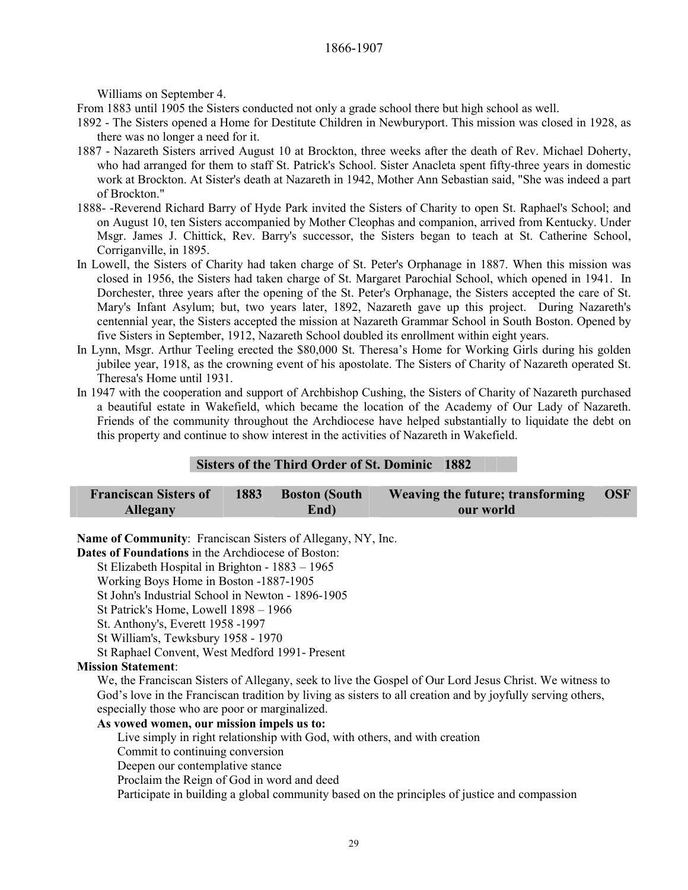Williams on September 4.

From 1883 until 1905 the Sisters conducted not only a grade school there but high school as well.

1892 - The Sisters opened a Home for Destitute Children in Newburyport. This mission was closed in 1928, as there was no longer a need for it.

1887 - Nazareth Sisters arrived August 10 at Brockton, three weeks after the death of Rev. Michael Doherty, who had arranged for them to staff St. Patrick's School. Sister Anacleta spent fifty-three years in domestic work at Brockton. At Sister's death at Nazareth in 1942, Mother Ann Sebastian said, "She was indeed a part of Brockton."

1888- -Reverend Richard Barry of Hyde Park invited the Sisters of Charity to open St. Raphael's School; and on August 10, ten Sisters accompanied by Mother Cleophas and companion, arrived from Kentucky. Under Msgr. James J. Chittick, Rev. Barry's successor, the Sisters began to teach at St. Catherine School, Corriganville, in 1895.

In Lowell, the Sisters of Charity had taken charge of St. Peter's Orphanage in 1887. When this mission was closed in 1956, the Sisters had taken charge of St. Margaret Parochial School, which opened in 1941. In Dorchester, three years after the opening of the St. Peter's Orphanage, the Sisters accepted the care of St. Mary's Infant Asylum; but, two years later, 1892, Nazareth gave up this project. During Nazareth's centennial year, the Sisters accepted the mission at Nazareth Grammar School in South Boston. Opened by five Sisters in September, 1912, Nazareth School doubled its enrollment within eight years.

In Lynn, Msgr. Arthur Teeling erected the $80,000 St. Theresa's Home for Working Girls during his golden jubilee year, 1918, as the crowning event of his apostolate. The Sisters of Charity of Nazareth operated St. Theresa's Home until 1931.

In 1947 with the cooperation and support of Archbishop Cushing, the Sisters of Charity of Nazareth purchased a beautiful estate in Wakefield, which became the location of the Academy of Our Lady of Nazareth. Friends of the community throughout the Archdiocese have helped substantially to liquidate the debt on this property and continue to show interest in the activities of Nazareth in Wakefield.

## Sisters of the Third Order of St. Dominic 1882

| Franciscan Sisters of Allegany | 1883 | Boston (South End) | Weaving the future; transforming our world | OSF |
|---|---|---|---|---|

**Name of Community**: Franciscan Sisters of Allegany, NY, Inc.

**Dates of Foundations** in the Archdiocese of Boston:

St Elizabeth Hospital in Brighton - 1883 – 1965
Working Boys Home in Boston -1887-1905
St John's Industrial School in Newton - 1896-1905
St Patrick's Home, Lowell 1898 – 1966
St. Anthony's, Everett 1958 -1997
St William's, Tewksbury 1958 - 1970
St Raphael Convent, West Medford 1991- Present

**Mission Statement**:

We, the Franciscan Sisters of Allegany, seek to live the Gospel of Our Lord Jesus Christ. We witness to God's love in the Franciscan tradition by living as sisters to all creation and by joyfully serving others, especially those who are poor or marginalized.

**As vowed women, our mission impels us to:**

Live simply in right relationship with God, with others, and with creation
Commit to continuing conversion
Deepen our contemplative stance
Proclaim the Reign of God in word and deed
Participate in building a global community based on the principles of justice and compassion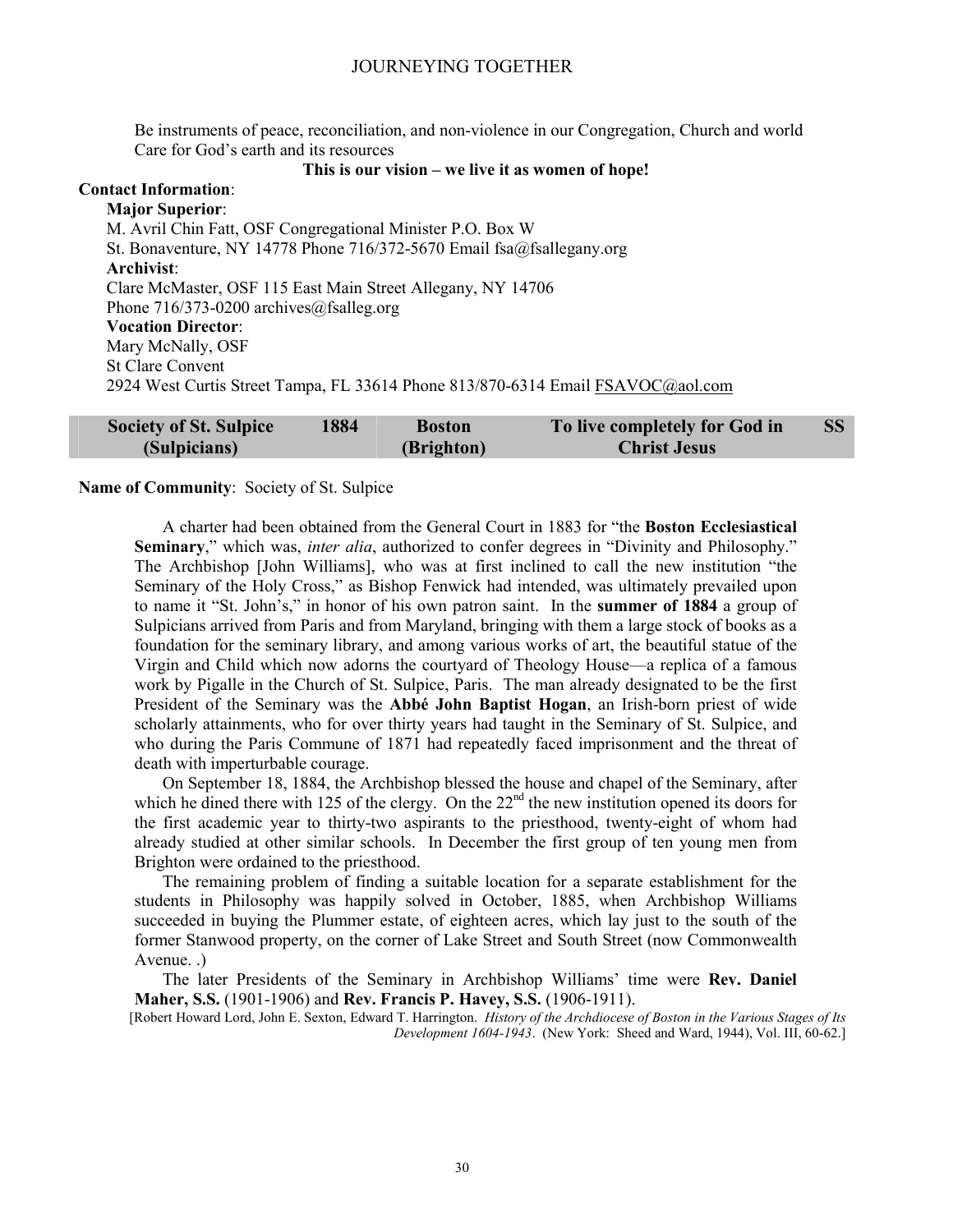Be instruments of peace, reconciliation, and non-violence in our Congregation, Church and world
Care for God's earth and its resources

**This is our vision – we live it as women of hope!**

**Contact Information**:

**Major Superior**:
M. Avril Chin Fatt, OSF Congregational Minister P.O. Box W
St. Bonaventure, NY 14778 Phone 716/372-5670 Email fsa@fsallegany.org

**Archivist**:
Clare McMaster, OSF 115 East Main Street Allegany, NY 14706
Phone 716/373-0200 archives@fsalleg.org

**Vocation Director**:
Mary McNally, OSF
St Clare Convent
2924 West Curtis Street Tampa, FL 33614 Phone 813/870-6314 Email FSAVOC@aol.com

| **Society of St. Sulpice (Sulpicians)** | **1884** | **Boston (Brighton)** | **To live completely for God in Christ Jesus** | **SS** |
|---|---|---|---|---|

**Name of Community**: Society of St. Sulpice

A charter had been obtained from the General Court in 1883 for "the **Boston Ecclesiastical Seminary**," which was, *inter alia*, authorized to confer degrees in "Divinity and Philosophy." The Archbishop [John Williams], who was at first inclined to call the new institution "the Seminary of the Holy Cross," as Bishop Fenwick had intended, was ultimately prevailed upon to name it "St. John's," in honor of his own patron saint. In the **summer of 1884** a group of Sulpicians arrived from Paris and from Maryland, bringing with them a large stock of books as a foundation for the seminary library, and among various works of art, the beautiful statue of the Virgin and Child which now adorns the courtyard of Theology House—a replica of a famous work by Pigalle in the Church of St. Sulpice, Paris. The man already designated to be the first President of the Seminary was the **Abbé John Baptist Hogan**, an Irish-born priest of wide scholarly attainments, who for over thirty years had taught in the Seminary of St. Sulpice, and who during the Paris Commune of 1871 had repeatedly faced imprisonment and the threat of death with imperturbable courage.

On September 18, 1884, the Archbishop blessed the house and chapel of the Seminary, after which he dined there with 125 of the clergy. On the 22nd the new institution opened its doors for the first academic year to thirty-two aspirants to the priesthood, twenty-eight of whom had already studied at other similar schools. In December the first group of ten young men from Brighton were ordained to the priesthood.

The remaining problem of finding a suitable location for a separate establishment for the students in Philosophy was happily solved in October, 1885, when Archbishop Williams succeeded in buying the Plummer estate, of eighteen acres, which lay just to the south of the former Stanwood property, on the corner of Lake Street and South Street (now Commonwealth Avenue. .)

The later Presidents of the Seminary in Archbishop Williams' time were **Rev. Daniel Maher, S.S.** (1901-1906) and **Rev. Francis P. Havey, S.S.** (1906-1911).

[Robert Howard Lord, John E. Sexton, Edward T. Harrington. *History of the Archdiocese of Boston in the Various Stages of Its Development 1604-1943*. (New York: Sheed and Ward, 1944), Vol. III, 60-62.]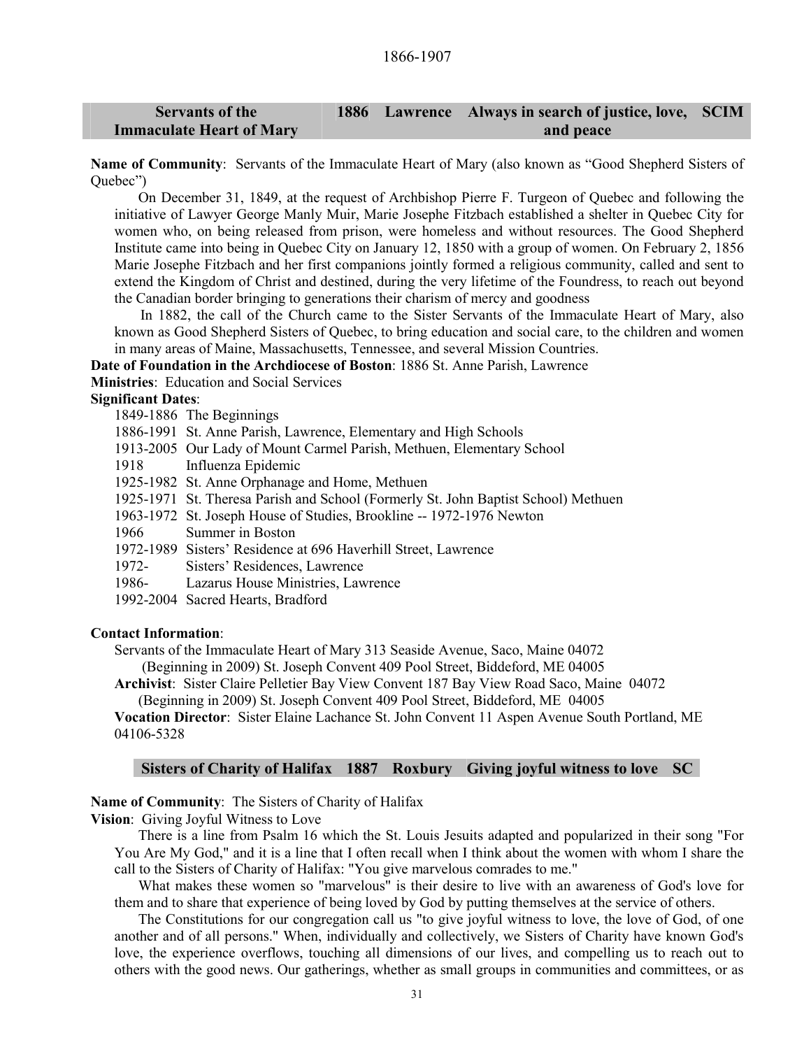1866-1907

| Servants of the Immaculate Heart of Mary | 1886 | Lawrence | Always in search of justice, love, and peace | SCIM |
|---|---|---|---|---|

**Name of Community**: Servants of the Immaculate Heart of Mary (also known as "Good Shepherd Sisters of Quebec")

On December 31, 1849, at the request of Archbishop Pierre F. Turgeon of Quebec and following the initiative of Lawyer George Manly Muir, Marie Josephe Fitzbach established a shelter in Quebec City for women who, on being released from prison, were homeless and without resources. The Good Shepherd Institute came into being in Quebec City on January 12, 1850 with a group of women. On February 2, 1856 Marie Josephe Fitzbach and her first companions jointly formed a religious community, called and sent to extend the Kingdom of Christ and destined, during the very lifetime of the Foundress, to reach out beyond the Canadian border bringing to generations their charism of mercy and goodness

In 1882, the call of the Church came to the Sister Servants of the Immaculate Heart of Mary, also known as Good Shepherd Sisters of Quebec, to bring education and social care, to the children and women in many areas of Maine, Massachusetts, Tennessee, and several Mission Countries.

**Date of Foundation in the Archdiocese of Boston**: 1886 St. Anne Parish, Lawrence

**Ministries**: Education and Social Services

**Significant Dates**:

- 1849-1886 The Beginnings
- 1886-1991 St. Anne Parish, Lawrence, Elementary and High Schools
- 1913-2005 Our Lady of Mount Carmel Parish, Methuen, Elementary School
- 1918 Influenza Epidemic
- 1925-1982 St. Anne Orphanage and Home, Methuen
- 1925-1971 St. Theresa Parish and School (Formerly St. John Baptist School) Methuen
- 1963-1972 St. Joseph House of Studies, Brookline -- 1972-1976 Newton
- 1966 Summer in Boston
- 1972-1989 Sisters' Residence at 696 Haverhill Street, Lawrence
- 1972- Sisters' Residences, Lawrence
- 1986- Lazarus House Ministries, Lawrence
- 1992-2004 Sacred Hearts, Bradford

**Contact Information**:

Servants of the Immaculate Heart of Mary 313 Seaside Avenue, Saco, Maine 04072
(Beginning in 2009) St. Joseph Convent 409 Pool Street, Biddeford, ME 04005

**Archivist**: Sister Claire Pelletier Bay View Convent 187 Bay View Road Saco, Maine 04072
(Beginning in 2009) St. Joseph Convent 409 Pool Street, Biddeford, ME 04005

**Vocation Director**: Sister Elaine Lachance St. John Convent 11 Aspen Avenue South Portland, ME 04106-5328

| Sisters of Charity of Halifax | 1887 | Roxbury | Giving joyful witness to love | SC |
|---|---|---|---|---|

**Name of Community**: The Sisters of Charity of Halifax

**Vision**: Giving Joyful Witness to Love

There is a line from Psalm 16 which the St. Louis Jesuits adapted and popularized in their song "For You Are My God," and it is a line that I often recall when I think about the women with whom I share the call to the Sisters of Charity of Halifax: "You give marvelous comrades to me."

What makes these women so "marvelous" is their desire to live with an awareness of God's love for them and to share that experience of being loved by God by putting themselves at the service of others.

The Constitutions for our congregation call us "to give joyful witness to love, the love of God, of one another and of all persons." When, individually and collectively, we Sisters of Charity have known God's love, the experience overflows, touching all dimensions of our lives, and compelling us to reach out to others with the good news. Our gatherings, whether as small groups in communities and committees, or as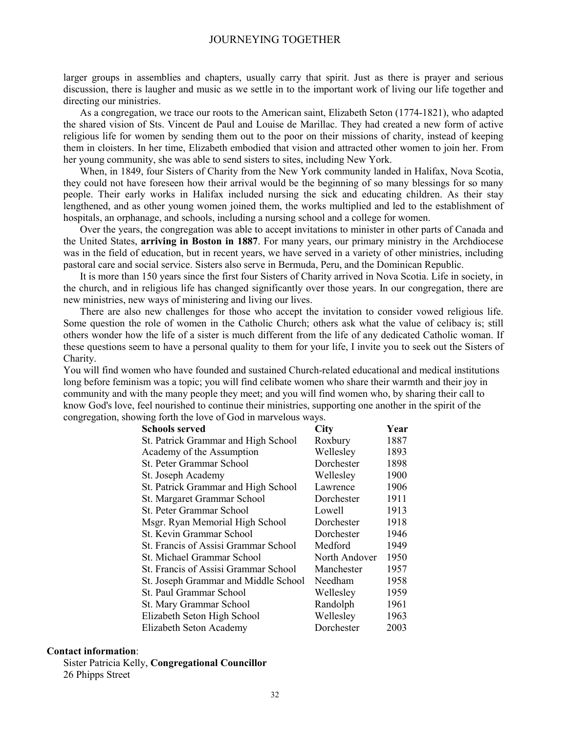larger groups in assemblies and chapters, usually carry that spirit. Just as there is prayer and serious discussion, there is laugher and music as we settle in to the important work of living our life together and directing our ministries.

As a congregation, we trace our roots to the American saint, Elizabeth Seton (1774-1821), who adapted the shared vision of Sts. Vincent de Paul and Louise de Marillac. They had created a new form of active religious life for women by sending them out to the poor on their missions of charity, instead of keeping them in cloisters. In her time, Elizabeth embodied that vision and attracted other women to join her. From her young community, she was able to send sisters to sites, including New York.

When, in 1849, four Sisters of Charity from the New York community landed in Halifax, Nova Scotia, they could not have foreseen how their arrival would be the beginning of so many blessings for so many people. Their early works in Halifax included nursing the sick and educating children. As their stay lengthened, and as other young women joined them, the works multiplied and led to the establishment of hospitals, an orphanage, and schools, including a nursing school and a college for women.

Over the years, the congregation was able to accept invitations to minister in other parts of Canada and the United States, **arriving in Boston in 1887**. For many years, our primary ministry in the Archdiocese was in the field of education, but in recent years, we have served in a variety of other ministries, including pastoral care and social service. Sisters also serve in Bermuda, Peru, and the Dominican Republic.

It is more than 150 years since the first four Sisters of Charity arrived in Nova Scotia. Life in society, in the church, and in religious life has changed significantly over those years. In our congregation, there are new ministries, new ways of ministering and living our lives.

There are also new challenges for those who accept the invitation to consider vowed religious life. Some question the role of women in the Catholic Church; others ask what the value of celibacy is; still others wonder how the life of a sister is much different from the life of any dedicated Catholic woman. If these questions seem to have a personal quality to them for your life, I invite you to seek out the Sisters of Charity.

You will find women who have founded and sustained Church-related educational and medical institutions long before feminism was a topic; you will find celibate women who share their warmth and their joy in community and with the many people they meet; and you will find women who, by sharing their call to know God's love, feel nourished to continue their ministries, supporting one another in the spirit of the congregation, showing forth the love of God in marvelous ways.

| Schools served | City | Year |
|---|---|---|
| St. Patrick Grammar and High School | Roxbury | 1887 |
| Academy of the Assumption | Wellesley | 1893 |
| St. Peter Grammar School | Dorchester | 1898 |
| St. Joseph Academy | Wellesley | 1900 |
| St. Patrick Grammar and High School | Lawrence | 1906 |
| St. Margaret Grammar School | Dorchester | 1911 |
| St. Peter Grammar School | Lowell | 1913 |
| Msgr. Ryan Memorial High School | Dorchester | 1918 |
| St. Kevin Grammar School | Dorchester | 1946 |
| St. Francis of Assisi Grammar School | Medford | 1949 |
| St. Michael Grammar School | North Andover | 1950 |
| St. Francis of Assisi Grammar School | Manchester | 1957 |
| St. Joseph Grammar and Middle School | Needham | 1958 |
| St. Paul Grammar School | Wellesley | 1959 |
| St. Mary Grammar School | Randolph | 1961 |
| Elizabeth Seton High School | Wellesley | 1963 |
| Elizabeth Seton Academy | Dorchester | 2003 |

**Contact information**:

Sister Patricia Kelly, **Congregational Councillor**
26 Phipps Street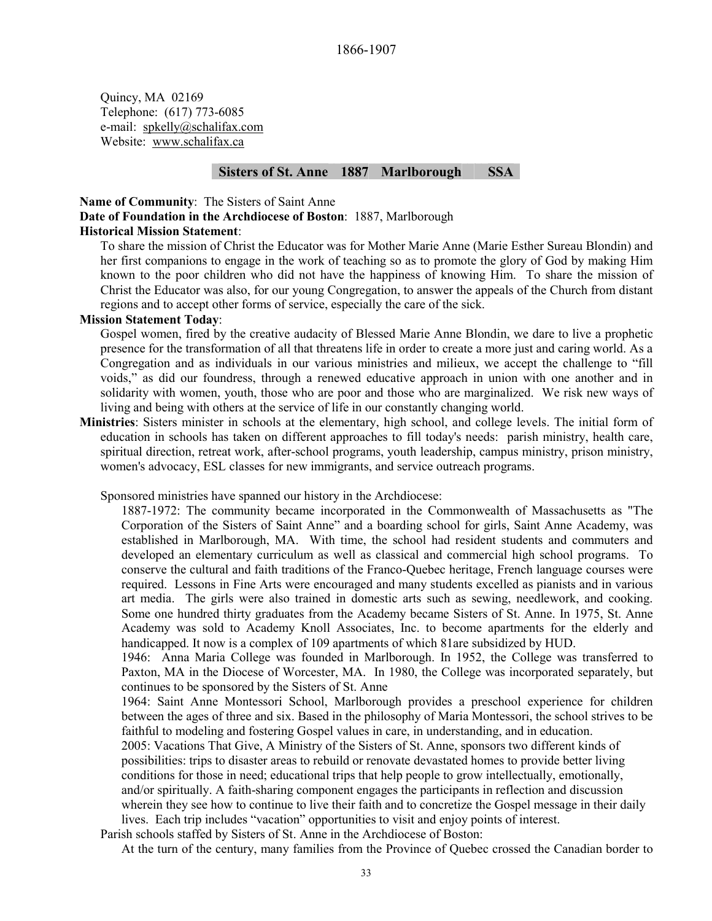Quincy, MA 02169
Telephone: (617) 773-6085
e-mail: spkelly@schalifax.com
Website: www.schalifax.ca

## Sisters of St. Anne 1887 Marlborough SSA

**Name of Community**: The Sisters of Saint Anne
**Date of Foundation in the Archdiocese of Boston**: 1887, Marlborough
**Historical Mission Statement**:

To share the mission of Christ the Educator was for Mother Marie Anne (Marie Esther Sureau Blondin) and her first companions to engage in the work of teaching so as to promote the glory of God by making Him known to the poor children who did not have the happiness of knowing Him. To share the mission of Christ the Educator was also, for our young Congregation, to answer the appeals of the Church from distant regions and to accept other forms of service, especially the care of the sick.

**Mission Statement Today**:

Gospel women, fired by the creative audacity of Blessed Marie Anne Blondin, we dare to live a prophetic presence for the transformation of all that threatens life in order to create a more just and caring world. As a Congregation and as individuals in our various ministries and milieux, we accept the challenge to "fill voids," as did our foundress, through a renewed educative approach in union with one another and in solidarity with women, youth, those who are poor and those who are marginalized. We risk new ways of living and being with others at the service of life in our constantly changing world.

**Ministries**: Sisters minister in schools at the elementary, high school, and college levels. The initial form of education in schools has taken on different approaches to fill today's needs: parish ministry, health care, spiritual direction, retreat work, after-school programs, youth leadership, campus ministry, prison ministry, women's advocacy, ESL classes for new immigrants, and service outreach programs.

Sponsored ministries have spanned our history in the Archdiocese:

1887-1972: The community became incorporated in the Commonwealth of Massachusetts as "The Corporation of the Sisters of Saint Anne" and a boarding school for girls, Saint Anne Academy, was established in Marlborough, MA. With time, the school had resident students and commuters and developed an elementary curriculum as well as classical and commercial high school programs. To conserve the cultural and faith traditions of the Franco-Quebec heritage, French language courses were required. Lessons in Fine Arts were encouraged and many students excelled as pianists and in various art media. The girls were also trained in domestic arts such as sewing, needlework, and cooking. Some one hundred thirty graduates from the Academy became Sisters of St. Anne. In 1975, St. Anne Academy was sold to Academy Knoll Associates, Inc. to become apartments for the elderly and handicapped. It now is a complex of 109 apartments of which 81are subsidized by HUD.

1946: Anna Maria College was founded in Marlborough. In 1952, the College was transferred to Paxton, MA in the Diocese of Worcester, MA. In 1980, the College was incorporated separately, but continues to be sponsored by the Sisters of St. Anne

1964: Saint Anne Montessori School, Marlborough provides a preschool experience for children between the ages of three and six. Based in the philosophy of Maria Montessori, the school strives to be faithful to modeling and fostering Gospel values in care, in understanding, and in education.

2005: Vacations That Give, A Ministry of the Sisters of St. Anne, sponsors two different kinds of possibilities: trips to disaster areas to rebuild or renovate devastated homes to provide better living conditions for those in need; educational trips that help people to grow intellectually, emotionally, and/or spiritually. A faith-sharing component engages the participants in reflection and discussion wherein they see how to continue to live their faith and to concretize the Gospel message in their daily lives. Each trip includes "vacation" opportunities to visit and enjoy points of interest.

Parish schools staffed by Sisters of St. Anne in the Archdiocese of Boston:

At the turn of the century, many families from the Province of Quebec crossed the Canadian border to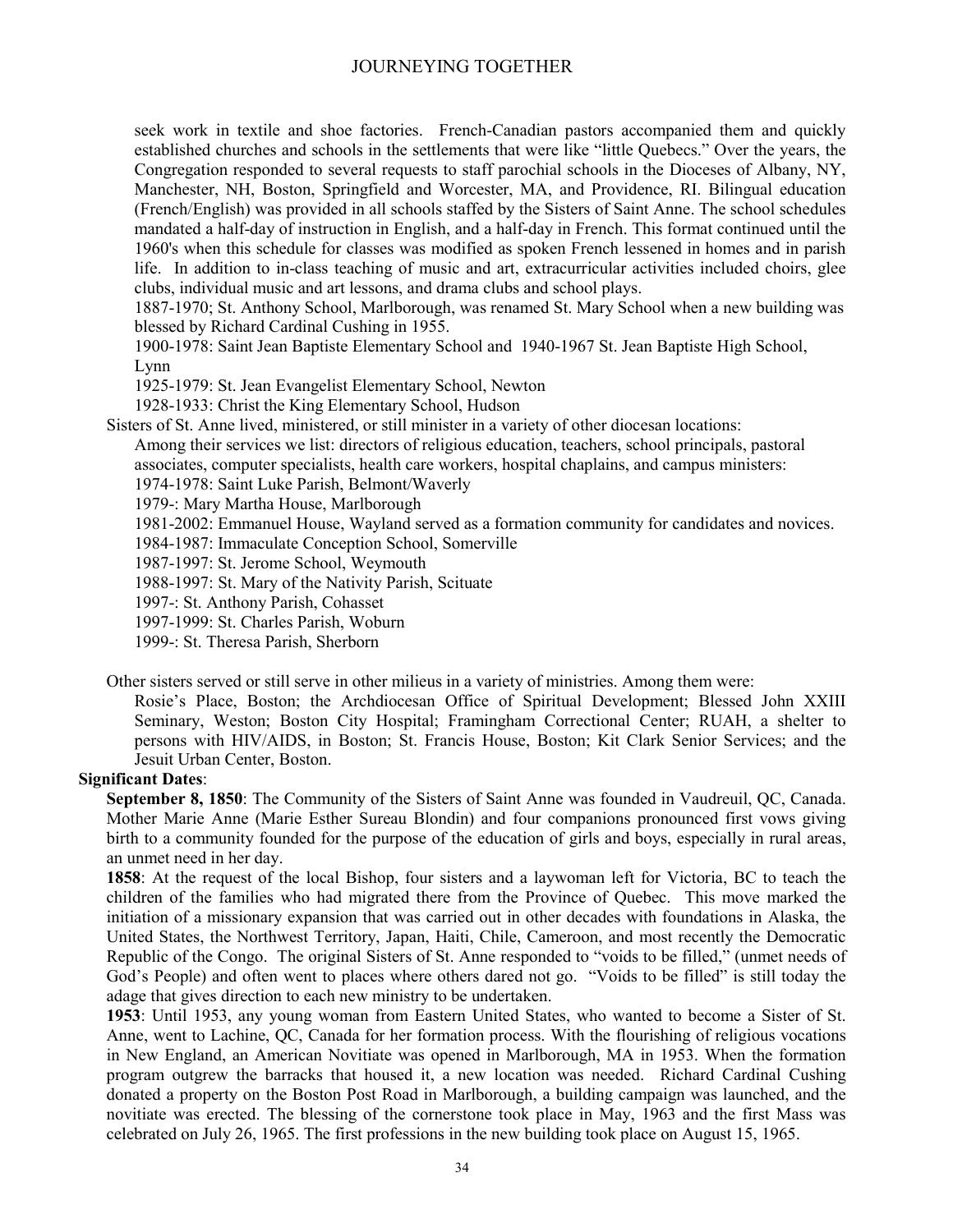seek work in textile and shoe factories. French-Canadian pastors accompanied them and quickly established churches and schools in the settlements that were like "little Quebecs." Over the years, the Congregation responded to several requests to staff parochial schools in the Dioceses of Albany, NY, Manchester, NH, Boston, Springfield and Worcester, MA, and Providence, RI. Bilingual education (French/English) was provided in all schools staffed by the Sisters of Saint Anne. The school schedules mandated a half-day of instruction in English, and a half-day in French. This format continued until the 1960's when this schedule for classes was modified as spoken French lessened in homes and in parish life. In addition to in-class teaching of music and art, extracurricular activities included choirs, glee clubs, individual music and art lessons, and drama clubs and school plays.

1887-1970; St. Anthony School, Marlborough, was renamed St. Mary School when a new building was blessed by Richard Cardinal Cushing in 1955.

1900-1978: Saint Jean Baptiste Elementary School and 1940-1967 St. Jean Baptiste High School, Lynn

1925-1979: St. Jean Evangelist Elementary School, Newton

1928-1933: Christ the King Elementary School, Hudson

Sisters of St. Anne lived, ministered, or still minister in a variety of other diocesan locations:

Among their services we list: directors of religious education, teachers, school principals, pastoral associates, computer specialists, health care workers, hospital chaplains, and campus ministers:

1974-1978: Saint Luke Parish, Belmont/Waverly

1979-: Mary Martha House, Marlborough

1981-2002: Emmanuel House, Wayland served as a formation community for candidates and novices.

1984-1987: Immaculate Conception School, Somerville

1987-1997: St. Jerome School, Weymouth

1988-1997: St. Mary of the Nativity Parish, Scituate

1997-: St. Anthony Parish, Cohasset

1997-1999: St. Charles Parish, Woburn

1999-: St. Theresa Parish, Sherborn

Other sisters served or still serve in other milieus in a variety of ministries. Among them were:

Rosie's Place, Boston; the Archdiocesan Office of Spiritual Development; Blessed John XXIII Seminary, Weston; Boston City Hospital; Framingham Correctional Center; RUAH, a shelter to persons with HIV/AIDS, in Boston; St. Francis House, Boston; Kit Clark Senior Services; and the Jesuit Urban Center, Boston.

**Significant Dates**:

**September 8, 1850**: The Community of the Sisters of Saint Anne was founded in Vaudreuil, QC, Canada. Mother Marie Anne (Marie Esther Sureau Blondin) and four companions pronounced first vows giving birth to a community founded for the purpose of the education of girls and boys, especially in rural areas, an unmet need in her day.

**1858**: At the request of the local Bishop, four sisters and a laywoman left for Victoria, BC to teach the children of the families who had migrated there from the Province of Quebec. This move marked the initiation of a missionary expansion that was carried out in other decades with foundations in Alaska, the United States, the Northwest Territory, Japan, Haiti, Chile, Cameroon, and most recently the Democratic Republic of the Congo. The original Sisters of St. Anne responded to "voids to be filled," (unmet needs of God's People) and often went to places where others dared not go. "Voids to be filled" is still today the adage that gives direction to each new ministry to be undertaken.

**1953**: Until 1953, any young woman from Eastern United States, who wanted to become a Sister of St. Anne, went to Lachine, QC, Canada for her formation process. With the flourishing of religious vocations in New England, an American Novitiate was opened in Marlborough, MA in 1953. When the formation program outgrew the barracks that housed it, a new location was needed. Richard Cardinal Cushing donated a property on the Boston Post Road in Marlborough, a building campaign was launched, and the novitiate was erected. The blessing of the cornerstone took place in May, 1963 and the first Mass was celebrated on July 26, 1965. The first professions in the new building took place on August 15, 1965.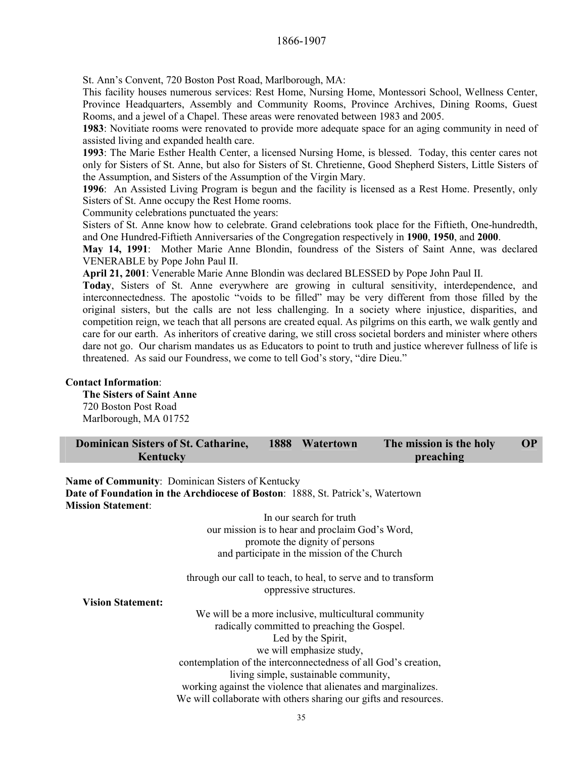St. Ann's Convent, 720 Boston Post Road, Marlborough, MA:

This facility houses numerous services: Rest Home, Nursing Home, Montessori School, Wellness Center, Province Headquarters, Assembly and Community Rooms, Province Archives, Dining Rooms, Guest Rooms, and a jewel of a Chapel. These areas were renovated between 1983 and 2005.

**1983**: Novitiate rooms were renovated to provide more adequate space for an aging community in need of assisted living and expanded health care.

**1993**: The Marie Esther Health Center, a licensed Nursing Home, is blessed. Today, this center cares not only for Sisters of St. Anne, but also for Sisters of St. Chretienne, Good Shepherd Sisters, Little Sisters of the Assumption, and Sisters of the Assumption of the Virgin Mary.

**1996**: An Assisted Living Program is begun and the facility is licensed as a Rest Home. Presently, only Sisters of St. Anne occupy the Rest Home rooms.

Community celebrations punctuated the years:

Sisters of St. Anne know how to celebrate. Grand celebrations took place for the Fiftieth, One-hundredth, and One Hundred-Fiftieth Anniversaries of the Congregation respectively in **1900**, **1950**, and **2000**.

**May 14, 1991**: Mother Marie Anne Blondin, foundress of the Sisters of Saint Anne, was declared VENERABLE by Pope John Paul II.

**April 21, 2001**: Venerable Marie Anne Blondin was declared BLESSED by Pope John Paul II.

**Today**, Sisters of St. Anne everywhere are growing in cultural sensitivity, interdependence, and interconnectedness. The apostolic "voids to be filled" may be very different from those filled by the original sisters, but the calls are not less challenging. In a society where injustice, disparities, and competition reign, we teach that all persons are created equal. As pilgrims on this earth, we walk gently and care for our earth. As inheritors of creative daring, we still cross societal borders and minister where others dare not go. Our charism mandates us as Educators to point to truth and justice wherever fullness of life is threatened. As said our Foundress, we come to tell God's story, "dire Dieu."

**Contact Information**:

**The Sisters of Saint Anne**
720 Boston Post Road
Marlborough, MA 01752

| Dominican Sisters of St. Catharine, Kentucky | 1888 | Watertown | The mission is the holy preaching | OP |
|---|---|---|---|---|

**Name of Community**: Dominican Sisters of Kentucky
**Date of Foundation in the Archdiocese of Boston**: 1888, St. Patrick's, Watertown
**Mission Statement**:

In our search for truth
our mission is to hear and proclaim God's Word,
promote the dignity of persons
and participate in the mission of the Church

through our call to teach, to heal, to serve and to transform
oppressive structures.

**Vision Statement:**

We will be a more inclusive, multicultural community
radically committed to preaching the Gospel.
Led by the Spirit,
we will emphasize study,
contemplation of the interconnectedness of all God's creation,
living simple, sustainable community,
working against the violence that alienates and marginalizes.
We will collaborate with others sharing our gifts and resources.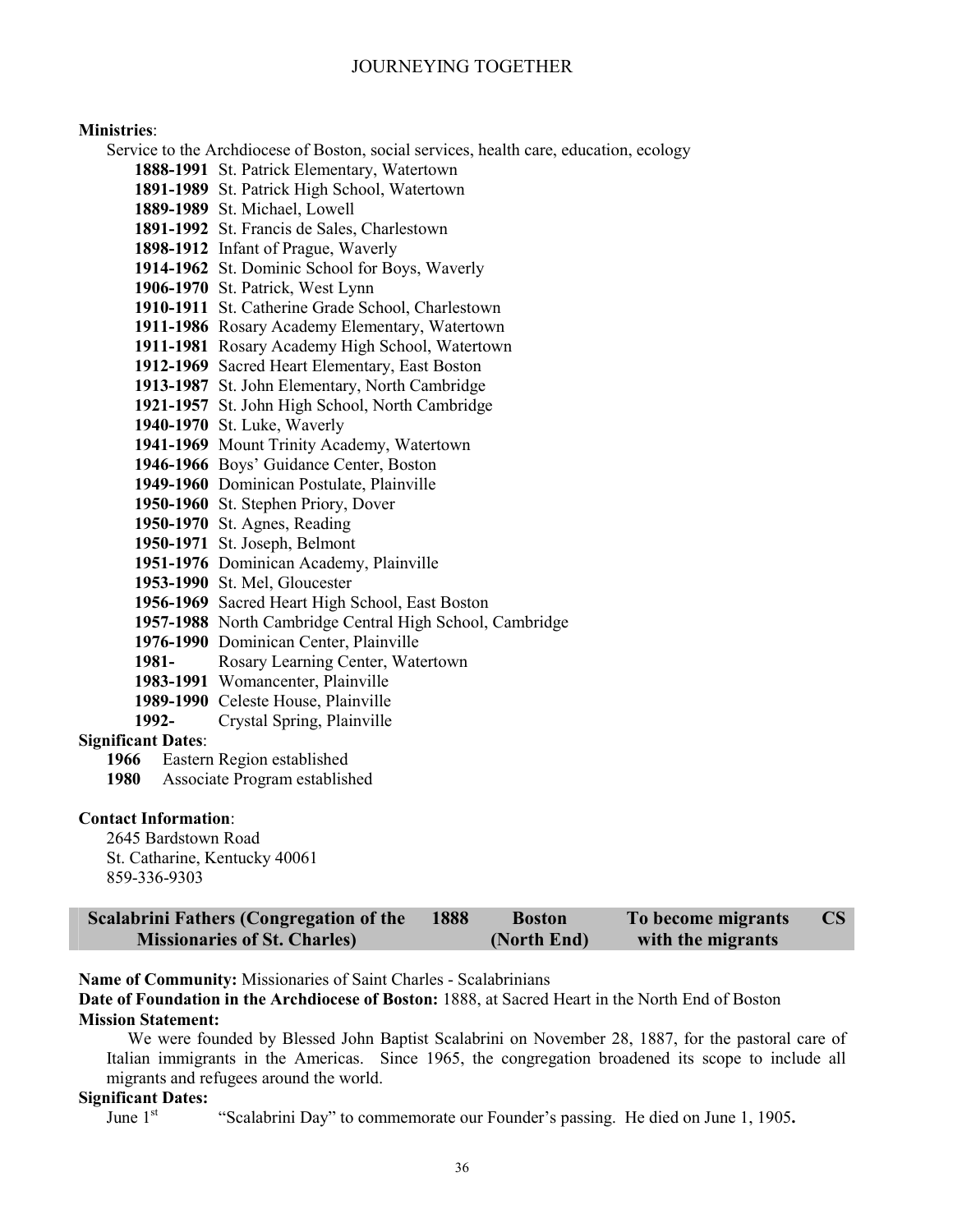**Ministries**:

Service to the Archdiocese of Boston, social services, health care, education, ecology

- **1888-1991** St. Patrick Elementary, Watertown
- **1891-1989** St. Patrick High School, Watertown
- **1889-1989** St. Michael, Lowell
- **1891-1992** St. Francis de Sales, Charlestown
- **1898-1912** Infant of Prague, Waverly
- **1914-1962** St. Dominic School for Boys, Waverly
- **1906-1970** St. Patrick, West Lynn
- **1910-1911** St. Catherine Grade School, Charlestown
- **1911-1986** Rosary Academy Elementary, Watertown
- **1911-1981** Rosary Academy High School, Watertown
- **1912-1969** Sacred Heart Elementary, East Boston
- **1913-1987** St. John Elementary, North Cambridge
- **1921-1957** St. John High School, North Cambridge
- **1940-1970** St. Luke, Waverly
- **1941-1969** Mount Trinity Academy, Watertown
- **1946-1966** Boys' Guidance Center, Boston
- **1949-1960** Dominican Postulate, Plainville
- **1950-1960** St. Stephen Priory, Dover
- **1950-1970** St. Agnes, Reading
- **1950-1971** St. Joseph, Belmont
- **1951-1976** Dominican Academy, Plainville
- **1953-1990** St. Mel, Gloucester
- **1956-1969** Sacred Heart High School, East Boston
- **1957-1988** North Cambridge Central High School, Cambridge
- **1976-1990** Dominican Center, Plainville
- **1981-** Rosary Learning Center, Watertown
- **1983-1991** Womancenter, Plainville
- **1989-1990** Celeste House, Plainville
- **1992-** Crystal Spring, Plainville

**Significant Dates**:

- **1966** Eastern Region established
- **1980** Associate Program established

**Contact Information**:

2645 Bardstown Road
St. Catharine, Kentucky 40061
859-336-9303

| Scalabrini Fathers (Congregation of the Missionaries of St. Charles) | 1888 | Boston (North End) | To become migrants with the migrants | CS |
|---|---|---|---|---|

**Name of Community:** Missionaries of Saint Charles - Scalabrinians

**Date of Foundation in the Archdiocese of Boston:** 1888, at Sacred Heart in the North End of Boston

**Mission Statement:**

We were founded by Blessed John Baptist Scalabrini on November 28, 1887, for the pastoral care of Italian immigrants in the Americas. Since 1965, the congregation broadened its scope to include all migrants and refugees around the world.

**Significant Dates:**

June 1st "Scalabrini Day" to commemorate our Founder's passing. He died on June 1, 1905**.**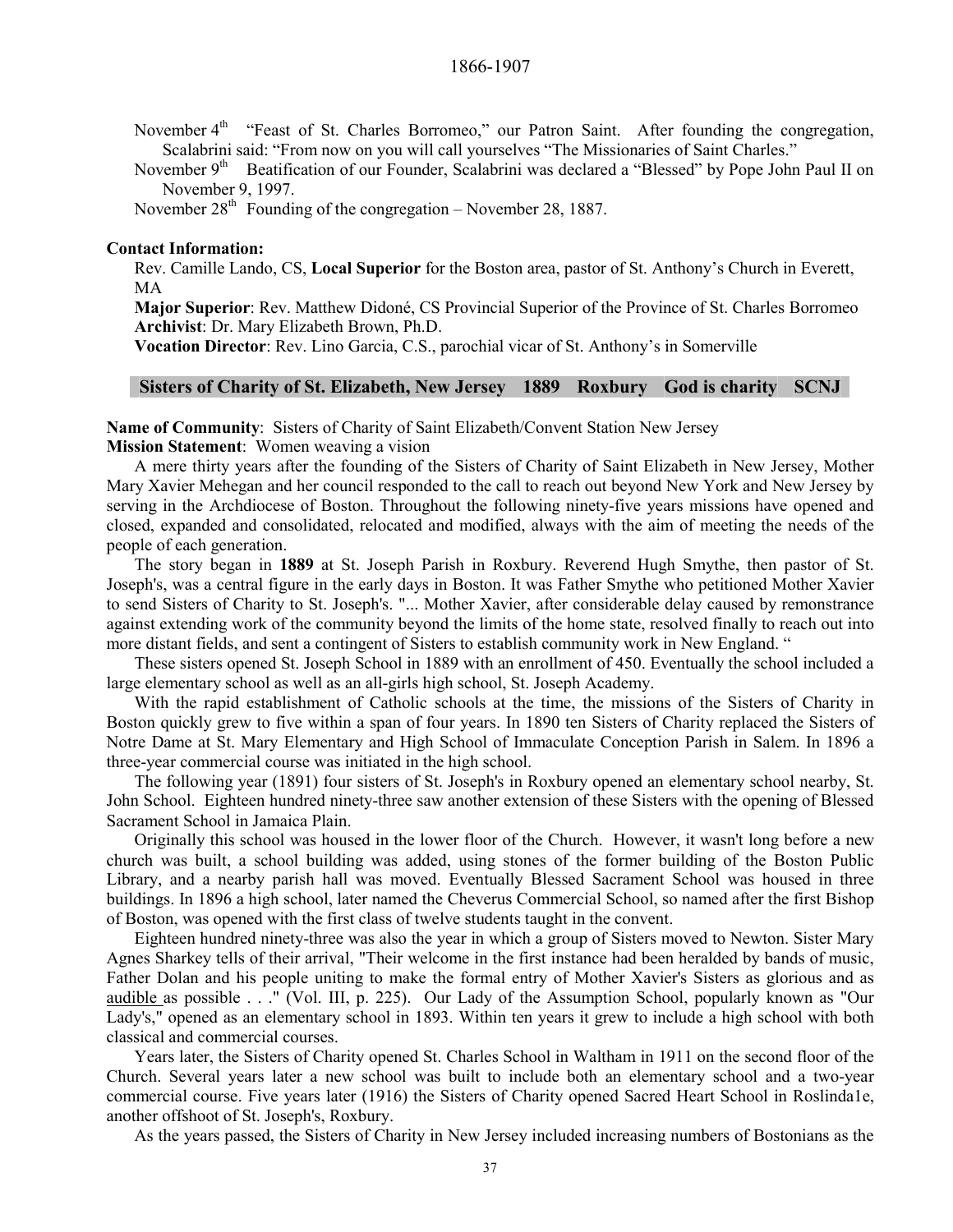November 4th "Feast of St. Charles Borromeo," our Patron Saint. After founding the congregation, Scalabrini said: "From now on you will call yourselves "The Missionaries of Saint Charles."

November 9th Beatification of our Founder, Scalabrini was declared a "Blessed" by Pope John Paul II on November 9, 1997.

November 28th Founding of the congregation – November 28, 1887.

**Contact Information:**

Rev. Camille Lando, CS, **Local Superior** for the Boston area, pastor of St. Anthony's Church in Everett, MA

**Major Superior**: Rev. Matthew Didoné, CS Provincial Superior of the Province of St. Charles Borromeo

**Archivist**: Dr. Mary Elizabeth Brown, Ph.D.

**Vocation Director**: Rev. Lino Garcia, C.S., parochial vicar of St. Anthony's in Somerville

## Sisters of Charity of St. Elizabeth, New Jersey 1889 Roxbury God is charity SCNJ

**Name of Community**: Sisters of Charity of Saint Elizabeth/Convent Station New Jersey

**Mission Statement**: Women weaving a vision

A mere thirty years after the founding of the Sisters of Charity of Saint Elizabeth in New Jersey, Mother Mary Xavier Mehegan and her council responded to the call to reach out beyond New York and New Jersey by serving in the Archdiocese of Boston. Throughout the following ninety-five years missions have opened and closed, expanded and consolidated, relocated and modified, always with the aim of meeting the needs of the people of each generation.

The story began in **1889** at St. Joseph Parish in Roxbury. Reverend Hugh Smythe, then pastor of St. Joseph's, was a central figure in the early days in Boston. It was Father Smythe who petitioned Mother Xavier to send Sisters of Charity to St. Joseph's. "... Mother Xavier, after considerable delay caused by remonstrance against extending work of the community beyond the limits of the home state, resolved finally to reach out into more distant fields, and sent a contingent of Sisters to establish community work in New England. "

These sisters opened St. Joseph School in 1889 with an enrollment of 450. Eventually the school included a large elementary school as well as an all-girls high school, St. Joseph Academy.

With the rapid establishment of Catholic schools at the time, the missions of the Sisters of Charity in Boston quickly grew to five within a span of four years. In 1890 ten Sisters of Charity replaced the Sisters of Notre Dame at St. Mary Elementary and High School of Immaculate Conception Parish in Salem. In 1896 a three-year commercial course was initiated in the high school.

The following year (1891) four sisters of St. Joseph's in Roxbury opened an elementary school nearby, St. John School. Eighteen hundred ninety-three saw another extension of these Sisters with the opening of Blessed Sacrament School in Jamaica Plain.

Originally this school was housed in the lower floor of the Church. However, it wasn't long before a new church was built, a school building was added, using stones of the former building of the Boston Public Library, and a nearby parish hall was moved. Eventually Blessed Sacrament School was housed in three buildings. In 1896 a high school, later named the Cheverus Commercial School, so named after the first Bishop of Boston, was opened with the first class of twelve students taught in the convent.

Eighteen hundred ninety-three was also the year in which a group of Sisters moved to Newton. Sister Mary Agnes Sharkey tells of their arrival, "Their welcome in the first instance had been heralded by bands of music, Father Dolan and his people uniting to make the formal entry of Mother Xavier's Sisters as glorious and as audible as possible . . ." (Vol. III, p. 225). Our Lady of the Assumption School, popularly known as "Our Lady's," opened as an elementary school in 1893. Within ten years it grew to include a high school with both classical and commercial courses.

Years later, the Sisters of Charity opened St. Charles School in Waltham in 1911 on the second floor of the Church. Several years later a new school was built to include both an elementary school and a two-year commercial course. Five years later (1916) the Sisters of Charity opened Sacred Heart School in Roslinda1e, another offshoot of St. Joseph's, Roxbury.

As the years passed, the Sisters of Charity in New Jersey included increasing numbers of Bostonians as the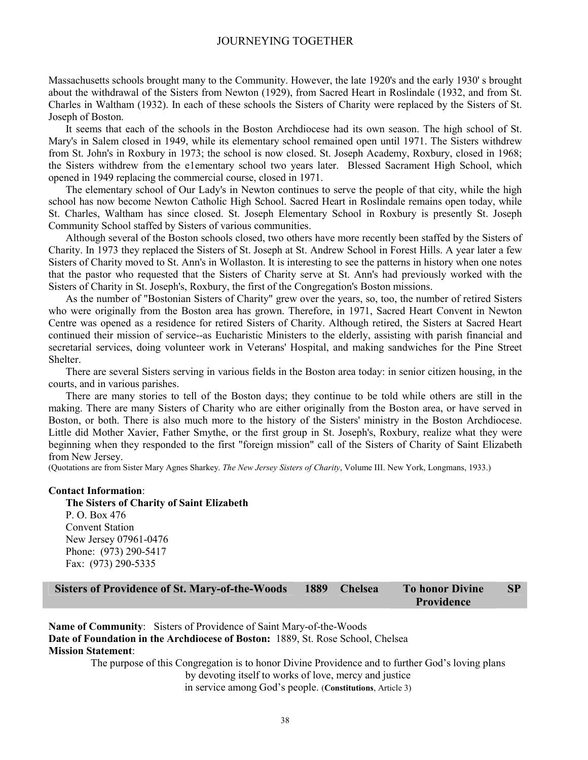Massachusetts schools brought many to the Community. However, the late 1920's and the early 1930' s brought about the withdrawal of the Sisters from Newton (1929), from Sacred Heart in Roslindale (1932, and from St. Charles in Waltham (1932). In each of these schools the Sisters of Charity were replaced by the Sisters of St. Joseph of Boston.

It seems that each of the schools in the Boston Archdiocese had its own season. The high school of St. Mary's in Salem closed in 1949, while its elementary school remained open until 1971. The Sisters withdrew from St. John's in Roxbury in 1973; the school is now closed. St. Joseph Academy, Roxbury, closed in 1968; the Sisters withdrew from the e1ementary school two years later. Blessed Sacrament High School, which opened in 1949 replacing the commercial course, closed in 1971.

The elementary school of Our Lady's in Newton continues to serve the people of that city, while the high school has now become Newton Catholic High School. Sacred Heart in Roslindale remains open today, while St. Charles, Waltham has since closed. St. Joseph Elementary School in Roxbury is presently St. Joseph Community School staffed by Sisters of various communities.

Although several of the Boston schools closed, two others have more recently been staffed by the Sisters of Charity. In 1973 they replaced the Sisters of St. Joseph at St. Andrew School in Forest Hills. A year later a few Sisters of Charity moved to St. Ann's in Wollaston. It is interesting to see the patterns in history when one notes that the pastor who requested that the Sisters of Charity serve at St. Ann's had previously worked with the Sisters of Charity in St. Joseph's, Roxbury, the first of the Congregation's Boston missions.

As the number of "Bostonian Sisters of Charity" grew over the years, so, too, the number of retired Sisters who were originally from the Boston area has grown. Therefore, in 1971, Sacred Heart Convent in Newton Centre was opened as a residence for retired Sisters of Charity. Although retired, the Sisters at Sacred Heart continued their mission of service--as Eucharistic Ministers to the elderly, assisting with parish financial and secretarial services, doing volunteer work in Veterans' Hospital, and making sandwiches for the Pine Street Shelter.

There are several Sisters serving in various fields in the Boston area today: in senior citizen housing, in the courts, and in various parishes.

There are many stories to tell of the Boston days; they continue to be told while others are still in the making. There are many Sisters of Charity who are either originally from the Boston area, or have served in Boston, or both. There is also much more to the history of the Sisters' ministry in the Boston Archdiocese. Little did Mother Xavier, Father Smythe, or the first group in St. Joseph's, Roxbury, realize what they were beginning when they responded to the first "foreign mission" call of the Sisters of Charity of Saint Elizabeth from New Jersey.

(Quotations are from Sister Mary Agnes Sharkey. *The New Jersey Sisters of Charity*, Volume III. New York, Longmans, 1933.)

**Contact Information**:

**The Sisters of Charity of Saint Elizabeth**
P. O. Box 476
Convent Station
New Jersey 07961-0476
Phone: (973) 290-5417
Fax: (973) 290-5335

| Sisters of Providence of St. Mary-of-the-Woods | 1889 | Chelsea | To honor Divine Providence | SP |
|---|---|---|---|---|

**Name of Community**: Sisters of Providence of Saint Mary-of-the-Woods
**Date of Foundation in the Archdiocese of Boston:** 1889, St. Rose School, Chelsea
**Mission Statement**:

The purpose of this Congregation is to honor Divine Providence and to further God's loving plans by devoting itself to works of love, mercy and justice in service among God's people. (**Constitutions**, Article 3)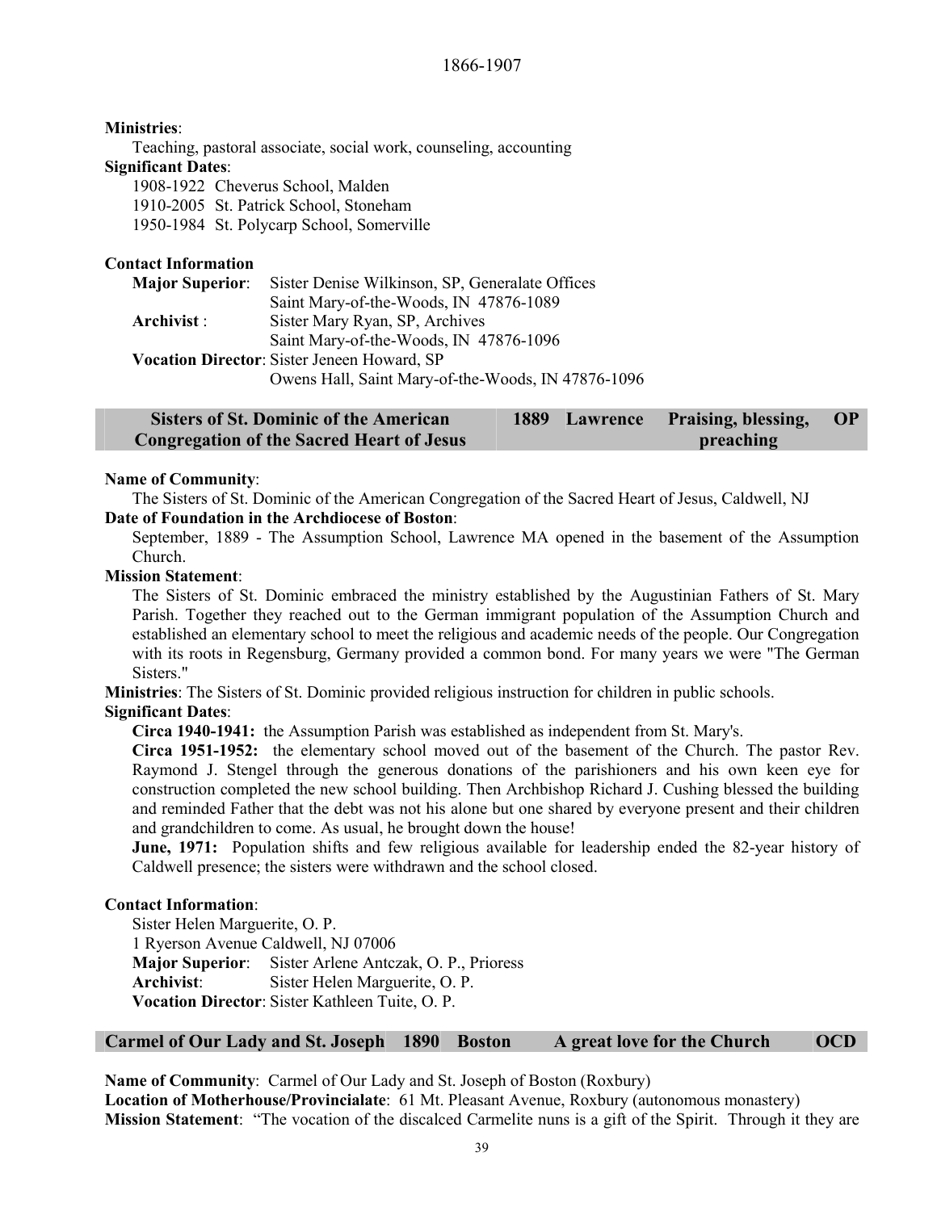**Ministries**:

Teaching, pastoral associate, social work, counseling, accounting

**Significant Dates**:

1908-1922 Cheverus School, Malden
1910-2005 St. Patrick School, Stoneham
1950-1984 St. Polycarp School, Somerville

**Contact Information**

**Major Superior**: Sister Denise Wilkinson, SP, Generalate Offices
Saint Mary-of-the-Woods, IN 47876-1089

**Archivist** : Sister Mary Ryan, SP, Archives
Saint Mary-of-the-Woods, IN 47876-1096

**Vocation Director**: Sister Jeneen Howard, SP
Owens Hall, Saint Mary-of-the-Woods, IN 47876-1096

| Sisters of St. Dominic of the American Congregation of the Sacred Heart of Jesus | 1889 | Lawrence | Praising, blessing, preaching | OP |
|---|---|---|---|---|

**Name of Community**:

The Sisters of St. Dominic of the American Congregation of the Sacred Heart of Jesus, Caldwell, NJ

**Date of Foundation in the Archdiocese of Boston**:

September, 1889 - The Assumption School, Lawrence MA opened in the basement of the Assumption Church.

**Mission Statement**:

The Sisters of St. Dominic embraced the ministry established by the Augustinian Fathers of St. Mary Parish. Together they reached out to the German immigrant population of the Assumption Church and established an elementary school to meet the religious and academic needs of the people. Our Congregation with its roots in Regensburg, Germany provided a common bond. For many years we were "The German Sisters."

**Ministries**: The Sisters of St. Dominic provided religious instruction for children in public schools.

**Significant Dates**:

**Circa 1940-1941:** the Assumption Parish was established as independent from St. Mary's.

**Circa 1951-1952:** the elementary school moved out of the basement of the Church. The pastor Rev. Raymond J. Stengel through the generous donations of the parishioners and his own keen eye for construction completed the new school building. Then Archbishop Richard J. Cushing blessed the building and reminded Father that the debt was not his alone but one shared by everyone present and their children and grandchildren to come. As usual, he brought down the house!

**June, 1971:** Population shifts and few religious available for leadership ended the 82-year history of Caldwell presence; the sisters were withdrawn and the school closed.

**Contact Information**:

Sister Helen Marguerite, O. P.
1 Ryerson Avenue Caldwell, NJ 07006

**Major Superior**: Sister Arlene Antczak, O. P., Prioress

**Archivist**: Sister Helen Marguerite, O. P.

**Vocation Director**: Sister Kathleen Tuite, O. P.

| Carmel of Our Lady and St. Joseph | 1890 | Boston | A great love for the Church | OCD |
|---|---|---|---|---|

**Name of Community**: Carmel of Our Lady and St. Joseph of Boston (Roxbury)

**Location of Motherhouse/Provincialate**: 61 Mt. Pleasant Avenue, Roxbury (autonomous monastery)

**Mission Statement**: "The vocation of the discalced Carmelite nuns is a gift of the Spirit. Through it they are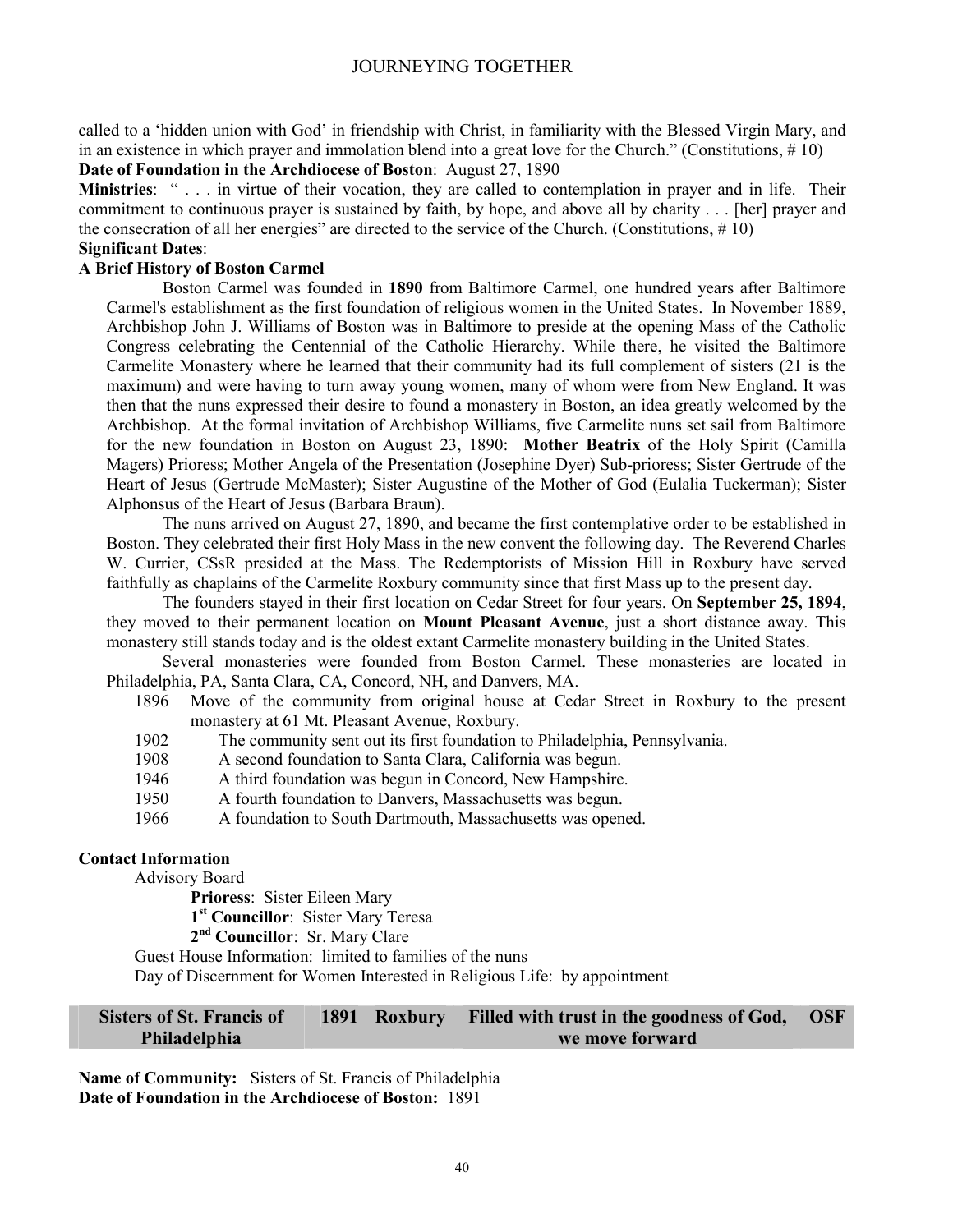called to a 'hidden union with God' in friendship with Christ, in familiarity with the Blessed Virgin Mary, and in an existence in which prayer and immolation blend into a great love for the Church." (Constitutions, # 10)

**Date of Foundation in the Archdiocese of Boston**: August 27, 1890

**Ministries**: " . . . in virtue of their vocation, they are called to contemplation in prayer and in life. Their commitment to continuous prayer is sustained by faith, by hope, and above all by charity . . . [her] prayer and the consecration of all her energies" are directed to the service of the Church. (Constitutions, # 10)

**Significant Dates**:

**A Brief History of Boston Carmel**

Boston Carmel was founded in **1890** from Baltimore Carmel, one hundred years after Baltimore Carmel's establishment as the first foundation of religious women in the United States. In November 1889, Archbishop John J. Williams of Boston was in Baltimore to preside at the opening Mass of the Catholic Congress celebrating the Centennial of the Catholic Hierarchy. While there, he visited the Baltimore Carmelite Monastery where he learned that their community had its full complement of sisters (21 is the maximum) and were having to turn away young women, many of whom were from New England. It was then that the nuns expressed their desire to found a monastery in Boston, an idea greatly welcomed by the Archbishop. At the formal invitation of Archbishop Williams, five Carmelite nuns set sail from Baltimore for the new foundation in Boston on August 23, 1890: **Mother Beatrix** of the Holy Spirit (Camilla Magers) Prioress; Mother Angela of the Presentation (Josephine Dyer) Sub-prioress; Sister Gertrude of the Heart of Jesus (Gertrude McMaster); Sister Augustine of the Mother of God (Eulalia Tuckerman); Sister Alphonsus of the Heart of Jesus (Barbara Braun).

The nuns arrived on August 27, 1890, and became the first contemplative order to be established in Boston. They celebrated their first Holy Mass in the new convent the following day. The Reverend Charles W. Currier, CSsR presided at the Mass. The Redemptorists of Mission Hill in Roxbury have served faithfully as chaplains of the Carmelite Roxbury community since that first Mass up to the present day.

The founders stayed in their first location on Cedar Street for four years. On **September 25, 1894**, they moved to their permanent location on **Mount Pleasant Avenue**, just a short distance away. This monastery still stands today and is the oldest extant Carmelite monastery building in the United States.

Several monasteries were founded from Boston Carmel. These monasteries are located in Philadelphia, PA, Santa Clara, CA, Concord, NH, and Danvers, MA.

- 1896 Move of the community from original house at Cedar Street in Roxbury to the present monastery at 61 Mt. Pleasant Avenue, Roxbury.
- 1902 The community sent out its first foundation to Philadelphia, Pennsylvania.
- 1908 A second foundation to Santa Clara, California was begun.
- 1946 A third foundation was begun in Concord, New Hampshire.
- 1950 A fourth foundation to Danvers, Massachusetts was begun.
- 1966 A foundation to South Dartmouth, Massachusetts was opened.

**Contact Information**

Advisory Board

**Prioress**: Sister Eileen Mary

**1st Councillor**: Sister Mary Teresa

**2nd Councillor**: Sr. Mary Clare

Guest House Information: limited to families of the nuns

Day of Discernment for Women Interested in Religious Life: by appointment

| Sisters of St. Francis of Philadelphia | 1891 | Roxbury | Filled with trust in the goodness of God, we move forward | OSF |
|---|---|---|---|---|

**Name of Community:** Sisters of St. Francis of Philadelphia

**Date of Foundation in the Archdiocese of Boston:** 1891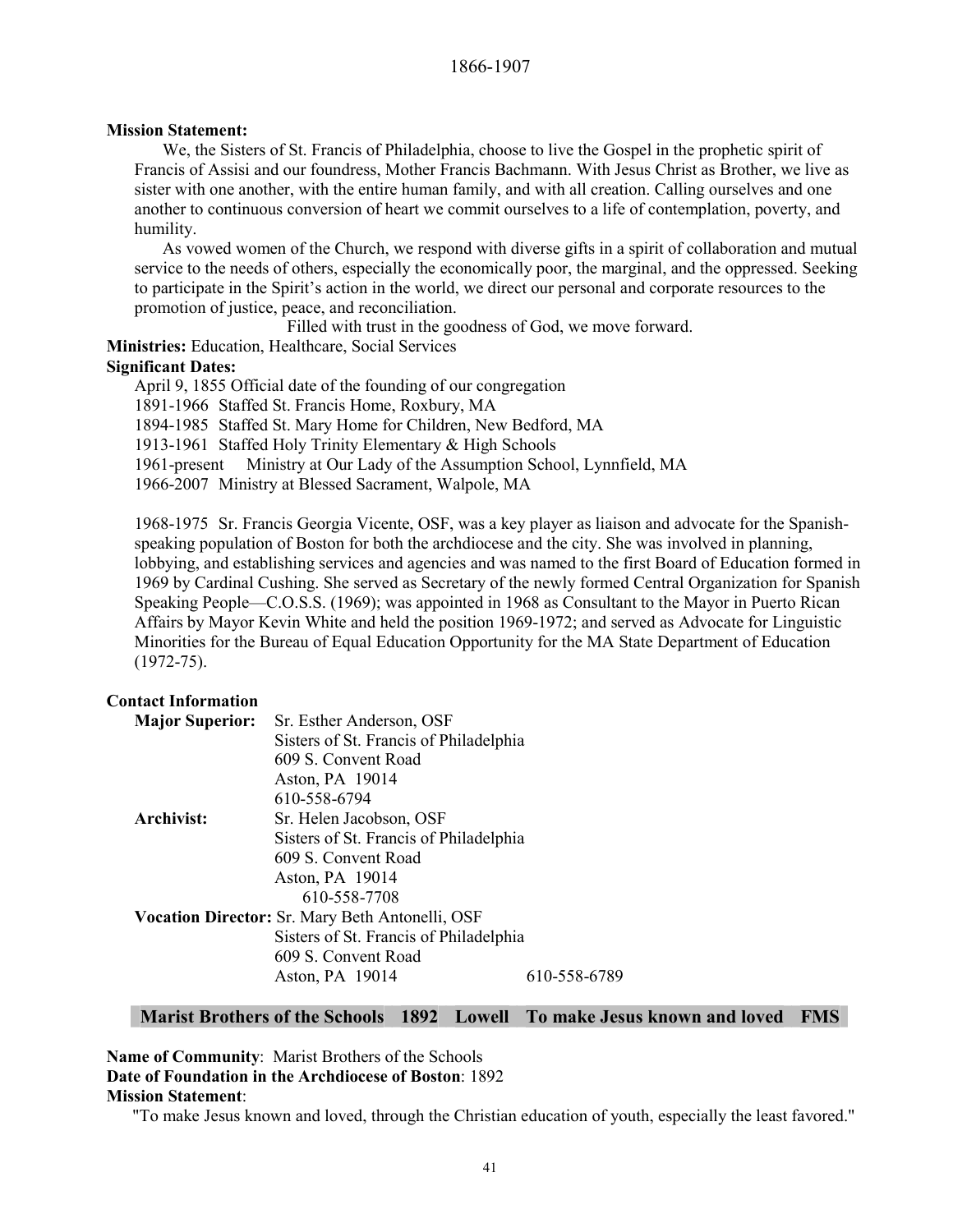1866-1907

**Mission Statement:**

We, the Sisters of St. Francis of Philadelphia, choose to live the Gospel in the prophetic spirit of Francis of Assisi and our foundress, Mother Francis Bachmann. With Jesus Christ as Brother, we live as sister with one another, with the entire human family, and with all creation. Calling ourselves and one another to continuous conversion of heart we commit ourselves to a life of contemplation, poverty, and humility.

As vowed women of the Church, we respond with diverse gifts in a spirit of collaboration and mutual service to the needs of others, especially the economically poor, the marginal, and the oppressed. Seeking to participate in the Spirit's action in the world, we direct our personal and corporate resources to the promotion of justice, peace, and reconciliation.

Filled with trust in the goodness of God, we move forward.

**Ministries:** Education, Healthcare, Social Services

**Significant Dates:**

April 9, 1855 Official date of the founding of our congregation
1891-1966 Staffed St. Francis Home, Roxbury, MA
1894-1985 Staffed St. Mary Home for Children, New Bedford, MA
1913-1961 Staffed Holy Trinity Elementary & High Schools
1961-present Ministry at Our Lady of the Assumption School, Lynnfield, MA
1966-2007 Ministry at Blessed Sacrament, Walpole, MA

1968-1975 Sr. Francis Georgia Vicente, OSF, was a key player as liaison and advocate for the Spanish-speaking population of Boston for both the archdiocese and the city. She was involved in planning, lobbying, and establishing services and agencies and was named to the first Board of Education formed in 1969 by Cardinal Cushing. She served as Secretary of the newly formed Central Organization for Spanish Speaking People—C.O.S.S. (1969); was appointed in 1968 as Consultant to the Mayor in Puerto Rican Affairs by Mayor Kevin White and held the position 1969-1972; and served as Advocate for Linguistic Minorities for the Bureau of Equal Education Opportunity for the MA State Department of Education (1972-75).

**Contact Information**

**Major Superior:** Sr. Esther Anderson, OSF
Sisters of St. Francis of Philadelphia
609 S. Convent Road
Aston, PA 19014
610-558-6794

**Archivist:** Sr. Helen Jacobson, OSF
Sisters of St. Francis of Philadelphia
609 S. Convent Road
Aston, PA 19014
610-558-7708

**Vocation Director:** Sr. Mary Beth Antonelli, OSF
Sisters of St. Francis of Philadelphia
609 S. Convent Road
Aston, PA 19014 610-558-6789

## Marist Brothers of the Schools 1892 Lowell To make Jesus known and loved FMS

**Name of Community**: Marist Brothers of the Schools
**Date of Foundation in the Archdiocese of Boston**: 1892
**Mission Statement**:

"To make Jesus known and loved, through the Christian education of youth, especially the least favored."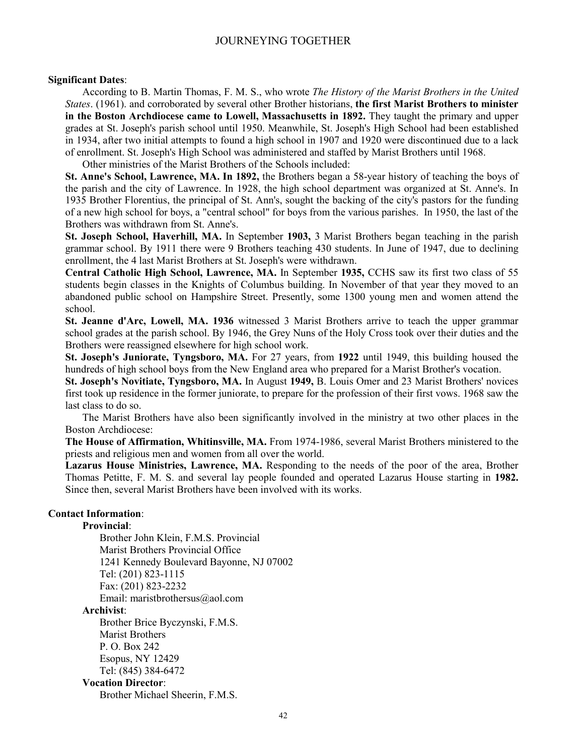**Significant Dates**:

According to B. Martin Thomas, F. M. S., who wrote *The History of the Marist Brothers in the United States*. (1961). and corroborated by several other Brother historians, **the first Marist Brothers to minister in the Boston Archdiocese came to Lowell, Massachusetts in 1892.** They taught the primary and upper grades at St. Joseph's parish school until 1950. Meanwhile, St. Joseph's High School had been established in 1934, after two initial attempts to found a high school in 1907 and 1920 were discontinued due to a lack of enrollment. St. Joseph's High School was administered and staffed by Marist Brothers until 1968.

Other ministries of the Marist Brothers of the Schools included:

**St. Anne's School, Lawrence, MA. In 1892,** the Brothers began a 58-year history of teaching the boys of the parish and the city of Lawrence. In 1928, the high school department was organized at St. Anne's. In 1935 Brother Florentius, the principal of St. Ann's, sought the backing of the city's pastors for the funding of a new high school for boys, a "central school" for boys from the various parishes. In 1950, the last of the Brothers was withdrawn from St. Anne's.

**St. Joseph School, Haverhill, MA.** In September **1903,** 3 Marist Brothers began teaching in the parish grammar school. By 1911 there were 9 Brothers teaching 430 students. In June of 1947, due to declining enrollment, the 4 last Marist Brothers at St. Joseph's were withdrawn.

**Central Catholic High School, Lawrence, MA.** In September **1935,** CCHS saw its first two class of 55 students begin classes in the Knights of Columbus building. In November of that year they moved to an abandoned public school on Hampshire Street. Presently, some 1300 young men and women attend the school.

**St. Jeanne d'Arc, Lowell, MA. 1936** witnessed 3 Marist Brothers arrive to teach the upper grammar school grades at the parish school. By 1946, the Grey Nuns of the Holy Cross took over their duties and the Brothers were reassigned elsewhere for high school work.

**St. Joseph's Juniorate, Tyngsboro, MA.** For 27 years, from **1922** until 1949, this building housed the hundreds of high school boys from the New England area who prepared for a Marist Brother's vocation.

**St. Joseph's Novitiate, Tyngsboro, MA.** In August **1949,** B. Louis Omer and 23 Marist Brothers' novices first took up residence in the former juniorate, to prepare for the profession of their first vows. 1968 saw the last class to do so.

The Marist Brothers have also been significantly involved in the ministry at two other places in the Boston Archdiocese:

**The House of Affirmation, Whitinsville, MA.** From 1974-1986, several Marist Brothers ministered to the priests and religious men and women from all over the world.

**Lazarus House Ministries, Lawrence, MA.** Responding to the needs of the poor of the area, Brother Thomas Petitte, F. M. S. and several lay people founded and operated Lazarus House starting in **1982.** Since then, several Marist Brothers have been involved with its works.

**Contact Information**:

**Provincial**:

Brother John Klein, F.M.S. Provincial
Marist Brothers Provincial Office
1241 Kennedy Boulevard Bayonne, NJ 07002
Tel: (201) 823-1115
Fax: (201) 823-2232
Email: maristbrothersus@aol.com

**Archivist**:

Brother Brice Byczynski, F.M.S.
Marist Brothers
P. O. Box 242
Esopus, NY 12429
Tel: (845) 384-6472

**Vocation Director**:

Brother Michael Sheerin, F.M.S.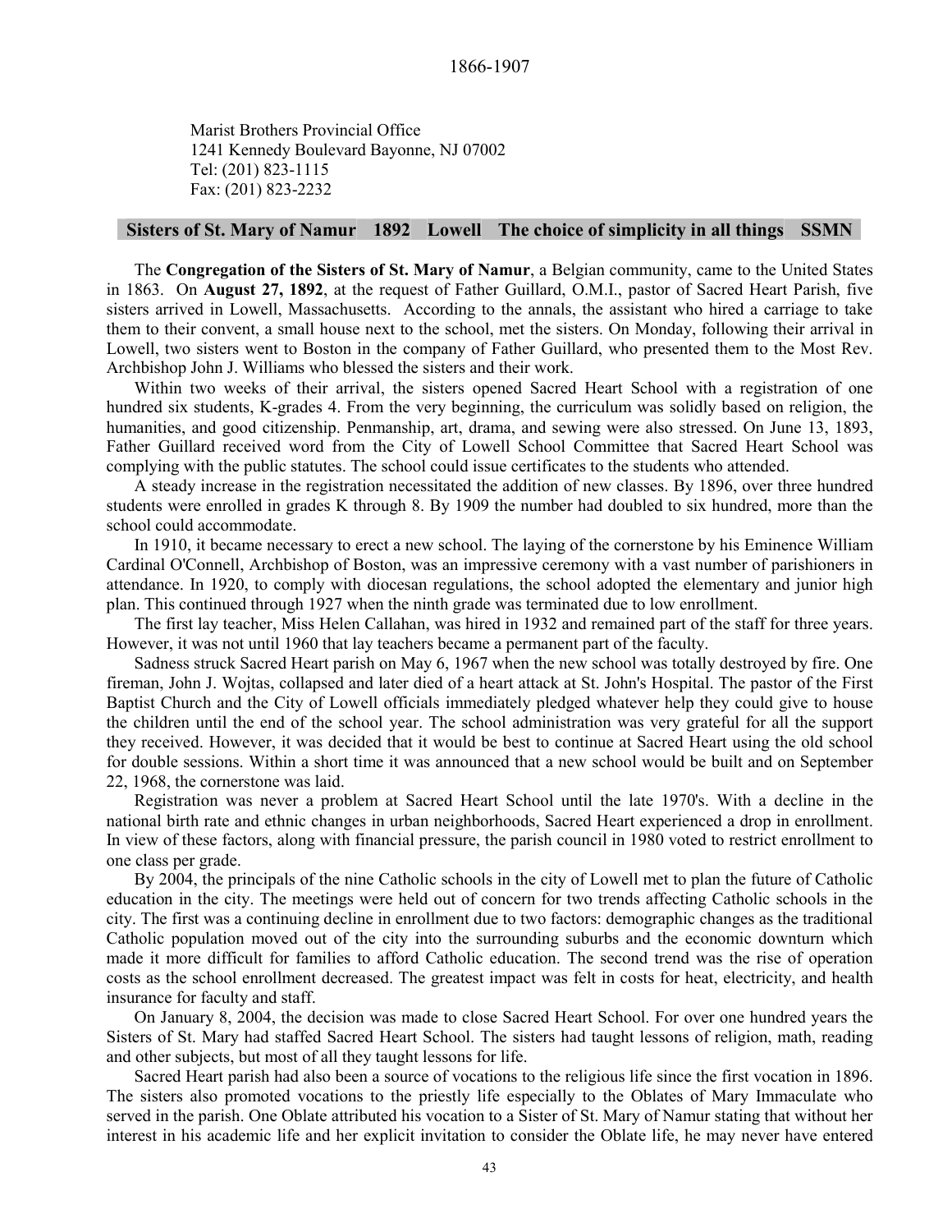Marist Brothers Provincial Office
1241 Kennedy Boulevard Bayonne, NJ 07002
Tel: (201) 823-1115
Fax: (201) 823-2232

## Sisters of St. Mary of Namur 1892 Lowell The choice of simplicity in all things SSMN

The **Congregation of the Sisters of St. Mary of Namur**, a Belgian community, came to the United States in 1863. On **August 27, 1892**, at the request of Father Guillard, O.M.I., pastor of Sacred Heart Parish, five sisters arrived in Lowell, Massachusetts. According to the annals, the assistant who hired a carriage to take them to their convent, a small house next to the school, met the sisters. On Monday, following their arrival in Lowell, two sisters went to Boston in the company of Father Guillard, who presented them to the Most Rev. Archbishop John J. Williams who blessed the sisters and their work.

Within two weeks of their arrival, the sisters opened Sacred Heart School with a registration of one hundred six students, K-grades 4. From the very beginning, the curriculum was solidly based on religion, the humanities, and good citizenship. Penmanship, art, drama, and sewing were also stressed. On June 13, 1893, Father Guillard received word from the City of Lowell School Committee that Sacred Heart School was complying with the public statutes. The school could issue certificates to the students who attended.

A steady increase in the registration necessitated the addition of new classes. By 1896, over three hundred students were enrolled in grades K through 8. By 1909 the number had doubled to six hundred, more than the school could accommodate.

In 1910, it became necessary to erect a new school. The laying of the cornerstone by his Eminence William Cardinal O'Connell, Archbishop of Boston, was an impressive ceremony with a vast number of parishioners in attendance. In 1920, to comply with diocesan regulations, the school adopted the elementary and junior high plan. This continued through 1927 when the ninth grade was terminated due to low enrollment.

The first lay teacher, Miss Helen Callahan, was hired in 1932 and remained part of the staff for three years. However, it was not until 1960 that lay teachers became a permanent part of the faculty.

Sadness struck Sacred Heart parish on May 6, 1967 when the new school was totally destroyed by fire. One fireman, John J. Wojtas, collapsed and later died of a heart attack at St. John's Hospital. The pastor of the First Baptist Church and the City of Lowell officials immediately pledged whatever help they could give to house the children until the end of the school year. The school administration was very grateful for all the support they received. However, it was decided that it would be best to continue at Sacred Heart using the old school for double sessions. Within a short time it was announced that a new school would be built and on September 22, 1968, the cornerstone was laid.

Registration was never a problem at Sacred Heart School until the late 1970's. With a decline in the national birth rate and ethnic changes in urban neighborhoods, Sacred Heart experienced a drop in enrollment. In view of these factors, along with financial pressure, the parish council in 1980 voted to restrict enrollment to one class per grade.

By 2004, the principals of the nine Catholic schools in the city of Lowell met to plan the future of Catholic education in the city. The meetings were held out of concern for two trends affecting Catholic schools in the city. The first was a continuing decline in enrollment due to two factors: demographic changes as the traditional Catholic population moved out of the city into the surrounding suburbs and the economic downturn which made it more difficult for families to afford Catholic education. The second trend was the rise of operation costs as the school enrollment decreased. The greatest impact was felt in costs for heat, electricity, and health insurance for faculty and staff.

On January 8, 2004, the decision was made to close Sacred Heart School. For over one hundred years the Sisters of St. Mary had staffed Sacred Heart School. The sisters had taught lessons of religion, math, reading and other subjects, but most of all they taught lessons for life.

Sacred Heart parish had also been a source of vocations to the religious life since the first vocation in 1896. The sisters also promoted vocations to the priestly life especially to the Oblates of Mary Immaculate who served in the parish. One Oblate attributed his vocation to a Sister of St. Mary of Namur stating that without her interest in his academic life and her explicit invitation to consider the Oblate life, he may never have entered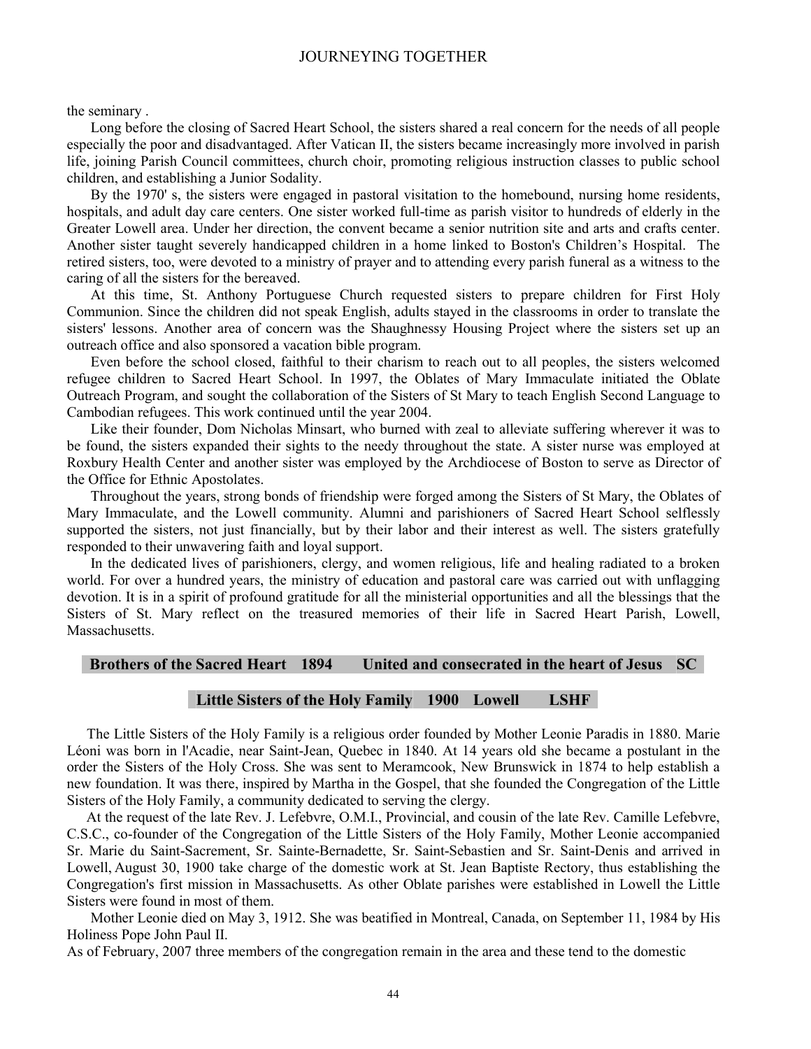the seminary .

Long before the closing of Sacred Heart School, the sisters shared a real concern for the needs of all people especially the poor and disadvantaged. After Vatican II, the sisters became increasingly more involved in parish life, joining Parish Council committees, church choir, promoting religious instruction classes to public school children, and establishing a Junior Sodality.

By the 1970' s, the sisters were engaged in pastoral visitation to the homebound, nursing home residents, hospitals, and adult day care centers. One sister worked full-time as parish visitor to hundreds of elderly in the Greater Lowell area. Under her direction, the convent became a senior nutrition site and arts and crafts center. Another sister taught severely handicapped children in a home linked to Boston's Children's Hospital. The retired sisters, too, were devoted to a ministry of prayer and to attending every parish funeral as a witness to the caring of all the sisters for the bereaved.

At this time, St. Anthony Portuguese Church requested sisters to prepare children for First Holy Communion. Since the children did not speak English, adults stayed in the classrooms in order to translate the sisters' lessons. Another area of concern was the Shaughnessy Housing Project where the sisters set up an outreach office and also sponsored a vacation bible program.

Even before the school closed, faithful to their charism to reach out to all peoples, the sisters welcomed refugee children to Sacred Heart School. In 1997, the Oblates of Mary Immaculate initiated the Oblate Outreach Program, and sought the collaboration of the Sisters of St Mary to teach English Second Language to Cambodian refugees. This work continued until the year 2004.

Like their founder, Dom Nicholas Minsart, who burned with zeal to alleviate suffering wherever it was to be found, the sisters expanded their sights to the needy throughout the state. A sister nurse was employed at Roxbury Health Center and another sister was employed by the Archdiocese of Boston to serve as Director of the Office for Ethnic Apostolates.

Throughout the years, strong bonds of friendship were forged among the Sisters of St Mary, the Oblates of Mary Immaculate, and the Lowell community. Alumni and parishioners of Sacred Heart School selflessly supported the sisters, not just financially, but by their labor and their interest as well. The sisters gratefully responded to their unwavering faith and loyal support.

In the dedicated lives of parishioners, clergy, and women religious, life and healing radiated to a broken world. For over a hundred years, the ministry of education and pastoral care was carried out with unflagging devotion. It is in a spirit of profound gratitude for all the ministerial opportunities and all the blessings that the Sisters of St. Mary reflect on the treasured memories of their life in Sacred Heart Parish, Lowell, Massachusetts.

## Brothers of the Sacred Heart 1894 United and consecrated in the heart of Jesus SC

## Little Sisters of the Holy Family 1900 Lowell LSHF

The Little Sisters of the Holy Family is a religious order founded by Mother Leonie Paradis in 1880. Marie Léoni was born in l'Acadie, near Saint-Jean, Quebec in 1840. At 14 years old she became a postulant in the order the Sisters of the Holy Cross. She was sent to Meramcook, New Brunswick in 1874 to help establish a new foundation. It was there, inspired by Martha in the Gospel, that she founded the Congregation of the Little Sisters of the Holy Family, a community dedicated to serving the clergy.

At the request of the late Rev. J. Lefebvre, O.M.I., Provincial, and cousin of the late Rev. Camille Lefebvre, C.S.C., co-founder of the Congregation of the Little Sisters of the Holy Family, Mother Leonie accompanied Sr. Marie du Saint-Sacrement, Sr. Sainte-Bernadette, Sr. Saint-Sebastien and Sr. Saint-Denis and arrived in Lowell, August 30, 1900 take charge of the domestic work at St. Jean Baptiste Rectory, thus establishing the Congregation's first mission in Massachusetts. As other Oblate parishes were established in Lowell the Little Sisters were found in most of them.

Mother Leonie died on May 3, 1912. She was beatified in Montreal, Canada, on September 11, 1984 by His Holiness Pope John Paul II.

As of February, 2007 three members of the congregation remain in the area and these tend to the domestic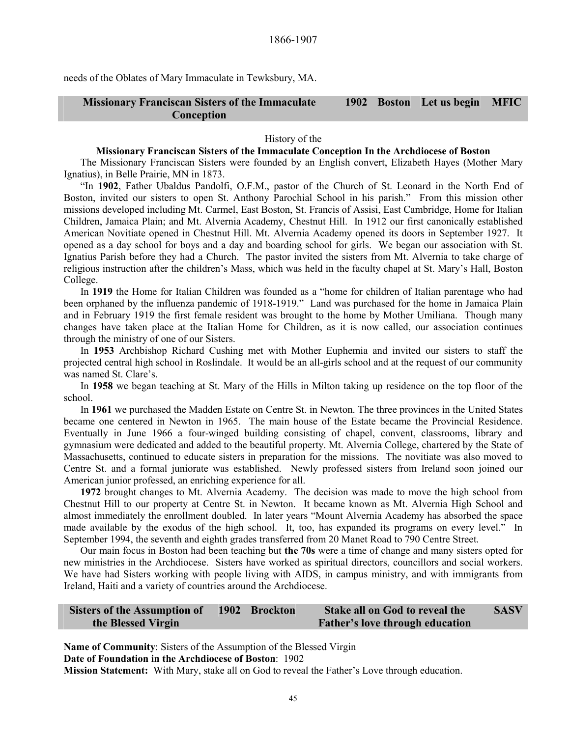needs of the Oblates of Mary Immaculate in Tewksbury, MA.

| Missionary Franciscan Sisters of the Immaculate Conception | 1902 | Boston | Let us begin | MFIC |
|---|---|---|---|---|

History of the

**Missionary Franciscan Sisters of the Immaculate Conception In the Archdiocese of Boston**

The Missionary Franciscan Sisters were founded by an English convert, Elizabeth Hayes (Mother Mary Ignatius), in Belle Prairie, MN in 1873.

"In **1902**, Father Ubaldus Pandolfi, O.F.M., pastor of the Church of St. Leonard in the North End of Boston, invited our sisters to open St. Anthony Parochial School in his parish." From this mission other missions developed including Mt. Carmel, East Boston, St. Francis of Assisi, East Cambridge, Home for Italian Children, Jamaica Plain; and Mt. Alvernia Academy, Chestnut Hill. In 1912 our first canonically established American Novitiate opened in Chestnut Hill. Mt. Alvernia Academy opened its doors in September 1927. It opened as a day school for boys and a day and boarding school for girls. We began our association with St. Ignatius Parish before they had a Church. The pastor invited the sisters from Mt. Alvernia to take charge of religious instruction after the children's Mass, which was held in the faculty chapel at St. Mary's Hall, Boston College.

In **1919** the Home for Italian Children was founded as a "home for children of Italian parentage who had been orphaned by the influenza pandemic of 1918-1919." Land was purchased for the home in Jamaica Plain and in February 1919 the first female resident was brought to the home by Mother Umiliana. Though many changes have taken place at the Italian Home for Children, as it is now called, our association continues through the ministry of one of our Sisters.

In **1953** Archbishop Richard Cushing met with Mother Euphemia and invited our sisters to staff the projected central high school in Roslindale. It would be an all-girls school and at the request of our community was named St. Clare's.

In **1958** we began teaching at St. Mary of the Hills in Milton taking up residence on the top floor of the school.

In **1961** we purchased the Madden Estate on Centre St. in Newton. The three provinces in the United States became one centered in Newton in 1965. The main house of the Estate became the Provincial Residence. Eventually in June 1966 a four-winged building consisting of chapel, convent, classrooms, library and gymnasium were dedicated and added to the beautiful property. Mt. Alvernia College, chartered by the State of Massachusetts, continued to educate sisters in preparation for the missions. The novitiate was also moved to Centre St. and a formal juniorate was established. Newly professed sisters from Ireland soon joined our American junior professed, an enriching experience for all.

**1972** brought changes to Mt. Alvernia Academy. The decision was made to move the high school from Chestnut Hill to our property at Centre St. in Newton. It became known as Mt. Alvernia High School and almost immediately the enrollment doubled. In later years "Mount Alvernia Academy has absorbed the space made available by the exodus of the high school. It, too, has expanded its programs on every level." In September 1994, the seventh and eighth grades transferred from 20 Manet Road to 790 Centre Street.

Our main focus in Boston had been teaching but **the 70s** were a time of change and many sisters opted for new ministries in the Archdiocese. Sisters have worked as spiritual directors, councillors and social workers. We have had Sisters working with people living with AIDS, in campus ministry, and with immigrants from Ireland, Haiti and a variety of countries around the Archdiocese.

| Sisters of the Assumption of the Blessed Virgin | 1902 | Brockton | Stake all on God to reveal the Father's love through education | SASV |
|---|---|---|---|---|

**Name of Community**: Sisters of the Assumption of the Blessed Virgin
**Date of Foundation in the Archdiocese of Boston**: 1902
**Mission Statement:** With Mary, stake all on God to reveal the Father's Love through education.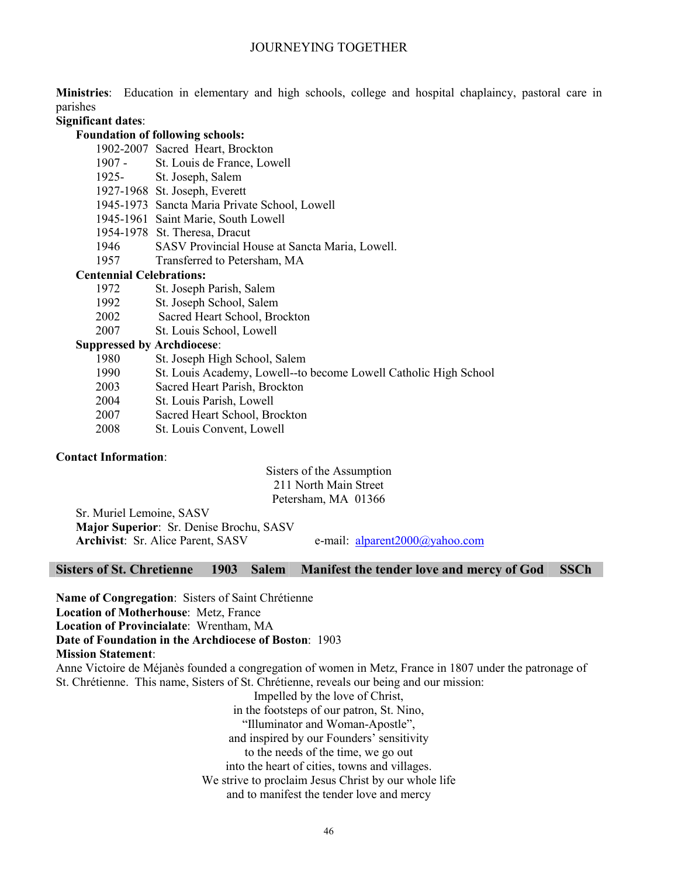**Ministries**: Education in elementary and high schools, college and hospital chaplaincy, pastoral care in parishes

**Significant dates**:

**Foundation of following schools:**

| | |
|---|---|
| 1902-2007 | Sacred Heart, Brockton |
| 1907 - | St. Louis de France, Lowell |
| 1925- | St. Joseph, Salem |
| 1927-1968 | St. Joseph, Everett |
| 1945-1973 | Sancta Maria Private School, Lowell |
| 1945-1961 | Saint Marie, South Lowell |
| 1954-1978 | St. Theresa, Dracut |
| 1946 | SASV Provincial House at Sancta Maria, Lowell. |
| 1957 | Transferred to Petersham, MA |

**Centennial Celebrations:**

| | |
|---|---|
| 1972 | St. Joseph Parish, Salem |
| 1992 | St. Joseph School, Salem |
| 2002 | Sacred Heart School, Brockton |
| 2007 | St. Louis School, Lowell |

**Suppressed by Archdiocese**:

| | |
|---|---|
| 1980 | St. Joseph High School, Salem |
| 1990 | St. Louis Academy, Lowell--to become Lowell Catholic High School |
| 2003 | Sacred Heart Parish, Brockton |
| 2004 | St. Louis Parish, Lowell |
| 2007 | Sacred Heart School, Brockton |
| 2008 | St. Louis Convent, Lowell |

**Contact Information**:

Sisters of the Assumption
211 North Main Street
Petersham, MA 01366

Sr. Muriel Lemoine, SASV
**Major Superior**: Sr. Denise Brochu, SASV
**Archivist**: Sr. Alice Parent, SASV e-mail: alparent2000@yahoo.com

| Sisters of St. Chretienne | 1903 | Salem | Manifest the tender love and mercy of God | SSCh |
|---|---|---|---|---|

**Name of Congregation**: Sisters of Saint Chrétienne
**Location of Motherhouse**: Metz, France
**Location of Provincialate**: Wrentham, MA
**Date of Foundation in the Archdiocese of Boston**: 1903
**Mission Statement**:
Anne Victoire de Méjanès founded a congregation of women in Metz, France in 1807 under the patronage of St. Chrétienne. This name, Sisters of St. Chrétienne, reveals our being and our mission:

Impelled by the love of Christ,
in the footsteps of our patron, St. Nino,
"Illuminator and Woman-Apostle",
and inspired by our Founders' sensitivity
to the needs of the time, we go out
into the heart of cities, towns and villages.
We strive to proclaim Jesus Christ by our whole life
and to manifest the tender love and mercy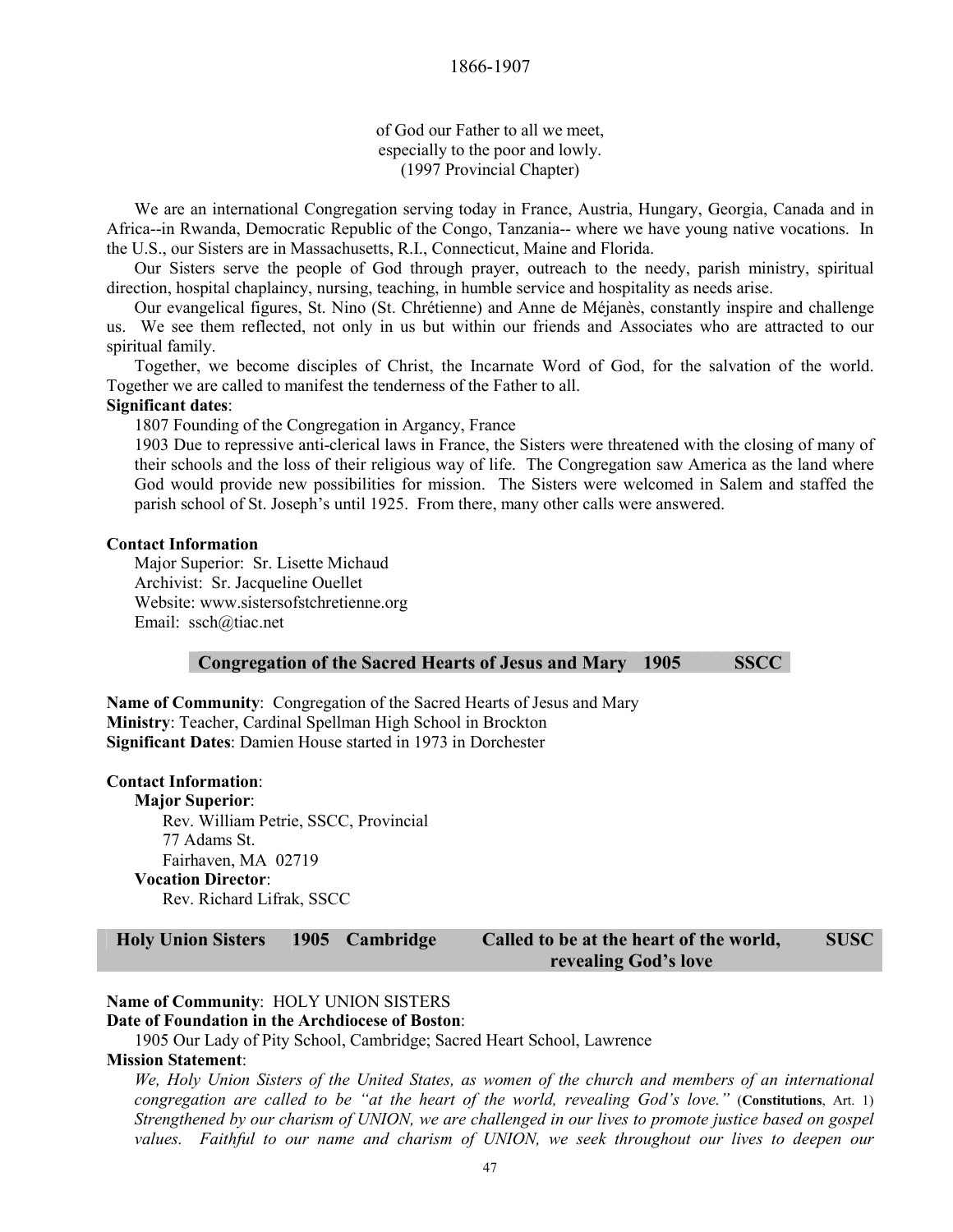of God our Father to all we meet,
especially to the poor and lowly.
(1997 Provincial Chapter)

We are an international Congregation serving today in France, Austria, Hungary, Georgia, Canada and in Africa--in Rwanda, Democratic Republic of the Congo, Tanzania-- where we have young native vocations. In the U.S., our Sisters are in Massachusetts, R.I., Connecticut, Maine and Florida.

Our Sisters serve the people of God through prayer, outreach to the needy, parish ministry, spiritual direction, hospital chaplaincy, nursing, teaching, in humble service and hospitality as needs arise.

Our evangelical figures, St. Nino (St. Chrétienne) and Anne de Méjanès, constantly inspire and challenge us. We see them reflected, not only in us but within our friends and Associates who are attracted to our spiritual family.

Together, we become disciples of Christ, the Incarnate Word of God, for the salvation of the world. Together we are called to manifest the tenderness of the Father to all.

**Significant dates**:

1807 Founding of the Congregation in Argancy, France

1903 Due to repressive anti-clerical laws in France, the Sisters were threatened with the closing of many of their schools and the loss of their religious way of life. The Congregation saw America as the land where God would provide new possibilities for mission. The Sisters were welcomed in Salem and staffed the parish school of St. Joseph's until 1925. From there, many other calls were answered.

**Contact Information**

Major Superior: Sr. Lisette Michaud
Archivist: Sr. Jacqueline Ouellet
Website: www.sistersofstchretienne.org
Email: ssch@tiac.net

## Congregation of the Sacred Hearts of Jesus and Mary 1905 SSCC

**Name of Community**: Congregation of the Sacred Hearts of Jesus and Mary
**Ministry**: Teacher, Cardinal Spellman High School in Brockton
**Significant Dates**: Damien House started in 1973 in Dorchester

**Contact Information**:

**Major Superior**:
Rev. William Petrie, SSCC, Provincial
77 Adams St.
Fairhaven, MA 02719

**Vocation Director**:
Rev. Richard Lifrak, SSCC

## Holy Union Sisters 1905 Cambridge Called to be at the heart of the world, revealing God's love SUSC

**Name of Community**: HOLY UNION SISTERS

**Date of Foundation in the Archdiocese of Boston**:

1905 Our Lady of Pity School, Cambridge; Sacred Heart School, Lawrence

**Mission Statement**:

*We, Holy Union Sisters of the United States, as women of the church and members of an international congregation are called to be "at the heart of the world, revealing God's love."* (**Constitutions**, Art. 1) *Strengthened by our charism of UNION, we are challenged in our lives to promote justice based on gospel values. Faithful to our name and charism of UNION, we seek throughout our lives to deepen our*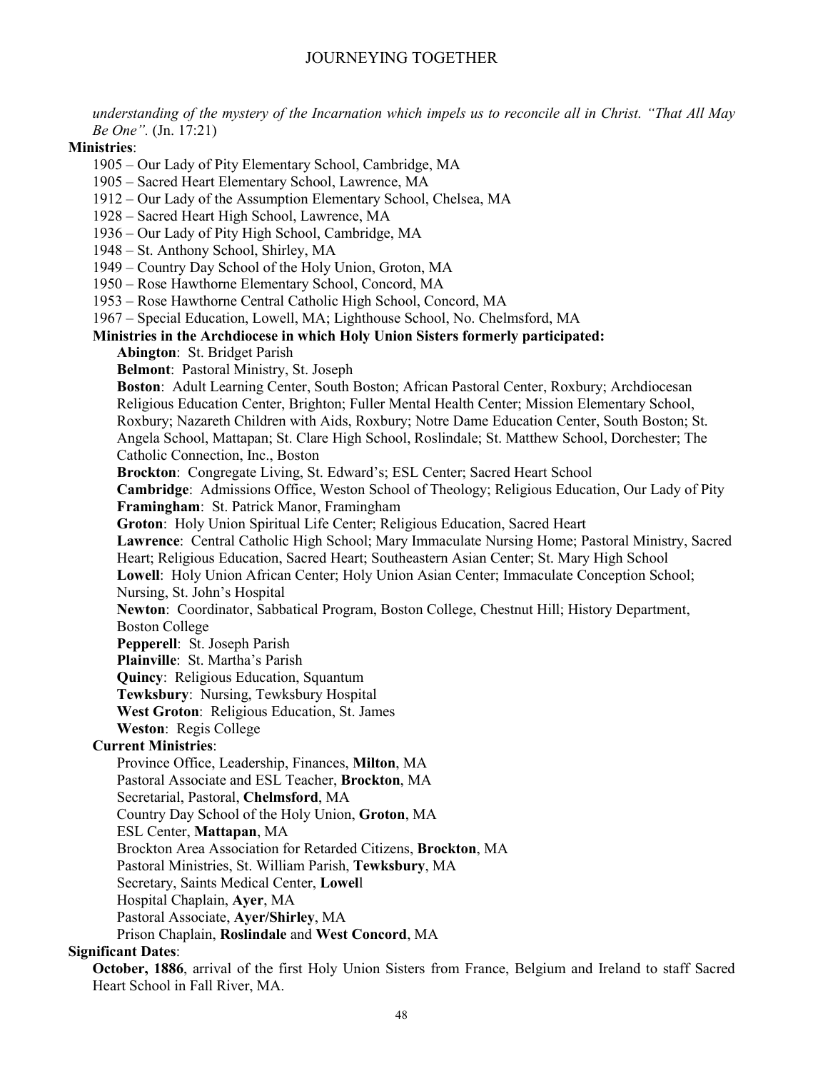*understanding of the mystery of the Incarnation which impels us to reconcile all in Christ. "That All May Be One".* (Jn. 17:21)

**Ministries**:

1905 – Our Lady of Pity Elementary School, Cambridge, MA
1905 – Sacred Heart Elementary School, Lawrence, MA
1912 – Our Lady of the Assumption Elementary School, Chelsea, MA
1928 – Sacred Heart High School, Lawrence, MA
1936 – Our Lady of Pity High School, Cambridge, MA
1948 – St. Anthony School, Shirley, MA
1949 – Country Day School of the Holy Union, Groton, MA
1950 – Rose Hawthorne Elementary School, Concord, MA
1953 – Rose Hawthorne Central Catholic High School, Concord, MA
1967 – Special Education, Lowell, MA; Lighthouse School, No. Chelmsford, MA

**Ministries in the Archdiocese in which Holy Union Sisters formerly participated:**

**Abington**: St. Bridget Parish
**Belmont**: Pastoral Ministry, St. Joseph
**Boston**: Adult Learning Center, South Boston; African Pastoral Center, Roxbury; Archdiocesan Religious Education Center, Brighton; Fuller Mental Health Center; Mission Elementary School, Roxbury; Nazareth Children with Aids, Roxbury; Notre Dame Education Center, South Boston; St. Angela School, Mattapan; St. Clare High School, Roslindale; St. Matthew School, Dorchester; The Catholic Connection, Inc., Boston
**Brockton**: Congregate Living, St. Edward's; ESL Center; Sacred Heart School
**Cambridge**: Admissions Office, Weston School of Theology; Religious Education, Our Lady of Pity
**Framingham**: St. Patrick Manor, Framingham
**Groton**: Holy Union Spiritual Life Center; Religious Education, Sacred Heart
**Lawrence**: Central Catholic High School; Mary Immaculate Nursing Home; Pastoral Ministry, Sacred Heart; Religious Education, Sacred Heart; Southeastern Asian Center; St. Mary High School
**Lowell**: Holy Union African Center; Holy Union Asian Center; Immaculate Conception School; Nursing, St. John's Hospital
**Newton**: Coordinator, Sabbatical Program, Boston College, Chestnut Hill; History Department, Boston College
**Pepperell**: St. Joseph Parish
**Plainville**: St. Martha's Parish
**Quincy**: Religious Education, Squantum
**Tewksbury**: Nursing, Tewksbury Hospital
**West Groton**: Religious Education, St. James
**Weston**: Regis College

**Current Ministries**:

Province Office, Leadership, Finances, **Milton**, MA
Pastoral Associate and ESL Teacher, **Brockton**, MA
Secretarial, Pastoral, **Chelmsford**, MA
Country Day School of the Holy Union, **Groton**, MA
ESL Center, **Mattapan**, MA
Brockton Area Association for Retarded Citizens, **Brockton**, MA
Pastoral Ministries, St. William Parish, **Tewksbury**, MA
Secretary, Saints Medical Center, **Lowel**l
Hospital Chaplain, **Ayer**, MA
Pastoral Associate, **Ayer/Shirley**, MA
Prison Chaplain, **Roslindale** and **West Concord**, MA

**Significant Dates**:

**October, 1886**, arrival of the first Holy Union Sisters from France, Belgium and Ireland to staff Sacred Heart School in Fall River, MA.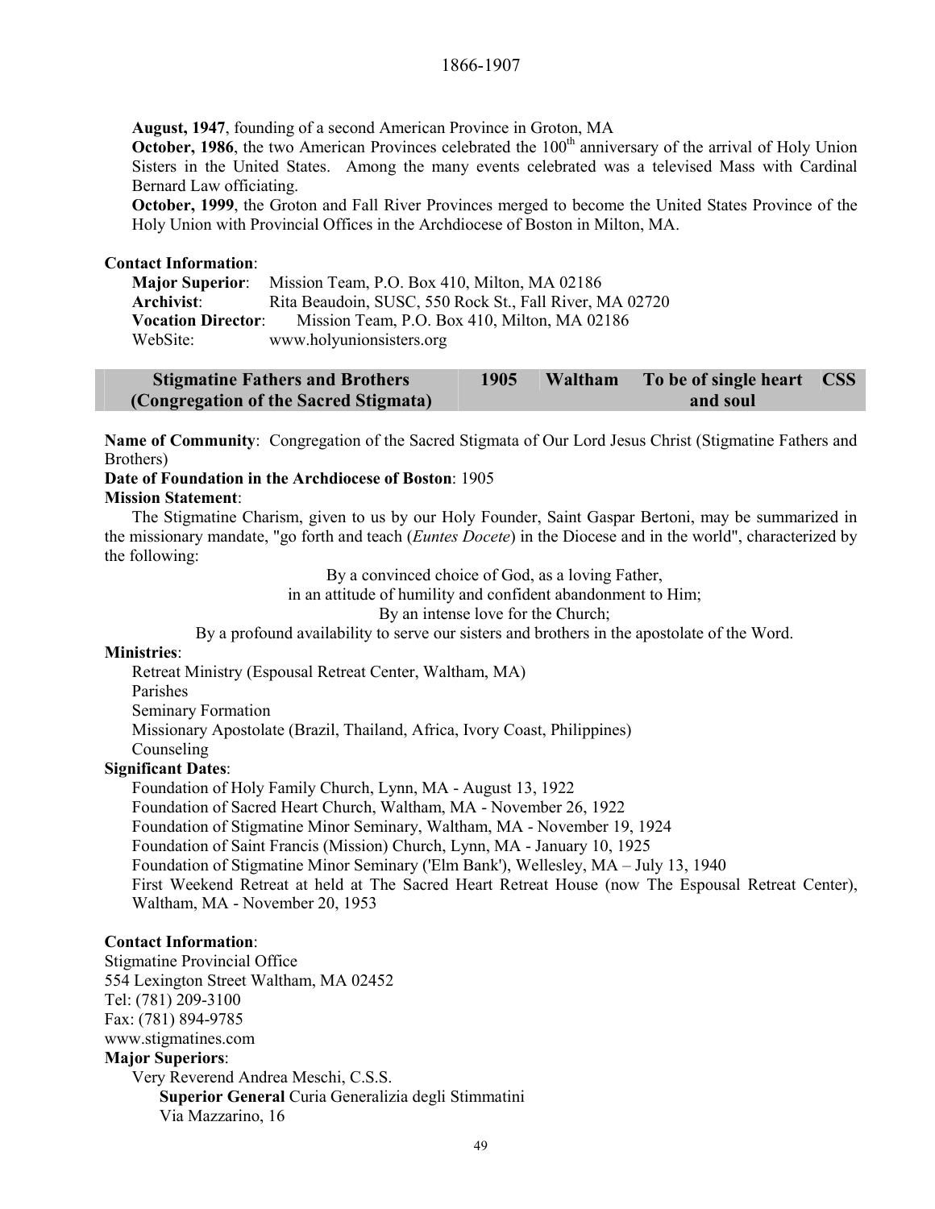1866-1907

**August, 1947**, founding of a second American Province in Groton, MA

**October, 1986**, the two American Provinces celebrated the 100th anniversary of the arrival of Holy Union Sisters in the United States. Among the many events celebrated was a televised Mass with Cardinal Bernard Law officiating.

**October, 1999**, the Groton and Fall River Provinces merged to become the United States Province of the Holy Union with Provincial Offices in the Archdiocese of Boston in Milton, MA.

**Contact Information**:

**Major Superior**: Mission Team, P.O. Box 410, Milton, MA 02186
**Archivist**: Rita Beaudoin, SUSC, 550 Rock St., Fall River, MA 02720
**Vocation Director**: Mission Team, P.O. Box 410, Milton, MA 02186
WebSite: www.holyunionsisters.org

| Stigmatine Fathers and Brothers (Congregation of the Sacred Stigmata) | 1905 | Waltham | To be of single heart and soul | CSS |
|---|---|---|---|---|

**Name of Community**: Congregation of the Sacred Stigmata of Our Lord Jesus Christ (Stigmatine Fathers and Brothers)

**Date of Foundation in the Archdiocese of Boston**: 1905

**Mission Statement**:

The Stigmatine Charism, given to us by our Holy Founder, Saint Gaspar Bertoni, may be summarized in the missionary mandate, "go forth and teach (*Euntes Docete*) in the Diocese and in the world", characterized by the following:

By a convinced choice of God, as a loving Father,
in an attitude of humility and confident abandonment to Him;
By an intense love for the Church;
By a profound availability to serve our sisters and brothers in the apostolate of the Word.

**Ministries**:

Retreat Ministry (Espousal Retreat Center, Waltham, MA)
Parishes
Seminary Formation
Missionary Apostolate (Brazil, Thailand, Africa, Ivory Coast, Philippines)
Counseling

**Significant Dates**:

Foundation of Holy Family Church, Lynn, MA - August 13, 1922
Foundation of Sacred Heart Church, Waltham, MA - November 26, 1922
Foundation of Stigmatine Minor Seminary, Waltham, MA - November 19, 1924
Foundation of Saint Francis (Mission) Church, Lynn, MA - January 10, 1925
Foundation of Stigmatine Minor Seminary ('Elm Bank'), Wellesley, MA – July 13, 1940
First Weekend Retreat at held at The Sacred Heart Retreat House (now The Espousal Retreat Center), Waltham, MA - November 20, 1953

**Contact Information**:

Stigmatine Provincial Office
554 Lexington Street Waltham, MA 02452
Tel: (781) 209-3100
Fax: (781) 894-9785
www.stigmatines.com

**Major Superiors**:

Very Reverend Andrea Meschi, C.S.S.
**Superior General** Curia Generalizia degli Stimmatini
Via Mazzarino, 16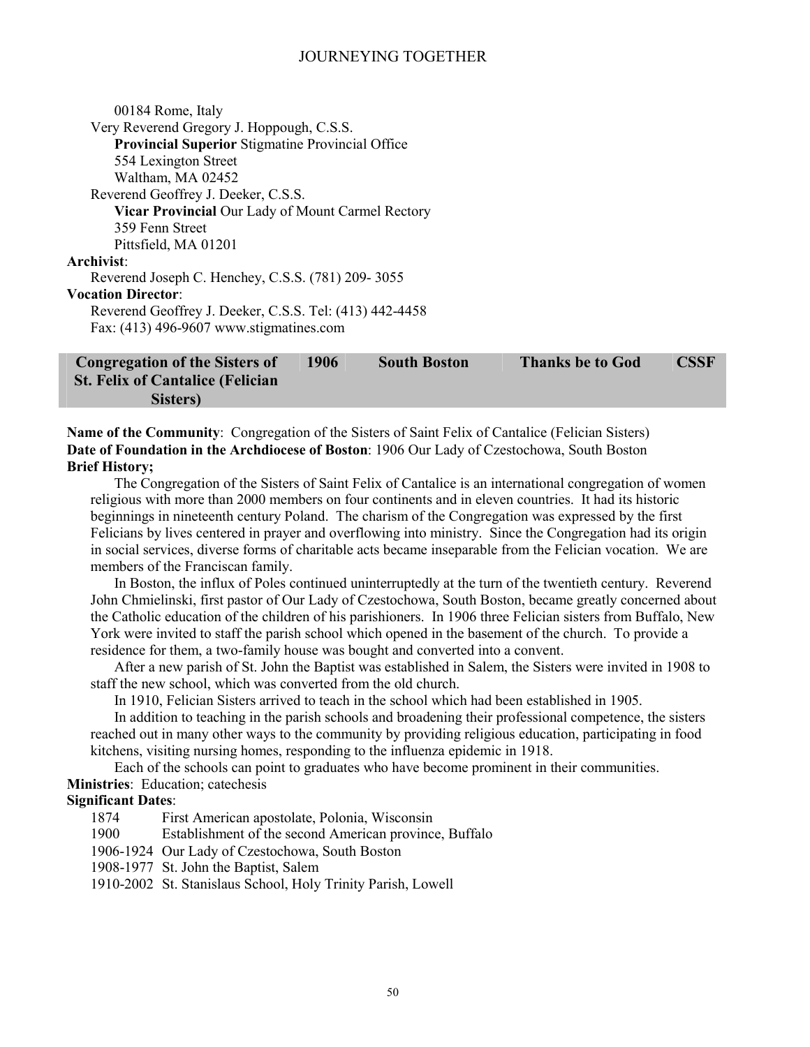00184 Rome, Italy

Very Reverend Gregory J. Hoppough, C.S.S.
**Provincial Superior** Stigmatine Provincial Office
554 Lexington Street
Waltham, MA 02452

Reverend Geoffrey J. Deeker, C.S.S.
**Vicar Provincial** Our Lady of Mount Carmel Rectory
359 Fenn Street
Pittsfield, MA 01201

**Archivist**:
Reverend Joseph C. Henchey, C.S.S. (781) 209- 3055

**Vocation Director**:
Reverend Geoffrey J. Deeker, C.S.S. Tel: (413) 442-4458
Fax: (413) 496-9607 www.stigmatines.com

| Congregation of the Sisters of St. Felix of Cantalice (Felician Sisters) | 1906 | South Boston | Thanks be to God | CSSF |
|---|---|---|---|---|

**Name of the Community**: Congregation of the Sisters of Saint Felix of Cantalice (Felician Sisters)
**Date of Foundation in the Archdiocese of Boston**: 1906 Our Lady of Czestochowa, South Boston
**Brief History;**

The Congregation of the Sisters of Saint Felix of Cantalice is an international congregation of women religious with more than 2000 members on four continents and in eleven countries. It had its historic beginnings in nineteenth century Poland. The charism of the Congregation was expressed by the first Felicians by lives centered in prayer and overflowing into ministry. Since the Congregation had its origin in social services, diverse forms of charitable acts became inseparable from the Felician vocation. We are members of the Franciscan family.

In Boston, the influx of Poles continued uninterruptedly at the turn of the twentieth century. Reverend John Chmielinski, first pastor of Our Lady of Czestochowa, South Boston, became greatly concerned about the Catholic education of the children of his parishioners. In 1906 three Felician sisters from Buffalo, New York were invited to staff the parish school which opened in the basement of the church. To provide a residence for them, a two-family house was bought and converted into a convent.

After a new parish of St. John the Baptist was established in Salem, the Sisters were invited in 1908 to staff the new school, which was converted from the old church.

In 1910, Felician Sisters arrived to teach in the school which had been established in 1905.

In addition to teaching in the parish schools and broadening their professional competence, the sisters reached out in many other ways to the community by providing religious education, participating in food kitchens, visiting nursing homes, responding to the influenza epidemic in 1918.

Each of the schools can point to graduates who have become prominent in their communities.

**Ministries**: Education; catechesis

**Significant Dates**:

- 1874 First American apostolate, Polonia, Wisconsin
- 1900 Establishment of the second American province, Buffalo
- 1906-1924 Our Lady of Czestochowa, South Boston
- 1908-1977 St. John the Baptist, Salem
- 1910-2002 St. Stanislaus School, Holy Trinity Parish, Lowell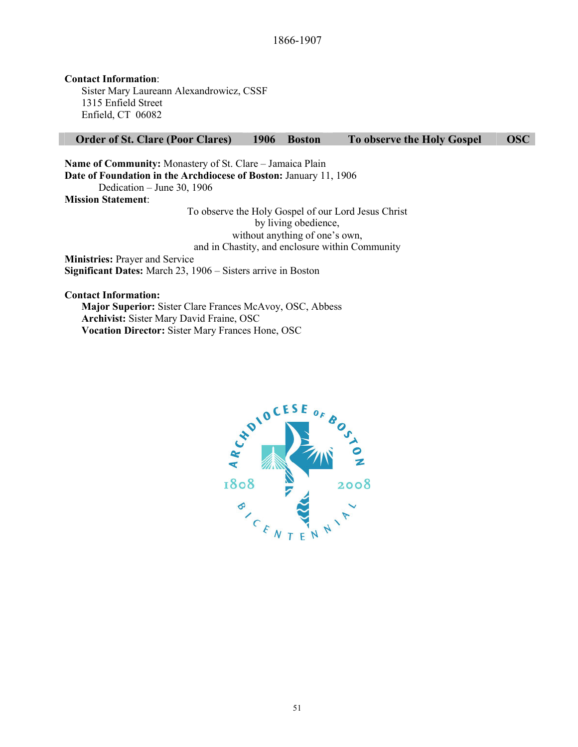1866-1907

**Contact Information**:
Sister Mary Laureann Alexandrowicz, CSSF
1315 Enfield Street
Enfield, CT 06082

| Order of St. Clare (Poor Clares) | 1906 | Boston | To observe the Holy Gospel | OSC |
|---|---|---|---|---|

**Name of Community:** Monastery of St. Clare – Jamaica Plain
**Date of Foundation in the Archdiocese of Boston:** January 11, 1906
Dedication – June 30, 1906
**Mission Statement**:

To observe the Holy Gospel of our Lord Jesus Christ
by living obedience,
without anything of one's own,
and in Chastity, and enclosure within Community

**Ministries:** Prayer and Service
**Significant Dates:** March 23, 1906 – Sisters arrive in Boston

**Contact Information:**
**Major Superior:** Sister Clare Frances McAvoy, OSC, Abbess
**Archivist:** Sister Mary David Fraine, OSC
**Vocation Director:** Sister Mary Frances Hone, OSC

ARCHDIOCESE OF BOSTON 1808 2008 BICENTENNIAL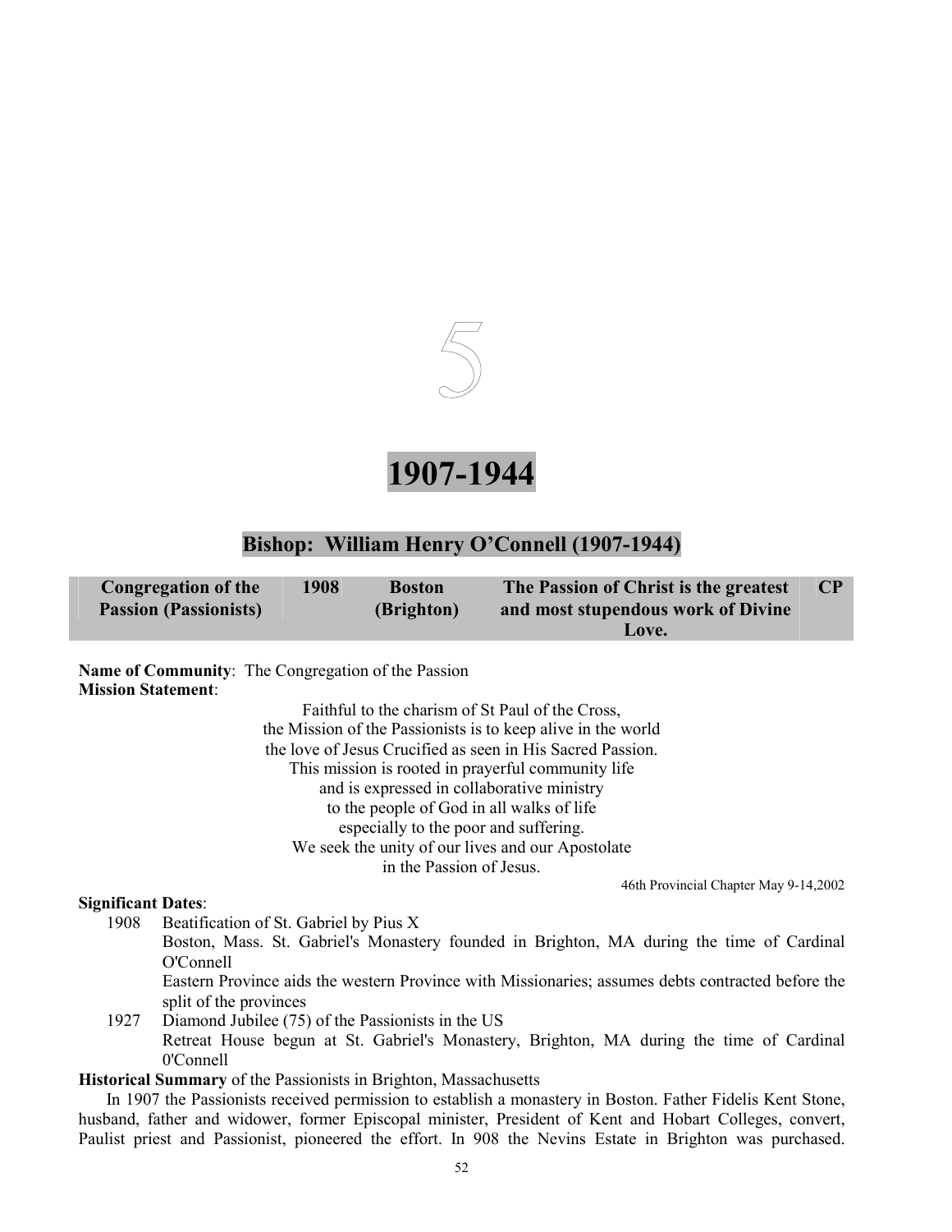# 5

# 1907-1944

## Bishop: William Henry O'Connell (1907-1944)

| Congregation of the Passion (Passionists) | 1908 | Boston (Brighton) | The Passion of Christ is the greatest and most stupendous work of Divine Love. | CP |
|---|---|---|---|---|

**Name of Community**: The Congregation of the Passion
**Mission Statement**:

Faithful to the charism of St Paul of the Cross,
the Mission of the Passionists is to keep alive in the world
the love of Jesus Crucified as seen in His Sacred Passion.
This mission is rooted in prayerful community life
and is expressed in collaborative ministry
to the people of God in all walks of life
especially to the poor and suffering.
We seek the unity of our lives and our Apostolate
in the Passion of Jesus.

46th Provincial Chapter May 9-14,2002

**Significant Dates**:

1908 Beatification of St. Gabriel by Pius X
Boston, Mass. St. Gabriel's Monastery founded in Brighton, MA during the time of Cardinal O'Connell
Eastern Province aids the western Province with Missionaries; assumes debts contracted before the split of the provinces

1927 Diamond Jubilee (75) of the Passionists in the US
Retreat House begun at St. Gabriel's Monastery, Brighton, MA during the time of Cardinal 0'Connell

**Historical Summary** of the Passionists in Brighton, Massachusetts

In 1907 the Passionists received permission to establish a monastery in Boston. Father Fidelis Kent Stone, husband, father and widower, former Episcopal minister, President of Kent and Hobart Colleges, convert, Paulist priest and Passionist, pioneered the effort. In 908 the Nevins Estate in Brighton was purchased.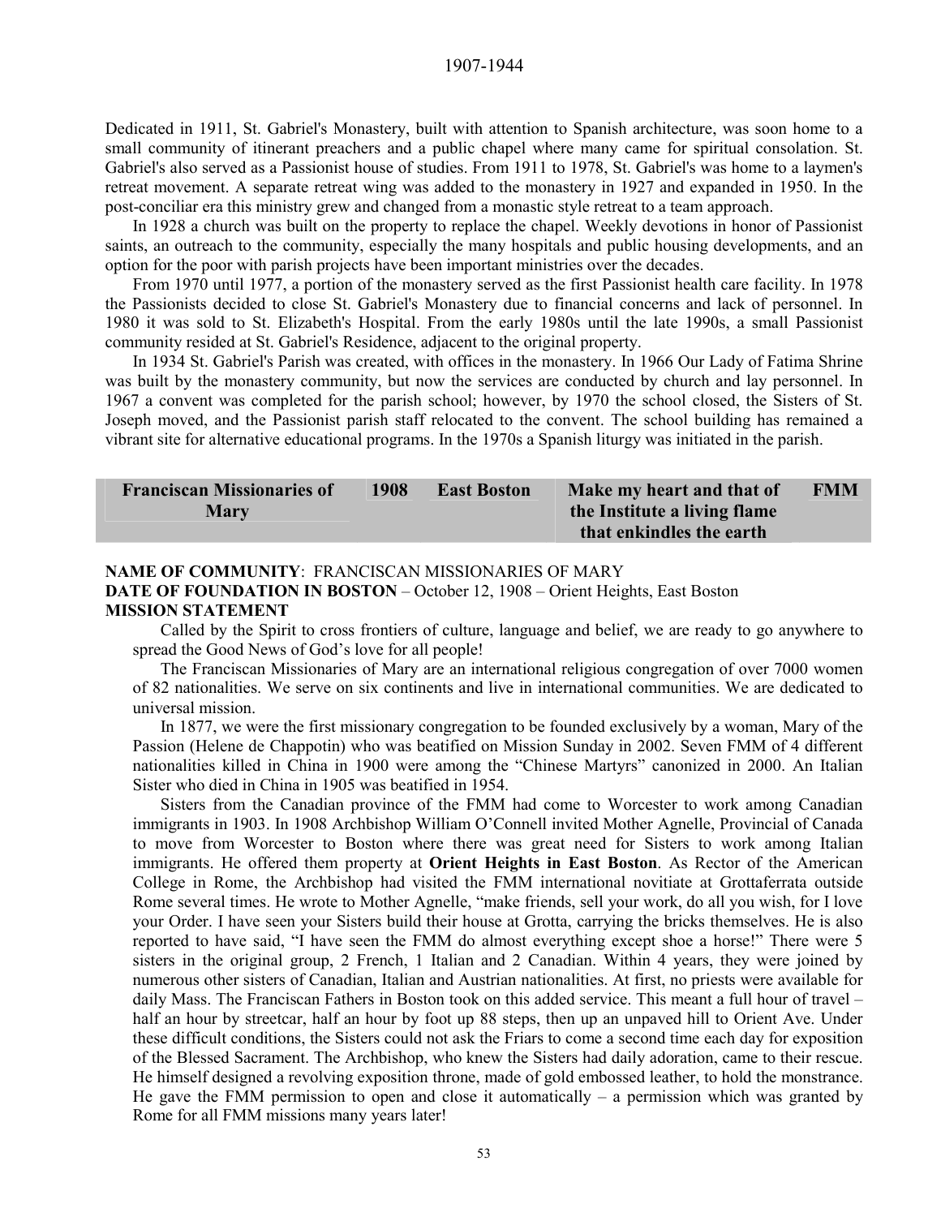Dedicated in 1911, St. Gabriel's Monastery, built with attention to Spanish architecture, was soon home to a small community of itinerant preachers and a public chapel where many came for spiritual consolation. St. Gabriel's also served as a Passionist house of studies. From 1911 to 1978, St. Gabriel's was home to a laymen's retreat movement. A separate retreat wing was added to the monastery in 1927 and expanded in 1950. In the post-conciliar era this ministry grew and changed from a monastic style retreat to a team approach.

In 1928 a church was built on the property to replace the chapel. Weekly devotions in honor of Passionist saints, an outreach to the community, especially the many hospitals and public housing developments, and an option for the poor with parish projects have been important ministries over the decades.

From 1970 until 1977, a portion of the monastery served as the first Passionist health care facility. In 1978 the Passionists decided to close St. Gabriel's Monastery due to financial concerns and lack of personnel. In 1980 it was sold to St. Elizabeth's Hospital. From the early 1980s until the late 1990s, a small Passionist community resided at St. Gabriel's Residence, adjacent to the original property.

In 1934 St. Gabriel's Parish was created, with offices in the monastery. In 1966 Our Lady of Fatima Shrine was built by the monastery community, but now the services are conducted by church and lay personnel. In 1967 a convent was completed for the parish school; however, by 1970 the school closed, the Sisters of St. Joseph moved, and the Passionist parish staff relocated to the convent. The school building has remained a vibrant site for alternative educational programs. In the 1970s a Spanish liturgy was initiated in the parish.

| **Franciscan Missionaries of Mary** | **1908** | **East Boston** | **Make my heart and that of the Institute a living flame that enkindles the earth** | **FMM** |
|---|---|---|---|---|

**NAME OF COMMUNITY**: FRANCISCAN MISSIONARIES OF MARY
**DATE OF FOUNDATION IN BOSTON** – October 12, 1908 – Orient Heights, East Boston
**MISSION STATEMENT**

Called by the Spirit to cross frontiers of culture, language and belief, we are ready to go anywhere to spread the Good News of God's love for all people!

The Franciscan Missionaries of Mary are an international religious congregation of over 7000 women of 82 nationalities. We serve on six continents and live in international communities. We are dedicated to universal mission.

In 1877, we were the first missionary congregation to be founded exclusively by a woman, Mary of the Passion (Helene de Chappotin) who was beatified on Mission Sunday in 2002. Seven FMM of 4 different nationalities killed in China in 1900 were among the "Chinese Martyrs" canonized in 2000. An Italian Sister who died in China in 1905 was beatified in 1954.

Sisters from the Canadian province of the FMM had come to Worcester to work among Canadian immigrants in 1903. In 1908 Archbishop William O'Connell invited Mother Agnelle, Provincial of Canada to move from Worcester to Boston where there was great need for Sisters to work among Italian immigrants. He offered them property at **Orient Heights in East Boston**. As Rector of the American College in Rome, the Archbishop had visited the FMM international novitiate at Grottaferrata outside Rome several times. He wrote to Mother Agnelle, "make friends, sell your work, do all you wish, for I love your Order. I have seen your Sisters build their house at Grotta, carrying the bricks themselves. He is also reported to have said, "I have seen the FMM do almost everything except shoe a horse!" There were 5 sisters in the original group, 2 French, 1 Italian and 2 Canadian. Within 4 years, they were joined by numerous other sisters of Canadian, Italian and Austrian nationalities. At first, no priests were available for daily Mass. The Franciscan Fathers in Boston took on this added service. This meant a full hour of travel – half an hour by streetcar, half an hour by foot up 88 steps, then up an unpaved hill to Orient Ave. Under these difficult conditions, the Sisters could not ask the Friars to come a second time each day for exposition of the Blessed Sacrament. The Archbishop, who knew the Sisters had daily adoration, came to their rescue. He himself designed a revolving exposition throne, made of gold embossed leather, to hold the monstrance. He gave the FMM permission to open and close it automatically – a permission which was granted by Rome for all FMM missions many years later!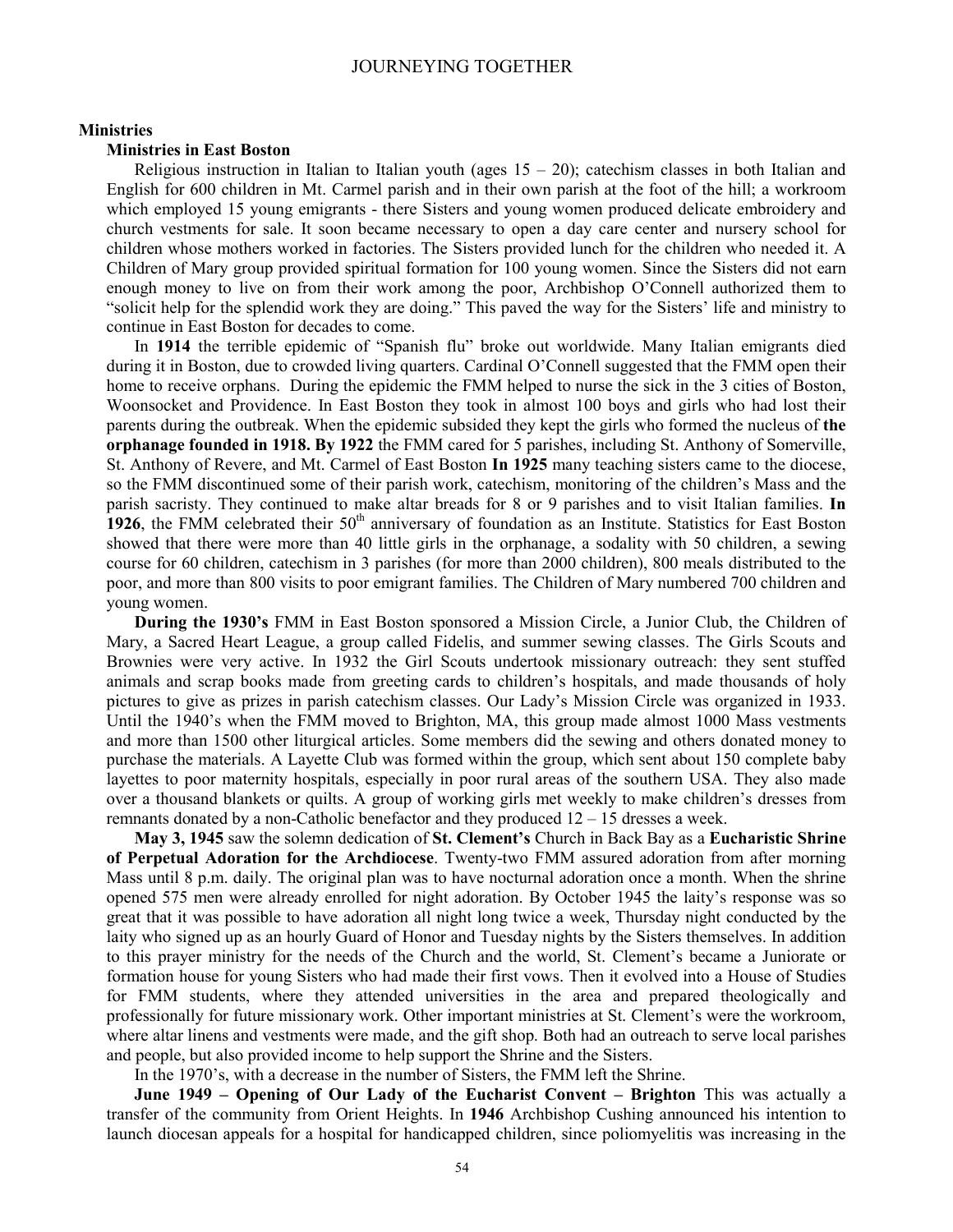## Ministries

### Ministries in East Boston

Religious instruction in Italian to Italian youth (ages 15 – 20); catechism classes in both Italian and English for 600 children in Mt. Carmel parish and in their own parish at the foot of the hill; a workroom which employed 15 young emigrants - there Sisters and young women produced delicate embroidery and church vestments for sale. It soon became necessary to open a day care center and nursery school for children whose mothers worked in factories. The Sisters provided lunch for the children who needed it. A Children of Mary group provided spiritual formation for 100 young women. Since the Sisters did not earn enough money to live on from their work among the poor, Archbishop O'Connell authorized them to "solicit help for the splendid work they are doing." This paved the way for the Sisters' life and ministry to continue in East Boston for decades to come.

In **1914** the terrible epidemic of "Spanish flu" broke out worldwide. Many Italian emigrants died during it in Boston, due to crowded living quarters. Cardinal O'Connell suggested that the FMM open their home to receive orphans. During the epidemic the FMM helped to nurse the sick in the 3 cities of Boston, Woonsocket and Providence. In East Boston they took in almost 100 boys and girls who had lost their parents during the outbreak. When the epidemic subsided they kept the girls who formed the nucleus of **the orphanage founded in 1918. By 1922** the FMM cared for 5 parishes, including St. Anthony of Somerville, St. Anthony of Revere, and Mt. Carmel of East Boston **In 1925** many teaching sisters came to the diocese, so the FMM discontinued some of their parish work, catechism, monitoring of the children's Mass and the parish sacristy. They continued to make altar breads for 8 or 9 parishes and to visit Italian families. **In 1926**, the FMM celebrated their 50th anniversary of foundation as an Institute. Statistics for East Boston showed that there were more than 40 little girls in the orphanage, a sodality with 50 children, a sewing course for 60 children, catechism in 3 parishes (for more than 2000 children), 800 meals distributed to the poor, and more than 800 visits to poor emigrant families. The Children of Mary numbered 700 children and young women.

**During the 1930's** FMM in East Boston sponsored a Mission Circle, a Junior Club, the Children of Mary, a Sacred Heart League, a group called Fidelis, and summer sewing classes. The Girls Scouts and Brownies were very active. In 1932 the Girl Scouts undertook missionary outreach: they sent stuffed animals and scrap books made from greeting cards to children's hospitals, and made thousands of holy pictures to give as prizes in parish catechism classes. Our Lady's Mission Circle was organized in 1933. Until the 1940's when the FMM moved to Brighton, MA, this group made almost 1000 Mass vestments and more than 1500 other liturgical articles. Some members did the sewing and others donated money to purchase the materials. A Layette Club was formed within the group, which sent about 150 complete baby layettes to poor maternity hospitals, especially in poor rural areas of the southern USA. They also made over a thousand blankets or quilts. A group of working girls met weekly to make children's dresses from remnants donated by a non-Catholic benefactor and they produced 12 – 15 dresses a week.

**May 3, 1945** saw the solemn dedication of **St. Clement's** Church in Back Bay as a **Eucharistic Shrine of Perpetual Adoration for the Archdiocese**. Twenty-two FMM assured adoration from after morning Mass until 8 p.m. daily. The original plan was to have nocturnal adoration once a month. When the shrine opened 575 men were already enrolled for night adoration. By October 1945 the laity's response was so great that it was possible to have adoration all night long twice a week, Thursday night conducted by the laity who signed up as an hourly Guard of Honor and Tuesday nights by the Sisters themselves. In addition to this prayer ministry for the needs of the Church and the world, St. Clement's became a Juniorate or formation house for young Sisters who had made their first vows. Then it evolved into a House of Studies for FMM students, where they attended universities in the area and prepared theologically and professionally for future missionary work. Other important ministries at St. Clement's were the workroom, where altar linens and vestments were made, and the gift shop. Both had an outreach to serve local parishes and people, but also provided income to help support the Shrine and the Sisters.

In the 1970's, with a decrease in the number of Sisters, the FMM left the Shrine.

**June 1949 – Opening of Our Lady of the Eucharist Convent – Brighton** This was actually a transfer of the community from Orient Heights. In **1946** Archbishop Cushing announced his intention to launch diocesan appeals for a hospital for handicapped children, since poliomyelitis was increasing in the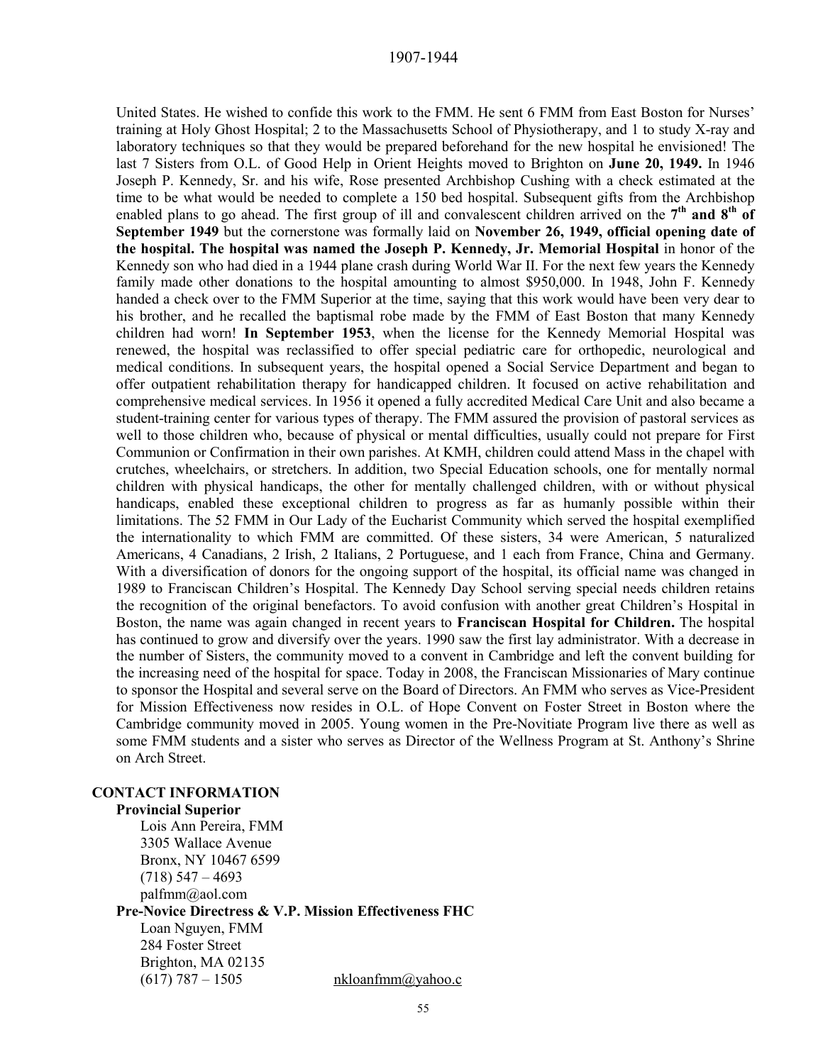United States. He wished to confide this work to the FMM. He sent 6 FMM from East Boston for Nurses' training at Holy Ghost Hospital; 2 to the Massachusetts School of Physiotherapy, and 1 to study X-ray and laboratory techniques so that they would be prepared beforehand for the new hospital he envisioned! The last 7 Sisters from O.L. of Good Help in Orient Heights moved to Brighton on **June 20, 1949.** In 1946 Joseph P. Kennedy, Sr. and his wife, Rose presented Archbishop Cushing with a check estimated at the time to be what would be needed to complete a 150 bed hospital. Subsequent gifts from the Archbishop enabled plans to go ahead. The first group of ill and convalescent children arrived on the **7th and 8th of September 1949** but the cornerstone was formally laid on **November 26, 1949, official opening date of the hospital. The hospital was named the Joseph P. Kennedy, Jr. Memorial Hospital** in honor of the Kennedy son who had died in a 1944 plane crash during World War II. For the next few years the Kennedy family made other donations to the hospital amounting to almost $950,000. In 1948, John F. Kennedy handed a check over to the FMM Superior at the time, saying that this work would have been very dear to his brother, and he recalled the baptismal robe made by the FMM of East Boston that many Kennedy children had worn! **In September 1953**, when the license for the Kennedy Memorial Hospital was renewed, the hospital was reclassified to offer special pediatric care for orthopedic, neurological and medical conditions. In subsequent years, the hospital opened a Social Service Department and began to offer outpatient rehabilitation therapy for handicapped children. It focused on active rehabilitation and comprehensive medical services. In 1956 it opened a fully accredited Medical Care Unit and also became a student-training center for various types of therapy. The FMM assured the provision of pastoral services as well to those children who, because of physical or mental difficulties, usually could not prepare for First Communion or Confirmation in their own parishes. At KMH, children could attend Mass in the chapel with crutches, wheelchairs, or stretchers. In addition, two Special Education schools, one for mentally normal children with physical handicaps, the other for mentally challenged children, with or without physical handicaps, enabled these exceptional children to progress as far as humanly possible within their limitations. The 52 FMM in Our Lady of the Eucharist Community which served the hospital exemplified the internationality to which FMM are committed. Of these sisters, 34 were American, 5 naturalized Americans, 4 Canadians, 2 Irish, 2 Italians, 2 Portuguese, and 1 each from France, China and Germany. With a diversification of donors for the ongoing support of the hospital, its official name was changed in 1989 to Franciscan Children's Hospital. The Kennedy Day School serving special needs children retains the recognition of the original benefactors. To avoid confusion with another great Children's Hospital in Boston, the name was again changed in recent years to **Franciscan Hospital for Children.** The hospital has continued to grow and diversify over the years. 1990 saw the first lay administrator. With a decrease in the number of Sisters, the community moved to a convent in Cambridge and left the convent building for the increasing need of the hospital for space. Today in 2008, the Franciscan Missionaries of Mary continue to sponsor the Hospital and several serve on the Board of Directors. An FMM who serves as Vice-President for Mission Effectiveness now resides in O.L. of Hope Convent on Foster Street in Boston where the Cambridge community moved in 2005. Young women in the Pre-Novitiate Program live there as well as some FMM students and a sister who serves as Director of the Wellness Program at St. Anthony's Shrine on Arch Street.

**CONTACT INFORMATION**

**Provincial Superior**

Lois Ann Pereira, FMM
3305 Wallace Avenue
Bronx, NY 10467 6599
(718) 547 – 4693
palfmm@aol.com

**Pre-Novice Directress & V.P. Mission Effectiveness FHC**

Loan Nguyen, FMM
284 Foster Street
Brighton, MA 02135
(617) 787 – 1505 nkloanfmm@yahoo.c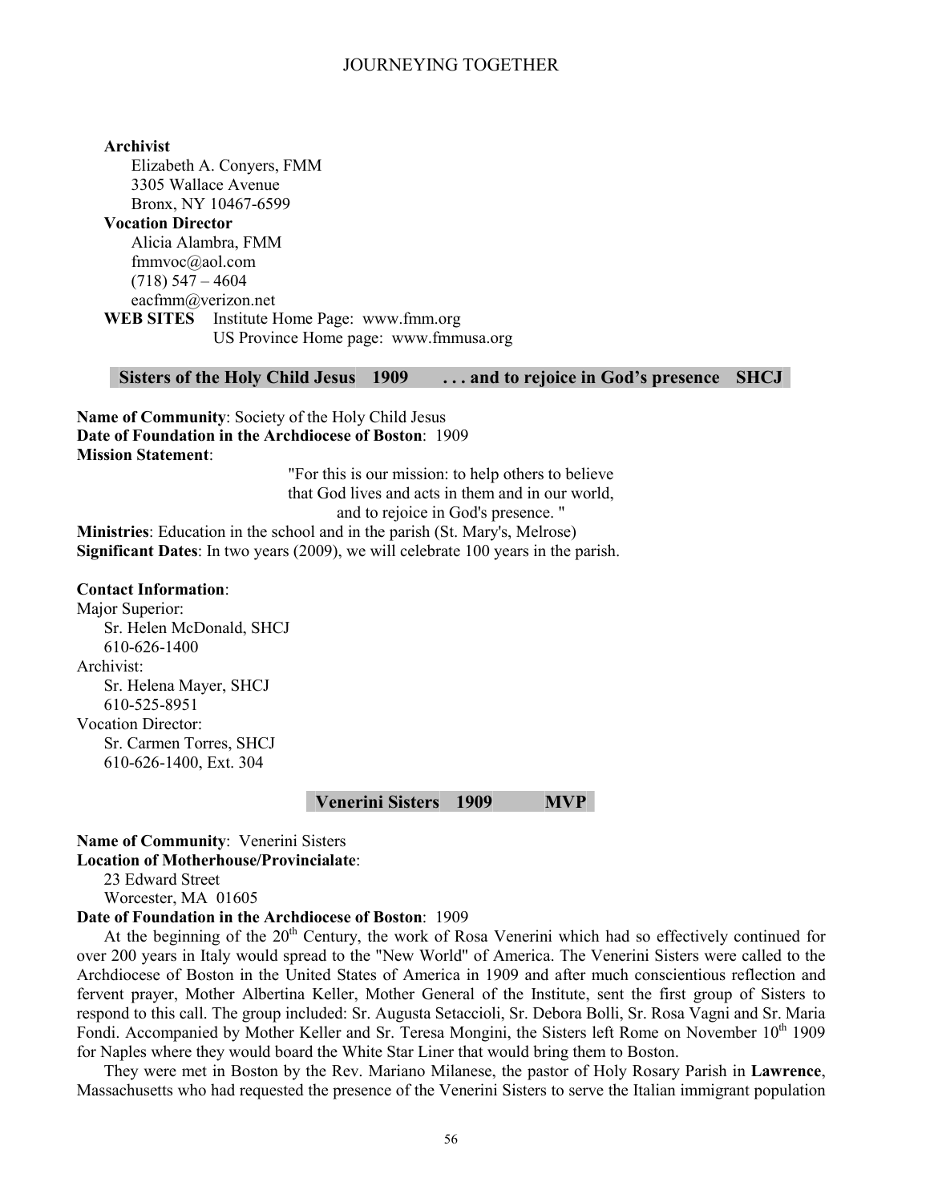**Archivist**

Elizabeth A. Conyers, FMM
3305 Wallace Avenue
Bronx, NY 10467-6599

**Vocation Director**

Alicia Alambra, FMM
fmmvoc@aol.com
(718) 547 – 4604
eacfmm@verizon.net

**WEB SITES** Institute Home Page: www.fmm.org
US Province Home page: www.fmmusa.org

## Sisters of the Holy Child Jesus 1909 . . . and to rejoice in God's presence SHCJ

**Name of Community**: Society of the Holy Child Jesus
**Date of Foundation in the Archdiocese of Boston**: 1909
**Mission Statement**:

> "For this is our mission: to help others to believe
> that God lives and acts in them and in our world,
> and to rejoice in God's presence. "

**Ministries**: Education in the school and in the parish (St. Mary's, Melrose)
**Significant Dates**: In two years (2009), we will celebrate 100 years in the parish.

**Contact Information**:

Major Superior:
Sr. Helen McDonald, SHCJ
610-626-1400

Archivist:
Sr. Helena Mayer, SHCJ
610-525-8951

Vocation Director:
Sr. Carmen Torres, SHCJ
610-626-1400, Ext. 304

## Venerini Sisters 1909 MVP

**Name of Community**: Venerini Sisters
**Location of Motherhouse/Provincialate**:
23 Edward Street
Worcester, MA 01605

**Date of Foundation in the Archdiocese of Boston**: 1909

At the beginning of the 20th Century, the work of Rosa Venerini which had so effectively continued for over 200 years in Italy would spread to the "New World" of America. The Venerini Sisters were called to the Archdiocese of Boston in the United States of America in 1909 and after much conscientious reflection and fervent prayer, Mother Albertina Keller, Mother General of the Institute, sent the first group of Sisters to respond to this call. The group included: Sr. Augusta Setaccioli, Sr. Debora Bolli, Sr. Rosa Vagni and Sr. Maria Fondi. Accompanied by Mother Keller and Sr. Teresa Mongini, the Sisters left Rome on November 10th 1909 for Naples where they would board the White Star Liner that would bring them to Boston.

They were met in Boston by the Rev. Mariano Milanese, the pastor of Holy Rosary Parish in **Lawrence**, Massachusetts who had requested the presence of the Venerini Sisters to serve the Italian immigrant population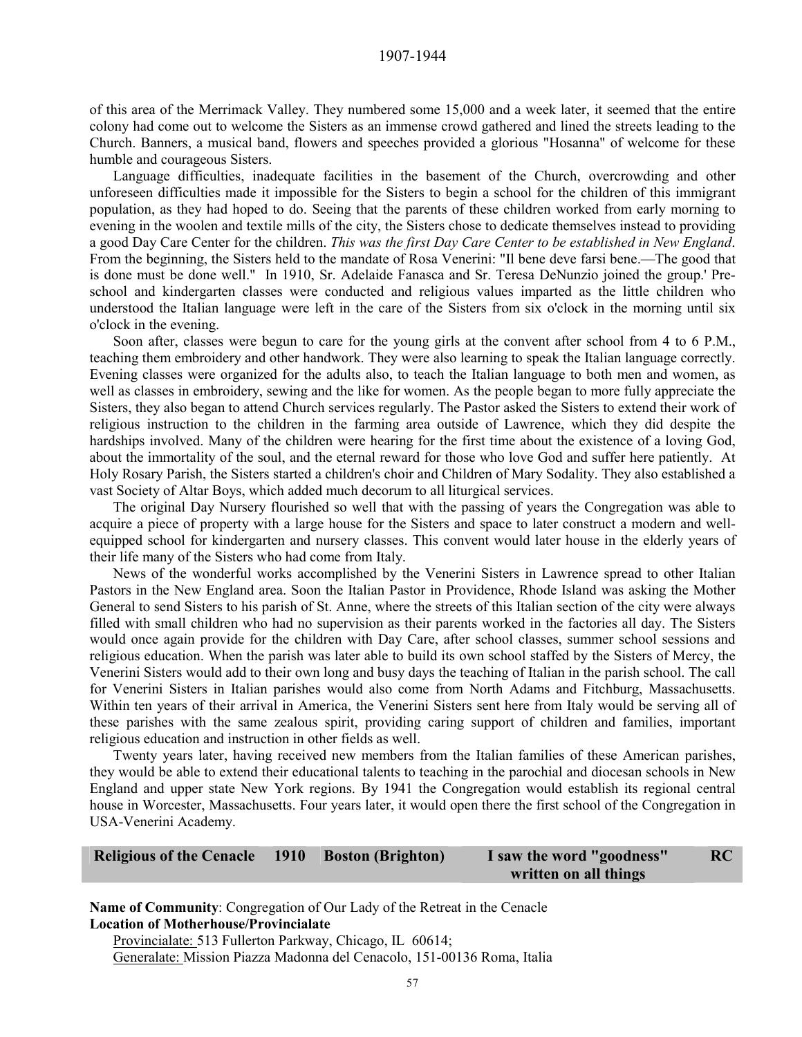of this area of the Merrimack Valley. They numbered some 15,000 and a week later, it seemed that the entire colony had come out to welcome the Sisters as an immense crowd gathered and lined the streets leading to the Church. Banners, a musical band, flowers and speeches provided a glorious "Hosanna" of welcome for these humble and courageous Sisters.

Language difficulties, inadequate facilities in the basement of the Church, overcrowding and other unforeseen difficulties made it impossible for the Sisters to begin a school for the children of this immigrant population, as they had hoped to do. Seeing that the parents of these children worked from early morning to evening in the woolen and textile mills of the city, the Sisters chose to dedicate themselves instead to providing a good Day Care Center for the children. *This was the first Day Care Center to be established in New England*. From the beginning, the Sisters held to the mandate of Rosa Venerini: "Il bene deve farsi bene.—The good that is done must be done well." In 1910, Sr. Adelaide Fanasca and Sr. Teresa DeNunzio joined the group.' Pre-school and kindergarten classes were conducted and religious values imparted as the little children who understood the Italian language were left in the care of the Sisters from six o'clock in the morning until six o'clock in the evening.

Soon after, classes were begun to care for the young girls at the convent after school from 4 to 6 P.M., teaching them embroidery and other handwork. They were also learning to speak the Italian language correctly. Evening classes were organized for the adults also, to teach the Italian language to both men and women, as well as classes in embroidery, sewing and the like for women. As the people began to more fully appreciate the Sisters, they also began to attend Church services regularly. The Pastor asked the Sisters to extend their work of religious instruction to the children in the farming area outside of Lawrence, which they did despite the hardships involved. Many of the children were hearing for the first time about the existence of a loving God, about the immortality of the soul, and the eternal reward for those who love God and suffer here patiently. At Holy Rosary Parish, the Sisters started a children's choir and Children of Mary Sodality. They also established a vast Society of Altar Boys, which added much decorum to all liturgical services.

The original Day Nursery flourished so well that with the passing of years the Congregation was able to acquire a piece of property with a large house for the Sisters and space to later construct a modern and well-equipped school for kindergarten and nursery classes. This convent would later house in the elderly years of their life many of the Sisters who had come from Italy.

News of the wonderful works accomplished by the Venerini Sisters in Lawrence spread to other Italian Pastors in the New England area. Soon the Italian Pastor in Providence, Rhode Island was asking the Mother General to send Sisters to his parish of St. Anne, where the streets of this Italian section of the city were always filled with small children who had no supervision as their parents worked in the factories all day. The Sisters would once again provide for the children with Day Care, after school classes, summer school sessions and religious education. When the parish was later able to build its own school staffed by the Sisters of Mercy, the Venerini Sisters would add to their own long and busy days the teaching of Italian in the parish school. The call for Venerini Sisters in Italian parishes would also come from North Adams and Fitchburg, Massachusetts. Within ten years of their arrival in America, the Venerini Sisters sent here from Italy would be serving all of these parishes with the same zealous spirit, providing caring support of children and families, important religious education and instruction in other fields as well.

Twenty years later, having received new members from the Italian families of these American parishes, they would be able to extend their educational talents to teaching in the parochial and diocesan schools in New England and upper state New York regions. By 1941 the Congregation would establish its regional central house in Worcester, Massachusetts. Four years later, it would open there the first school of the Congregation in USA-Venerini Academy.

| **Religious of the Cenacle** | **1910** | **Boston (Brighton)** | **I saw the word "goodness" written on all things** | **RC** |
|---|---|---|---|---|

**Name of Community**: Congregation of Our Lady of the Retreat in the Cenacle
**Location of Motherhouse/Provincialate**
Provincialate: 513 Fullerton Parkway, Chicago, IL 60614;
Generalate: Mission Piazza Madonna del Cenacolo, 151-00136 Roma, Italia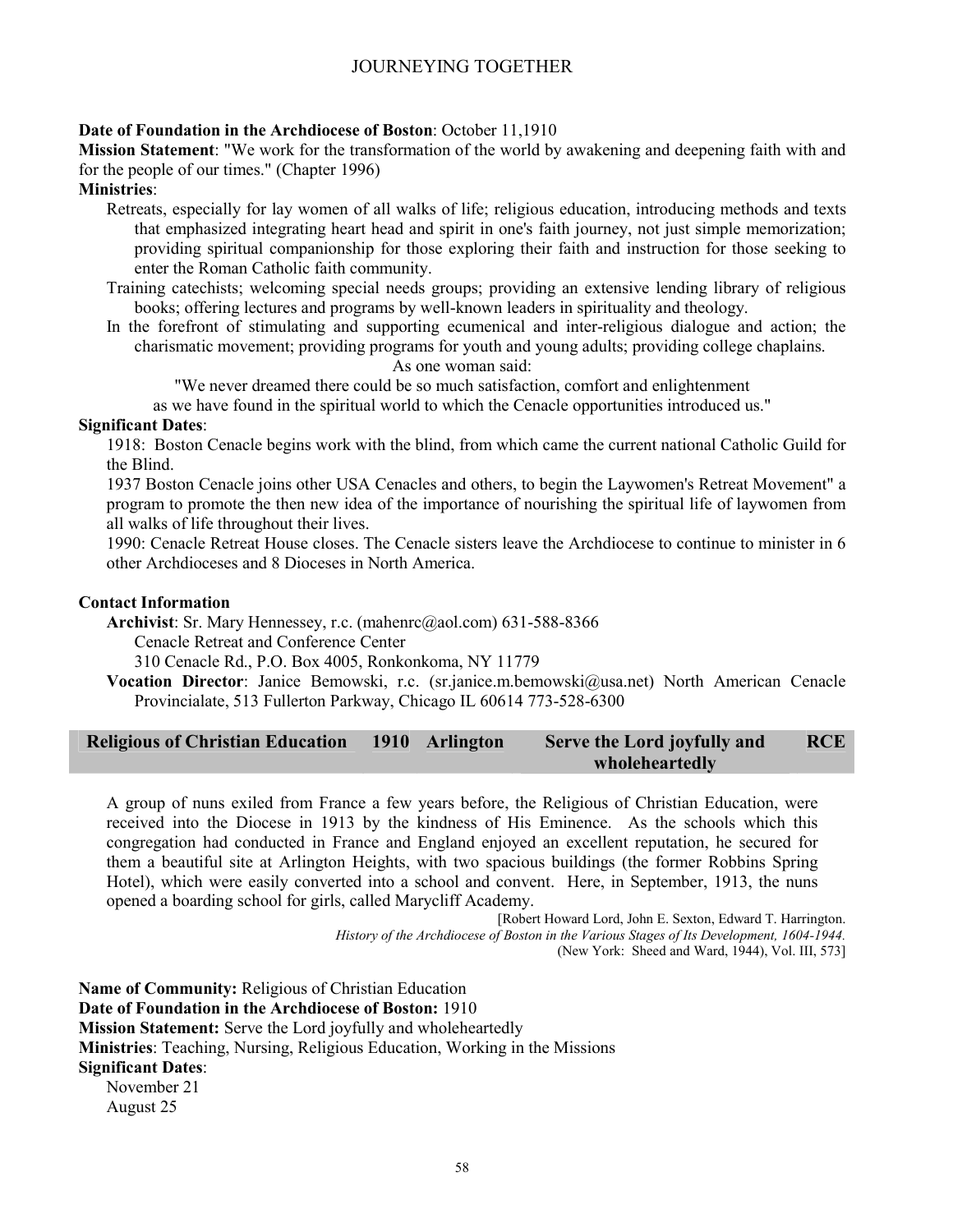**Date of Foundation in the Archdiocese of Boston**: October 11,1910

**Mission Statement**: "We work for the transformation of the world by awakening and deepening faith with and for the people of our times." (Chapter 1996)

**Ministries**:

Retreats, especially for lay women of all walks of life; religious education, introducing methods and texts that emphasized integrating heart head and spirit in one's faith journey, not just simple memorization; providing spiritual companionship for those exploring their faith and instruction for those seeking to enter the Roman Catholic faith community.

Training catechists; welcoming special needs groups; providing an extensive lending library of religious books; offering lectures and programs by well-known leaders in spirituality and theology.

In the forefront of stimulating and supporting ecumenical and inter-religious dialogue and action; the charismatic movement; providing programs for youth and young adults; providing college chaplains.

As one woman said:

"We never dreamed there could be so much satisfaction, comfort and enlightenment as we have found in the spiritual world to which the Cenacle opportunities introduced us."

**Significant Dates**:

1918: Boston Cenacle begins work with the blind, from which came the current national Catholic Guild for the Blind.

1937 Boston Cenacle joins other USA Cenacles and others, to begin the Laywomen's Retreat Movement" a program to promote the then new idea of the importance of nourishing the spiritual life of laywomen from all walks of life throughout their lives.

1990: Cenacle Retreat House closes. The Cenacle sisters leave the Archdiocese to continue to minister in 6 other Archdioceses and 8 Dioceses in North America.

**Contact Information**

**Archivist**: Sr. Mary Hennessey, r.c. (mahenrc@aol.com) 631-588-8366
Cenacle Retreat and Conference Center
310 Cenacle Rd., P.O. Box 4005, Ronkonkoma, NY 11779

**Vocation Director**: Janice Bemowski, r.c. (sr.janice.m.bemowski@usa.net) North American Cenacle Provincialate, 513 Fullerton Parkway, Chicago IL 60614 773-528-6300

| **Religious of Christian Education** | **1910** | **Arlington** | **Serve the Lord joyfully and wholeheartedly** | **RCE** |
|---|---|---|---|---|

A group of nuns exiled from France a few years before, the Religious of Christian Education, were received into the Diocese in 1913 by the kindness of His Eminence. As the schools which this congregation had conducted in France and England enjoyed an excellent reputation, he secured for them a beautiful site at Arlington Heights, with two spacious buildings (the former Robbins Spring Hotel), which were easily converted into a school and convent. Here, in September, 1913, the nuns opened a boarding school for girls, called Marycliff Academy.

[Robert Howard Lord, John E. Sexton, Edward T. Harrington. *History of the Archdiocese of Boston in the Various Stages of Its Development, 1604-1944.* (New York: Sheed and Ward, 1944), Vol. III, 573]

**Name of Community:** Religious of Christian Education

**Date of Foundation in the Archdiocese of Boston:** 1910

**Mission Statement:** Serve the Lord joyfully and wholeheartedly

**Ministries**: Teaching, Nursing, Religious Education, Working in the Missions

**Significant Dates**:

November 21

August 25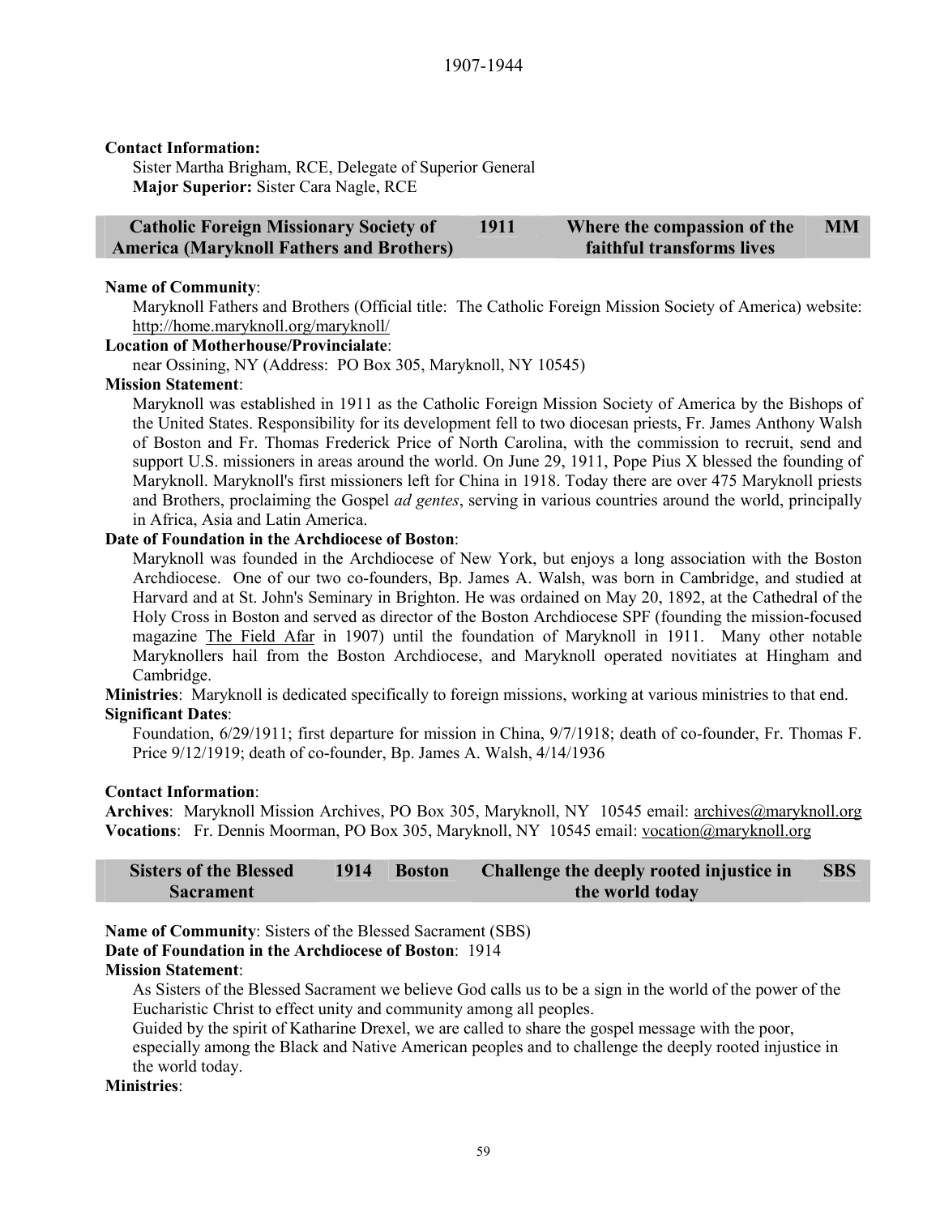1907-1944

**Contact Information:**

Sister Martha Brigham, RCE, Delegate of Superior General
**Major Superior:** Sister Cara Nagle, RCE

| Catholic Foreign Missionary Society of America (Maryknoll Fathers and Brothers) | 1911 | Where the compassion of the faithful transforms lives | MM |
|---|---|---|---|

**Name of Community**:

Maryknoll Fathers and Brothers (Official title: The Catholic Foreign Mission Society of America) website: http://home.maryknoll.org/maryknoll/

**Location of Motherhouse/Provincialate**:

near Ossining, NY (Address: PO Box 305, Maryknoll, NY 10545)

**Mission Statement**:

Maryknoll was established in 1911 as the Catholic Foreign Mission Society of America by the Bishops of the United States. Responsibility for its development fell to two diocesan priests, Fr. James Anthony Walsh of Boston and Fr. Thomas Frederick Price of North Carolina, with the commission to recruit, send and support U.S. missioners in areas around the world. On June 29, 1911, Pope Pius X blessed the founding of Maryknoll. Maryknoll's first missioners left for China in 1918. Today there are over 475 Maryknoll priests and Brothers, proclaiming the Gospel *ad gentes*, serving in various countries around the world, principally in Africa, Asia and Latin America.

**Date of Foundation in the Archdiocese of Boston**:

Maryknoll was founded in the Archdiocese of New York, but enjoys a long association with the Boston Archdiocese. One of our two co-founders, Bp. James A. Walsh, was born in Cambridge, and studied at Harvard and at St. John's Seminary in Brighton. He was ordained on May 20, 1892, at the Cathedral of the Holy Cross in Boston and served as director of the Boston Archdiocese SPF (founding the mission-focused magazine The Field Afar in 1907) until the foundation of Maryknoll in 1911. Many other notable Maryknollers hail from the Boston Archdiocese, and Maryknoll operated novitiates at Hingham and Cambridge.

**Ministries**: Maryknoll is dedicated specifically to foreign missions, working at various ministries to that end.

**Significant Dates**:

Foundation, 6/29/1911; first departure for mission in China, 9/7/1918; death of co-founder, Fr. Thomas F. Price 9/12/1919; death of co-founder, Bp. James A. Walsh, 4/14/1936

**Contact Information**:

**Archives**: Maryknoll Mission Archives, PO Box 305, Maryknoll, NY 10545 email: archives@maryknoll.org
**Vocations**: Fr. Dennis Moorman, PO Box 305, Maryknoll, NY 10545 email: vocation@maryknoll.org

| Sisters of the Blessed Sacrament | 1914 | Boston | Challenge the deeply rooted injustice in the world today | SBS |
|---|---|---|---|---|

**Name of Community**: Sisters of the Blessed Sacrament (SBS)
**Date of Foundation in the Archdiocese of Boston**: 1914
**Mission Statement**:

As Sisters of the Blessed Sacrament we believe God calls us to be a sign in the world of the power of the Eucharistic Christ to effect unity and community among all peoples.

Guided by the spirit of Katharine Drexel, we are called to share the gospel message with the poor, especially among the Black and Native American peoples and to challenge the deeply rooted injustice in the world today.

**Ministries**: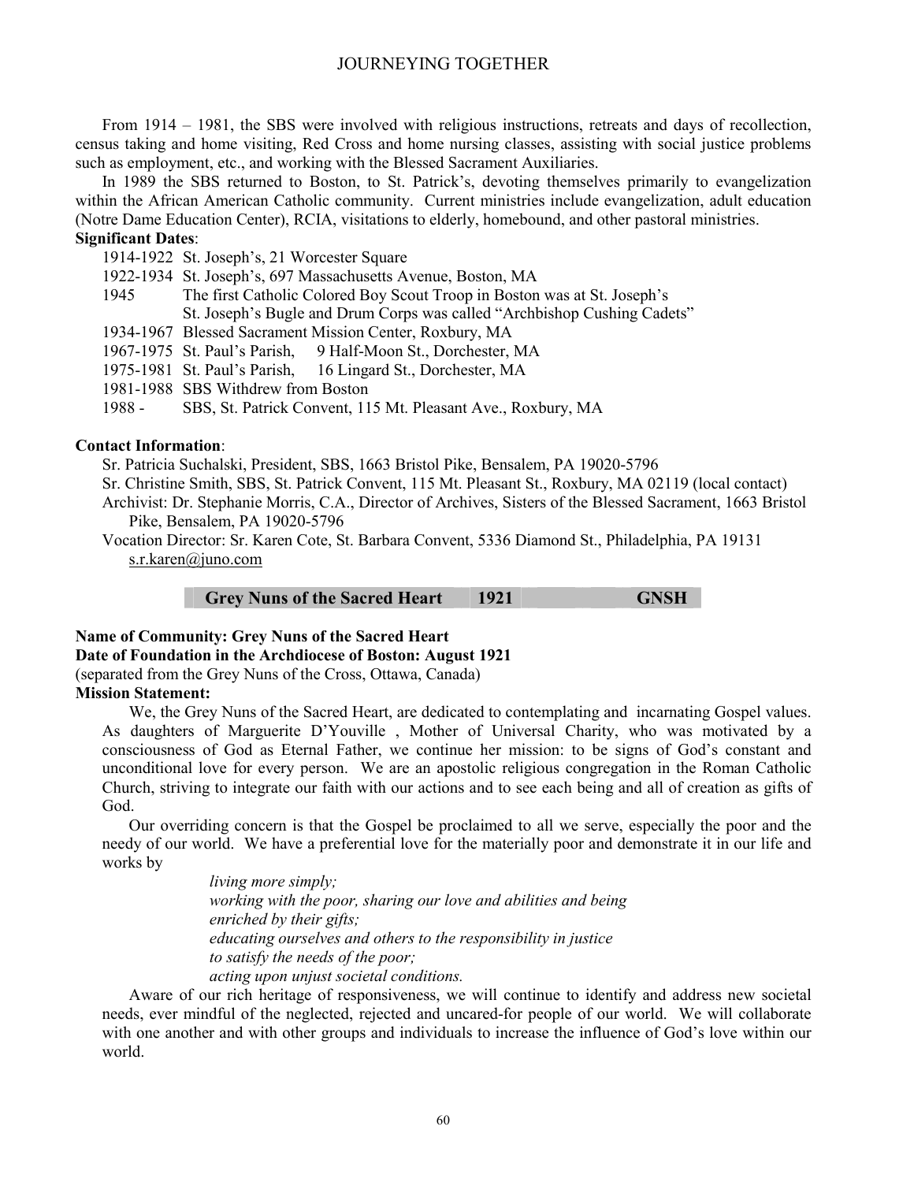From 1914 – 1981, the SBS were involved with religious instructions, retreats and days of recollection, census taking and home visiting, Red Cross and home nursing classes, assisting with social justice problems such as employment, etc., and working with the Blessed Sacrament Auxiliaries.

In 1989 the SBS returned to Boston, to St. Patrick's, devoting themselves primarily to evangelization within the African American Catholic community. Current ministries include evangelization, adult education (Notre Dame Education Center), RCIA, visitations to elderly, homebound, and other pastoral ministries.

**Significant Dates**:

- 1914-1922 St. Joseph's, 21 Worcester Square
- 1922-1934 St. Joseph's, 697 Massachusetts Avenue, Boston, MA
- 1945 The first Catholic Colored Boy Scout Troop in Boston was at St. Joseph's
  St. Joseph's Bugle and Drum Corps was called "Archbishop Cushing Cadets"
- 1934-1967 Blessed Sacrament Mission Center, Roxbury, MA
- 1967-1975 St. Paul's Parish, 9 Half-Moon St., Dorchester, MA
- 1975-1981 St. Paul's Parish, 16 Lingard St., Dorchester, MA
- 1981-1988 SBS Withdrew from Boston
- 1988 - SBS, St. Patrick Convent, 115 Mt. Pleasant Ave., Roxbury, MA

**Contact Information**:

Sr. Patricia Suchalski, President, SBS, 1663 Bristol Pike, Bensalem, PA 19020-5796

Sr. Christine Smith, SBS, St. Patrick Convent, 115 Mt. Pleasant St., Roxbury, MA 02119 (local contact)

Archivist: Dr. Stephanie Morris, C.A., Director of Archives, Sisters of the Blessed Sacrament, 1663 Bristol Pike, Bensalem, PA 19020-5796

Vocation Director: Sr. Karen Cote, St. Barbara Convent, 5336 Diamond St., Philadelphia, PA 19131 s.r.karen@juno.com

## Grey Nuns of the Sacred Heart 1921 GNSH

**Name of Community: Grey Nuns of the Sacred Heart**
**Date of Foundation in the Archdiocese of Boston: August 1921**
(separated from the Grey Nuns of the Cross, Ottawa, Canada)
**Mission Statement:**

We, the Grey Nuns of the Sacred Heart, are dedicated to contemplating and incarnating Gospel values. As daughters of Marguerite D'Youville , Mother of Universal Charity, who was motivated by a consciousness of God as Eternal Father, we continue her mission: to be signs of God's constant and unconditional love for every person. We are an apostolic religious congregation in the Roman Catholic Church, striving to integrate our faith with our actions and to see each being and all of creation as gifts of God.

Our overriding concern is that the Gospel be proclaimed to all we serve, especially the poor and the needy of our world. We have a preferential love for the materially poor and demonstrate it in our life and works by

*living more simply;*
*working with the poor, sharing our love and abilities and being enriched by their gifts;*
*educating ourselves and others to the responsibility in justice to satisfy the needs of the poor;*
*acting upon unjust societal conditions.*

Aware of our rich heritage of responsiveness, we will continue to identify and address new societal needs, ever mindful of the neglected, rejected and uncared-for people of our world. We will collaborate with one another and with other groups and individuals to increase the influence of God's love within our world.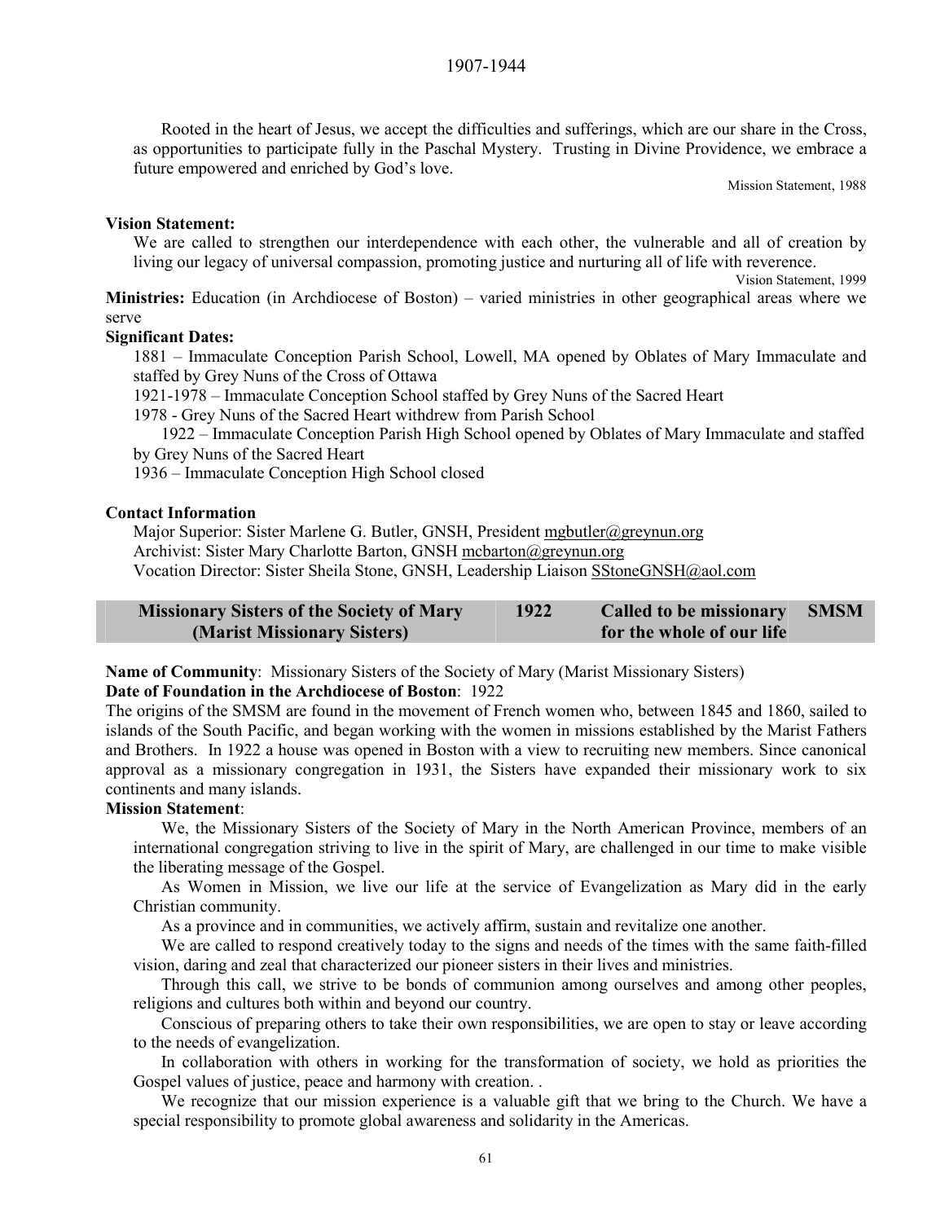Rooted in the heart of Jesus, we accept the difficulties and sufferings, which are our share in the Cross, as opportunities to participate fully in the Paschal Mystery. Trusting in Divine Providence, we embrace a future empowered and enriched by God's love.

Mission Statement, 1988

**Vision Statement:**

We are called to strengthen our interdependence with each other, the vulnerable and all of creation by living our legacy of universal compassion, promoting justice and nurturing all of life with reverence.

Vision Statement, 1999

**Ministries:** Education (in Archdiocese of Boston) – varied ministries in other geographical areas where we serve

**Significant Dates:**

1881 – Immaculate Conception Parish School, Lowell, MA opened by Oblates of Mary Immaculate and staffed by Grey Nuns of the Cross of Ottawa

1921-1978 – Immaculate Conception School staffed by Grey Nuns of the Sacred Heart

1978 - Grey Nuns of the Sacred Heart withdrew from Parish School

1922 – Immaculate Conception Parish High School opened by Oblates of Mary Immaculate and staffed by Grey Nuns of the Sacred Heart

1936 – Immaculate Conception High School closed

**Contact Information**

Major Superior: Sister Marlene G. Butler, GNSH, President mgbutler@greynun.org
Archivist: Sister Mary Charlotte Barton, GNSH mcbarton@greynun.org
Vocation Director: Sister Sheila Stone, GNSH, Leadership Liaison SStoneGNSH@aol.com

| Missionary Sisters of the Society of Mary (Marist Missionary Sisters) | 1922 | Called to be missionary for the whole of our life | SMSM |
|---|---|---|---|

**Name of Community**: Missionary Sisters of the Society of Mary (Marist Missionary Sisters)
**Date of Foundation in the Archdiocese of Boston**: 1922

The origins of the SMSM are found in the movement of French women who, between 1845 and 1860, sailed to islands of the South Pacific, and began working with the women in missions established by the Marist Fathers and Brothers. In 1922 a house was opened in Boston with a view to recruiting new members. Since canonical approval as a missionary congregation in 1931, the Sisters have expanded their missionary work to six continents and many islands.

**Mission Statement**:

We, the Missionary Sisters of the Society of Mary in the North American Province, members of an international congregation striving to live in the spirit of Mary, are challenged in our time to make visible the liberating message of the Gospel.

As Women in Mission, we live our life at the service of Evangelization as Mary did in the early Christian community.

As a province and in communities, we actively affirm, sustain and revitalize one another.

We are called to respond creatively today to the signs and needs of the times with the same faith-filled vision, daring and zeal that characterized our pioneer sisters in their lives and ministries.

Through this call, we strive to be bonds of communion among ourselves and among other peoples, religions and cultures both within and beyond our country.

Conscious of preparing others to take their own responsibilities, we are open to stay or leave according to the needs of evangelization.

In collaboration with others in working for the transformation of society, we hold as priorities the Gospel values of justice, peace and harmony with creation. .

We recognize that our mission experience is a valuable gift that we bring to the Church. We have a special responsibility to promote global awareness and solidarity in the Americas.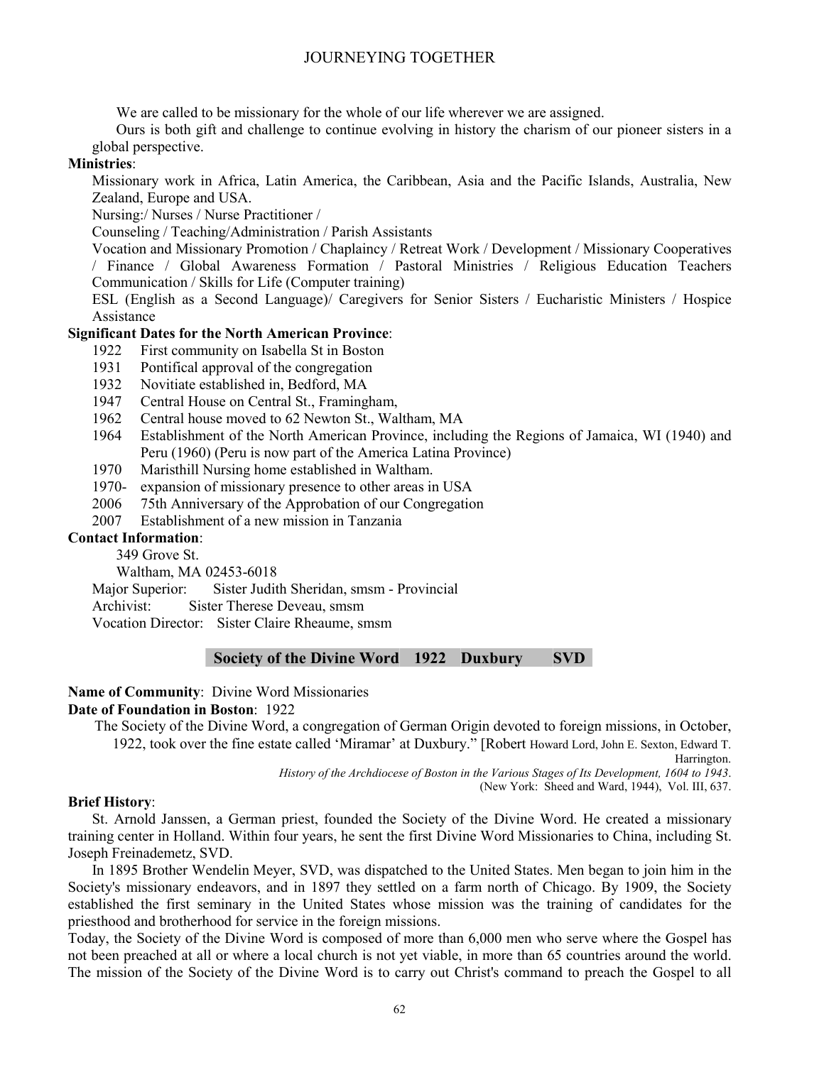We are called to be missionary for the whole of our life wherever we are assigned.

Ours is both gift and challenge to continue evolving in history the charism of our pioneer sisters in a global perspective.

**Ministries**:

Missionary work in Africa, Latin America, the Caribbean, Asia and the Pacific Islands, Australia, New Zealand, Europe and USA.

Nursing:/ Nurses / Nurse Practitioner /

Counseling / Teaching/Administration / Parish Assistants

Vocation and Missionary Promotion / Chaplaincy / Retreat Work / Development / Missionary Cooperatives / Finance / Global Awareness Formation / Pastoral Ministries / Religious Education Teachers Communication / Skills for Life (Computer training)

ESL (English as a Second Language)/ Caregivers for Senior Sisters / Eucharistic Ministers / Hospice Assistance

**Significant Dates for the North American Province**:

- 1922 First community on Isabella St in Boston
- 1931 Pontifical approval of the congregation
- 1932 Novitiate established in, Bedford, MA
- 1947 Central House on Central St., Framingham,
- 1962 Central house moved to 62 Newton St., Waltham, MA
- 1964 Establishment of the North American Province, including the Regions of Jamaica, WI (1940) and Peru (1960) (Peru is now part of the America Latina Province)
- 1970 Maristhill Nursing home established in Waltham.
- 1970- expansion of missionary presence to other areas in USA
- 2006 75th Anniversary of the Approbation of our Congregation
- 2007 Establishment of a new mission in Tanzania

**Contact Information**:

349 Grove St.

Waltham, MA 02453-6018

Major Superior: Sister Judith Sheridan, smsm - Provincial

Archivist: Sister Therese Deveau, smsm

Vocation Director: Sister Claire Rheaume, smsm

## Society of the Divine Word 1922 Duxbury SVD

**Name of Community**: Divine Word Missionaries

**Date of Foundation in Boston**: 1922

The Society of the Divine Word, a congregation of German Origin devoted to foreign missions, in October, 1922, took over the fine estate called 'Miramar' at Duxbury." [Robert Howard Lord, John E. Sexton, Edward T. Harrington. *History of the Archdiocese of Boston in the Various Stages of Its Development, 1604 to 1943*. (New York: Sheed and Ward, 1944), Vol. III, 637.

**Brief History**:

St. Arnold Janssen, a German priest, founded the Society of the Divine Word. He created a missionary training center in Holland. Within four years, he sent the first Divine Word Missionaries to China, including St. Joseph Freinademetz, SVD.

In 1895 Brother Wendelin Meyer, SVD, was dispatched to the United States. Men began to join him in the Society's missionary endeavors, and in 1897 they settled on a farm north of Chicago. By 1909, the Society established the first seminary in the United States whose mission was the training of candidates for the priesthood and brotherhood for service in the foreign missions.

Today, the Society of the Divine Word is composed of more than 6,000 men who serve where the Gospel has not been preached at all or where a local church is not yet viable, in more than 65 countries around the world. The mission of the Society of the Divine Word is to carry out Christ's command to preach the Gospel to all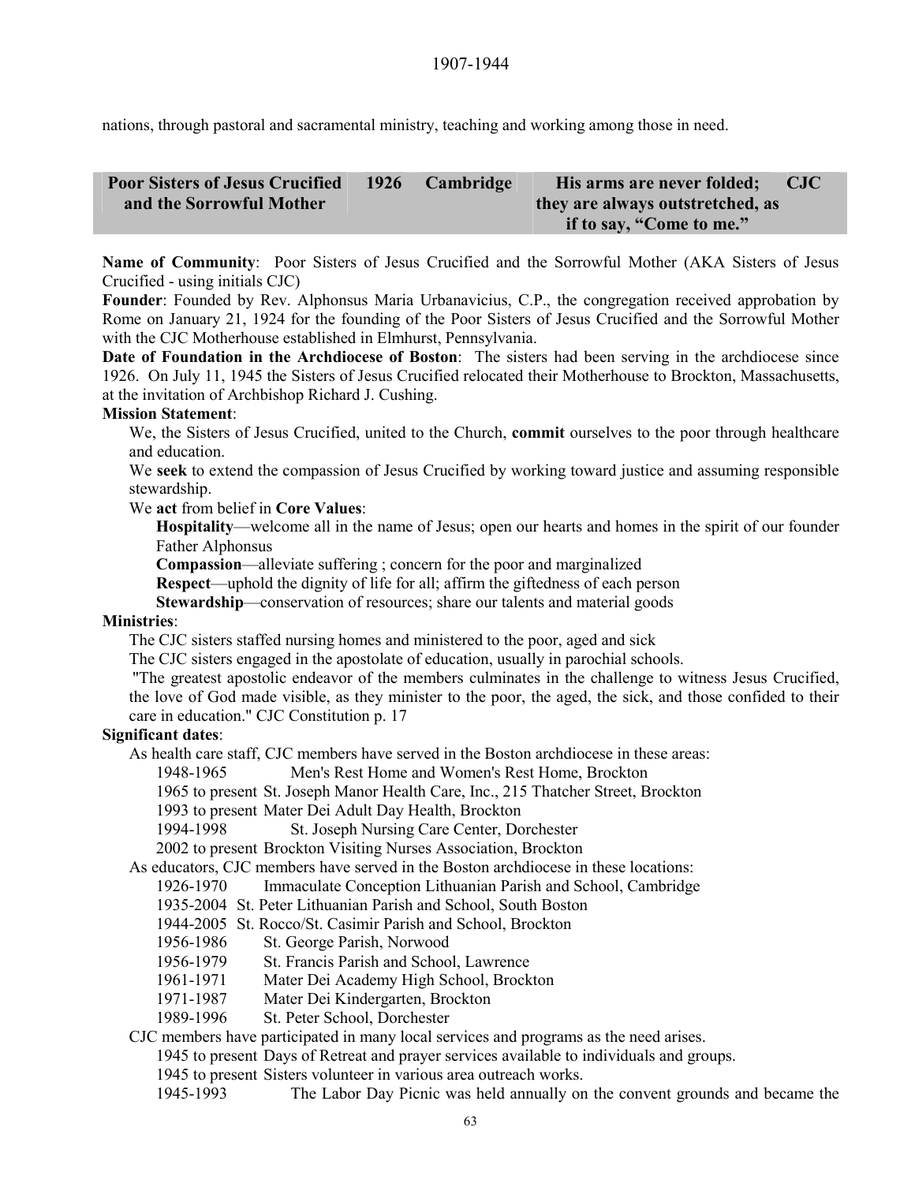nations, through pastoral and sacramental ministry, teaching and working among those in need.

| Poor Sisters of Jesus Crucified and the Sorrowful Mother | 1926 | Cambridge | His arms are never folded; they are always outstretched, as if to say, "Come to me." | CJC |
|---|---|---|---|---|

**Name of Community**: Poor Sisters of Jesus Crucified and the Sorrowful Mother (AKA Sisters of Jesus Crucified - using initials CJC)

**Founder**: Founded by Rev. Alphonsus Maria Urbanavicius, C.P., the congregation received approbation by Rome on January 21, 1924 for the founding of the Poor Sisters of Jesus Crucified and the Sorrowful Mother with the CJC Motherhouse established in Elmhurst, Pennsylvania.

**Date of Foundation in the Archdiocese of Boston**: The sisters had been serving in the archdiocese since 1926. On July 11, 1945 the Sisters of Jesus Crucified relocated their Motherhouse to Brockton, Massachusetts, at the invitation of Archbishop Richard J. Cushing.

**Mission Statement**:

We, the Sisters of Jesus Crucified, united to the Church, **commit** ourselves to the poor through healthcare and education.

We **seek** to extend the compassion of Jesus Crucified by working toward justice and assuming responsible stewardship.

We **act** from belief in **Core Values**:

- **Hospitality**—welcome all in the name of Jesus; open our hearts and homes in the spirit of our founder Father Alphonsus
- **Compassion**—alleviate suffering ; concern for the poor and marginalized
- **Respect**—uphold the dignity of life for all; affirm the giftedness of each person
- **Stewardship**—conservation of resources; share our talents and material goods

**Ministries**:

The CJC sisters staffed nursing homes and ministered to the poor, aged and sick

The CJC sisters engaged in the apostolate of education, usually in parochial schools.

"The greatest apostolic endeavor of the members culminates in the challenge to witness Jesus Crucified, the love of God made visible, as they minister to the poor, the aged, the sick, and those confided to their care in education." CJC Constitution p. 17

**Significant dates**:

As health care staff, CJC members have served in the Boston archdiocese in these areas:

- 1948-1965 Men's Rest Home and Women's Rest Home, Brockton
- 1965 to present St. Joseph Manor Health Care, Inc., 215 Thatcher Street, Brockton
- 1993 to present Mater Dei Adult Day Health, Brockton
- 1994-1998 St. Joseph Nursing Care Center, Dorchester
- 2002 to present Brockton Visiting Nurses Association, Brockton

As educators, CJC members have served in the Boston archdiocese in these locations:

- 1926-1970 Immaculate Conception Lithuanian Parish and School, Cambridge
- 1935-2004 St. Peter Lithuanian Parish and School, South Boston
- 1944-2005 St. Rocco/St. Casimir Parish and School, Brockton
- 1956-1986 St. George Parish, Norwood
- 1956-1979 St. Francis Parish and School, Lawrence
- 1961-1971 Mater Dei Academy High School, Brockton
- 1971-1987 Mater Dei Kindergarten, Brockton
- 1989-1996 St. Peter School, Dorchester

CJC members have participated in many local services and programs as the need arises.

- 1945 to present Days of Retreat and prayer services available to individuals and groups.
- 1945 to present Sisters volunteer in various area outreach works.
- 1945-1993 The Labor Day Picnic was held annually on the convent grounds and became the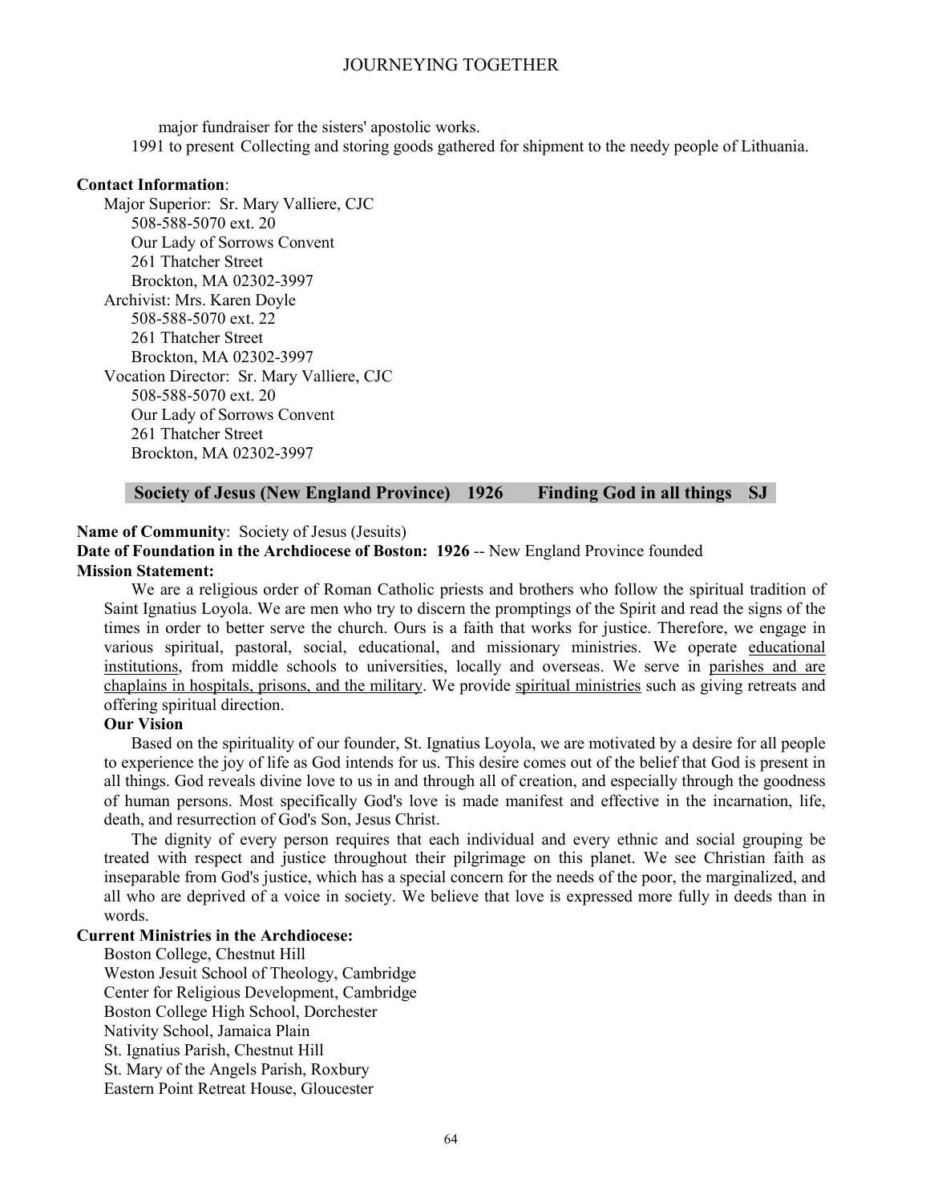major fundraiser for the sisters' apostolic works.

1991 to present Collecting and storing goods gathered for shipment to the needy people of Lithuania.

**Contact Information**:

Major Superior: Sr. Mary Valliere, CJC
508-588-5070 ext. 20
Our Lady of Sorrows Convent
261 Thatcher Street
Brockton, MA 02302-3997

Archivist: Mrs. Karen Doyle
508-588-5070 ext. 22
261 Thatcher Street
Brockton, MA 02302-3997

Vocation Director: Sr. Mary Valliere, CJC
508-588-5070 ext. 20
Our Lady of Sorrows Convent
261 Thatcher Street
Brockton, MA 02302-3997

## Society of Jesus (New England Province) 1926 Finding God in all things SJ

**Name of Community**: Society of Jesus (Jesuits)

**Date of Foundation in the Archdiocese of Boston: 1926** -- New England Province founded

**Mission Statement:**

We are a religious order of Roman Catholic priests and brothers who follow the spiritual tradition of Saint Ignatius Loyola. We are men who try to discern the promptings of the Spirit and read the signs of the times in order to better serve the church. Ours is a faith that works for justice. Therefore, we engage in various spiritual, pastoral, social, educational, and missionary ministries. We operate educational institutions, from middle schools to universities, locally and overseas. We serve in parishes and are chaplains in hospitals, prisons, and the military. We provide spiritual ministries such as giving retreats and offering spiritual direction.

**Our Vision**

Based on the spirituality of our founder, St. Ignatius Loyola, we are motivated by a desire for all people to experience the joy of life as God intends for us. This desire comes out of the belief that God is present in all things. God reveals divine love to us in and through all of creation, and especially through the goodness of human persons. Most specifically God's love is made manifest and effective in the incarnation, life, death, and resurrection of God's Son, Jesus Christ.

The dignity of every person requires that each individual and every ethnic and social grouping be treated with respect and justice throughout their pilgrimage on this planet. We see Christian faith as inseparable from God's justice, which has a special concern for the needs of the poor, the marginalized, and all who are deprived of a voice in society. We believe that love is expressed more fully in deeds than in words.

**Current Ministries in the Archdiocese:**

Boston College, Chestnut Hill
Weston Jesuit School of Theology, Cambridge
Center for Religious Development, Cambridge
Boston College High School, Dorchester
Nativity School, Jamaica Plain
St. Ignatius Parish, Chestnut Hill
St. Mary of the Angels Parish, Roxbury
Eastern Point Retreat House, Gloucester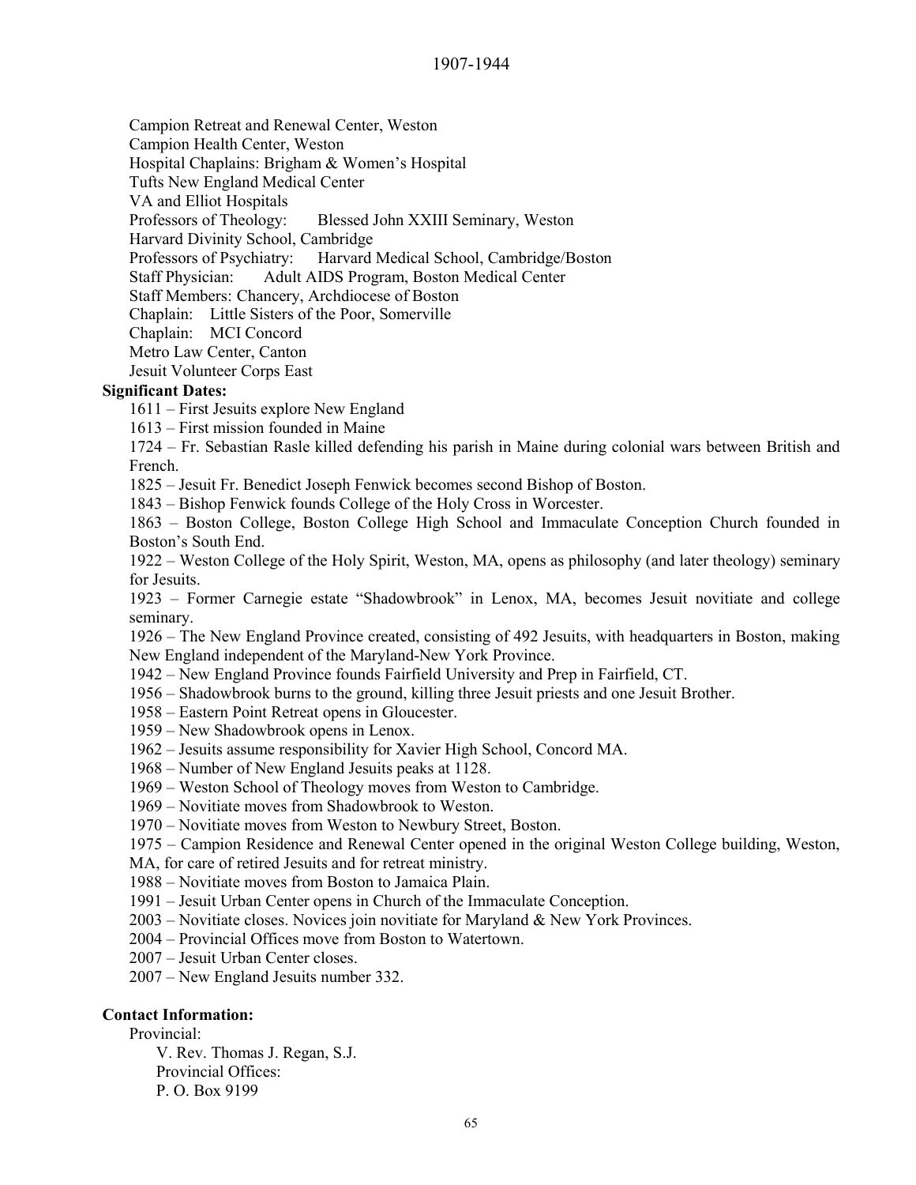Campion Retreat and Renewal Center, Weston
Campion Health Center, Weston
Hospital Chaplains: Brigham & Women's Hospital
Tufts New England Medical Center
VA and Elliot Hospitals
Professors of Theology: Blessed John XXIII Seminary, Weston
Harvard Divinity School, Cambridge
Professors of Psychiatry: Harvard Medical School, Cambridge/Boston
Staff Physician: Adult AIDS Program, Boston Medical Center
Staff Members: Chancery, Archdiocese of Boston
Chaplain: Little Sisters of the Poor, Somerville
Chaplain: MCI Concord
Metro Law Center, Canton
Jesuit Volunteer Corps East

**Significant Dates:**

1611 – First Jesuits explore New England
1613 – First mission founded in Maine
1724 – Fr. Sebastian Rasle killed defending his parish in Maine during colonial wars between British and French.
1825 – Jesuit Fr. Benedict Joseph Fenwick becomes second Bishop of Boston.
1843 – Bishop Fenwick founds College of the Holy Cross in Worcester.
1863 – Boston College, Boston College High School and Immaculate Conception Church founded in Boston's South End.
1922 – Weston College of the Holy Spirit, Weston, MA, opens as philosophy (and later theology) seminary for Jesuits.
1923 – Former Carnegie estate "Shadowbrook" in Lenox, MA, becomes Jesuit novitiate and college seminary.
1926 – The New England Province created, consisting of 492 Jesuits, with headquarters in Boston, making New England independent of the Maryland-New York Province.
1942 – New England Province founds Fairfield University and Prep in Fairfield, CT.
1956 – Shadowbrook burns to the ground, killing three Jesuit priests and one Jesuit Brother.
1958 – Eastern Point Retreat opens in Gloucester.
1959 – New Shadowbrook opens in Lenox.
1962 – Jesuits assume responsibility for Xavier High School, Concord MA.
1968 – Number of New England Jesuits peaks at 1128.
1969 – Weston School of Theology moves from Weston to Cambridge.
1969 – Novitiate moves from Shadowbrook to Weston.
1970 – Novitiate moves from Weston to Newbury Street, Boston.
1975 – Campion Residence and Renewal Center opened in the original Weston College building, Weston, MA, for care of retired Jesuits and for retreat ministry.
1988 – Novitiate moves from Boston to Jamaica Plain.
1991 – Jesuit Urban Center opens in Church of the Immaculate Conception.
2003 – Novitiate closes. Novices join novitiate for Maryland & New York Provinces.
2004 – Provincial Offices move from Boston to Watertown.
2007 – Jesuit Urban Center closes.
2007 – New England Jesuits number 332.

**Contact Information:**

Provincial:
V. Rev. Thomas J. Regan, S.J.
Provincial Offices:
P. O. Box 9199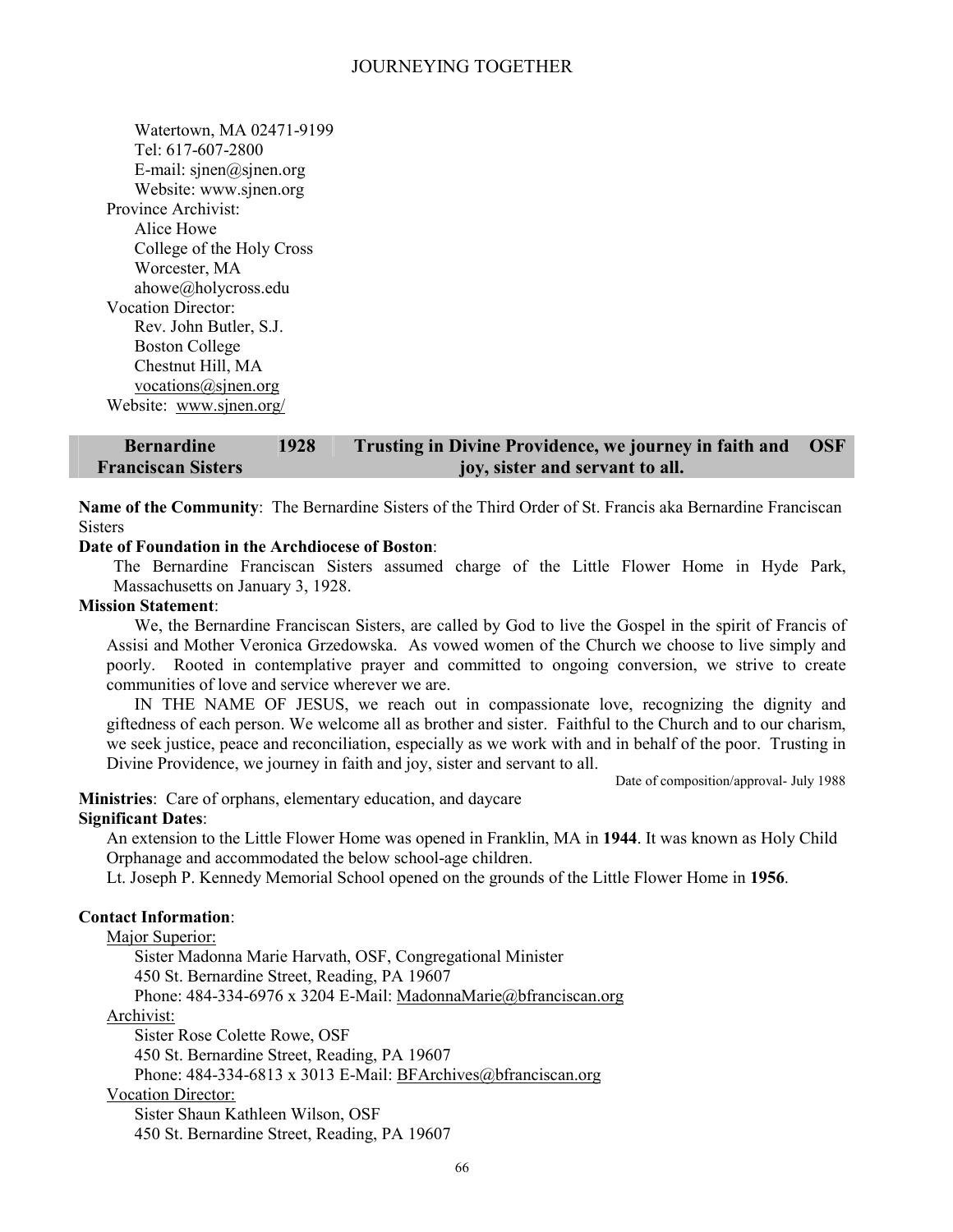Watertown, MA 02471-9199
Tel: 617-607-2800
E-mail: sjnen@sjnen.org
Website: www.sjnen.org

Province Archivist:
Alice Howe
College of the Holy Cross
Worcester, MA
ahowe@holycross.edu

Vocation Director:
Rev. John Butler, S.J.
Boston College
Chestnut Hill, MA
vocations@sjnen.org

Website: www.sjnen.org/

| Bernardine Franciscan Sisters | 1928 | Trusting in Divine Providence, we journey in faith and joy, sister and servant to all. | OSF |
|---|---|---|---|

**Name of the Community**: The Bernardine Sisters of the Third Order of St. Francis aka Bernardine Franciscan Sisters

**Date of Foundation in the Archdiocese of Boston**:

The Bernardine Franciscan Sisters assumed charge of the Little Flower Home in Hyde Park, Massachusetts on January 3, 1928.

**Mission Statement**:

We, the Bernardine Franciscan Sisters, are called by God to live the Gospel in the spirit of Francis of Assisi and Mother Veronica Grzedowska. As vowed women of the Church we choose to live simply and poorly. Rooted in contemplative prayer and committed to ongoing conversion, we strive to create communities of love and service wherever we are.

IN THE NAME OF JESUS, we reach out in compassionate love, recognizing the dignity and giftedness of each person. We welcome all as brother and sister. Faithful to the Church and to our charism, we seek justice, peace and reconciliation, especially as we work with and in behalf of the poor. Trusting in Divine Providence, we journey in faith and joy, sister and servant to all.

Date of composition/approval- July 1988

**Ministries**: Care of orphans, elementary education, and daycare

**Significant Dates**:

An extension to the Little Flower Home was opened in Franklin, MA in **1944**. It was known as Holy Child Orphanage and accommodated the below school-age children.

Lt. Joseph P. Kennedy Memorial School opened on the grounds of the Little Flower Home in **1956**.

**Contact Information**:

Major Superior:
Sister Madonna Marie Harvath, OSF, Congregational Minister
450 St. Bernardine Street, Reading, PA 19607
Phone: 484-334-6976 x 3204 E-Mail: MadonnaMarie@bfranciscan.org

Archivist:
Sister Rose Colette Rowe, OSF
450 St. Bernardine Street, Reading, PA 19607
Phone: 484-334-6813 x 3013 E-Mail: BFArchives@bfranciscan.org

Vocation Director:
Sister Shaun Kathleen Wilson, OSF
450 St. Bernardine Street, Reading, PA 19607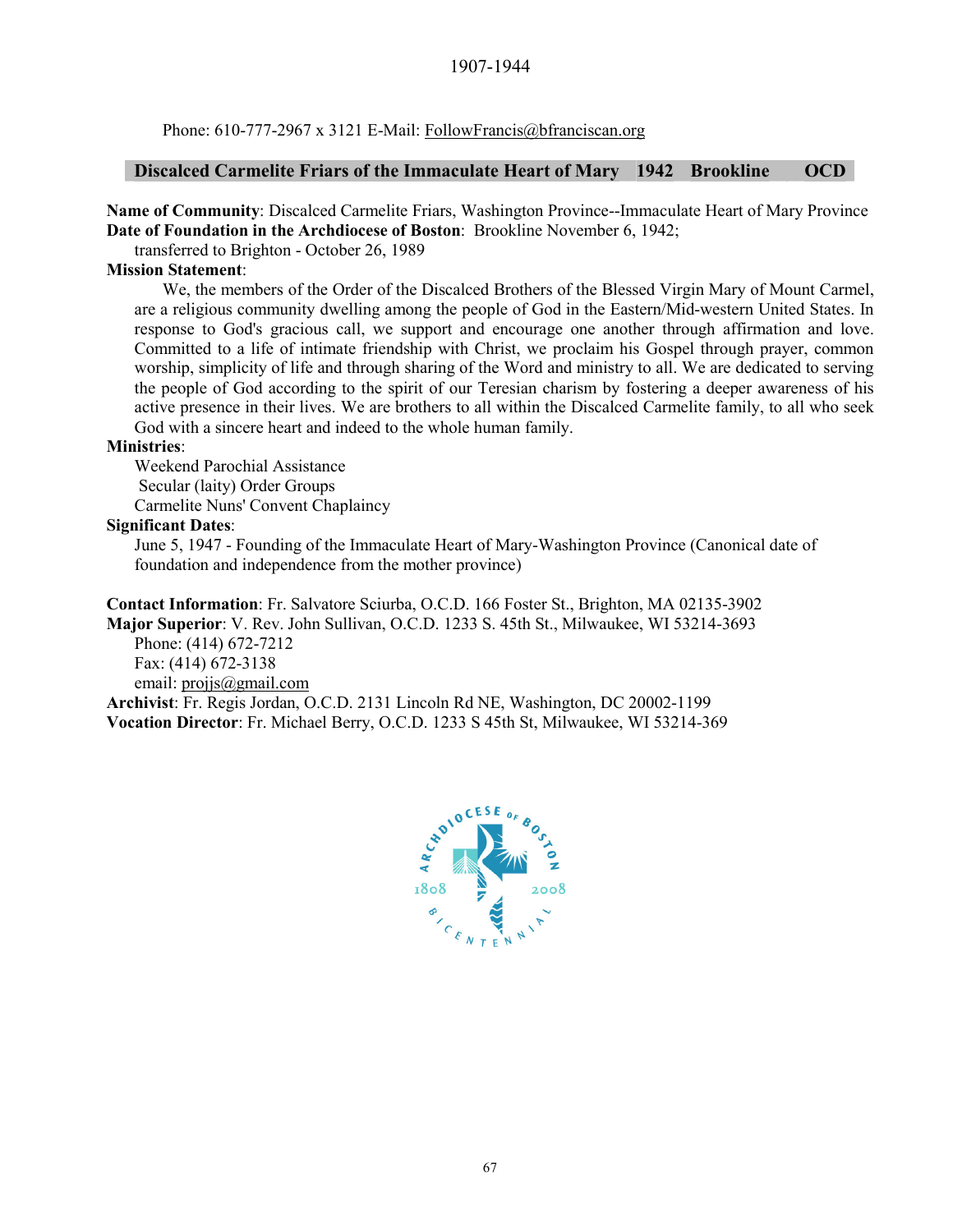Phone: 610-777-2967 x 3121 E-Mail: FollowFrancis@bfranciscan.org

## Discalced Carmelite Friars of the Immaculate Heart of Mary 1942 Brookline OCD

**Name of Community**: Discalced Carmelite Friars, Washington Province--Immaculate Heart of Mary Province
**Date of Foundation in the Archdiocese of Boston**: Brookline November 6, 1942;
transferred to Brighton - October 26, 1989

**Mission Statement**:

We, the members of the Order of the Discalced Brothers of the Blessed Virgin Mary of Mount Carmel, are a religious community dwelling among the people of God in the Eastern/Mid-western United States. In response to God's gracious call, we support and encourage one another through affirmation and love. Committed to a life of intimate friendship with Christ, we proclaim his Gospel through prayer, common worship, simplicity of life and through sharing of the Word and ministry to all. We are dedicated to serving the people of God according to the spirit of our Teresian charism by fostering a deeper awareness of his active presence in their lives. We are brothers to all within the Discalced Carmelite family, to all who seek God with a sincere heart and indeed to the whole human family.

**Ministries**:

Weekend Parochial Assistance
Secular (laity) Order Groups
Carmelite Nuns' Convent Chaplaincy

**Significant Dates**:

June 5, 1947 - Founding of the Immaculate Heart of Mary-Washington Province (Canonical date of foundation and independence from the mother province)

**Contact Information**: Fr. Salvatore Sciurba, O.C.D. 166 Foster St., Brighton, MA 02135-3902
**Major Superior**: V. Rev. John Sullivan, O.C.D. 1233 S. 45th St., Milwaukee, WI 53214-3693
Phone: (414) 672-7212
Fax: (414) 672-3138
email: projjs@gmail.com
**Archivist**: Fr. Regis Jordan, O.C.D. 2131 Lincoln Rd NE, Washington, DC 20002-1199
**Vocation Director**: Fr. Michael Berry, O.C.D. 1233 S 45th St, Milwaukee, WI 53214-369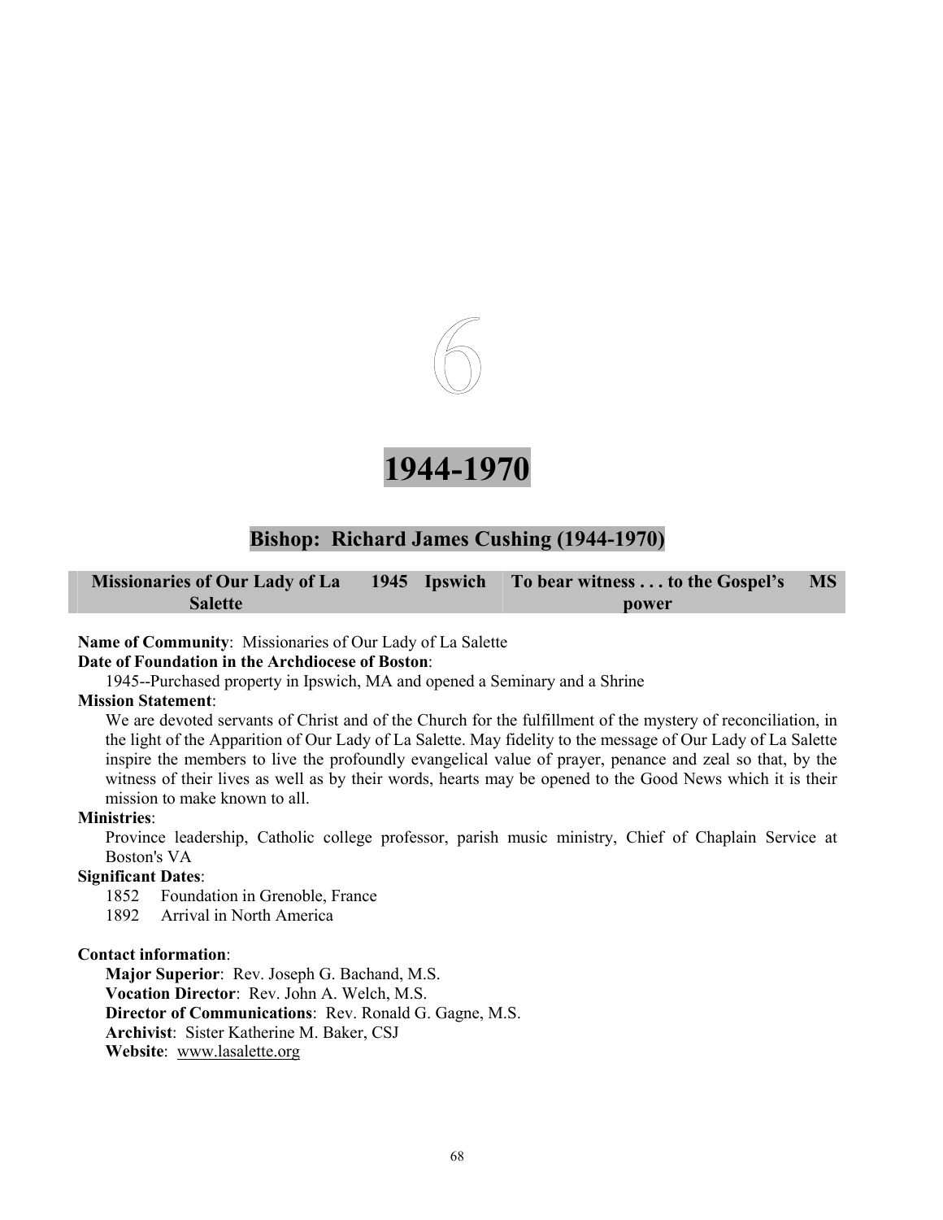# 6

# 1944-1970

## Bishop: Richard James Cushing (1944-1970)

| Missionaries of Our Lady of La Salette | 1945 | Ipswich | To bear witness . . . to the Gospel's power | MS |
|---|---|---|---|---|

**Name of Community**: Missionaries of Our Lady of La Salette

**Date of Foundation in the Archdiocese of Boston**:

1945--Purchased property in Ipswich, MA and opened a Seminary and a Shrine

**Mission Statement**:

We are devoted servants of Christ and of the Church for the fulfillment of the mystery of reconciliation, in the light of the Apparition of Our Lady of La Salette. May fidelity to the message of Our Lady of La Salette inspire the members to live the profoundly evangelical value of prayer, penance and zeal so that, by the witness of their lives as well as by their words, hearts may be opened to the Good News which it is their mission to make known to all.

**Ministries**:

Province leadership, Catholic college professor, parish music ministry, Chief of Chaplain Service at Boston's VA

**Significant Dates**:

1852 Foundation in Grenoble, France
1892 Arrival in North America

**Contact information**:

**Major Superior**: Rev. Joseph G. Bachand, M.S.
**Vocation Director**: Rev. John A. Welch, M.S.
**Director of Communications**: Rev. Ronald G. Gagne, M.S.
**Archivist**: Sister Katherine M. Baker, CSJ
**Website**: www.lasalette.org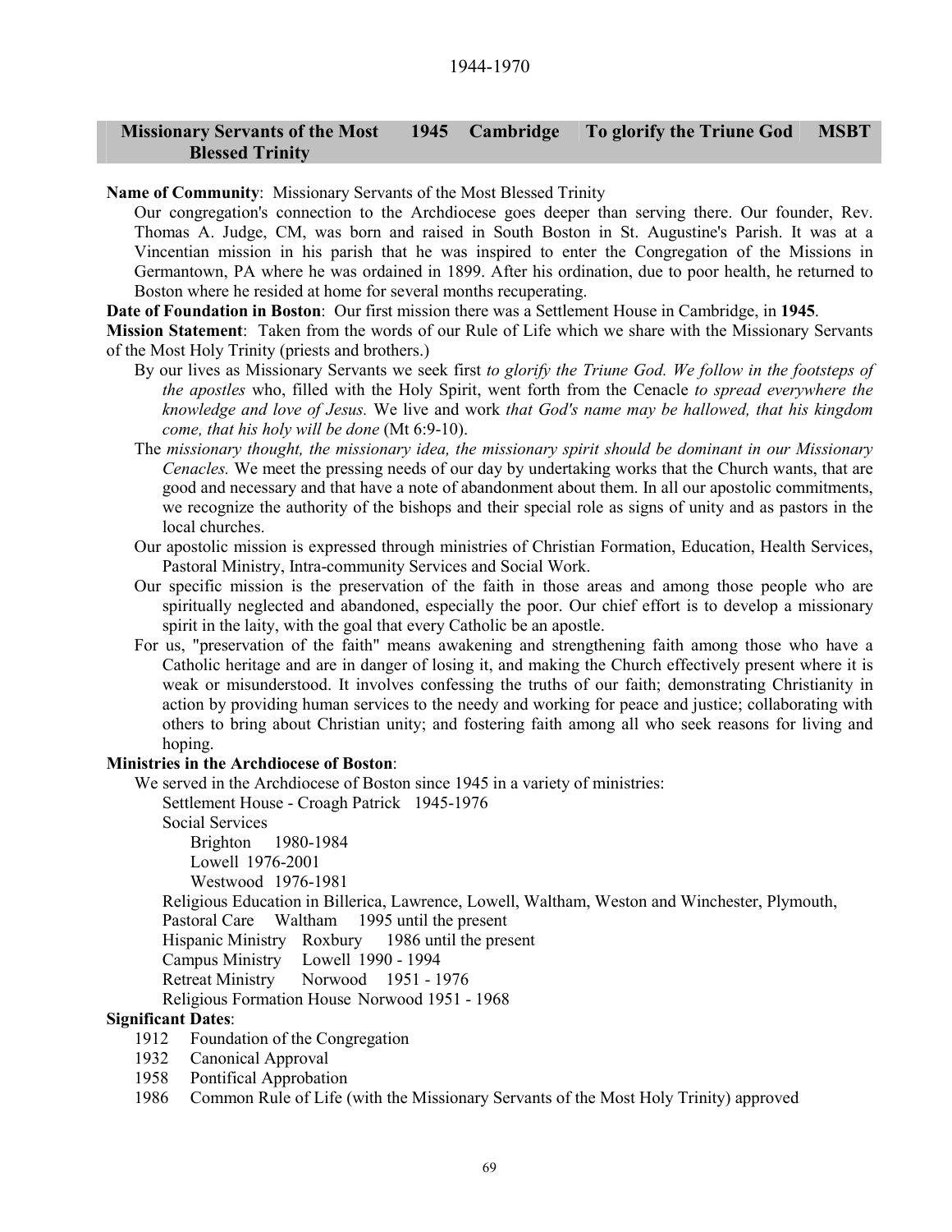1944-1970

| Missionary Servants of the Most Blessed Trinity | 1945 | Cambridge | To glorify the Triune God | MSBT |
|---|---|---|---|---|

**Name of Community**: Missionary Servants of the Most Blessed Trinity

Our congregation's connection to the Archdiocese goes deeper than serving there. Our founder, Rev. Thomas A. Judge, CM, was born and raised in South Boston in St. Augustine's Parish. It was at a Vincentian mission in his parish that he was inspired to enter the Congregation of the Missions in Germantown, PA where he was ordained in 1899. After his ordination, due to poor health, he returned to Boston where he resided at home for several months recuperating.

**Date of Foundation in Boston**: Our first mission there was a Settlement House in Cambridge, in **1945**.

**Mission Statement**: Taken from the words of our Rule of Life which we share with the Missionary Servants of the Most Holy Trinity (priests and brothers.)

By our lives as Missionary Servants we seek first *to glorify the Triune God. We follow in the footsteps of the apostles* who, filled with the Holy Spirit, went forth from the Cenacle *to spread everywhere the knowledge and love of Jesus.* We live and work *that God's name may be hallowed, that his kingdom come, that his holy will be done* (Mt 6:9-10).

The *missionary thought, the missionary idea, the missionary spirit should be dominant in our Missionary Cenacles.* We meet the pressing needs of our day by undertaking works that the Church wants, that are good and necessary and that have a note of abandonment about them. In all our apostolic commitments, we recognize the authority of the bishops and their special role as signs of unity and as pastors in the local churches.

Our apostolic mission is expressed through ministries of Christian Formation, Education, Health Services, Pastoral Ministry, Intra-community Services and Social Work.

Our specific mission is the preservation of the faith in those areas and among those people who are spiritually neglected and abandoned, especially the poor. Our chief effort is to develop a missionary spirit in the laity, with the goal that every Catholic be an apostle.

For us, "preservation of the faith" means awakening and strengthening faith among those who have a Catholic heritage and are in danger of losing it, and making the Church effectively present where it is weak or misunderstood. It involves confessing the truths of our faith; demonstrating Christianity in action by providing human services to the needy and working for peace and justice; collaborating with others to bring about Christian unity; and fostering faith among all who seek reasons for living and hoping.

**Ministries in the Archdiocese of Boston**:

We served in the Archdiocese of Boston since 1945 in a variety of ministries:

- Settlement House - Croagh Patrick 1945-1976
- Social Services
  - Brighton 1980-1984
  - Lowell 1976-2001
  - Westwood 1976-1981
- Religious Education in Billerica, Lawrence, Lowell, Waltham, Weston and Winchester, Plymouth,
- Pastoral Care Waltham 1995 until the present
- Hispanic Ministry Roxbury 1986 until the present
- Campus Ministry Lowell 1990 - 1994
- Retreat Ministry Norwood 1951 - 1976
- Religious Formation House Norwood 1951 - 1968

**Significant Dates**:

- 1912 Foundation of the Congregation
- 1932 Canonical Approval
- 1958 Pontifical Approbation
- 1986 Common Rule of Life (with the Missionary Servants of the Most Holy Trinity) approved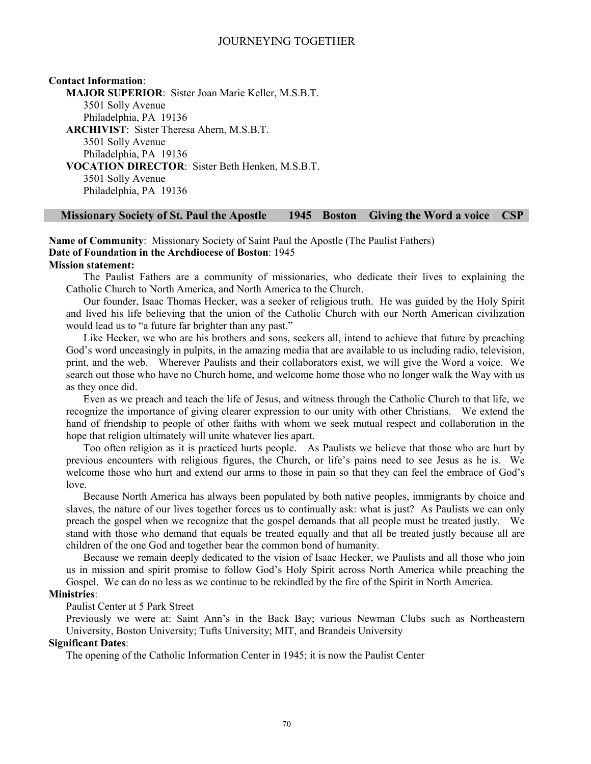**Contact Information**:

**MAJOR SUPERIOR**: Sister Joan Marie Keller, M.S.B.T.
3501 Solly Avenue
Philadelphia, PA 19136

**ARCHIVIST**: Sister Theresa Ahern, M.S.B.T.
3501 Solly Avenue
Philadelphia, PA 19136

**VOCATION DIRECTOR**: Sister Beth Henken, M.S.B.T.
3501 Solly Avenue
Philadelphia, PA 19136

## Missionary Society of St. Paul the Apostle 1945 Boston Giving the Word a voice CSP

**Name of Community**: Missionary Society of Saint Paul the Apostle (The Paulist Fathers)

**Date of Foundation in the Archdiocese of Boston**: 1945

**Mission statement:**

The Paulist Fathers are a community of missionaries, who dedicate their lives to explaining the Catholic Church to North America, and North America to the Church.

Our founder, Isaac Thomas Hecker, was a seeker of religious truth. He was guided by the Holy Spirit and lived his life believing that the union of the Catholic Church with our North American civilization would lead us to "a future far brighter than any past."

Like Hecker, we who are his brothers and sons, seekers all, intend to achieve that future by preaching God's word unceasingly in pulpits, in the amazing media that are available to us including radio, television, print, and the web. Wherever Paulists and their collaborators exist, we will give the Word a voice. We search out those who have no Church home, and welcome home those who no longer walk the Way with us as they once did.

Even as we preach and teach the life of Jesus, and witness through the Catholic Church to that life, we recognize the importance of giving clearer expression to our unity with other Christians. We extend the hand of friendship to people of other faiths with whom we seek mutual respect and collaboration in the hope that religion ultimately will unite whatever lies apart.

Too often religion as it is practiced hurts people. As Paulists we believe that those who are hurt by previous encounters with religious figures, the Church, or life's pains need to see Jesus as he is. We welcome those who hurt and extend our arms to those in pain so that they can feel the embrace of God's love.

Because North America has always been populated by both native peoples, immigrants by choice and slaves, the nature of our lives together forces us to continually ask: what is just? As Paulists we can only preach the gospel when we recognize that the gospel demands that all people must be treated justly. We stand with those who demand that equals be treated equally and that all be treated justly because all are children of the one God and together bear the common bond of humanity.

Because we remain deeply dedicated to the vision of Isaac Hecker, we Paulists and all those who join us in mission and spirit promise to follow God's Holy Spirit across North America while preaching the Gospel. We can do no less as we continue to be rekindled by the fire of the Spirit in North America.

**Ministries**:

Paulist Center at 5 Park Street

Previously we were at: Saint Ann's in the Back Bay; various Newman Clubs such as Northeastern University, Boston University; Tufts University; MIT, and Brandeis University

**Significant Dates**:

The opening of the Catholic Information Center in 1945; it is now the Paulist Center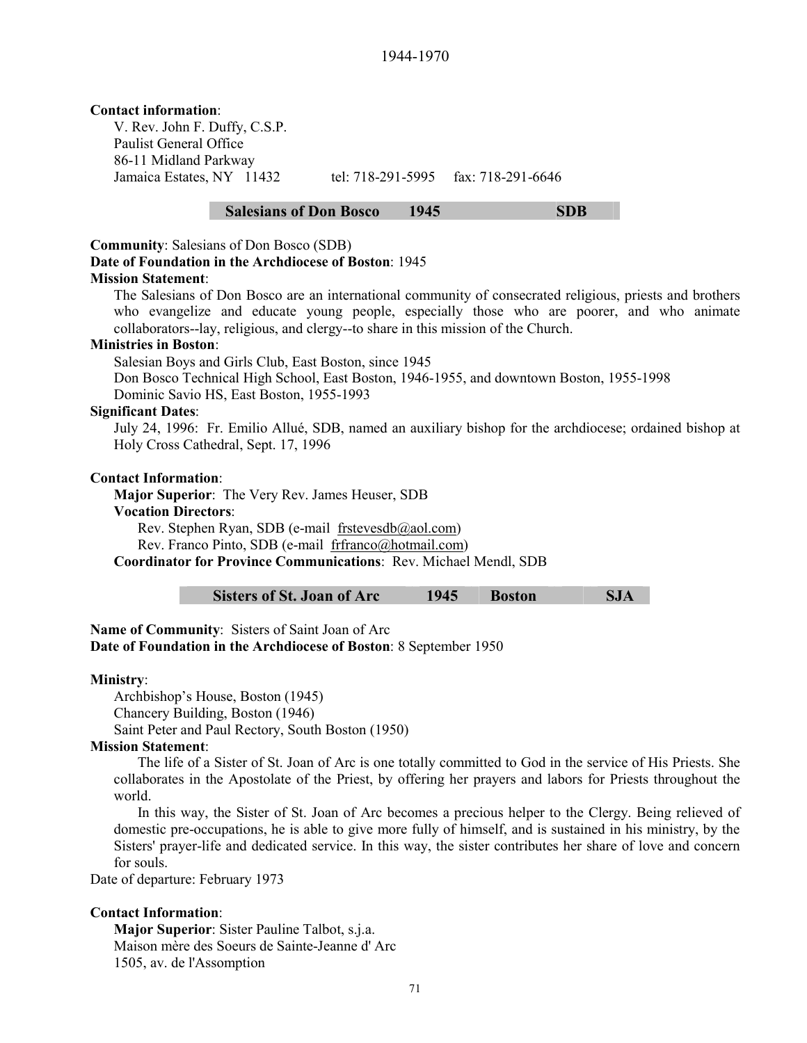**Contact information**:

V. Rev. John F. Duffy, C.S.P.
Paulist General Office
86-11 Midland Parkway
Jamaica Estates, NY 11432 tel: 718-291-5995 fax: 718-291-6646

## Salesians of Don Bosco 1945 SDB

**Community**: Salesians of Don Bosco (SDB)
**Date of Foundation in the Archdiocese of Boston**: 1945
**Mission Statement**:

The Salesians of Don Bosco are an international community of consecrated religious, priests and brothers who evangelize and educate young people, especially those who are poorer, and who animate collaborators--lay, religious, and clergy--to share in this mission of the Church.

**Ministries in Boston**:

Salesian Boys and Girls Club, East Boston, since 1945
Don Bosco Technical High School, East Boston, 1946-1955, and downtown Boston, 1955-1998
Dominic Savio HS, East Boston, 1955-1993

**Significant Dates**:

July 24, 1996: Fr. Emilio Allué, SDB, named an auxiliary bishop for the archdiocese; ordained bishop at Holy Cross Cathedral, Sept. 17, 1996

**Contact Information**:

**Major Superior**: The Very Rev. James Heuser, SDB
**Vocation Directors**:
Rev. Stephen Ryan, SDB (e-mail frstevesdb@aol.com)
Rev. Franco Pinto, SDB (e-mail frfranco@hotmail.com)
**Coordinator for Province Communications**: Rev. Michael Mendl, SDB

## Sisters of St. Joan of Arc 1945 Boston SJA

**Name of Community**: Sisters of Saint Joan of Arc
**Date of Foundation in the Archdiocese of Boston**: 8 September 1950

**Ministry**:

Archbishop's House, Boston (1945)
Chancery Building, Boston (1946)
Saint Peter and Paul Rectory, South Boston (1950)

**Mission Statement**:

The life of a Sister of St. Joan of Arc is one totally committed to God in the service of His Priests. She collaborates in the Apostolate of the Priest, by offering her prayers and labors for Priests throughout the world.

In this way, the Sister of St. Joan of Arc becomes a precious helper to the Clergy. Being relieved of domestic pre-occupations, he is able to give more fully of himself, and is sustained in his ministry, by the Sisters' prayer-life and dedicated service. In this way, the sister contributes her share of love and concern for souls.

Date of departure: February 1973

**Contact Information**:

**Major Superior**: Sister Pauline Talbot, s.j.a.
Maison mère des Soeurs de Sainte-Jeanne d' Arc
1505, av. de l'Assomption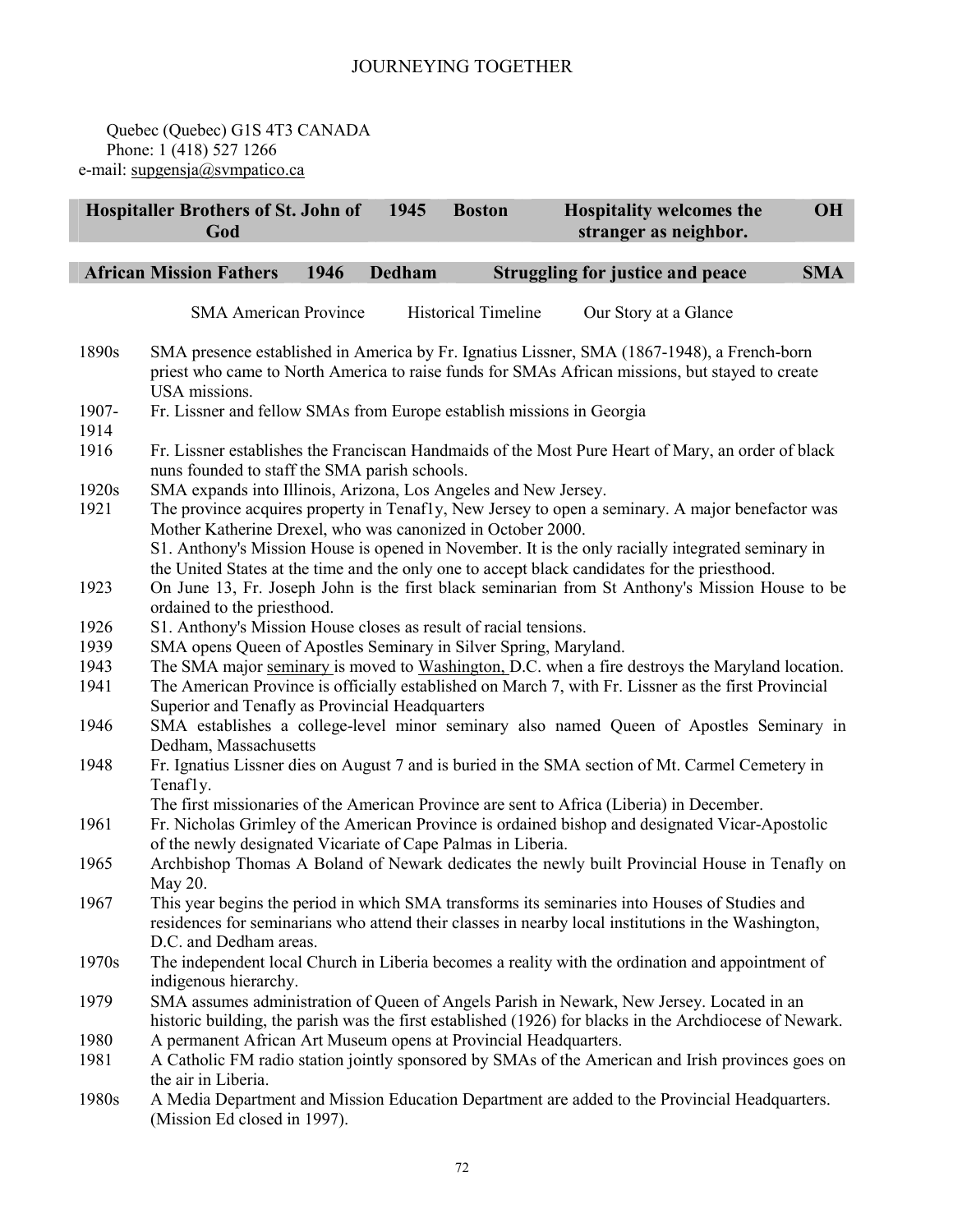Quebec (Quebec) G1S 4T3 CANADA
Phone: 1 (418) 527 1266
e-mail: supgensja@svmpatico.ca

| Hospitaller Brothers of St. John of God | 1945 | Boston | Hospitality welcomes the stranger as neighbor. | OH |
|---|---|---|---|---|

| African Mission Fathers | 1946 | Dedham | Struggling for justice and peace | SMA |
|---|---|---|---|---|

SMA American Province     Historical Timeline     Our Story at a Glance

| | |
|---|---|
| 1890s | SMA presence established in America by Fr. Ignatius Lissner, SMA (1867-1948), a French-born priest who came to North America to raise funds for SMAs African missions, but stayed to create USA missions. |
| 1907-1914 | Fr. Lissner and fellow SMAs from Europe establish missions in Georgia |
| 1916 | Fr. Lissner establishes the Franciscan Handmaids of the Most Pure Heart of Mary, an order of black nuns founded to staff the SMA parish schools. |
| 1920s | SMA expands into Illinois, Arizona, Los Angeles and New Jersey. |
| 1921 | The province acquires property in Tenaf1y, New Jersey to open a seminary. A major benefactor was Mother Katherine Drexel, who was canonized in October 2000. S1. Anthony's Mission House is opened in November. It is the only racially integrated seminary in the United States at the time and the only one to accept black candidates for the priesthood. |
| 1923 | On June 13, Fr. Joseph John is the first black seminarian from St Anthony's Mission House to be ordained to the priesthood. |
| 1926 | S1. Anthony's Mission House closes as result of racial tensions. |
| 1939 | SMA opens Queen of Apostles Seminary in Silver Spring, Maryland. |
| 1943 | The SMA major seminary is moved to Washington, D.C. when a fire destroys the Maryland location. |
| 1941 | The American Province is officially established on March 7, with Fr. Lissner as the first Provincial Superior and Tenafly as Provincial Headquarters |
| 1946 | SMA establishes a college-level minor seminary also named Queen of Apostles Seminary in Dedham, Massachusetts |
| 1948 | Fr. Ignatius Lissner dies on August 7 and is buried in the SMA section of Mt. Carmel Cemetery in Tenaf1y. The first missionaries of the American Province are sent to Africa (Liberia) in December. |
| 1961 | Fr. Nicholas Grimley of the American Province is ordained bishop and designated Vicar-Apostolic of the newly designated Vicariate of Cape Palmas in Liberia. |
| 1965 | Archbishop Thomas A Boland of Newark dedicates the newly built Provincial House in Tenafly on May 20. |
| 1967 | This year begins the period in which SMA transforms its seminaries into Houses of Studies and residences for seminarians who attend their classes in nearby local institutions in the Washington, D.C. and Dedham areas. |
| 1970s | The independent local Church in Liberia becomes a reality with the ordination and appointment of indigenous hierarchy. |
| 1979 | SMA assumes administration of Queen of Angels Parish in Newark, New Jersey. Located in an historic building, the parish was the first established (1926) for blacks in the Archdiocese of Newark. |
| 1980 | A permanent African Art Museum opens at Provincial Headquarters. |
| 1981 | A Catholic FM radio station jointly sponsored by SMAs of the American and Irish provinces goes on the air in Liberia. |
| 1980s | A Media Department and Mission Education Department are added to the Provincial Headquarters. (Mission Ed closed in 1997). |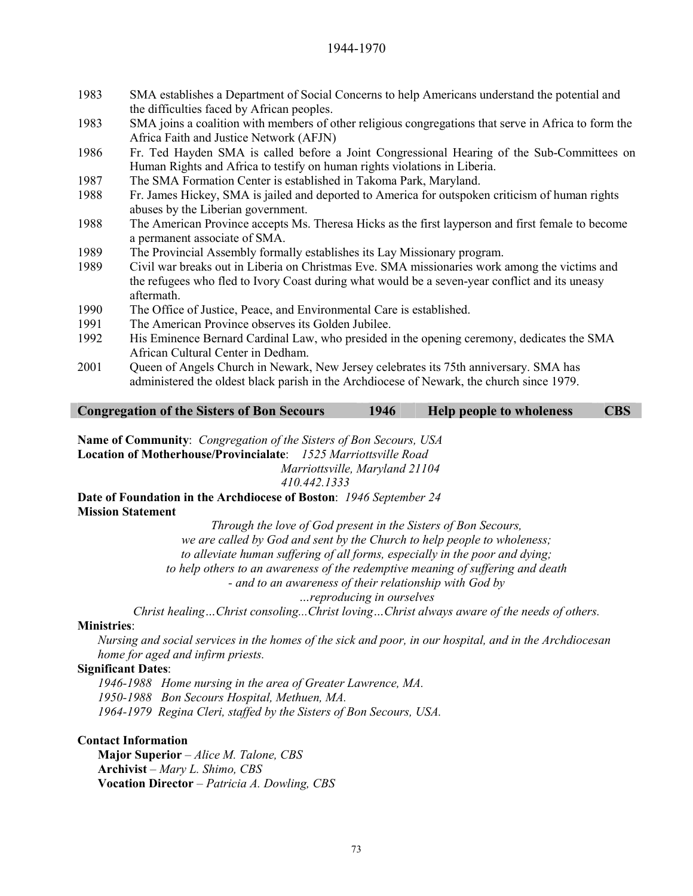| | |
|---|---|
| 1983 | SMA establishes a Department of Social Concerns to help Americans understand the potential and the difficulties faced by African peoples. |
| 1983 | SMA joins a coalition with members of other religious congregations that serve in Africa to form the Africa Faith and Justice Network (AFJN) |
| 1986 | Fr. Ted Hayden SMA is called before a Joint Congressional Hearing of the Sub-Committees on Human Rights and Africa to testify on human rights violations in Liberia. |
| 1987 | The SMA Formation Center is established in Takoma Park, Maryland. |
| 1988 | Fr. James Hickey, SMA is jailed and deported to America for outspoken criticism of human rights abuses by the Liberian government. |
| 1988 | The American Province accepts Ms. Theresa Hicks as the first layperson and first female to become a permanent associate of SMA. |
| 1989 | The Provincial Assembly formally establishes its Lay Missionary program. |
| 1989 | Civil war breaks out in Liberia on Christmas Eve. SMA missionaries work among the victims and the refugees who fled to Ivory Coast during what would be a seven-year conflict and its uneasy aftermath. |
| 1990 | The Office of Justice, Peace, and Environmental Care is established. |
| 1991 | The American Province observes its Golden Jubilee. |
| 1992 | His Eminence Bernard Cardinal Law, who presided in the opening ceremony, dedicates the SMA African Cultural Center in Dedham. |
| 2001 | Queen of Angels Church in Newark, New Jersey celebrates its 75th anniversary. SMA has administered the oldest black parish in the Archdiocese of Newark, the church since 1979. |

## Congregation of the Sisters of Bon Secours | 1946 | Help people to wholeness | CBS

**Name of Community**: *Congregation of the Sisters of Bon Secours, USA*
**Location of Motherhouse/Provincialate**: *1525 Marriottsville Road*
*Marriottsville, Maryland 21104*
*410.442.1333*
**Date of Foundation in the Archdiocese of Boston**: *1946 September 24*
**Mission Statement**

*Through the love of God present in the Sisters of Bon Secours,*
*we are called by God and sent by the Church to help people to wholeness;*
*to alleviate human suffering of all forms, especially in the poor and dying;*
*to help others to an awareness of the redemptive meaning of suffering and death*
*- and to an awareness of their relationship with God by*
*…reproducing in ourselves*
*Christ healing…Christ consoling...Christ loving…Christ always aware of the needs of others.*

**Ministries**:
*Nursing and social services in the homes of the sick and poor, in our hospital, and in the Archdiocesan home for aged and infirm priests.*

**Significant Dates**:
*1946-1988 Home nursing in the area of Greater Lawrence, MA.*
*1950-1988 Bon Secours Hospital, Methuen, MA.*
*1964-1979 Regina Cleri, staffed by the Sisters of Bon Secours, USA.*

**Contact Information**
**Major Superior** – *Alice M. Talone, CBS*
**Archivist** – *Mary L. Shimo, CBS*
**Vocation Director** – *Patricia A. Dowling, CBS*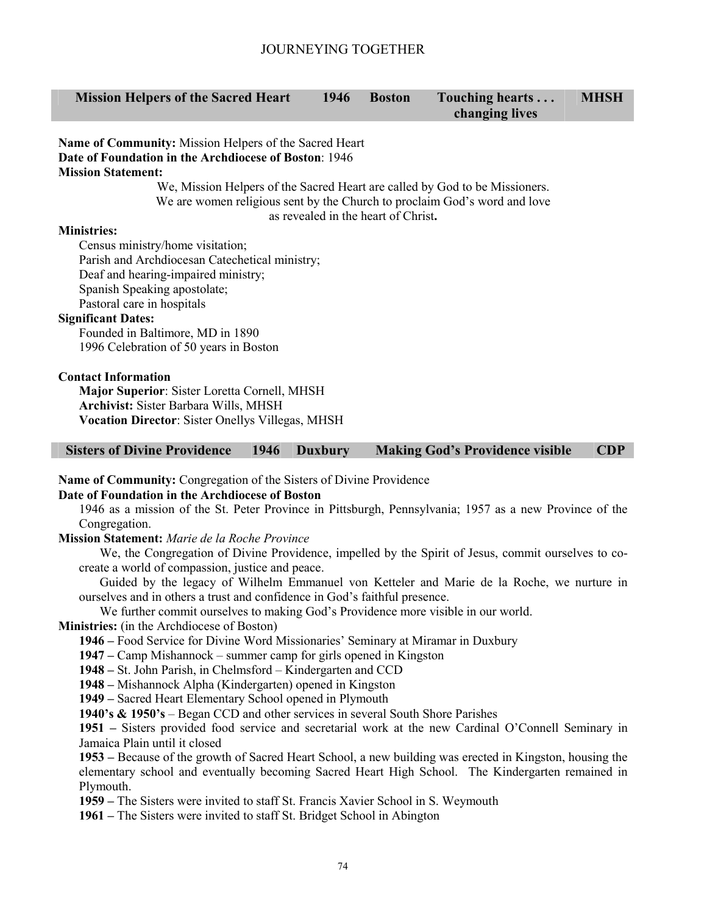| Mission Helpers of the Sacred Heart | 1946 | Boston | Touching hearts . . . changing lives | MHSH |
|---|---|---|---|---|

**Name of Community:** Mission Helpers of the Sacred Heart
**Date of Foundation in the Archdiocese of Boston**: 1946
**Mission Statement:**

We, Mission Helpers of the Sacred Heart are called by God to be Missioners. We are women religious sent by the Church to proclaim God's word and love as revealed in the heart of Christ**.**

**Ministries:**

Census ministry/home visitation;
Parish and Archdiocesan Catechetical ministry;
Deaf and hearing-impaired ministry;
Spanish Speaking apostolate;
Pastoral care in hospitals

**Significant Dates:**

Founded in Baltimore, MD in 1890
1996 Celebration of 50 years in Boston

**Contact Information**

**Major Superior**: Sister Loretta Cornell, MHSH
**Archivist:** Sister Barbara Wills, MHSH
**Vocation Director**: Sister Onellys Villegas, MHSH

| Sisters of Divine Providence | 1946 | Duxbury | Making God's Providence visible | CDP |
|---|---|---|---|---|

**Name of Community:** Congregation of the Sisters of Divine Providence
**Date of Foundation in the Archdiocese of Boston**

1946 as a mission of the St. Peter Province in Pittsburgh, Pennsylvania; 1957 as a new Province of the Congregation.

**Mission Statement:** *Marie de la Roche Province*

We, the Congregation of Divine Providence, impelled by the Spirit of Jesus, commit ourselves to co-create a world of compassion, justice and peace.

Guided by the legacy of Wilhelm Emmanuel von Ketteler and Marie de la Roche, we nurture in ourselves and in others a trust and confidence in God's faithful presence.

We further commit ourselves to making God's Providence more visible in our world.

**Ministries:** (in the Archdiocese of Boston)

**1946 –** Food Service for Divine Word Missionaries' Seminary at Miramar in Duxbury
**1947 –** Camp Mishannock – summer camp for girls opened in Kingston
**1948 –** St. John Parish, in Chelmsford – Kindergarten and CCD
**1948 –** Mishannock Alpha (Kindergarten) opened in Kingston
**1949 –** Sacred Heart Elementary School opened in Plymouth
**1940's & 1950's** – Began CCD and other services in several South Shore Parishes
**1951 –** Sisters provided food service and secretarial work at the new Cardinal O'Connell Seminary in Jamaica Plain until it closed
**1953 –** Because of the growth of Sacred Heart School, a new building was erected in Kingston, housing the elementary school and eventually becoming Sacred Heart High School. The Kindergarten remained in Plymouth.
**1959 –** The Sisters were invited to staff St. Francis Xavier School in S. Weymouth
**1961 –** The Sisters were invited to staff St. Bridget School in Abington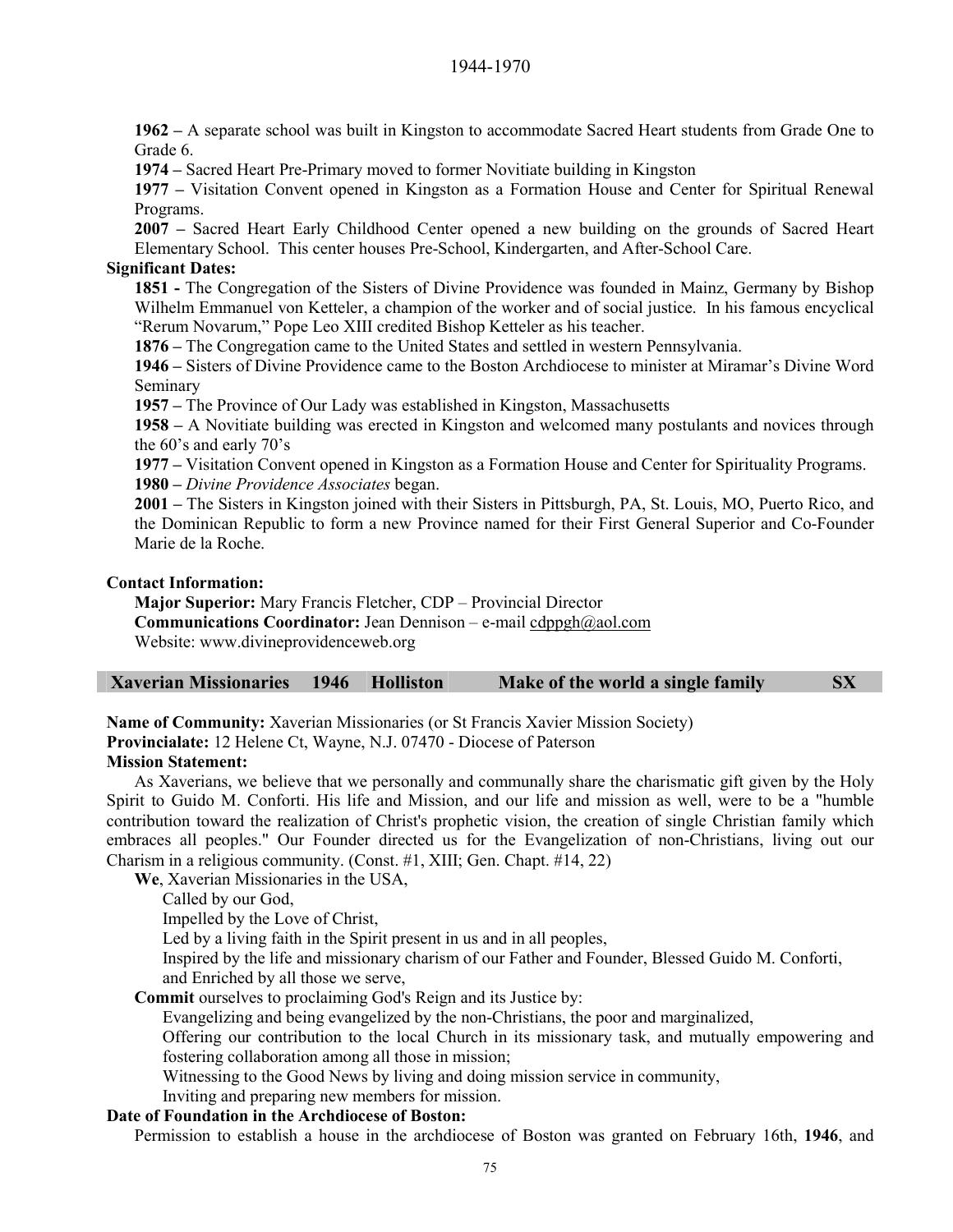**1962 –** A separate school was built in Kingston to accommodate Sacred Heart students from Grade One to Grade 6.

**1974 –** Sacred Heart Pre-Primary moved to former Novitiate building in Kingston

**1977 –** Visitation Convent opened in Kingston as a Formation House and Center for Spiritual Renewal Programs.

**2007 –** Sacred Heart Early Childhood Center opened a new building on the grounds of Sacred Heart Elementary School. This center houses Pre-School, Kindergarten, and After-School Care.

**Significant Dates:**

**1851 -** The Congregation of the Sisters of Divine Providence was founded in Mainz, Germany by Bishop Wilhelm Emmanuel von Ketteler, a champion of the worker and of social justice. In his famous encyclical "Rerum Novarum," Pope Leo XIII credited Bishop Ketteler as his teacher.

**1876 –** The Congregation came to the United States and settled in western Pennsylvania.

**1946 –** Sisters of Divine Providence came to the Boston Archdiocese to minister at Miramar's Divine Word Seminary

**1957 –** The Province of Our Lady was established in Kingston, Massachusetts

**1958 –** A Novitiate building was erected in Kingston and welcomed many postulants and novices through the 60's and early 70's

**1977 –** Visitation Convent opened in Kingston as a Formation House and Center for Spirituality Programs.

**1980 –** *Divine Providence Associates* began.

**2001 –** The Sisters in Kingston joined with their Sisters in Pittsburgh, PA, St. Louis, MO, Puerto Rico, and the Dominican Republic to form a new Province named for their First General Superior and Co-Founder Marie de la Roche.

**Contact Information:**

**Major Superior:** Mary Francis Fletcher, CDP – Provincial Director
**Communications Coordinator:** Jean Dennison – e-mail cdppgh@aol.com
Website: www.divineprovidenceweb.org

## Xaverian Missionaries 1946 Holliston Make of the world a single family SX

**Name of Community:** Xaverian Missionaries (or St Francis Xavier Mission Society)
**Provincialate:** 12 Helene Ct, Wayne, N.J. 07470 - Diocese of Paterson
**Mission Statement:**

As Xaverians, we believe that we personally and communally share the charismatic gift given by the Holy Spirit to Guido M. Conforti. His life and Mission, and our life and mission as well, were to be a "humble contribution toward the realization of Christ's prophetic vision, the creation of single Christian family which embraces all peoples." Our Founder directed us for the Evangelization of non-Christians, living out our Charism in a religious community. (Const. #1, XIII; Gen. Chapt. #14, 22)

**We**, Xaverian Missionaries in the USA,
Called by our God,
Impelled by the Love of Christ,
Led by a living faith in the Spirit present in us and in all peoples,
Inspired by the life and missionary charism of our Father and Founder, Blessed Guido M. Conforti, and Enriched by all those we serve,

**Commit** ourselves to proclaiming God's Reign and its Justice by:
Evangelizing and being evangelized by the non-Christians, the poor and marginalized,
Offering our contribution to the local Church in its missionary task, and mutually empowering and fostering collaboration among all those in mission;
Witnessing to the Good News by living and doing mission service in community,
Inviting and preparing new members for mission.

**Date of Foundation in the Archdiocese of Boston:**

Permission to establish a house in the archdiocese of Boston was granted on February 16th, **1946**, and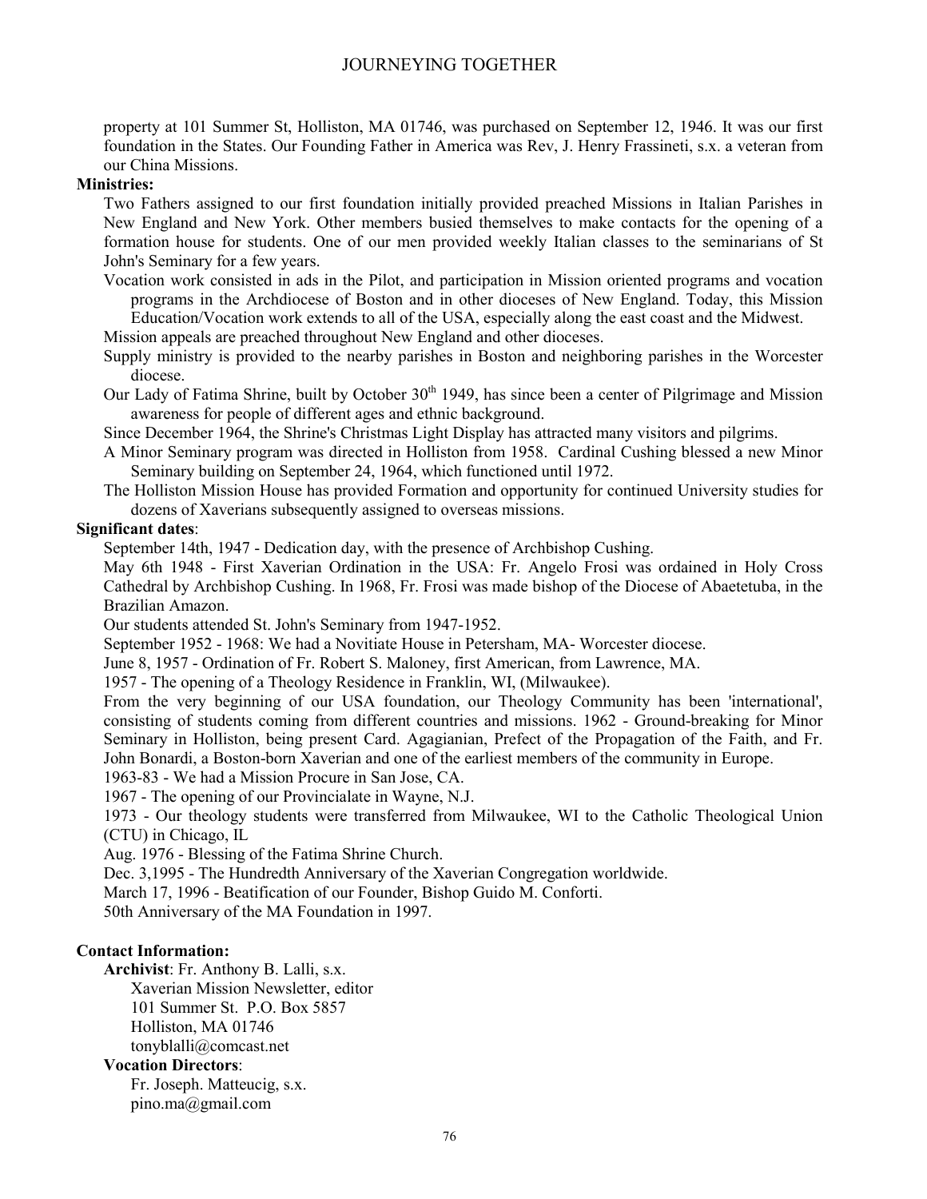property at 101 Summer St, Holliston, MA 01746, was purchased on September 12, 1946. It was our first foundation in the States. Our Founding Father in America was Rev, J. Henry Frassineti, s.x. a veteran from our China Missions.

**Ministries:**

Two Fathers assigned to our first foundation initially provided preached Missions in Italian Parishes in New England and New York. Other members busied themselves to make contacts for the opening of a formation house for students. One of our men provided weekly Italian classes to the seminarians of St John's Seminary for a few years.

Vocation work consisted in ads in the Pilot, and participation in Mission oriented programs and vocation programs in the Archdiocese of Boston and in other dioceses of New England. Today, this Mission Education/Vocation work extends to all of the USA, especially along the east coast and the Midwest.

Mission appeals are preached throughout New England and other dioceses.

Supply ministry is provided to the nearby parishes in Boston and neighboring parishes in the Worcester diocese.

Our Lady of Fatima Shrine, built by October 30th 1949, has since been a center of Pilgrimage and Mission awareness for people of different ages and ethnic background.

Since December 1964, the Shrine's Christmas Light Display has attracted many visitors and pilgrims.

A Minor Seminary program was directed in Holliston from 1958. Cardinal Cushing blessed a new Minor Seminary building on September 24, 1964, which functioned until 1972.

The Holliston Mission House has provided Formation and opportunity for continued University studies for dozens of Xaverians subsequently assigned to overseas missions.

**Significant dates**:

September 14th, 1947 - Dedication day, with the presence of Archbishop Cushing.

May 6th 1948 - First Xaverian Ordination in the USA: Fr. Angelo Frosi was ordained in Holy Cross Cathedral by Archbishop Cushing. In 1968, Fr. Frosi was made bishop of the Diocese of Abaetetuba, in the Brazilian Amazon.

Our students attended St. John's Seminary from 1947-1952.

September 1952 - 1968: We had a Novitiate House in Petersham, MA- Worcester diocese.

June 8, 1957 - Ordination of Fr. Robert S. Maloney, first American, from Lawrence, MA.

1957 - The opening of a Theology Residence in Franklin, WI, (Milwaukee).

From the very beginning of our USA foundation, our Theology Community has been 'international', consisting of students coming from different countries and missions. 1962 - Ground-breaking for Minor Seminary in Holliston, being present Card. Agagianian, Prefect of the Propagation of the Faith, and Fr. John Bonardi, a Boston-born Xaverian and one of the earliest members of the community in Europe.

1963-83 - We had a Mission Procure in San Jose, CA.

1967 - The opening of our Provincialate in Wayne, N.J.

1973 - Our theology students were transferred from Milwaukee, WI to the Catholic Theological Union (CTU) in Chicago, IL

Aug. 1976 - Blessing of the Fatima Shrine Church.

Dec. 3,1995 - The Hundredth Anniversary of the Xaverian Congregation worldwide.

March 17, 1996 - Beatification of our Founder, Bishop Guido M. Conforti.

50th Anniversary of the MA Foundation in 1997.

**Contact Information:**

**Archivist**: Fr. Anthony B. Lalli, s.x.
Xaverian Mission Newsletter, editor
101 Summer St. P.O. Box 5857
Holliston, MA 01746
tonyblalli@comcast.net

**Vocation Directors**:
Fr. Joseph. Matteucig, s.x.
pino.ma@gmail.com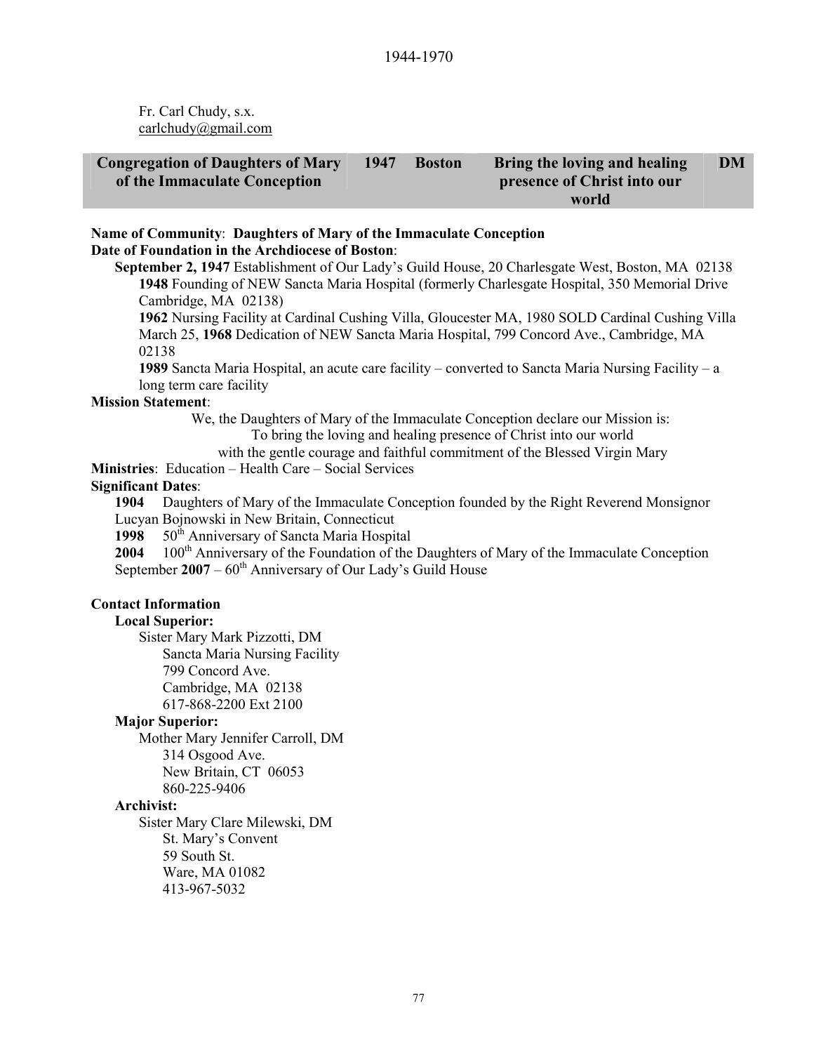Fr. Carl Chudy, s.x.
carlchudy@gmail.com

| Congregation of Daughters of Mary of the Immaculate Conception | 1947 | Boston | Bring the loving and healing presence of Christ into our world | DM |
|---|---|---|---|---|

**Name of Community**: **Daughters of Mary of the Immaculate Conception**
**Date of Foundation in the Archdiocese of Boston**:

**September 2, 1947** Establishment of Our Lady's Guild House, 20 Charlesgate West, Boston, MA 02138
**1948** Founding of NEW Sancta Maria Hospital (formerly Charlesgate Hospital, 350 Memorial Drive Cambridge, MA 02138)
**1962** Nursing Facility at Cardinal Cushing Villa, Gloucester MA, 1980 SOLD Cardinal Cushing Villa
March 25, **1968** Dedication of NEW Sancta Maria Hospital, 799 Concord Ave., Cambridge, MA 02138
**1989** Sancta Maria Hospital, an acute care facility – converted to Sancta Maria Nursing Facility – a long term care facility

**Mission Statement**:

We, the Daughters of Mary of the Immaculate Conception declare our Mission is:
To bring the loving and healing presence of Christ into our world
with the gentle courage and faithful commitment of the Blessed Virgin Mary

**Ministries**: Education – Health Care – Social Services

**Significant Dates**:

**1904** Daughters of Mary of the Immaculate Conception founded by the Right Reverend Monsignor Lucyan Bojnowski in New Britain, Connecticut
**1998** 50th Anniversary of Sancta Maria Hospital
**2004** 100th Anniversary of the Foundation of the Daughters of Mary of the Immaculate Conception
September **2007** – 60th Anniversary of Our Lady's Guild House

**Contact Information**

**Local Superior:**
Sister Mary Mark Pizzotti, DM
Sancta Maria Nursing Facility
799 Concord Ave.
Cambridge, MA 02138
617-868-2200 Ext 2100

**Major Superior:**
Mother Mary Jennifer Carroll, DM
314 Osgood Ave.
New Britain, CT 06053
860-225-9406

**Archivist:**
Sister Mary Clare Milewski, DM
St. Mary's Convent
59 South St.
Ware, MA 01082
413-967-5032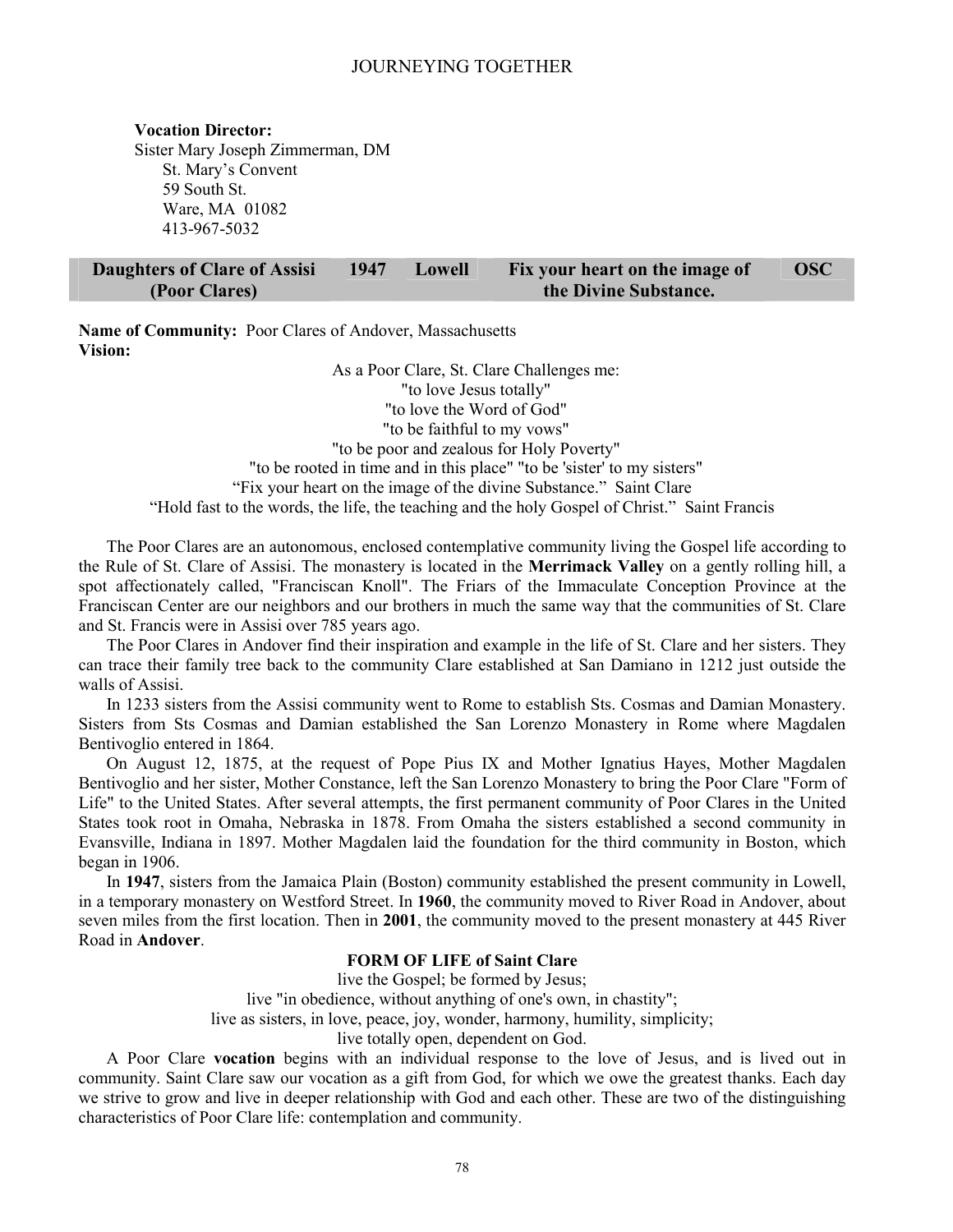**Vocation Director:**
Sister Mary Joseph Zimmerman, DM
St. Mary's Convent
59 South St.
Ware, MA 01082
413-967-5032

| Daughters of Clare of Assisi (Poor Clares) | 1947 | Lowell | Fix your heart on the image of the Divine Substance. | OSC |
|---|---|---|---|---|

**Name of Community:** Poor Clares of Andover, Massachusetts
**Vision:**

As a Poor Clare, St. Clare Challenges me:
"to love Jesus totally"
"to love the Word of God"
"to be faithful to my vows"
"to be poor and zealous for Holy Poverty"
"to be rooted in time and in this place" "to be 'sister' to my sisters"
"Fix your heart on the image of the divine Substance." Saint Clare
"Hold fast to the words, the life, the teaching and the holy Gospel of Christ." Saint Francis

The Poor Clares are an autonomous, enclosed contemplative community living the Gospel life according to the Rule of St. Clare of Assisi. The monastery is located in the **Merrimack Valley** on a gently rolling hill, a spot affectionately called, "Franciscan Knoll". The Friars of the Immaculate Conception Province at the Franciscan Center are our neighbors and our brothers in much the same way that the communities of St. Clare and St. Francis were in Assisi over 785 years ago.

The Poor Clares in Andover find their inspiration and example in the life of St. Clare and her sisters. They can trace their family tree back to the community Clare established at San Damiano in 1212 just outside the walls of Assisi.

In 1233 sisters from the Assisi community went to Rome to establish Sts. Cosmas and Damian Monastery. Sisters from Sts Cosmas and Damian established the San Lorenzo Monastery in Rome where Magdalen Bentivoglio entered in 1864.

On August 12, 1875, at the request of Pope Pius IX and Mother Ignatius Hayes, Mother Magdalen Bentivoglio and her sister, Mother Constance, left the San Lorenzo Monastery to bring the Poor Clare "Form of Life" to the United States. After several attempts, the first permanent community of Poor Clares in the United States took root in Omaha, Nebraska in 1878. From Omaha the sisters established a second community in Evansville, Indiana in 1897. Mother Magdalen laid the foundation for the third community in Boston, which began in 1906.

In **1947**, sisters from the Jamaica Plain (Boston) community established the present community in Lowell, in a temporary monastery on Westford Street. In **1960**, the community moved to River Road in Andover, about seven miles from the first location. Then in **2001**, the community moved to the present monastery at 445 River Road in **Andover**.

**FORM OF LIFE of Saint Clare**

live the Gospel; be formed by Jesus;
live "in obedience, without anything of one's own, in chastity";
live as sisters, in love, peace, joy, wonder, harmony, humility, simplicity;
live totally open, dependent on God.

A Poor Clare **vocation** begins with an individual response to the love of Jesus, and is lived out in community. Saint Clare saw our vocation as a gift from God, for which we owe the greatest thanks. Each day we strive to grow and live in deeper relationship with God and each other. These are two of the distinguishing characteristics of Poor Clare life: contemplation and community.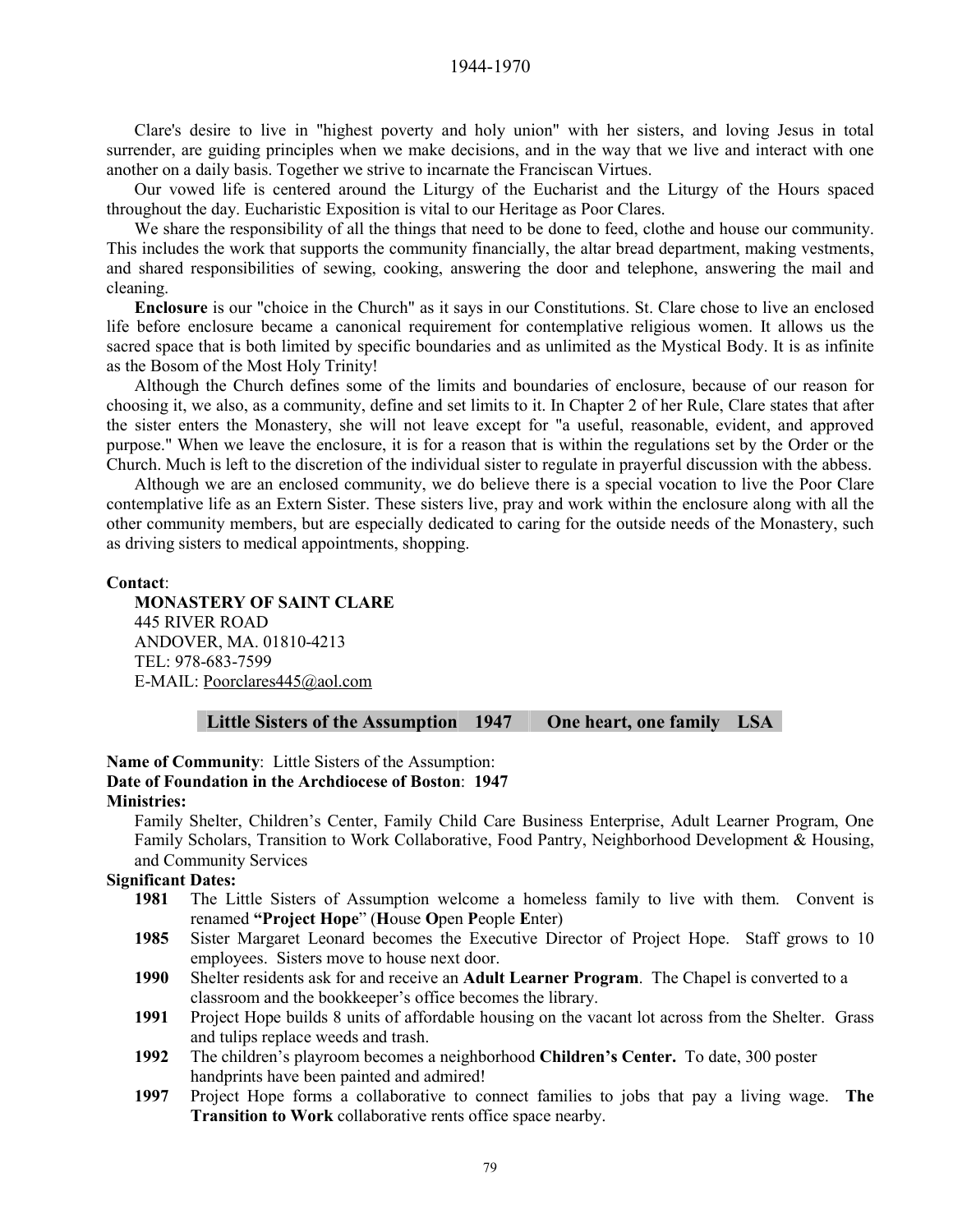Clare's desire to live in "highest poverty and holy union" with her sisters, and loving Jesus in total surrender, are guiding principles when we make decisions, and in the way that we live and interact with one another on a daily basis. Together we strive to incarnate the Franciscan Virtues.

Our vowed life is centered around the Liturgy of the Eucharist and the Liturgy of the Hours spaced throughout the day. Eucharistic Exposition is vital to our Heritage as Poor Clares.

We share the responsibility of all the things that need to be done to feed, clothe and house our community. This includes the work that supports the community financially, the altar bread department, making vestments, and shared responsibilities of sewing, cooking, answering the door and telephone, answering the mail and cleaning.

**Enclosure** is our "choice in the Church" as it says in our Constitutions. St. Clare chose to live an enclosed life before enclosure became a canonical requirement for contemplative religious women. It allows us the sacred space that is both limited by specific boundaries and as unlimited as the Mystical Body. It is as infinite as the Bosom of the Most Holy Trinity!

Although the Church defines some of the limits and boundaries of enclosure, because of our reason for choosing it, we also, as a community, define and set limits to it. In Chapter 2 of her Rule, Clare states that after the sister enters the Monastery, she will not leave except for "a useful, reasonable, evident, and approved purpose." When we leave the enclosure, it is for a reason that is within the regulations set by the Order or the Church. Much is left to the discretion of the individual sister to regulate in prayerful discussion with the abbess.

Although we are an enclosed community, we do believe there is a special vocation to live the Poor Clare contemplative life as an Extern Sister. These sisters live, pray and work within the enclosure along with all the other community members, but are especially dedicated to caring for the outside needs of the Monastery, such as driving sisters to medical appointments, shopping.

**Contact**:

**MONASTERY OF SAINT CLARE**
445 RIVER ROAD
ANDOVER, MA. 01810-4213
TEL: 978-683-7599
E-MAIL: Poorclares445@aol.com

## Little Sisters of the Assumption 1947 One heart, one family LSA

**Name of Community**: Little Sisters of the Assumption:
**Date of Foundation in the Archdiocese of Boston**: **1947**
**Ministries:**

Family Shelter, Children's Center, Family Child Care Business Enterprise, Adult Learner Program, One Family Scholars, Transition to Work Collaborative, Food Pantry, Neighborhood Development & Housing, and Community Services

**Significant Dates:**

- **1981** The Little Sisters of Assumption welcome a homeless family to live with them. Convent is renamed **"Project Hope"** (**H**ouse **O**pen **P**eople **E**nter)
- **1985** Sister Margaret Leonard becomes the Executive Director of Project Hope. Staff grows to 10 employees. Sisters move to house next door.
- **1990** Shelter residents ask for and receive an **Adult Learner Program**. The Chapel is converted to a classroom and the bookkeeper's office becomes the library.
- **1991** Project Hope builds 8 units of affordable housing on the vacant lot across from the Shelter. Grass and tulips replace weeds and trash.
- **1992** The children's playroom becomes a neighborhood **Children's Center.** To date, 300 poster handprints have been painted and admired!
- **1997** Project Hope forms a collaborative to connect families to jobs that pay a living wage. **The Transition to Work** collaborative rents office space nearby.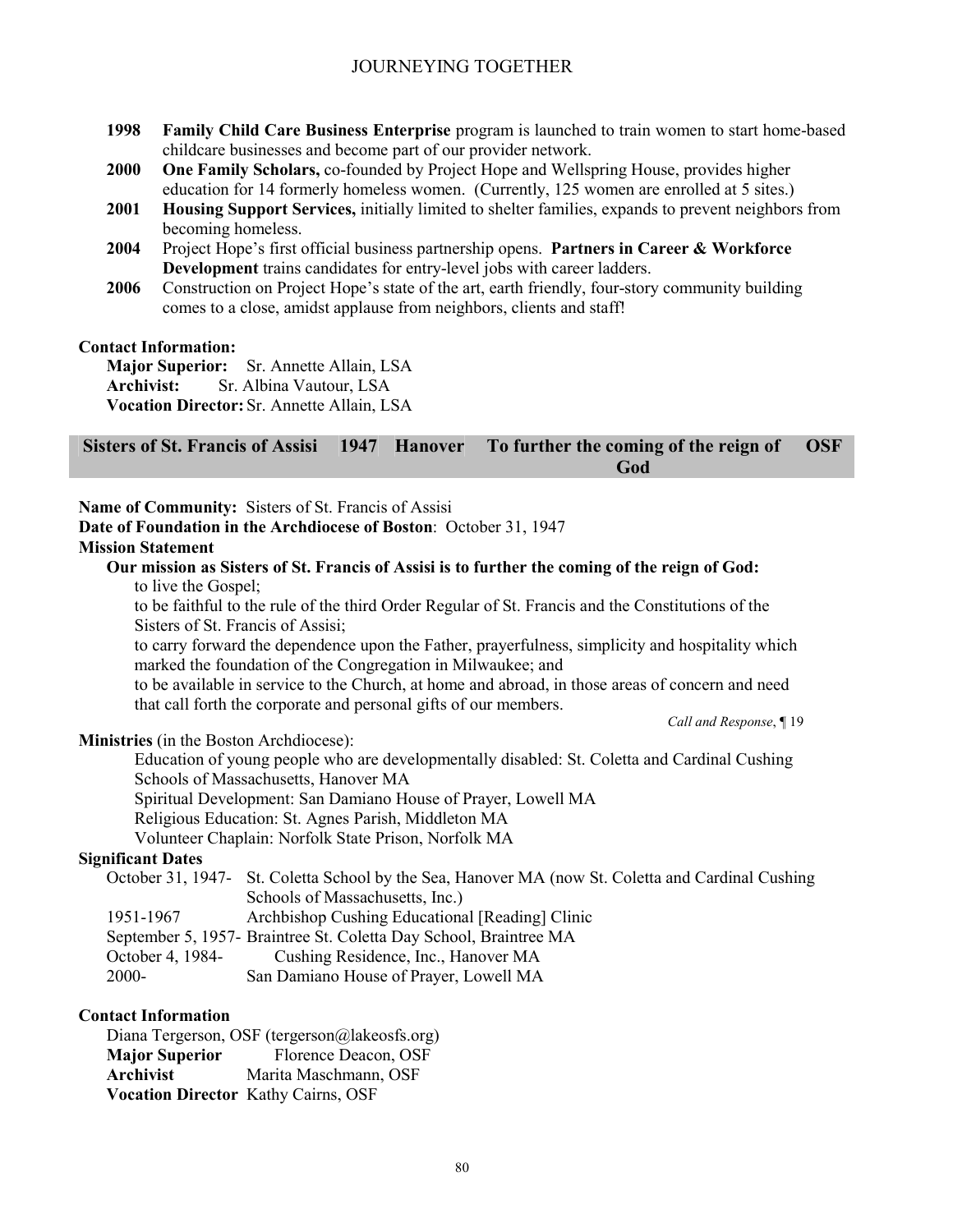**1998** **Family Child Care Business Enterprise** program is launched to train women to start home-based childcare businesses and become part of our provider network.

**2000** **One Family Scholars,** co-founded by Project Hope and Wellspring House, provides higher education for 14 formerly homeless women. (Currently, 125 women are enrolled at 5 sites.)

**2001** **Housing Support Services,** initially limited to shelter families, expands to prevent neighbors from becoming homeless.

**2004** Project Hope's first official business partnership opens. **Partners in Career & Workforce Development** trains candidates for entry-level jobs with career ladders.

**2006** Construction on Project Hope's state of the art, earth friendly, four-story community building comes to a close, amidst applause from neighbors, clients and staff!

**Contact Information:**

**Major Superior:** Sr. Annette Allain, LSA
**Archivist:** Sr. Albina Vautour, LSA
**Vocation Director:** Sr. Annette Allain, LSA

| Sisters of St. Francis of Assisi | 1947 | Hanover | To further the coming of the reign of God | OSF |
|---|---|---|---|---|

**Name of Community:** Sisters of St. Francis of Assisi
**Date of Foundation in the Archdiocese of Boston**: October 31, 1947
**Mission Statement**

**Our mission as Sisters of St. Francis of Assisi is to further the coming of the reign of God:**

to live the Gospel;
to be faithful to the rule of the third Order Regular of St. Francis and the Constitutions of the Sisters of St. Francis of Assisi;
to carry forward the dependence upon the Father, prayerfulness, simplicity and hospitality which marked the foundation of the Congregation in Milwaukee; and
to be available in service to the Church, at home and abroad, in those areas of concern and need that call forth the corporate and personal gifts of our members.

*Call and Response*, ¶ 19

**Ministries** (in the Boston Archdiocese):

Education of young people who are developmentally disabled: St. Coletta and Cardinal Cushing Schools of Massachusetts, Hanover MA
Spiritual Development: San Damiano House of Prayer, Lowell MA
Religious Education: St. Agnes Parish, Middleton MA
Volunteer Chaplain: Norfolk State Prison, Norfolk MA

**Significant Dates**

October 31, 1947- St. Coletta School by the Sea, Hanover MA (now St. Coletta and Cardinal Cushing Schools of Massachusetts, Inc.)
1951-1967 Archbishop Cushing Educational [Reading] Clinic
September 5, 1957- Braintree St. Coletta Day School, Braintree MA
October 4, 1984- Cushing Residence, Inc., Hanover MA
2000- San Damiano House of Prayer, Lowell MA

**Contact Information**

Diana Tergerson, OSF (tergerson@lakeosfs.org)
**Major Superior** Florence Deacon, OSF
**Archivist** Marita Maschmann, OSF
**Vocation Director** Kathy Cairns, OSF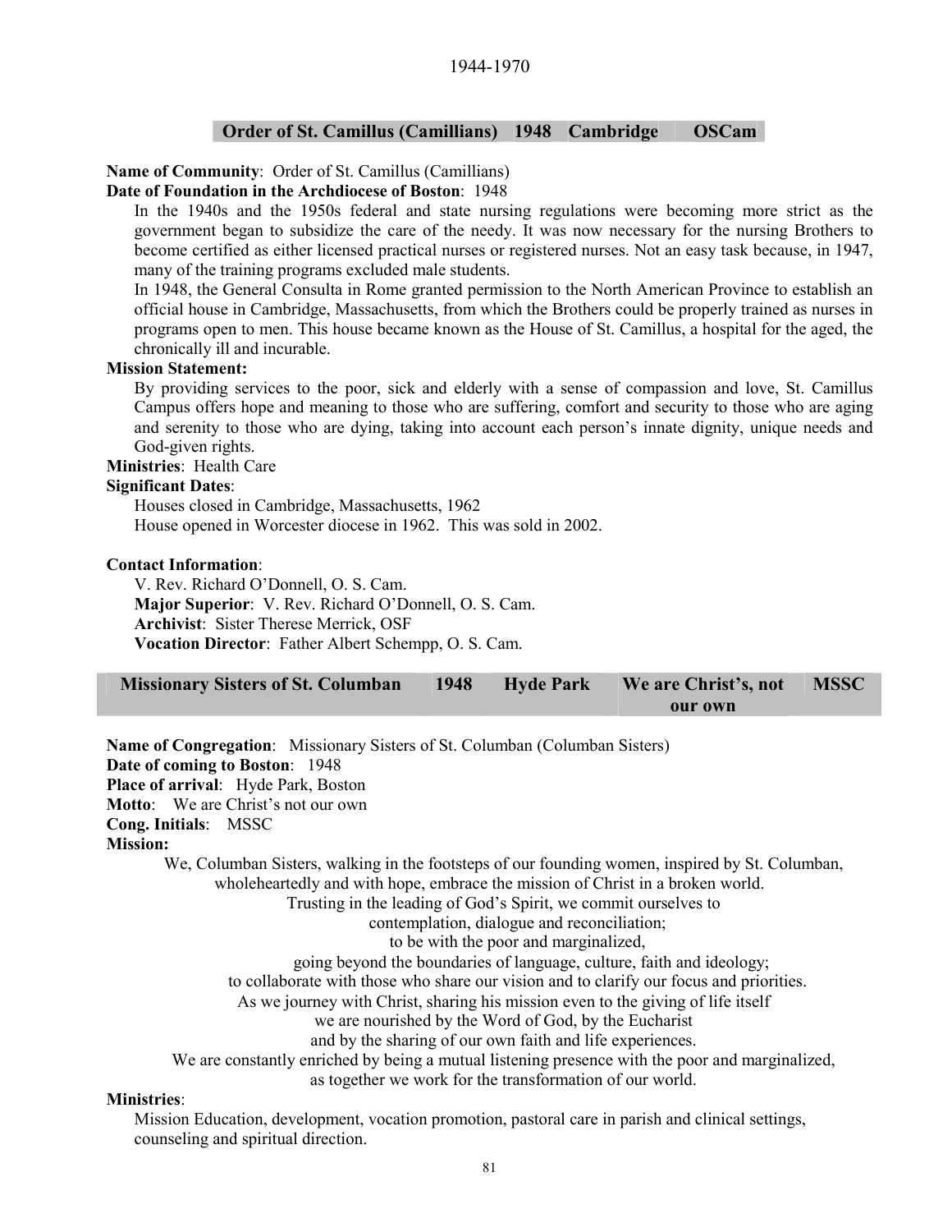1944-1970

| Order of St. Camillus (Camillians) | 1948 | Cambridge | OSCam |
|---|---|---|---|

**Name of Community**: Order of St. Camillus (Camillians)

**Date of Foundation in the Archdiocese of Boston**: 1948

In the 1940s and the 1950s federal and state nursing regulations were becoming more strict as the government began to subsidize the care of the needy. It was now necessary for the nursing Brothers to become certified as either licensed practical nurses or registered nurses. Not an easy task because, in 1947, many of the training programs excluded male students.

In 1948, the General Consulta in Rome granted permission to the North American Province to establish an official house in Cambridge, Massachusetts, from which the Brothers could be properly trained as nurses in programs open to men. This house became known as the House of St. Camillus, a hospital for the aged, the chronically ill and incurable.

**Mission Statement:**

By providing services to the poor, sick and elderly with a sense of compassion and love, St. Camillus Campus offers hope and meaning to those who are suffering, comfort and security to those who are aging and serenity to those who are dying, taking into account each person's innate dignity, unique needs and God-given rights.

**Ministries**: Health Care

**Significant Dates**:

Houses closed in Cambridge, Massachusetts, 1962

House opened in Worcester diocese in 1962. This was sold in 2002.

**Contact Information**:

V. Rev. Richard O'Donnell, O. S. Cam.

**Major Superior**: V. Rev. Richard O'Donnell, O. S. Cam.

**Archivist**: Sister Therese Merrick, OSF

**Vocation Director**: Father Albert Schempp, O. S. Cam.

| Missionary Sisters of St. Columban | 1948 | Hyde Park | We are Christ's, not our own | MSSC |
|---|---|---|---|---|

**Name of Congregation**: Missionary Sisters of St. Columban (Columban Sisters)

**Date of coming to Boston**: 1948

**Place of arrival**: Hyde Park, Boston

**Motto**: We are Christ's not our own

**Cong. Initials**: MSSC

**Mission:**

We, Columban Sisters, walking in the footsteps of our founding women, inspired by St. Columban,
wholeheartedly and with hope, embrace the mission of Christ in a broken world.
Trusting in the leading of God's Spirit, we commit ourselves to
contemplation, dialogue and reconciliation;
to be with the poor and marginalized,
going beyond the boundaries of language, culture, faith and ideology;
to collaborate with those who share our vision and to clarify our focus and priorities.
As we journey with Christ, sharing his mission even to the giving of life itself
we are nourished by the Word of God, by the Eucharist
and by the sharing of our own faith and life experiences.
We are constantly enriched by being a mutual listening presence with the poor and marginalized,
as together we work for the transformation of our world.

**Ministries**:

Mission Education, development, vocation promotion, pastoral care in parish and clinical settings, counseling and spiritual direction.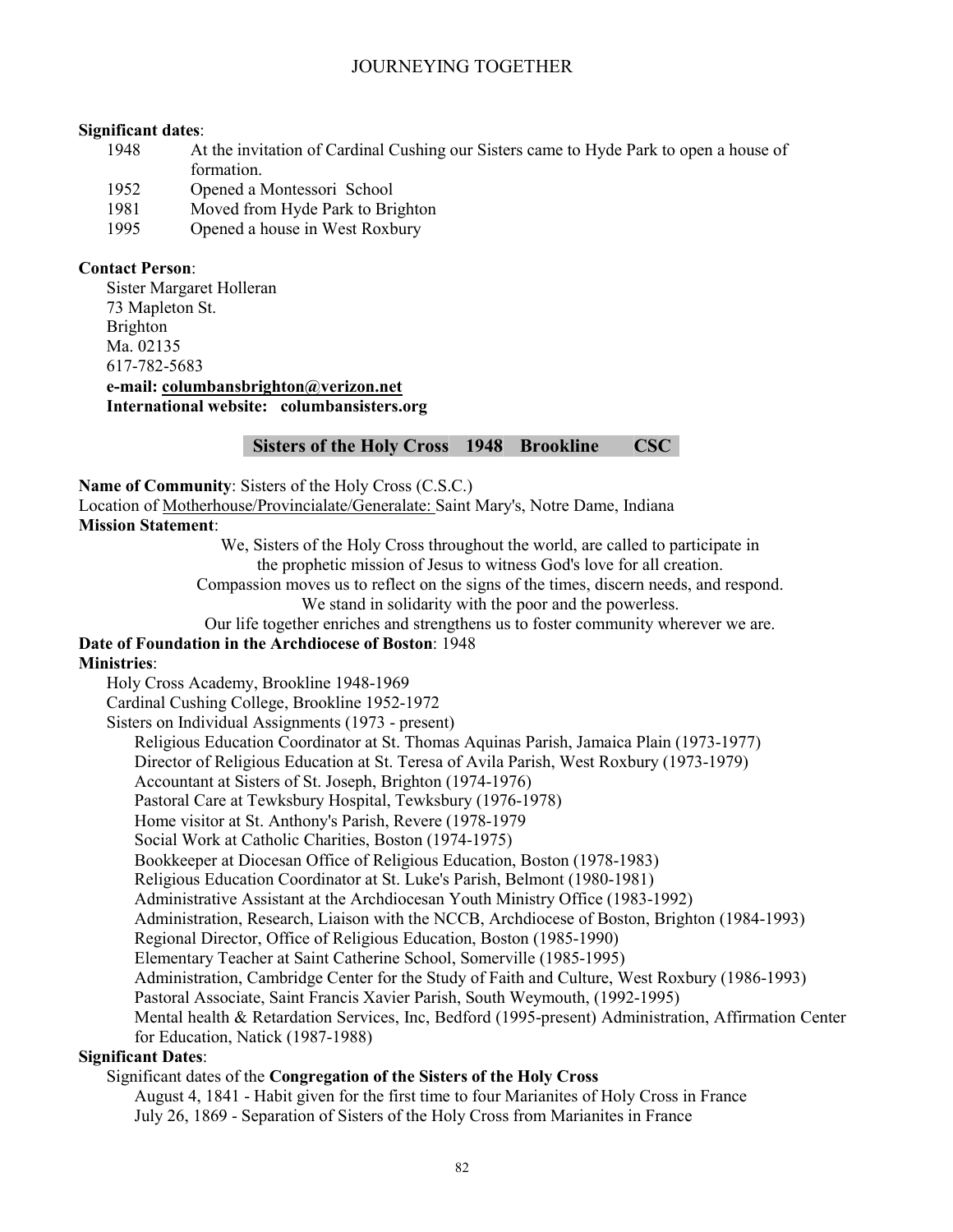**Significant dates**:

| | |
|---|---|
| 1948 | At the invitation of Cardinal Cushing our Sisters came to Hyde Park to open a house of formation. |
| 1952 | Opened a Montessori School |
| 1981 | Moved from Hyde Park to Brighton |
| 1995 | Opened a house in West Roxbury |

**Contact Person**:

Sister Margaret Holleran
73 Mapleton St.
Brighton
Ma. 02135
617-782-5683
**e-mail: columbansbrighton@verizon.net**
**International website: columbansisters.org**

## Sisters of the Holy Cross 1948 Brookline CSC

**Name of Community**: Sisters of the Holy Cross (C.S.C.)

Location of Motherhouse/Provincialate/Generalate: Saint Mary's, Notre Dame, Indiana

**Mission Statement**:

We, Sisters of the Holy Cross throughout the world, are called to participate in the prophetic mission of Jesus to witness God's love for all creation.
Compassion moves us to reflect on the signs of the times, discern needs, and respond.
We stand in solidarity with the poor and the powerless.
Our life together enriches and strengthens us to foster community wherever we are.

**Date of Foundation in the Archdiocese of Boston**: 1948

**Ministries**:

Holy Cross Academy, Brookline 1948-1969
Cardinal Cushing College, Brookline 1952-1972
Sisters on Individual Assignments (1973 - present)

- Religious Education Coordinator at St. Thomas Aquinas Parish, Jamaica Plain (1973-1977)
- Director of Religious Education at St. Teresa of Avila Parish, West Roxbury (1973-1979)
- Accountant at Sisters of St. Joseph, Brighton (1974-1976)
- Pastoral Care at Tewksbury Hospital, Tewksbury (1976-1978)
- Home visitor at St. Anthony's Parish, Revere (1978-1979)
- Social Work at Catholic Charities, Boston (1974-1975)
- Bookkeeper at Diocesan Office of Religious Education, Boston (1978-1983)
- Religious Education Coordinator at St. Luke's Parish, Belmont (1980-1981)
- Administrative Assistant at the Archdiocesan Youth Ministry Office (1983-1992)
- Administration, Research, Liaison with the NCCB, Archdiocese of Boston, Brighton (1984-1993)
- Regional Director, Office of Religious Education, Boston (1985-1990)
- Elementary Teacher at Saint Catherine School, Somerville (1985-1995)
- Administration, Cambridge Center for the Study of Faith and Culture, West Roxbury (1986-1993)
- Pastoral Associate, Saint Francis Xavier Parish, South Weymouth, (1992-1995)
- Mental health & Retardation Services, Inc, Bedford (1995-present) Administration, Affirmation Center for Education, Natick (1987-1988)

**Significant Dates**:

Significant dates of the **Congregation of the Sisters of the Holy Cross**

August 4, 1841 - Habit given for the first time to four Marianites of Holy Cross in France
July 26, 1869 - Separation of Sisters of the Holy Cross from Marianites in France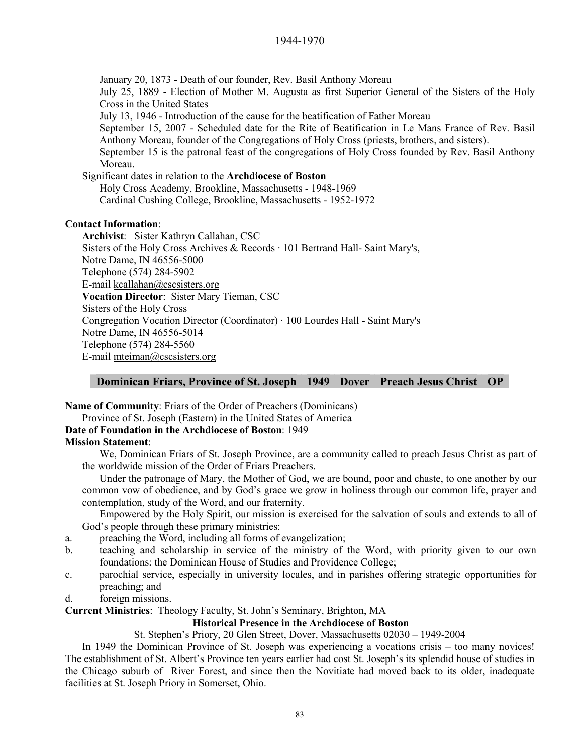January 20, 1873 - Death of our founder, Rev. Basil Anthony Moreau

July 25, 1889 - Election of Mother M. Augusta as first Superior General of the Sisters of the Holy Cross in the United States

July 13, 1946 - Introduction of the cause for the beatification of Father Moreau

September 15, 2007 - Scheduled date for the Rite of Beatification in Le Mans France of Rev. Basil Anthony Moreau, founder of the Congregations of Holy Cross (priests, brothers, and sisters).

September 15 is the patronal feast of the congregations of Holy Cross founded by Rev. Basil Anthony Moreau.

Significant dates in relation to the **Archdiocese of Boston**

Holy Cross Academy, Brookline, Massachusetts - 1948-1969

Cardinal Cushing College, Brookline, Massachusetts - 1952-1972

**Contact Information**:

**Archivist**: Sister Kathryn Callahan, CSC
Sisters of the Holy Cross Archives & Records · 101 Bertrand Hall- Saint Mary's,
Notre Dame, IN 46556-5000
Telephone (574) 284-5902
E-mail kcallahan@cscsisters.org

**Vocation Director**: Sister Mary Tieman, CSC
Sisters of the Holy Cross
Congregation Vocation Director (Coordinator) · 100 Lourdes Hall - Saint Mary's
Notre Dame, IN 46556-5014
Telephone (574) 284-5560
E-mail mteiman@cscsisters.org

## Dominican Friars, Province of St. Joseph 1949 Dover Preach Jesus Christ OP

**Name of Community**: Friars of the Order of Preachers (Dominicans)
Province of St. Joseph (Eastern) in the United States of America

**Date of Foundation in the Archdiocese of Boston**: 1949

**Mission Statement**:

We, Dominican Friars of St. Joseph Province, are a community called to preach Jesus Christ as part of the worldwide mission of the Order of Friars Preachers.

Under the patronage of Mary, the Mother of God, we are bound, poor and chaste, to one another by our common vow of obedience, and by God's grace we grow in holiness through our common life, prayer and contemplation, study of the Word, and our fraternity.

Empowered by the Holy Spirit, our mission is exercised for the salvation of souls and extends to all of God's people through these primary ministries:

a. preaching the Word, including all forms of evangelization;
b. teaching and scholarship in service of the ministry of the Word, with priority given to our own foundations: the Dominican House of Studies and Providence College;
c. parochial service, especially in university locales, and in parishes offering strategic opportunities for preaching; and
d. foreign missions.

**Current Ministries**: Theology Faculty, St. John's Seminary, Brighton, MA

**Historical Presence in the Archdiocese of Boston**

St. Stephen's Priory, 20 Glen Street, Dover, Massachusetts 02030 – 1949-2004

In 1949 the Dominican Province of St. Joseph was experiencing a vocations crisis – too many novices! The establishment of St. Albert's Province ten years earlier had cost St. Joseph's its splendid house of studies in the Chicago suburb of River Forest, and since then the Novitiate had moved back to its older, inadequate facilities at St. Joseph Priory in Somerset, Ohio.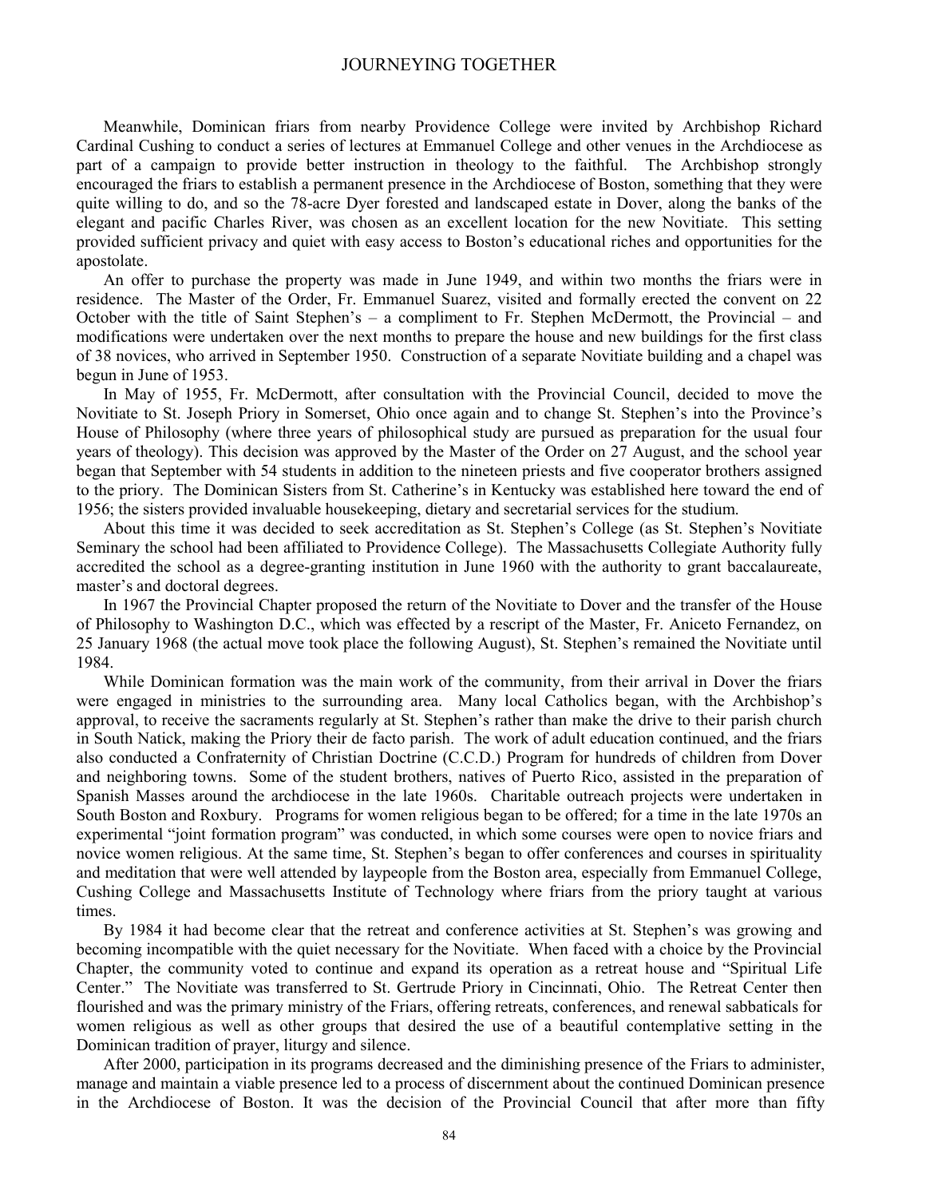Meanwhile, Dominican friars from nearby Providence College were invited by Archbishop Richard Cardinal Cushing to conduct a series of lectures at Emmanuel College and other venues in the Archdiocese as part of a campaign to provide better instruction in theology to the faithful. The Archbishop strongly encouraged the friars to establish a permanent presence in the Archdiocese of Boston, something that they were quite willing to do, and so the 78-acre Dyer forested and landscaped estate in Dover, along the banks of the elegant and pacific Charles River, was chosen as an excellent location for the new Novitiate. This setting provided sufficient privacy and quiet with easy access to Boston's educational riches and opportunities for the apostolate.

An offer to purchase the property was made in June 1949, and within two months the friars were in residence. The Master of the Order, Fr. Emmanuel Suarez, visited and formally erected the convent on 22 October with the title of Saint Stephen's – a compliment to Fr. Stephen McDermott, the Provincial – and modifications were undertaken over the next months to prepare the house and new buildings for the first class of 38 novices, who arrived in September 1950. Construction of a separate Novitiate building and a chapel was begun in June of 1953.

In May of 1955, Fr. McDermott, after consultation with the Provincial Council, decided to move the Novitiate to St. Joseph Priory in Somerset, Ohio once again and to change St. Stephen's into the Province's House of Philosophy (where three years of philosophical study are pursued as preparation for the usual four years of theology). This decision was approved by the Master of the Order on 27 August, and the school year began that September with 54 students in addition to the nineteen priests and five cooperator brothers assigned to the priory. The Dominican Sisters from St. Catherine's in Kentucky was established here toward the end of 1956; the sisters provided invaluable housekeeping, dietary and secretarial services for the studium.

About this time it was decided to seek accreditation as St. Stephen's College (as St. Stephen's Novitiate Seminary the school had been affiliated to Providence College). The Massachusetts Collegiate Authority fully accredited the school as a degree-granting institution in June 1960 with the authority to grant baccalaureate, master's and doctoral degrees.

In 1967 the Provincial Chapter proposed the return of the Novitiate to Dover and the transfer of the House of Philosophy to Washington D.C., which was effected by a rescript of the Master, Fr. Aniceto Fernandez, on 25 January 1968 (the actual move took place the following August), St. Stephen's remained the Novitiate until 1984.

While Dominican formation was the main work of the community, from their arrival in Dover the friars were engaged in ministries to the surrounding area. Many local Catholics began, with the Archbishop's approval, to receive the sacraments regularly at St. Stephen's rather than make the drive to their parish church in South Natick, making the Priory their de facto parish. The work of adult education continued, and the friars also conducted a Confraternity of Christian Doctrine (C.C.D.) Program for hundreds of children from Dover and neighboring towns. Some of the student brothers, natives of Puerto Rico, assisted in the preparation of Spanish Masses around the archdiocese in the late 1960s. Charitable outreach projects were undertaken in South Boston and Roxbury. Programs for women religious began to be offered; for a time in the late 1970s an experimental "joint formation program" was conducted, in which some courses were open to novice friars and novice women religious. At the same time, St. Stephen's began to offer conferences and courses in spirituality and meditation that were well attended by laypeople from the Boston area, especially from Emmanuel College, Cushing College and Massachusetts Institute of Technology where friars from the priory taught at various times.

By 1984 it had become clear that the retreat and conference activities at St. Stephen's was growing and becoming incompatible with the quiet necessary for the Novitiate. When faced with a choice by the Provincial Chapter, the community voted to continue and expand its operation as a retreat house and "Spiritual Life Center." The Novitiate was transferred to St. Gertrude Priory in Cincinnati, Ohio. The Retreat Center then flourished and was the primary ministry of the Friars, offering retreats, conferences, and renewal sabbaticals for women religious as well as other groups that desired the use of a beautiful contemplative setting in the Dominican tradition of prayer, liturgy and silence.

After 2000, participation in its programs decreased and the diminishing presence of the Friars to administer, manage and maintain a viable presence led to a process of discernment about the continued Dominican presence in the Archdiocese of Boston. It was the decision of the Provincial Council that after more than fifty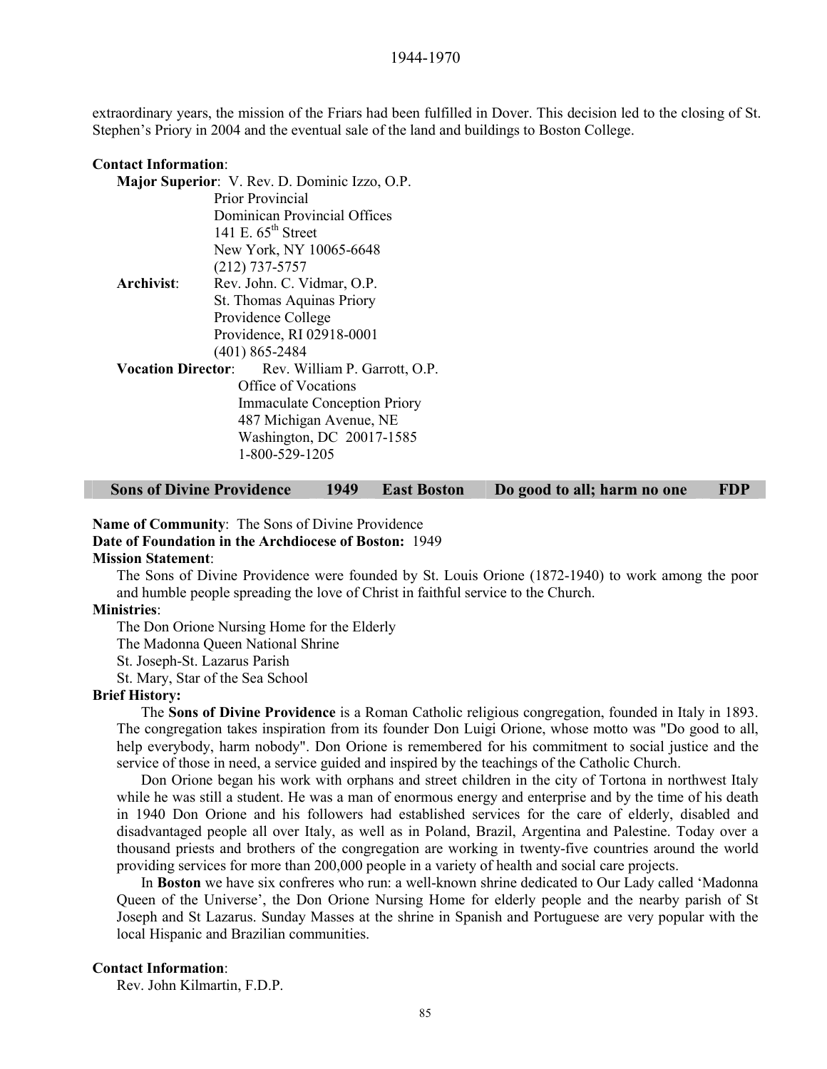extraordinary years, the mission of the Friars had been fulfilled in Dover. This decision led to the closing of St. Stephen's Priory in 2004 and the eventual sale of the land and buildings to Boston College.

**Contact Information**:

**Major Superior**: V. Rev. D. Dominic Izzo, O.P.
Prior Provincial
Dominican Provincial Offices
141 E. 65th Street
New York, NY 10065-6648
(212) 737-5757

**Archivist**: Rev. John. C. Vidmar, O.P.
St. Thomas Aquinas Priory
Providence College
Providence, RI 02918-0001
(401) 865-2484

**Vocation Director**: Rev. William P. Garrott, O.P.
Office of Vocations
Immaculate Conception Priory
487 Michigan Avenue, NE
Washington, DC 20017-1585
1-800-529-1205

| Sons of Divine Providence | 1949 | East Boston | Do good to all; harm no one | FDP |
|---|---|---|---|---|

**Name of Community**: The Sons of Divine Providence
**Date of Foundation in the Archdiocese of Boston:** 1949
**Mission Statement**:

The Sons of Divine Providence were founded by St. Louis Orione (1872-1940) to work among the poor and humble people spreading the love of Christ in faithful service to the Church.

**Ministries**:

The Don Orione Nursing Home for the Elderly
The Madonna Queen National Shrine
St. Joseph-St. Lazarus Parish
St. Mary, Star of the Sea School

**Brief History:**

The **Sons of Divine Providence** is a Roman Catholic religious congregation, founded in Italy in 1893. The congregation takes inspiration from its founder Don Luigi Orione, whose motto was "Do good to all, help everybody, harm nobody". Don Orione is remembered for his commitment to social justice and the service of those in need, a service guided and inspired by the teachings of the Catholic Church.

Don Orione began his work with orphans and street children in the city of Tortona in northwest Italy while he was still a student. He was a man of enormous energy and enterprise and by the time of his death in 1940 Don Orione and his followers had established services for the care of elderly, disabled and disadvantaged people all over Italy, as well as in Poland, Brazil, Argentina and Palestine. Today over a thousand priests and brothers of the congregation are working in twenty-five countries around the world providing services for more than 200,000 people in a variety of health and social care projects.

In **Boston** we have six confreres who run: a well-known shrine dedicated to Our Lady called 'Madonna Queen of the Universe', the Don Orione Nursing Home for elderly people and the nearby parish of St Joseph and St Lazarus. Sunday Masses at the shrine in Spanish and Portuguese are very popular with the local Hispanic and Brazilian communities.

**Contact Information**:

Rev. John Kilmartin, F.D.P.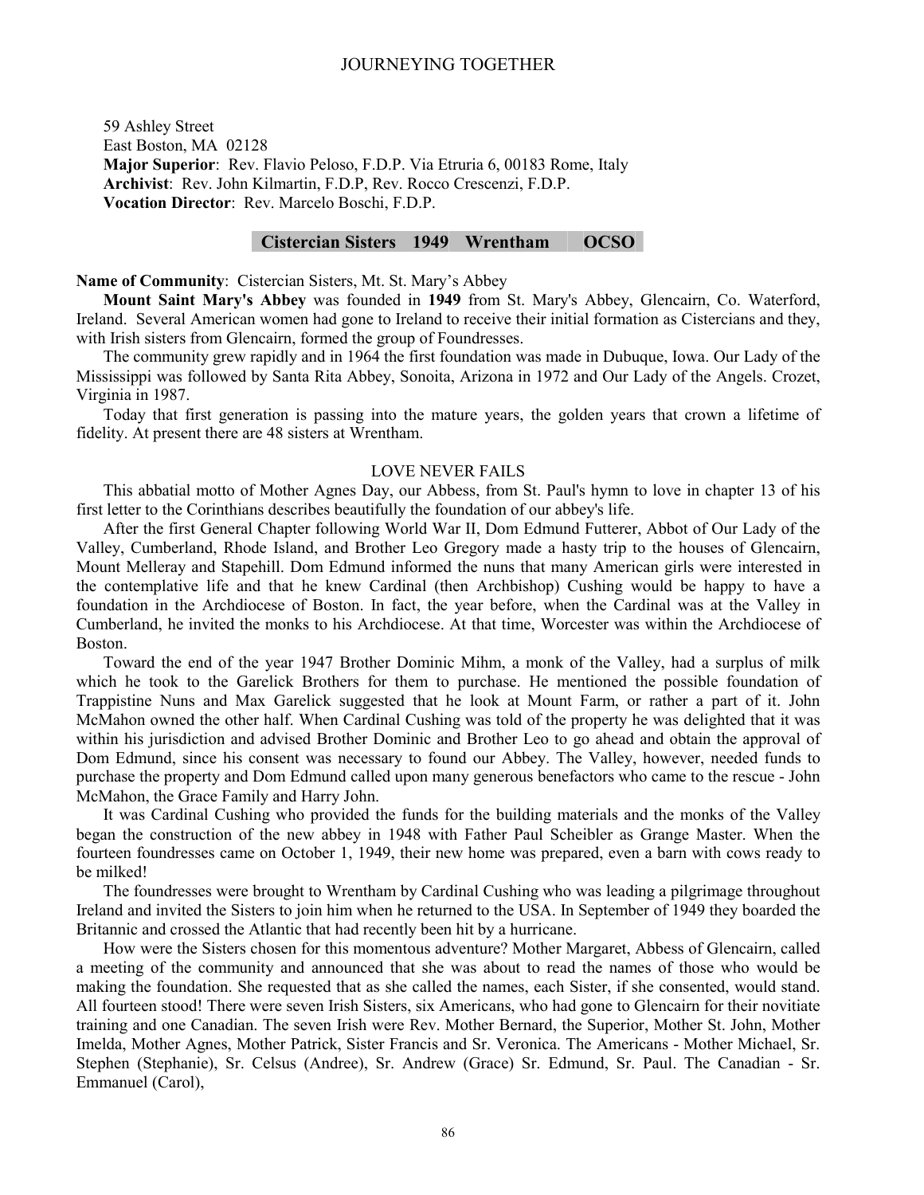59 Ashley Street
East Boston, MA 02128
**Major Superior**: Rev. Flavio Peloso, F.D.P. Via Etruria 6, 00183 Rome, Italy
**Archivist**: Rev. John Kilmartin, F.D.P, Rev. Rocco Crescenzi, F.D.P.
**Vocation Director**: Rev. Marcelo Boschi, F.D.P.

## Cistercian Sisters 1949 Wrentham OCSO

**Name of Community**: Cistercian Sisters, Mt. St. Mary's Abbey

**Mount Saint Mary's Abbey** was founded in **1949** from St. Mary's Abbey, Glencairn, Co. Waterford, Ireland. Several American women had gone to Ireland to receive their initial formation as Cistercians and they, with Irish sisters from Glencairn, formed the group of Foundresses.

The community grew rapidly and in 1964 the first foundation was made in Dubuque, Iowa. Our Lady of the Mississippi was followed by Santa Rita Abbey, Sonoita, Arizona in 1972 and Our Lady of the Angels. Crozet, Virginia in 1987.

Today that first generation is passing into the mature years, the golden years that crown a lifetime of fidelity. At present there are 48 sisters at Wrentham.

### LOVE NEVER FAILS

This abbatial motto of Mother Agnes Day, our Abbess, from St. Paul's hymn to love in chapter 13 of his first letter to the Corinthians describes beautifully the foundation of our abbey's life.

After the first General Chapter following World War II, Dom Edmund Futterer, Abbot of Our Lady of the Valley, Cumberland, Rhode Island, and Brother Leo Gregory made a hasty trip to the houses of Glencairn, Mount Melleray and Stapehill. Dom Edmund informed the nuns that many American girls were interested in the contemplative life and that he knew Cardinal (then Archbishop) Cushing would be happy to have a foundation in the Archdiocese of Boston. In fact, the year before, when the Cardinal was at the Valley in Cumberland, he invited the monks to his Archdiocese. At that time, Worcester was within the Archdiocese of Boston.

Toward the end of the year 1947 Brother Dominic Mihm, a monk of the Valley, had a surplus of milk which he took to the Garelick Brothers for them to purchase. He mentioned the possible foundation of Trappistine Nuns and Max Garelick suggested that he look at Mount Farm, or rather a part of it. John McMahon owned the other half. When Cardinal Cushing was told of the property he was delighted that it was within his jurisdiction and advised Brother Dominic and Brother Leo to go ahead and obtain the approval of Dom Edmund, since his consent was necessary to found our Abbey. The Valley, however, needed funds to purchase the property and Dom Edmund called upon many generous benefactors who came to the rescue - John McMahon, the Grace Family and Harry John.

It was Cardinal Cushing who provided the funds for the building materials and the monks of the Valley began the construction of the new abbey in 1948 with Father Paul Scheibler as Grange Master. When the fourteen foundresses came on October 1, 1949, their new home was prepared, even a barn with cows ready to be milked!

The foundresses were brought to Wrentham by Cardinal Cushing who was leading a pilgrimage throughout Ireland and invited the Sisters to join him when he returned to the USA. In September of 1949 they boarded the Britannic and crossed the Atlantic that had recently been hit by a hurricane.

How were the Sisters chosen for this momentous adventure? Mother Margaret, Abbess of Glencairn, called a meeting of the community and announced that she was about to read the names of those who would be making the foundation. She requested that as she called the names, each Sister, if she consented, would stand. All fourteen stood! There were seven Irish Sisters, six Americans, who had gone to Glencairn for their novitiate training and one Canadian. The seven Irish were Rev. Mother Bernard, the Superior, Mother St. John, Mother Imelda, Mother Agnes, Mother Patrick, Sister Francis and Sr. Veronica. The Americans - Mother Michael, Sr. Stephen (Stephanie), Sr. Celsus (Andree), Sr. Andrew (Grace) Sr. Edmund, Sr. Paul. The Canadian - Sr. Emmanuel (Carol),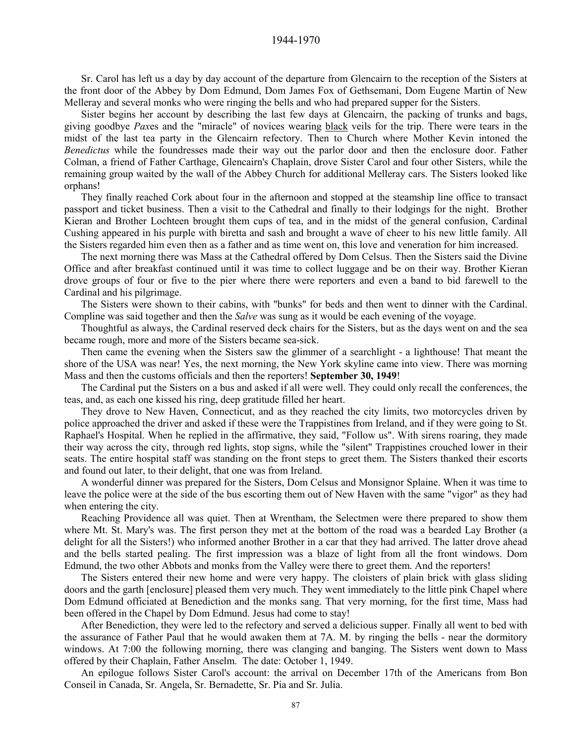Sr. Carol has left us a day by day account of the departure from Glencairn to the reception of the Sisters at the front door of the Abbey by Dom Edmund, Dom James Fox of Gethsemani, Dom Eugene Martin of New Melleray and several monks who were ringing the bells and who had prepared supper for the Sisters.

Sister begins her account by describing the last few days at Glencairn, the packing of trunks and bags, giving goodbye *Pax*es and the "miracle" of novices wearing black veils for the trip. There were tears in the midst of the last tea party in the Glencairn refectory. Then to Church where Mother Kevin intoned the *Benedictus* while the foundresses made their way out the parlor door and then the enclosure door. Father Colman, a friend of Father Carthage, Glencairn's Chaplain, drove Sister Carol and four other Sisters, while the remaining group waited by the wall of the Abbey Church for additional Melleray cars. The Sisters looked like orphans!

They finally reached Cork about four in the afternoon and stopped at the steamship line office to transact passport and ticket business. Then a visit to the Cathedral and finally to their lodgings for the night. Brother Kieran and Brother Lochteen brought them cups of tea, and in the midst of the general confusion, Cardinal Cushing appeared in his purple with biretta and sash and brought a wave of cheer to his new little family. All the Sisters regarded him even then as a father and as time went on, this love and veneration for him increased.

The next morning there was Mass at the Cathedral offered by Dom Celsus. Then the Sisters said the Divine Office and after breakfast continued until it was time to collect luggage and be on their way. Brother Kieran drove groups of four or five to the pier where there were reporters and even a band to bid farewell to the Cardinal and his pilgrimage.

The Sisters were shown to their cabins, with "bunks" for beds and then went to dinner with the Cardinal. Compline was said together and then the *Salve* was sung as it would be each evening of the voyage.

Thoughtful as always, the Cardinal reserved deck chairs for the Sisters, but as the days went on and the sea became rough, more and more of the Sisters became sea-sick.

Then came the evening when the Sisters saw the glimmer of a searchlight - a lighthouse! That meant the shore of the USA was near! Yes, the next morning, the New York skyline came into view. There was morning Mass and then the customs officials and then the reporters! **September 30, 1949**!

The Cardinal put the Sisters on a bus and asked if all were well. They could only recall the conferences, the teas, and, as each one kissed his ring, deep gratitude filled her heart.

They drove to New Haven, Connecticut, and as they reached the city limits, two motorcycles driven by police approached the driver and asked if these were the Trappistines from Ireland, and if they were going to St. Raphael's Hospital. When he replied in the affirmative, they said, "Follow us". With sirens roaring, they made their way across the city, through red lights, stop signs, while the "silent" Trappistines crouched lower in their seats. The entire hospital staff was standing on the front steps to greet them. The Sisters thanked their escorts and found out later, to their delight, that one was from Ireland.

A wonderful dinner was prepared for the Sisters, Dom Celsus and Monsignor Splaine. When it was time to leave the police were at the side of the bus escorting them out of New Haven with the same "vigor" as they had when entering the city.

Reaching Providence all was quiet. Then at Wrentham, the Selectmen were there prepared to show them where Mt. St. Mary's was. The first person they met at the bottom of the road was a bearded Lay Brother (a delight for all the Sisters!) who informed another Brother in a car that they had arrived. The latter drove ahead and the bells started pealing. The first impression was a blaze of light from all the front windows. Dom Edmund, the two other Abbots and monks from the Valley were there to greet them. And the reporters!

The Sisters entered their new home and were very happy. The cloisters of plain brick with glass sliding doors and the garth [enclosure] pleased them very much. They went immediately to the little pink Chapel where Dom Edmund officiated at Benediction and the monks sang. That very morning, for the first time, Mass had been offered in the Chapel by Dom Edmund. Jesus had come to stay!

After Benediction, they were led to the refectory and served a delicious supper. Finally all went to bed with the assurance of Father Paul that he would awaken them at 7A. M. by ringing the bells - near the dormitory windows. At 7:00 the following morning, there was clanging and banging. The Sisters went down to Mass offered by their Chaplain, Father Anselm. The date: October 1, 1949.

An epilogue follows Sister Carol's account: the arrival on December 17th of the Americans from Bon Conseil in Canada, Sr. Angela, Sr. Bernadette, Sr. Pia and Sr. Julia.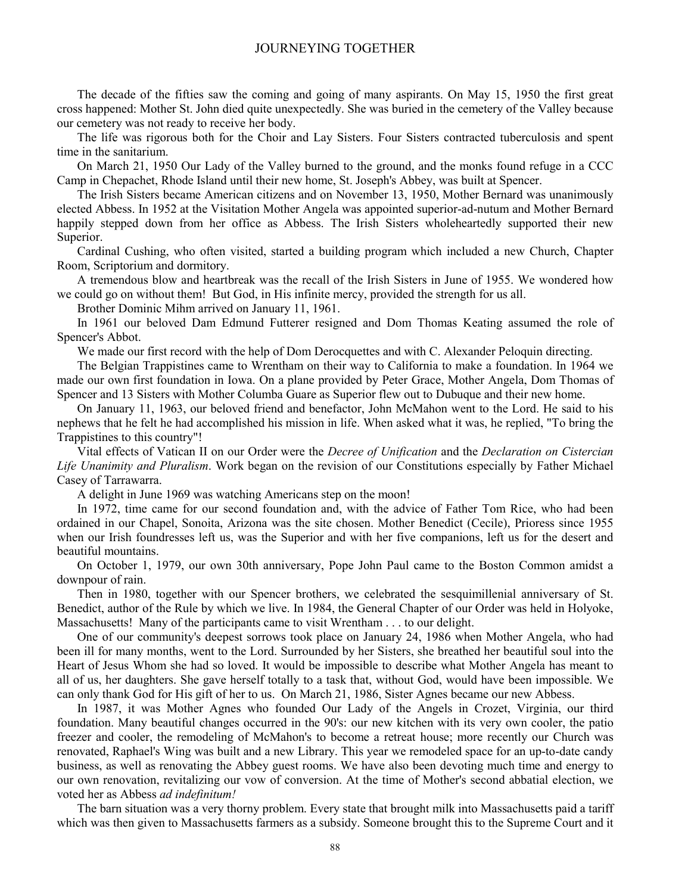The decade of the fifties saw the coming and going of many aspirants. On May 15, 1950 the first great cross happened: Mother St. John died quite unexpectedly. She was buried in the cemetery of the Valley because our cemetery was not ready to receive her body.

The life was rigorous both for the Choir and Lay Sisters. Four Sisters contracted tuberculosis and spent time in the sanitarium.

On March 21, 1950 Our Lady of the Valley burned to the ground, and the monks found refuge in a CCC Camp in Chepachet, Rhode Island until their new home, St. Joseph's Abbey, was built at Spencer.

The Irish Sisters became American citizens and on November 13, 1950, Mother Bernard was unanimously elected Abbess. In 1952 at the Visitation Mother Angela was appointed superior-ad-nutum and Mother Bernard happily stepped down from her office as Abbess. The Irish Sisters wholeheartedly supported their new Superior.

Cardinal Cushing, who often visited, started a building program which included a new Church, Chapter Room, Scriptorium and dormitory.

A tremendous blow and heartbreak was the recall of the Irish Sisters in June of 1955. We wondered how we could go on without them! But God, in His infinite mercy, provided the strength for us all.

Brother Dominic Mihm arrived on January 11, 1961.

In 1961 our beloved Dam Edmund Futterer resigned and Dom Thomas Keating assumed the role of Spencer's Abbot.

We made our first record with the help of Dom Derocquettes and with C. Alexander Peloquin directing.

The Belgian Trappistines came to Wrentham on their way to California to make a foundation. In 1964 we made our own first foundation in Iowa. On a plane provided by Peter Grace, Mother Angela, Dom Thomas of Spencer and 13 Sisters with Mother Columba Guare as Superior flew out to Dubuque and their new home.

On January 11, 1963, our beloved friend and benefactor, John McMahon went to the Lord. He said to his nephews that he felt he had accomplished his mission in life. When asked what it was, he replied, "To bring the Trappistines to this country"!

Vital effects of Vatican II on our Order were the *Decree of Unification* and the *Declaration on Cistercian Life Unanimity and Pluralism*. Work began on the revision of our Constitutions especially by Father Michael Casey of Tarrawarra.

A delight in June 1969 was watching Americans step on the moon!

In 1972, time came for our second foundation and, with the advice of Father Tom Rice, who had been ordained in our Chapel, Sonoita, Arizona was the site chosen. Mother Benedict (Cecile), Prioress since 1955 when our Irish foundresses left us, was the Superior and with her five companions, left us for the desert and beautiful mountains.

On October 1, 1979, our own 30th anniversary, Pope John Paul came to the Boston Common amidst a downpour of rain.

Then in 1980, together with our Spencer brothers, we celebrated the sesquimillenial anniversary of St. Benedict, author of the Rule by which we live. In 1984, the General Chapter of our Order was held in Holyoke, Massachusetts! Many of the participants came to visit Wrentham . . . to our delight.

One of our community's deepest sorrows took place on January 24, 1986 when Mother Angela, who had been ill for many months, went to the Lord. Surrounded by her Sisters, she breathed her beautiful soul into the Heart of Jesus Whom she had so loved. It would be impossible to describe what Mother Angela has meant to all of us, her daughters. She gave herself totally to a task that, without God, would have been impossible. We can only thank God for His gift of her to us. On March 21, 1986, Sister Agnes became our new Abbess.

In 1987, it was Mother Agnes who founded Our Lady of the Angels in Crozet, Virginia, our third foundation. Many beautiful changes occurred in the 90's: our new kitchen with its very own cooler, the patio freezer and cooler, the remodeling of McMahon's to become a retreat house; more recently our Church was renovated, Raphael's Wing was built and a new Library. This year we remodeled space for an up-to-date candy business, as well as renovating the Abbey guest rooms. We have also been devoting much time and energy to our own renovation, revitalizing our vow of conversion. At the time of Mother's second abbatial election, we voted her as Abbess *ad indefinitum!*

The barn situation was a very thorny problem. Every state that brought milk into Massachusetts paid a tariff which was then given to Massachusetts farmers as a subsidy. Someone brought this to the Supreme Court and it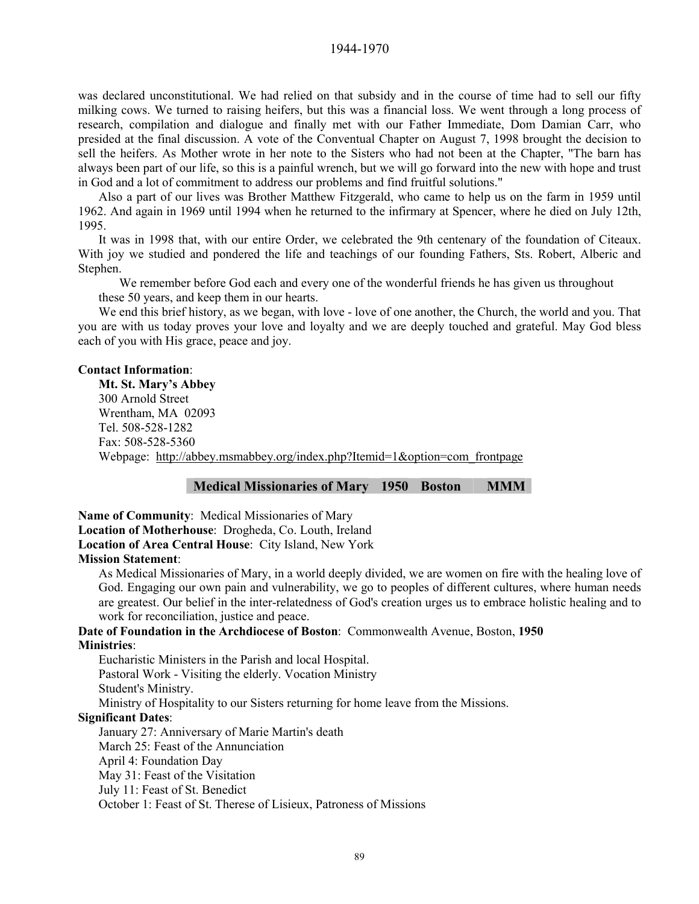was declared unconstitutional. We had relied on that subsidy and in the course of time had to sell our fifty milking cows. We turned to raising heifers, but this was a financial loss. We went through a long process of research, compilation and dialogue and finally met with our Father Immediate, Dom Damian Carr, who presided at the final discussion. A vote of the Conventual Chapter on August 7, 1998 brought the decision to sell the heifers. As Mother wrote in her note to the Sisters who had not been at the Chapter, "The barn has always been part of our life, so this is a painful wrench, but we will go forward into the new with hope and trust in God and a lot of commitment to address our problems and find fruitful solutions."

Also a part of our lives was Brother Matthew Fitzgerald, who came to help us on the farm in 1959 until 1962. And again in 1969 until 1994 when he returned to the infirmary at Spencer, where he died on July 12th, 1995.

It was in 1998 that, with our entire Order, we celebrated the 9th centenary of the foundation of Citeaux. With joy we studied and pondered the life and teachings of our founding Fathers, Sts. Robert, Alberic and Stephen.

We remember before God each and every one of the wonderful friends he has given us throughout these 50 years, and keep them in our hearts.

We end this brief history, as we began, with love - love of one another, the Church, the world and you. That you are with us today proves your love and loyalty and we are deeply touched and grateful. May God bless each of you with His grace, peace and joy.

**Contact Information**:

**Mt. St. Mary's Abbey**
300 Arnold Street
Wrentham, MA 02093
Tel. 508-528-1282
Fax: 508-528-5360
Webpage: http://abbey.msmabbey.org/index.php?Itemid=1&option=com_frontpage

## Medical Missionaries of Mary 1950 Boston MMM

**Name of Community**: Medical Missionaries of Mary
**Location of Motherhouse**: Drogheda, Co. Louth, Ireland
**Location of Area Central House**: City Island, New York
**Mission Statement**:

As Medical Missionaries of Mary, in a world deeply divided, we are women on fire with the healing love of God. Engaging our own pain and vulnerability, we go to peoples of different cultures, where human needs are greatest. Our belief in the inter-relatedness of God's creation urges us to embrace holistic healing and to work for reconciliation, justice and peace.

**Date of Foundation in the Archdiocese of Boston**: Commonwealth Avenue, Boston, **1950**
**Ministries**:

Eucharistic Ministers in the Parish and local Hospital.
Pastoral Work - Visiting the elderly. Vocation Ministry
Student's Ministry.
Ministry of Hospitality to our Sisters returning for home leave from the Missions.

**Significant Dates**:

January 27: Anniversary of Marie Martin's death
March 25: Feast of the Annunciation
April 4: Foundation Day
May 31: Feast of the Visitation
July 11: Feast of St. Benedict
October 1: Feast of St. Therese of Lisieux, Patroness of Missions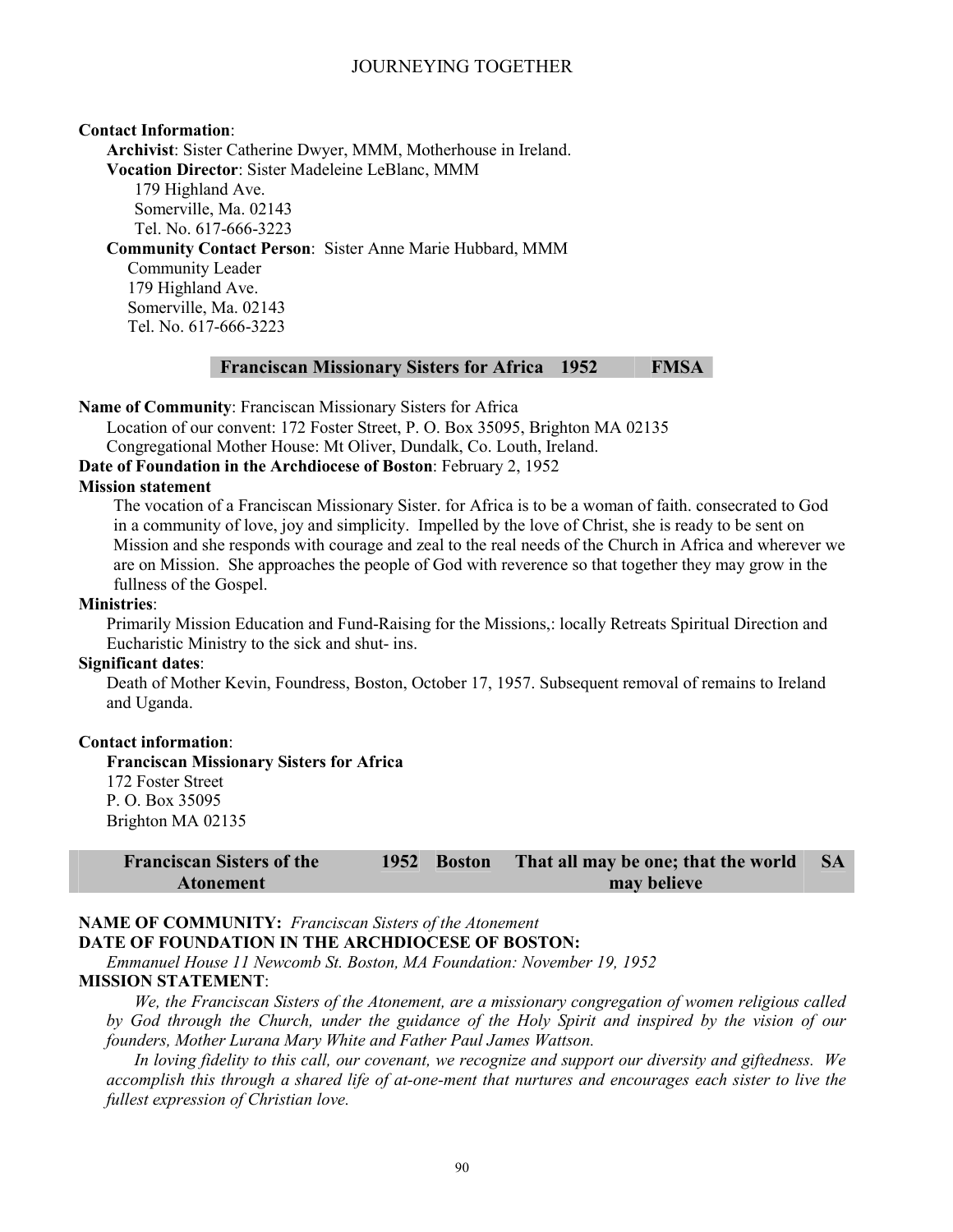**Contact Information**:

**Archivist**: Sister Catherine Dwyer, MMM, Motherhouse in Ireland.

**Vocation Director**: Sister Madeleine LeBlanc, MMM
179 Highland Ave.
Somerville, Ma. 02143
Tel. No. 617-666-3223

**Community Contact Person**: Sister Anne Marie Hubbard, MMM
Community Leader
179 Highland Ave.
Somerville, Ma. 02143
Tel. No. 617-666-3223

| Franciscan Missionary Sisters for Africa | 1952 | FMSA |
|---|---|---|

**Name of Community**: Franciscan Missionary Sisters for Africa
Location of our convent: 172 Foster Street, P. O. Box 35095, Brighton MA 02135
Congregational Mother House: Mt Oliver, Dundalk, Co. Louth, Ireland.

**Date of Foundation in the Archdiocese of Boston**: February 2, 1952

**Mission statement**

The vocation of a Franciscan Missionary Sister. for Africa is to be a woman of faith. consecrated to God in a community of love, joy and simplicity. Impelled by the love of Christ, she is ready to be sent on Mission and she responds with courage and zeal to the real needs of the Church in Africa and wherever we are on Mission. She approaches the people of God with reverence so that together they may grow in the fullness of the Gospel.

**Ministries**:

Primarily Mission Education and Fund-Raising for the Missions,: locally Retreats Spiritual Direction and Eucharistic Ministry to the sick and shut- ins.

**Significant dates**:

Death of Mother Kevin, Foundress, Boston, October 17, 1957. Subsequent removal of remains to Ireland and Uganda.

**Contact information**:

**Franciscan Missionary Sisters for Africa**
172 Foster Street
P. O. Box 35095
Brighton MA 02135

| Franciscan Sisters of the Atonement | 1952 | Boston | That all may be one; that the world may believe | SA |
|---|---|---|---|---|

**NAME OF COMMUNITY:** *Franciscan Sisters of the Atonement*

**DATE OF FOUNDATION IN THE ARCHDIOCESE OF BOSTON:**

*Emmanuel House 11 Newcomb St. Boston, MA Foundation: November 19, 1952*

**MISSION STATEMENT**:

*We, the Franciscan Sisters of the Atonement, are a missionary congregation of women religious called by God through the Church, under the guidance of the Holy Spirit and inspired by the vision of our founders, Mother Lurana Mary White and Father Paul James Wattson.*

*In loving fidelity to this call, our covenant, we recognize and support our diversity and giftedness. We accomplish this through a shared life of at-one-ment that nurtures and encourages each sister to live the fullest expression of Christian love.*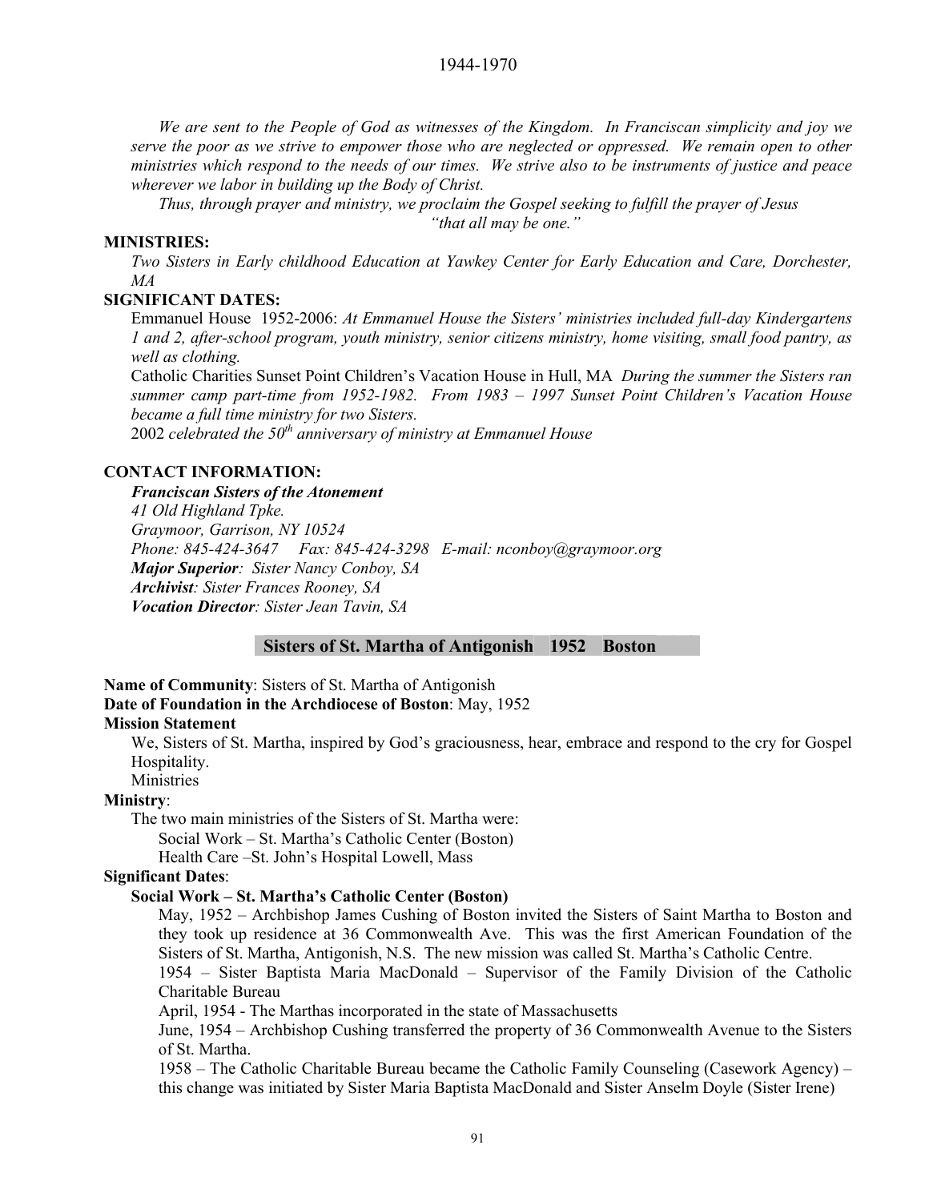*We are sent to the People of God as witnesses of the Kingdom. In Franciscan simplicity and joy we serve the poor as we strive to empower those who are neglected or oppressed. We remain open to other ministries which respond to the needs of our times. We strive also to be instruments of justice and peace wherever we labor in building up the Body of Christ.*

*Thus, through prayer and ministry, we proclaim the Gospel seeking to fulfill the prayer of Jesus "that all may be one."*

**MINISTRIES:**

*Two Sisters in Early childhood Education at Yawkey Center for Early Education and Care, Dorchester, MA*

**SIGNIFICANT DATES:**

Emmanuel House 1952-2006: *At Emmanuel House the Sisters' ministries included full-day Kindergartens 1 and 2, after-school program, youth ministry, senior citizens ministry, home visiting, small food pantry, as well as clothing.*

Catholic Charities Sunset Point Children's Vacation House in Hull, MA *During the summer the Sisters ran summer camp part-time from 1952-1982. From 1983 – 1997 Sunset Point Children's Vacation House became a full time ministry for two Sisters.*

2002 *celebrated the 50th anniversary of ministry at Emmanuel House*

**CONTACT INFORMATION:**

***Franciscan Sisters of the Atonement***
*41 Old Highland Tpke.*
*Graymoor, Garrison, NY 10524*
*Phone: 845-424-3647 Fax: 845-424-3298 E-mail: nconboy@graymoor.org*
***Major Superior**: Sister Nancy Conboy, SA*
***Archivist**: Sister Frances Rooney, SA*
***Vocation Director**: Sister Jean Tavin, SA*

## Sisters of St. Martha of Antigonish 1952 Boston

**Name of Community**: Sisters of St. Martha of Antigonish
**Date of Foundation in the Archdiocese of Boston**: May, 1952
**Mission Statement**

We, Sisters of St. Martha, inspired by God's graciousness, hear, embrace and respond to the cry for Gospel Hospitality.

Ministries

**Ministry**:

The two main ministries of the Sisters of St. Martha were:

Social Work – St. Martha's Catholic Center (Boston)
Health Care –St. John's Hospital Lowell, Mass

**Significant Dates**:

**Social Work – St. Martha's Catholic Center (Boston)**

May, 1952 – Archbishop James Cushing of Boston invited the Sisters of Saint Martha to Boston and they took up residence at 36 Commonwealth Ave. This was the first American Foundation of the Sisters of St. Martha, Antigonish, N.S. The new mission was called St. Martha's Catholic Centre.

1954 – Sister Baptista Maria MacDonald – Supervisor of the Family Division of the Catholic Charitable Bureau

April, 1954 - The Marthas incorporated in the state of Massachusetts

June, 1954 – Archbishop Cushing transferred the property of 36 Commonwealth Avenue to the Sisters of St. Martha.

1958 – The Catholic Charitable Bureau became the Catholic Family Counseling (Casework Agency) – this change was initiated by Sister Maria Baptista MacDonald and Sister Anselm Doyle (Sister Irene)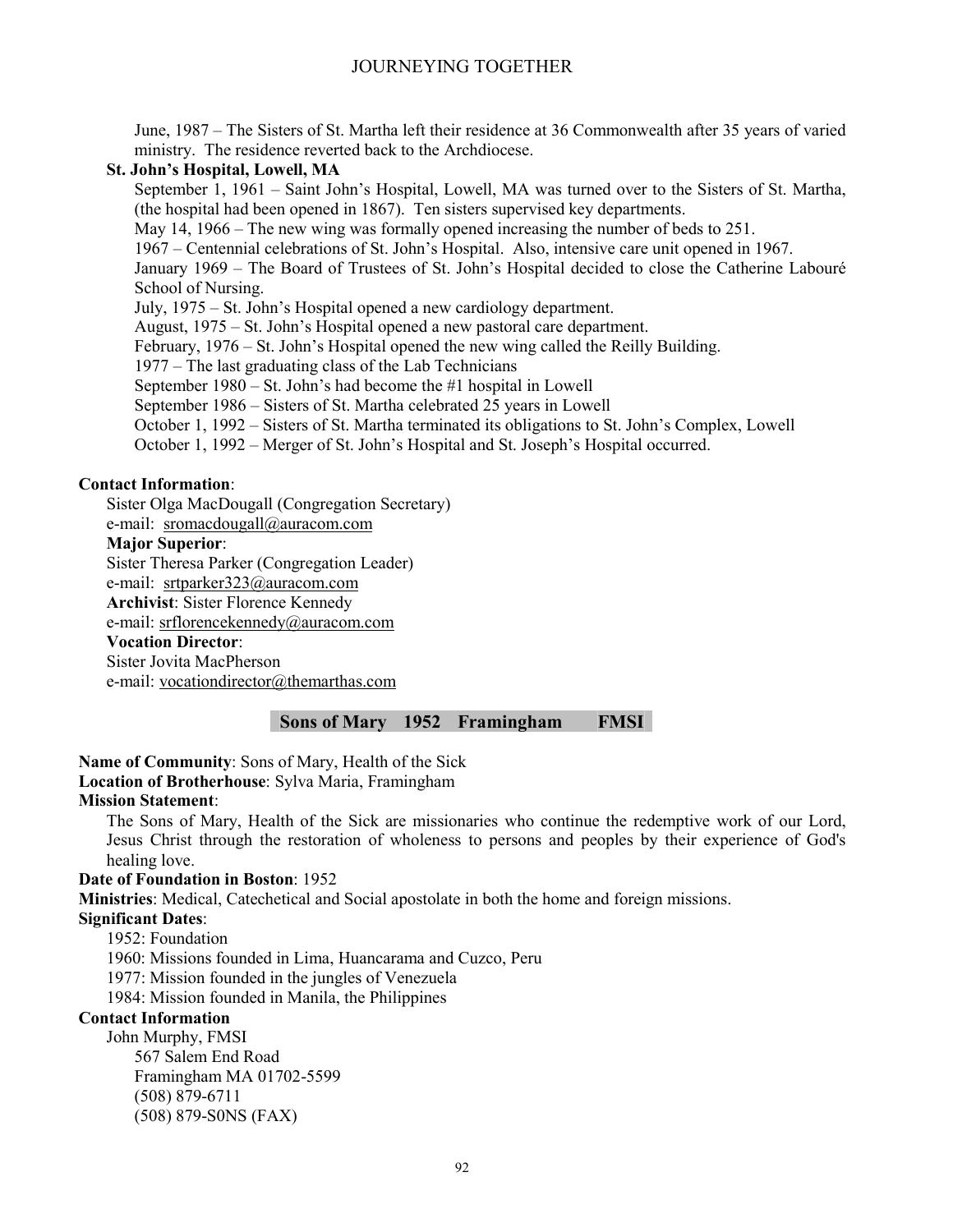June, 1987 – The Sisters of St. Martha left their residence at 36 Commonwealth after 35 years of varied ministry. The residence reverted back to the Archdiocese.

**St. John's Hospital, Lowell, MA**

September 1, 1961 – Saint John's Hospital, Lowell, MA was turned over to the Sisters of St. Martha, (the hospital had been opened in 1867). Ten sisters supervised key departments.

May 14, 1966 – The new wing was formally opened increasing the number of beds to 251.

1967 – Centennial celebrations of St. John's Hospital. Also, intensive care unit opened in 1967.

January 1969 – The Board of Trustees of St. John's Hospital decided to close the Catherine Labouré School of Nursing.

July, 1975 – St. John's Hospital opened a new cardiology department.

August, 1975 – St. John's Hospital opened a new pastoral care department.

February, 1976 – St. John's Hospital opened the new wing called the Reilly Building.

1977 – The last graduating class of the Lab Technicians

September 1980 – St. John's had become the #1 hospital in Lowell

September 1986 – Sisters of St. Martha celebrated 25 years in Lowell

October 1, 1992 – Sisters of St. Martha terminated its obligations to St. John's Complex, Lowell

October 1, 1992 – Merger of St. John's Hospital and St. Joseph's Hospital occurred.

**Contact Information**:

Sister Olga MacDougall (Congregation Secretary)
e-mail: sromacdougall@auracom.com

**Major Superior**:
Sister Theresa Parker (Congregation Leader)
e-mail: srtparker323@auracom.com

**Archivist**: Sister Florence Kennedy
e-mail: srflorencekennedy@auracom.com

**Vocation Director**:
Sister Jovita MacPherson
e-mail: vocationdirector@themarthas.com

## Sons of Mary 1952 Framingham FMSI

**Name of Community**: Sons of Mary, Health of the Sick

**Location of Brotherhouse**: Sylva Maria, Framingham

**Mission Statement**:

The Sons of Mary, Health of the Sick are missionaries who continue the redemptive work of our Lord, Jesus Christ through the restoration of wholeness to persons and peoples by their experience of God's healing love.

**Date of Foundation in Boston**: 1952

**Ministries**: Medical, Catechetical and Social apostolate in both the home and foreign missions.

**Significant Dates**:

1952: Foundation
1960: Missions founded in Lima, Huancarama and Cuzco, Peru
1977: Mission founded in the jungles of Venezuela
1984: Mission founded in Manila, the Philippines

**Contact Information**

John Murphy, FMSI
567 Salem End Road
Framingham MA 01702-5599
(508) 879-6711
(508) 879-S0NS (FAX)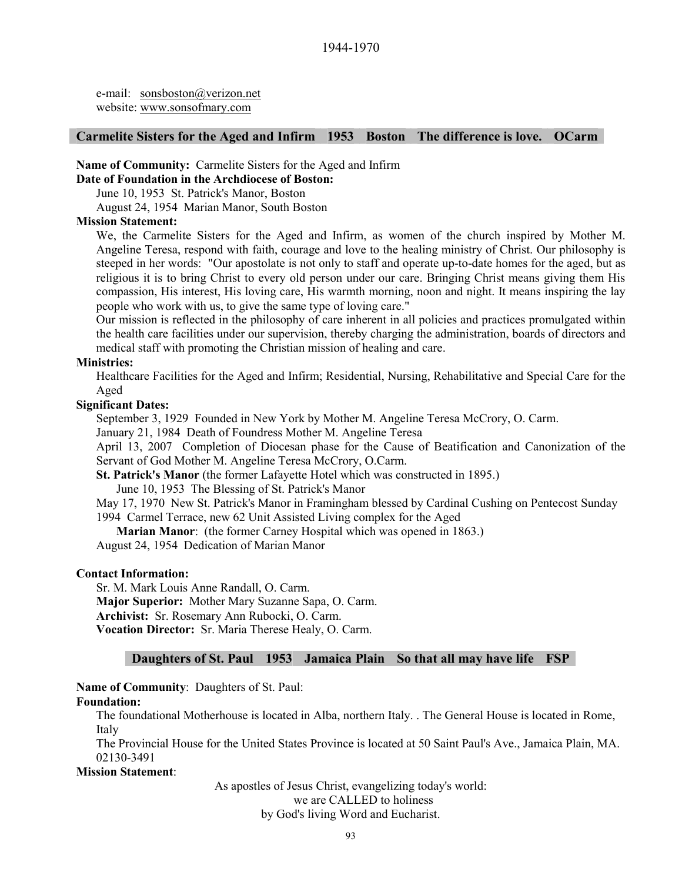e-mail: sonsboston@verizon.net
website: www.sonsofmary.com

## Carmelite Sisters for the Aged and Infirm 1953 Boston The difference is love. OCarm

**Name of Community:** Carmelite Sisters for the Aged and Infirm

**Date of Foundation in the Archdiocese of Boston:**

June 10, 1953 St. Patrick's Manor, Boston

August 24, 1954 Marian Manor, South Boston

**Mission Statement:**

We, the Carmelite Sisters for the Aged and Infirm, as women of the church inspired by Mother M. Angeline Teresa, respond with faith, courage and love to the healing ministry of Christ. Our philosophy is steeped in her words: "Our apostolate is not only to staff and operate up-to-date homes for the aged, but as religious it is to bring Christ to every old person under our care. Bringing Christ means giving them His compassion, His interest, His loving care, His warmth morning, noon and night. It means inspiring the lay people who work with us, to give the same type of loving care."

Our mission is reflected in the philosophy of care inherent in all policies and practices promulgated within the health care facilities under our supervision, thereby charging the administration, boards of directors and medical staff with promoting the Christian mission of healing and care.

**Ministries:**

Healthcare Facilities for the Aged and Infirm; Residential, Nursing, Rehabilitative and Special Care for the Aged

**Significant Dates:**

September 3, 1929 Founded in New York by Mother M. Angeline Teresa McCrory, O. Carm.

January 21, 1984 Death of Foundress Mother M. Angeline Teresa

April 13, 2007 Completion of Diocesan phase for the Cause of Beatification and Canonization of the Servant of God Mother M. Angeline Teresa McCrory, O.Carm.

**St. Patrick's Manor** (the former Lafayette Hotel which was constructed in 1895.)

June 10, 1953 The Blessing of St. Patrick's Manor

May 17, 1970 New St. Patrick's Manor in Framingham blessed by Cardinal Cushing on Pentecost Sunday

1994 Carmel Terrace, new 62 Unit Assisted Living complex for the Aged

**Marian Manor**: (the former Carney Hospital which was opened in 1863.)

August 24, 1954 Dedication of Marian Manor

**Contact Information:**

Sr. M. Mark Louis Anne Randall, O. Carm.

**Major Superior:** Mother Mary Suzanne Sapa, O. Carm.

**Archivist:** Sr. Rosemary Ann Rubocki, O. Carm.

**Vocation Director:** Sr. Maria Therese Healy, O. Carm.

## Daughters of St. Paul 1953 Jamaica Plain So that all may have life FSP

**Name of Community**: Daughters of St. Paul:

**Foundation:**

The foundational Motherhouse is located in Alba, northern Italy. . The General House is located in Rome, Italy

The Provincial House for the United States Province is located at 50 Saint Paul's Ave., Jamaica Plain, MA. 02130-3491

**Mission Statement**:

As apostles of Jesus Christ, evangelizing today's world:
we are CALLED to holiness
by God's living Word and Eucharist.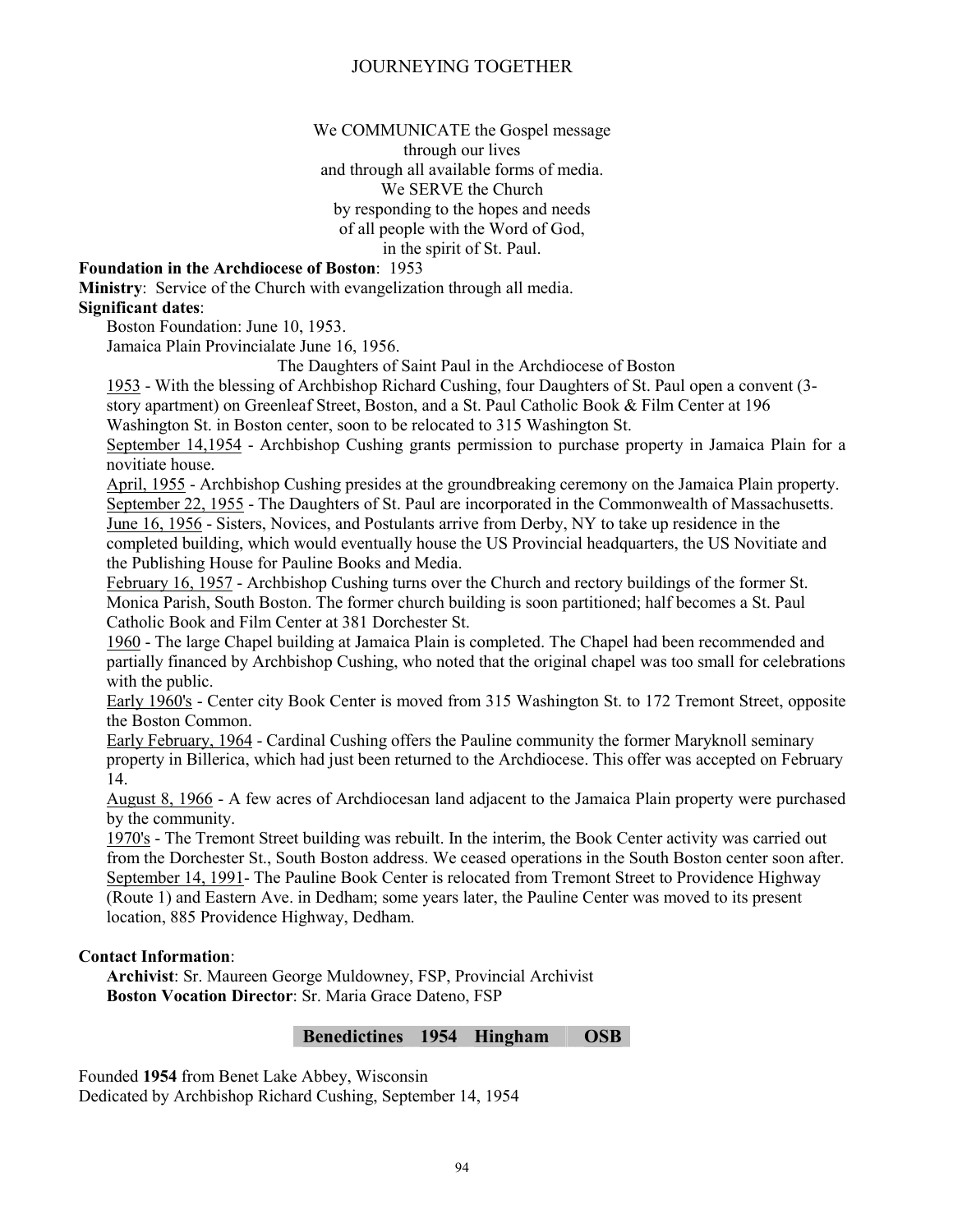We COMMUNICATE the Gospel message
through our lives
and through all available forms of media.
We SERVE the Church
by responding to the hopes and needs
of all people with the Word of God,
in the spirit of St. Paul.

**Foundation in the Archdiocese of Boston**: 1953

**Ministry**: Service of the Church with evangelization through all media.

**Significant dates**:

Boston Foundation: June 10, 1953.

Jamaica Plain Provincialate June 16, 1956.

The Daughters of Saint Paul in the Archdiocese of Boston

1953 - With the blessing of Archbishop Richard Cushing, four Daughters of St. Paul open a convent (3-story apartment) on Greenleaf Street, Boston, and a St. Paul Catholic Book & Film Center at 196 Washington St. in Boston center, soon to be relocated to 315 Washington St.

September 14,1954 - Archbishop Cushing grants permission to purchase property in Jamaica Plain for a novitiate house.

April, 1955 - Archbishop Cushing presides at the groundbreaking ceremony on the Jamaica Plain property.

September 22, 1955 - The Daughters of St. Paul are incorporated in the Commonwealth of Massachusetts.

June 16, 1956 - Sisters, Novices, and Postulants arrive from Derby, NY to take up residence in the completed building, which would eventually house the US Provincial headquarters, the US Novitiate and the Publishing House for Pauline Books and Media.

February 16, 1957 - Archbishop Cushing turns over the Church and rectory buildings of the former St. Monica Parish, South Boston. The former church building is soon partitioned; half becomes a St. Paul Catholic Book and Film Center at 381 Dorchester St.

1960 - The large Chapel building at Jamaica Plain is completed. The Chapel had been recommended and partially financed by Archbishop Cushing, who noted that the original chapel was too small for celebrations with the public.

Early 1960's - Center city Book Center is moved from 315 Washington St. to 172 Tremont Street, opposite the Boston Common.

Early February, 1964 - Cardinal Cushing offers the Pauline community the former Maryknoll seminary property in Billerica, which had just been returned to the Archdiocese. This offer was accepted on February 14.

August 8, 1966 - A few acres of Archdiocesan land adjacent to the Jamaica Plain property were purchased by the community.

1970's - The Tremont Street building was rebuilt. In the interim, the Book Center activity was carried out from the Dorchester St., South Boston address. We ceased operations in the South Boston center soon after.

September 14, 1991- The Pauline Book Center is relocated from Tremont Street to Providence Highway (Route 1) and Eastern Ave. in Dedham; some years later, the Pauline Center was moved to its present location, 885 Providence Highway, Dedham.

**Contact Information**:

**Archivist**: Sr. Maureen George Muldowney, FSP, Provincial Archivist

**Boston Vocation Director**: Sr. Maria Grace Dateno, FSP

## Benedictines 1954 Hingham OSB

Founded **1954** from Benet Lake Abbey, Wisconsin

Dedicated by Archbishop Richard Cushing, September 14, 1954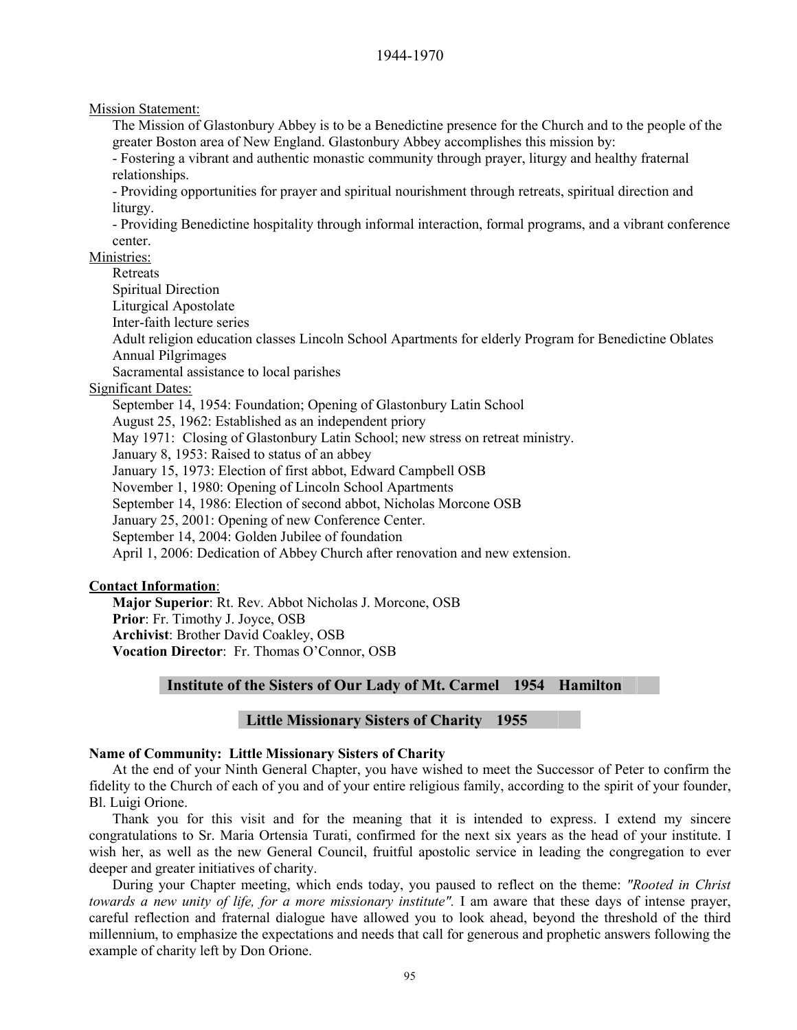Mission Statement:

The Mission of Glastonbury Abbey is to be a Benedictine presence for the Church and to the people of the greater Boston area of New England. Glastonbury Abbey accomplishes this mission by:

- Fostering a vibrant and authentic monastic community through prayer, liturgy and healthy fraternal relationships.
- Providing opportunities for prayer and spiritual nourishment through retreats, spiritual direction and liturgy.
- Providing Benedictine hospitality through informal interaction, formal programs, and a vibrant conference center.

Ministries:

Retreats
Spiritual Direction
Liturgical Apostolate
Inter-faith lecture series
Adult religion education classes Lincoln School Apartments for elderly Program for Benedictine Oblates
Annual Pilgrimages
Sacramental assistance to local parishes

Significant Dates:

September 14, 1954: Foundation; Opening of Glastonbury Latin School
August 25, 1962: Established as an independent priory
May 1971: Closing of Glastonbury Latin School; new stress on retreat ministry.
January 8, 1953: Raised to status of an abbey
January 15, 1973: Election of first abbot, Edward Campbell OSB
November 1, 1980: Opening of Lincoln School Apartments
September 14, 1986: Election of second abbot, Nicholas Morcone OSB
January 25, 2001: Opening of new Conference Center.
September 14, 2004: Golden Jubilee of foundation
April 1, 2006: Dedication of Abbey Church after renovation and new extension.

**Contact Information**:

**Major Superior**: Rt. Rev. Abbot Nicholas J. Morcone, OSB
**Prior**: Fr. Timothy J. Joyce, OSB
**Archivist**: Brother David Coakley, OSB
**Vocation Director**: Fr. Thomas O'Connor, OSB

## Institute of the Sisters of Our Lady of Mt. Carmel 1954 Hamilton

## Little Missionary Sisters of Charity 1955

**Name of Community: Little Missionary Sisters of Charity**

At the end of your Ninth General Chapter, you have wished to meet the Successor of Peter to confirm the fidelity to the Church of each of you and of your entire religious family, according to the spirit of your founder, Bl. Luigi Orione.

Thank you for this visit and for the meaning that it is intended to express. I extend my sincere congratulations to Sr. Maria Ortensia Turati, confirmed for the next six years as the head of your institute. I wish her, as well as the new General Council, fruitful apostolic service in leading the congregation to ever deeper and greater initiatives of charity.

During your Chapter meeting, which ends today, you paused to reflect on the theme: *"Rooted in Christ towards a new unity of life, for a more missionary institute"*. I am aware that these days of intense prayer, careful reflection and fraternal dialogue have allowed you to look ahead, beyond the threshold of the third millennium, to emphasize the expectations and needs that call for generous and prophetic answers following the example of charity left by Don Orione.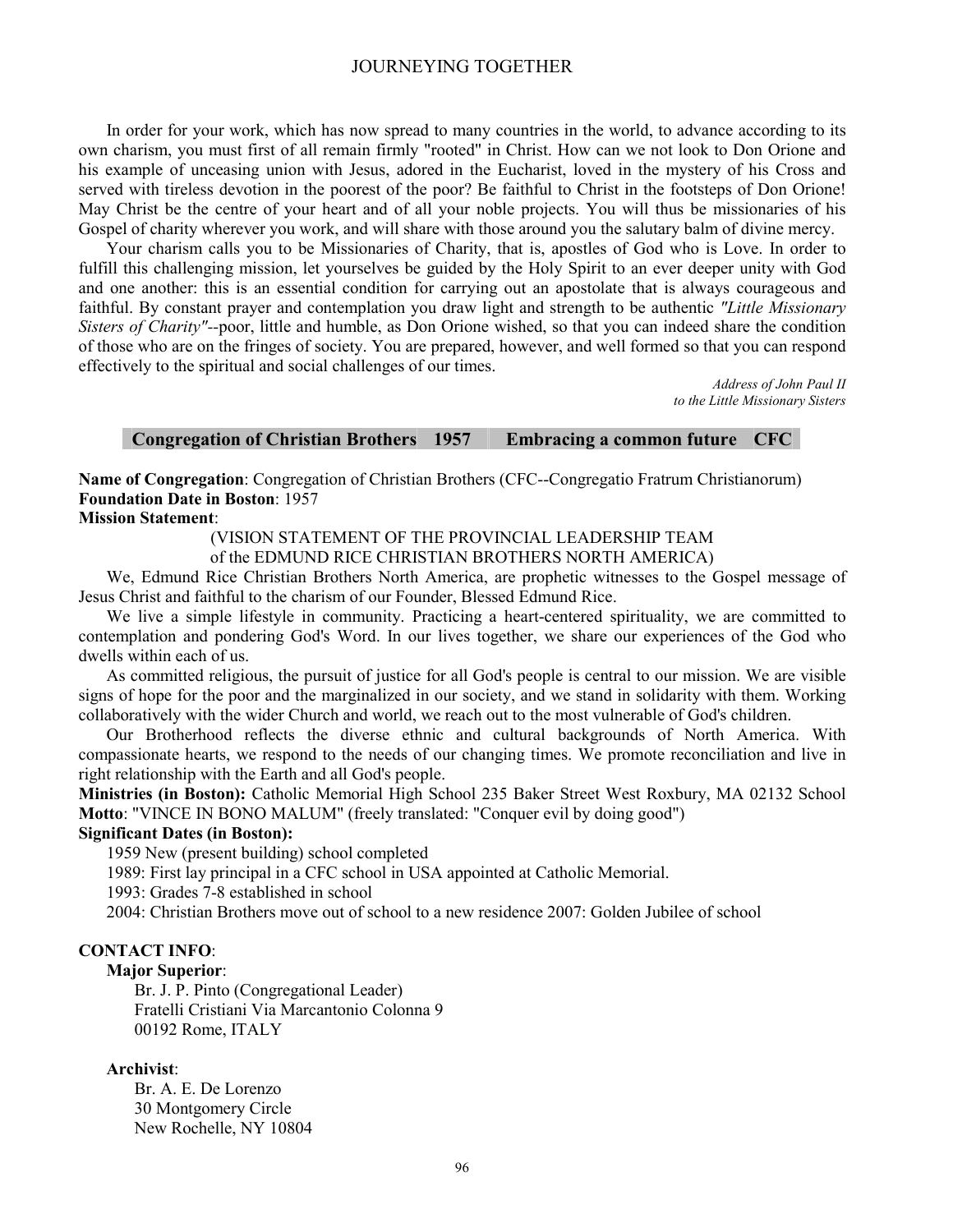In order for your work, which has now spread to many countries in the world, to advance according to its own charism, you must first of all remain firmly "rooted" in Christ. How can we not look to Don Orione and his example of unceasing union with Jesus, adored in the Eucharist, loved in the mystery of his Cross and served with tireless devotion in the poorest of the poor? Be faithful to Christ in the footsteps of Don Orione! May Christ be the centre of your heart and of all your noble projects. You will thus be missionaries of his Gospel of charity wherever you work, and will share with those around you the salutary balm of divine mercy.

Your charism calls you to be Missionaries of Charity, that is, apostles of God who is Love. In order to fulfill this challenging mission, let yourselves be guided by the Holy Spirit to an ever deeper unity with God and one another: this is an essential condition for carrying out an apostolate that is always courageous and faithful. By constant prayer and contemplation you draw light and strength to be authentic *"Little Missionary Sisters of Charity"*--poor, little and humble, as Don Orione wished, so that you can indeed share the condition of those who are on the fringes of society. You are prepared, however, and well formed so that you can respond effectively to the spiritual and social challenges of our times.

*Address of John Paul II*
*to the Little Missionary Sisters*

## Congregation of Christian Brothers 1957 Embracing a common future CFC

**Name of Congregation**: Congregation of Christian Brothers (CFC--Congregatio Fratrum Christianorum)
**Foundation Date in Boston**: 1957
**Mission Statement**:

(VISION STATEMENT OF THE PROVINCIAL LEADERSHIP TEAM
of the EDMUND RICE CHRISTIAN BROTHERS NORTH AMERICA)

We, Edmund Rice Christian Brothers North America, are prophetic witnesses to the Gospel message of Jesus Christ and faithful to the charism of our Founder, Blessed Edmund Rice.

We live a simple lifestyle in community. Practicing a heart-centered spirituality, we are committed to contemplation and pondering God's Word. In our lives together, we share our experiences of the God who dwells within each of us.

As committed religious, the pursuit of justice for all God's people is central to our mission. We are visible signs of hope for the poor and the marginalized in our society, and we stand in solidarity with them. Working collaboratively with the wider Church and world, we reach out to the most vulnerable of God's children.

Our Brotherhood reflects the diverse ethnic and cultural backgrounds of North America. With compassionate hearts, we respond to the needs of our changing times. We promote reconciliation and live in right relationship with the Earth and all God's people.

**Ministries (in Boston):** Catholic Memorial High School 235 Baker Street West Roxbury, MA 02132 School **Motto**: "VINCE IN BONO MALUM" (freely translated: "Conquer evil by doing good")

**Significant Dates (in Boston):**

1959 New (present building) school completed

1989: First lay principal in a CFC school in USA appointed at Catholic Memorial.

1993: Grades 7-8 established in school

2004: Christian Brothers move out of school to a new residence 2007: Golden Jubilee of school

**CONTACT INFO**:

**Major Superior**:

Br. J. P. Pinto (Congregational Leader)
Fratelli Cristiani Via Marcantonio Colonna 9
00192 Rome, ITALY

**Archivist**:

Br. A. E. De Lorenzo
30 Montgomery Circle
New Rochelle, NY 10804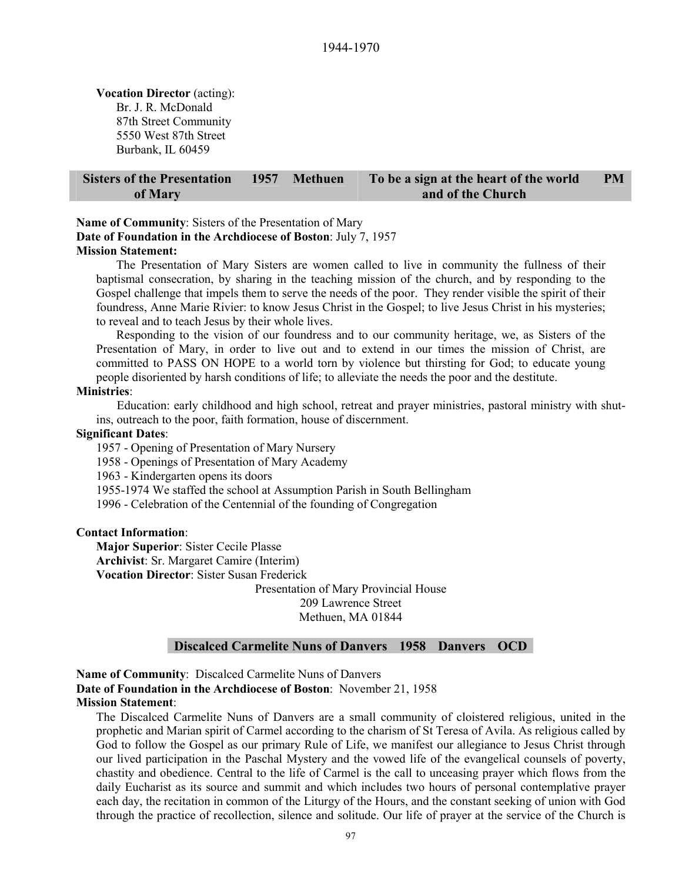**Vocation Director** (acting):
Br. J. R. McDonald
87th Street Community
5550 West 87th Street
Burbank, IL 60459

| Sisters of the Presentation of Mary | 1957 | Methuen | To be a sign at the heart of the world and of the Church | PM |
|---|---|---|---|---|

**Name of Community**: Sisters of the Presentation of Mary
**Date of Foundation in the Archdiocese of Boston**: July 7, 1957
**Mission Statement:**

The Presentation of Mary Sisters are women called to live in community the fullness of their baptismal consecration, by sharing in the teaching mission of the church, and by responding to the Gospel challenge that impels them to serve the needs of the poor. They render visible the spirit of their foundress, Anne Marie Rivier: to know Jesus Christ in the Gospel; to live Jesus Christ in his mysteries; to reveal and to teach Jesus by their whole lives.

Responding to the vision of our foundress and to our community heritage, we, as Sisters of the Presentation of Mary, in order to live out and to extend in our times the mission of Christ, are committed to PASS ON HOPE to a world torn by violence but thirsting for God; to educate young people disoriented by harsh conditions of life; to alleviate the needs the poor and the destitute.

**Ministries**:

Education: early childhood and high school, retreat and prayer ministries, pastoral ministry with shut-ins, outreach to the poor, faith formation, house of discernment.

**Significant Dates**:

1957 - Opening of Presentation of Mary Nursery
1958 - Openings of Presentation of Mary Academy
1963 - Kindergarten opens its doors
1955-1974 We staffed the school at Assumption Parish in South Bellingham
1996 - Celebration of the Centennial of the founding of Congregation

**Contact Information**:
**Major Superior**: Sister Cecile Plasse
**Archivist**: Sr. Margaret Camire (Interim)
**Vocation Director**: Sister Susan Frederick
Presentation of Mary Provincial House
209 Lawrence Street
Methuen, MA 01844

| Discalced Carmelite Nuns of Danvers | 1958 | Danvers | OCD |
|---|---|---|---|

**Name of Community**: Discalced Carmelite Nuns of Danvers
**Date of Foundation in the Archdiocese of Boston**: November 21, 1958
**Mission Statement**:

The Discalced Carmelite Nuns of Danvers are a small community of cloistered religious, united in the prophetic and Marian spirit of Carmel according to the charism of St Teresa of Avila. As religious called by God to follow the Gospel as our primary Rule of Life, we manifest our allegiance to Jesus Christ through our lived participation in the Paschal Mystery and the vowed life of the evangelical counsels of poverty, chastity and obedience. Central to the life of Carmel is the call to unceasing prayer which flows from the daily Eucharist as its source and summit and which includes two hours of personal contemplative prayer each day, the recitation in common of the Liturgy of the Hours, and the constant seeking of union with God through the practice of recollection, silence and solitude. Our life of prayer at the service of the Church is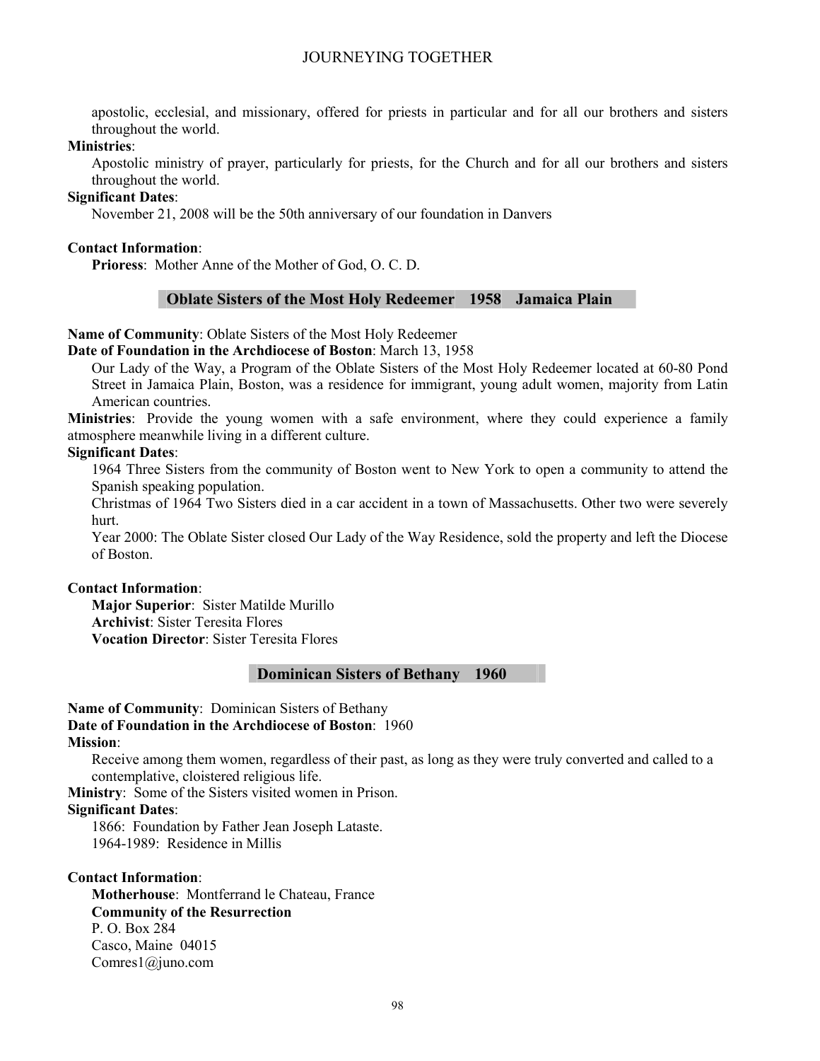apostolic, ecclesial, and missionary, offered for priests in particular and for all our brothers and sisters throughout the world.

**Ministries**:

Apostolic ministry of prayer, particularly for priests, for the Church and for all our brothers and sisters throughout the world.

**Significant Dates**:

November 21, 2008 will be the 50th anniversary of our foundation in Danvers

**Contact Information**:

**Prioress**: Mother Anne of the Mother of God, O. C. D.

## Oblate Sisters of the Most Holy Redeemer 1958 Jamaica Plain

**Name of Community**: Oblate Sisters of the Most Holy Redeemer

**Date of Foundation in the Archdiocese of Boston**: March 13, 1958

Our Lady of the Way, a Program of the Oblate Sisters of the Most Holy Redeemer located at 60-80 Pond Street in Jamaica Plain, Boston, was a residence for immigrant, young adult women, majority from Latin American countries.

**Ministries**: Provide the young women with a safe environment, where they could experience a family atmosphere meanwhile living in a different culture.

**Significant Dates**:

1964 Three Sisters from the community of Boston went to New York to open a community to attend the Spanish speaking population.

Christmas of 1964 Two Sisters died in a car accident in a town of Massachusetts. Other two were severely hurt.

Year 2000: The Oblate Sister closed Our Lady of the Way Residence, sold the property and left the Diocese of Boston.

**Contact Information**:

**Major Superior**: Sister Matilde Murillo
**Archivist**: Sister Teresita Flores
**Vocation Director**: Sister Teresita Flores

## Dominican Sisters of Bethany 1960

**Name of Community**: Dominican Sisters of Bethany

**Date of Foundation in the Archdiocese of Boston**: 1960

**Mission**:

Receive among them women, regardless of their past, as long as they were truly converted and called to a contemplative, cloistered religious life.

**Ministry**: Some of the Sisters visited women in Prison.

**Significant Dates**:

1866: Foundation by Father Jean Joseph Lataste.
1964-1989: Residence in Millis

**Contact Information**:

**Motherhouse**: Montferrand le Chateau, France
**Community of the Resurrection**
P. O. Box 284
Casco, Maine 04015
Comres1@juno.com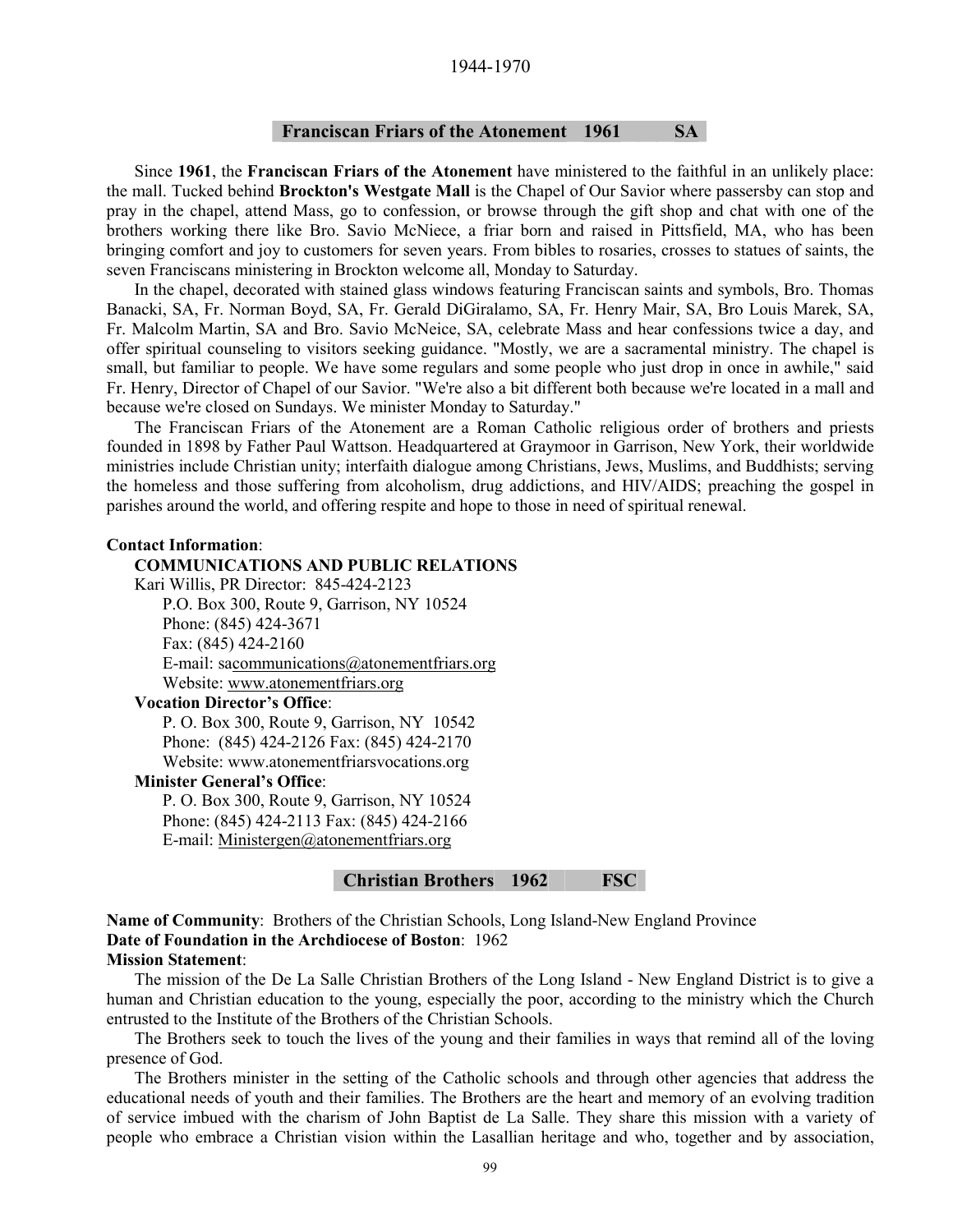## Franciscan Friars of the Atonement 1961 SA

Since **1961**, the **Franciscan Friars of the Atonement** have ministered to the faithful in an unlikely place: the mall. Tucked behind **Brockton's Westgate Mall** is the Chapel of Our Savior where passersby can stop and pray in the chapel, attend Mass, go to confession, or browse through the gift shop and chat with one of the brothers working there like Bro. Savio McNiece, a friar born and raised in Pittsfield, MA, who has been bringing comfort and joy to customers for seven years. From bibles to rosaries, crosses to statues of saints, the seven Franciscans ministering in Brockton welcome all, Monday to Saturday.

In the chapel, decorated with stained glass windows featuring Franciscan saints and symbols, Bro. Thomas Banacki, SA, Fr. Norman Boyd, SA, Fr. Gerald DiGiralamo, SA, Fr. Henry Mair, SA, Bro Louis Marek, SA, Fr. Malcolm Martin, SA and Bro. Savio McNeice, SA, celebrate Mass and hear confessions twice a day, and offer spiritual counseling to visitors seeking guidance. "Mostly, we are a sacramental ministry. The chapel is small, but familiar to people. We have some regulars and some people who just drop in once in awhile," said Fr. Henry, Director of Chapel of our Savior. "We're also a bit different both because we're located in a mall and because we're closed on Sundays. We minister Monday to Saturday."

The Franciscan Friars of the Atonement are a Roman Catholic religious order of brothers and priests founded in 1898 by Father Paul Wattson. Headquartered at Graymoor in Garrison, New York, their worldwide ministries include Christian unity; interfaith dialogue among Christians, Jews, Muslims, and Buddhists; serving the homeless and those suffering from alcoholism, drug addictions, and HIV/AIDS; preaching the gospel in parishes around the world, and offering respite and hope to those in need of spiritual renewal.

**Contact Information**:

**COMMUNICATIONS AND PUBLIC RELATIONS**
Kari Willis, PR Director: 845-424-2123
P.O. Box 300, Route 9, Garrison, NY 10524
Phone: (845) 424-3671
Fax: (845) 424-2160
E-mail: sacommunications@atonementfriars.org
Website: www.atonementfriars.org

**Vocation Director's Office**:
P. O. Box 300, Route 9, Garrison, NY 10542
Phone: (845) 424-2126 Fax: (845) 424-2170
Website: www.atonementfriarsvocations.org

**Minister General's Office**:
P. O. Box 300, Route 9, Garrison, NY 10524
Phone: (845) 424-2113 Fax: (845) 424-2166
E-mail: Ministergen@atonementfriars.org

## Christian Brothers 1962 FSC

**Name of Community**: Brothers of the Christian Schools, Long Island-New England Province
**Date of Foundation in the Archdiocese of Boston**: 1962
**Mission Statement**:

The mission of the De La Salle Christian Brothers of the Long Island - New England District is to give a human and Christian education to the young, especially the poor, according to the ministry which the Church entrusted to the Institute of the Brothers of the Christian Schools.

The Brothers seek to touch the lives of the young and their families in ways that remind all of the loving presence of God.

The Brothers minister in the setting of the Catholic schools and through other agencies that address the educational needs of youth and their families. The Brothers are the heart and memory of an evolving tradition of service imbued with the charism of John Baptist de La Salle. They share this mission with a variety of people who embrace a Christian vision within the Lasallian heritage and who, together and by association,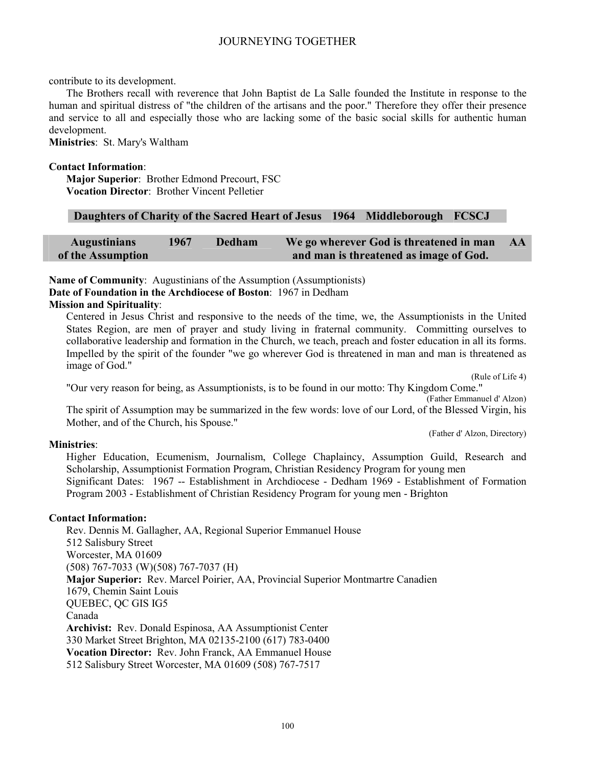contribute to its development.

The Brothers recall with reverence that John Baptist de La Salle founded the Institute in response to the human and spiritual distress of "the children of the artisans and the poor." Therefore they offer their presence and service to all and especially those who are lacking some of the basic social skills for authentic human development.

**Ministries**: St. Mary's Waltham

**Contact Information**:

**Major Superior**: Brother Edmond Precourt, FSC
**Vocation Director**: Brother Vincent Pelletier

| Daughters of Charity of the Sacred Heart of Jesus | 1964 | Middleborough | FCSCJ |
|---|---|---|---|

| Augustinians of the Assumption | 1967 | Dedham | We go wherever God is threatened in man and man is threatened as image of God. | AA |
|---|---|---|---|---|

**Name of Community**: Augustinians of the Assumption (Assumptionists)
**Date of Foundation in the Archdiocese of Boston**: 1967 in Dedham
**Mission and Spirituality**:

Centered in Jesus Christ and responsive to the needs of the time, we, the Assumptionists in the United States Region, are men of prayer and study living in fraternal community. Committing ourselves to collaborative leadership and formation in the Church, we teach, preach and foster education in all its forms. Impelled by the spirit of the founder "we go wherever God is threatened in man and man is threatened as image of God."

(Rule of Life 4)

"Our very reason for being, as Assumptionists, is to be found in our motto: Thy Kingdom Come."

(Father Emmanuel d' Alzon)

The spirit of Assumption may be summarized in the few words: love of our Lord, of the Blessed Virgin, his Mother, and of the Church, his Spouse."

(Father d' Alzon, Directory)

**Ministries**:

Higher Education, Ecumenism, Journalism, College Chaplaincy, Assumption Guild, Research and Scholarship, Assumptionist Formation Program, Christian Residency Program for young men

Significant Dates: 1967 -- Establishment in Archdiocese - Dedham 1969 - Establishment of Formation Program 2003 - Establishment of Christian Residency Program for young men - Brighton

**Contact Information:**

Rev. Dennis M. Gallagher, AA, Regional Superior Emmanuel House
512 Salisbury Street
Worcester, MA 01609
(508) 767-7033 (W)(508) 767-7037 (H)
**Major Superior:** Rev. Marcel Poirier, AA, Provincial Superior Montmartre Canadien
1679, Chemin Saint Louis
QUEBEC, QC GIS IG5
Canada
**Archivist:** Rev. Donald Espinosa, AA Assumptionist Center
330 Market Street Brighton, MA 02135-2100 (617) 783-0400
**Vocation Director:** Rev. John Franck, AA Emmanuel House
512 Salisbury Street Worcester, MA 01609 (508) 767-7517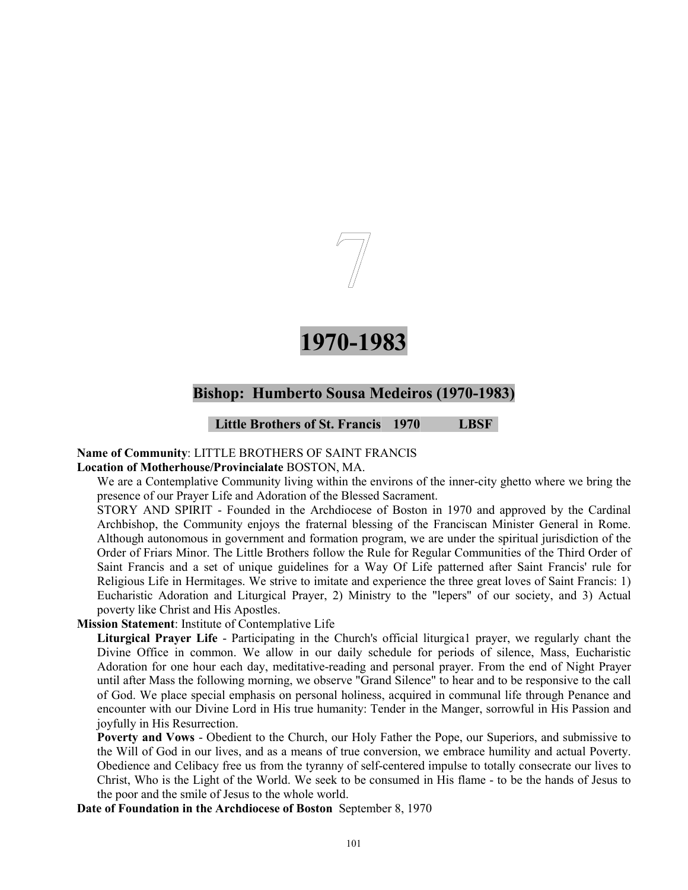# 7

# 1970-1983

## Bishop: Humberto Sousa Medeiros (1970-1983)

### Little Brothers of St. Francis 1970 LBSF

**Name of Community**: LITTLE BROTHERS OF SAINT FRANCIS

**Location of Motherhouse/Provincialate** BOSTON, MA.

We are a Contemplative Community living within the environs of the inner-city ghetto where we bring the presence of our Prayer Life and Adoration of the Blessed Sacrament.

STORY AND SPIRIT - Founded in the Archdiocese of Boston in 1970 and approved by the Cardinal Archbishop, the Community enjoys the fraternal blessing of the Franciscan Minister General in Rome. Although autonomous in government and formation program, we are under the spiritual jurisdiction of the Order of Friars Minor. The Little Brothers follow the Rule for Regular Communities of the Third Order of Saint Francis and a set of unique guidelines for a Way Of Life patterned after Saint Francis' rule for Religious Life in Hermitages. We strive to imitate and experience the three great loves of Saint Francis: 1) Eucharistic Adoration and Liturgical Prayer, 2) Ministry to the "lepers" of our society, and 3) Actual poverty like Christ and His Apostles.

**Mission Statement**: Institute of Contemplative Life

**Liturgical Prayer Life** - Participating in the Church's official liturgica1 prayer, we regularly chant the Divine Office in common. We allow in our daily schedule for periods of silence, Mass, Eucharistic Adoration for one hour each day, meditative-reading and personal prayer. From the end of Night Prayer until after Mass the following morning, we observe "Grand Silence" to hear and to be responsive to the call of God. We place special emphasis on personal holiness, acquired in communal life through Penance and encounter with our Divine Lord in His true humanity: Tender in the Manger, sorrowful in His Passion and joyfully in His Resurrection.

**Poverty and Vows** - Obedient to the Church, our Holy Father the Pope, our Superiors, and submissive to the Will of God in our lives, and as a means of true conversion, we embrace humility and actual Poverty. Obedience and Celibacy free us from the tyranny of self-centered impulse to totally consecrate our lives to Christ, Who is the Light of the World. We seek to be consumed in His flame - to be the hands of Jesus to the poor and the smile of Jesus to the whole world.

**Date of Foundation in the Archdiocese of Boston** September 8, 1970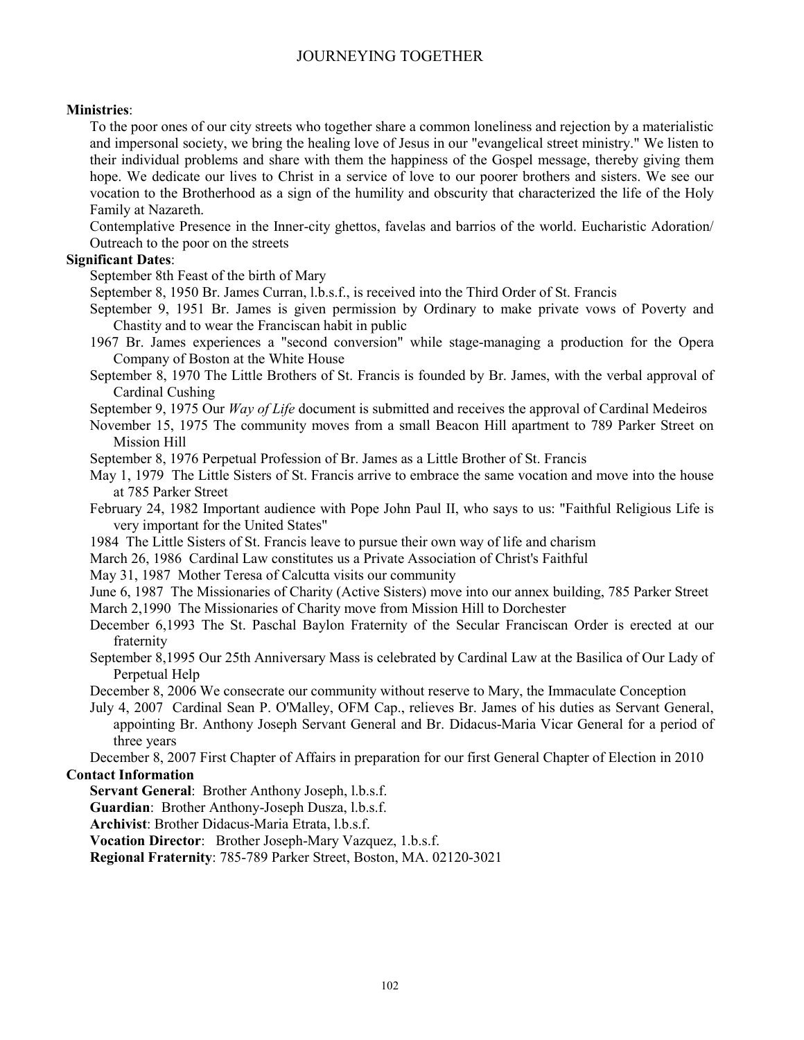**Ministries**:

To the poor ones of our city streets who together share a common loneliness and rejection by a materialistic and impersonal society, we bring the healing love of Jesus in our "evangelical street ministry." We listen to their individual problems and share with them the happiness of the Gospel message, thereby giving them hope. We dedicate our lives to Christ in a service of love to our poorer brothers and sisters. We see our vocation to the Brotherhood as a sign of the humility and obscurity that characterized the life of the Holy Family at Nazareth.

Contemplative Presence in the Inner-city ghettos, favelas and barrios of the world. Eucharistic Adoration/ Outreach to the poor on the streets

**Significant Dates**:

September 8th Feast of the birth of Mary

September 8, 1950 Br. James Curran, l.b.s.f., is received into the Third Order of St. Francis

September 9, 1951 Br. James is given permission by Ordinary to make private vows of Poverty and Chastity and to wear the Franciscan habit in public

1967 Br. James experiences a "second conversion" while stage-managing a production for the Opera Company of Boston at the White House

September 8, 1970 The Little Brothers of St. Francis is founded by Br. James, with the verbal approval of Cardinal Cushing

September 9, 1975 Our *Way of Life* document is submitted and receives the approval of Cardinal Medeiros

November 15, 1975 The community moves from a small Beacon Hill apartment to 789 Parker Street on Mission Hill

September 8, 1976 Perpetual Profession of Br. James as a Little Brother of St. Francis

May 1, 1979 The Little Sisters of St. Francis arrive to embrace the same vocation and move into the house at 785 Parker Street

February 24, 1982 Important audience with Pope John Paul II, who says to us: "Faithful Religious Life is very important for the United States"

1984 The Little Sisters of St. Francis leave to pursue their own way of life and charism

March 26, 1986 Cardinal Law constitutes us a Private Association of Christ's Faithful

May 31, 1987 Mother Teresa of Calcutta visits our community

June 6, 1987 The Missionaries of Charity (Active Sisters) move into our annex building, 785 Parker Street

March 2,1990 The Missionaries of Charity move from Mission Hill to Dorchester

December 6,1993 The St. Paschal Baylon Fraternity of the Secular Franciscan Order is erected at our fraternity

September 8,1995 Our 25th Anniversary Mass is celebrated by Cardinal Law at the Basilica of Our Lady of Perpetual Help

December 8, 2006 We consecrate our community without reserve to Mary, the Immaculate Conception

July 4, 2007 Cardinal Sean P. O'Malley, OFM Cap., relieves Br. James of his duties as Servant General, appointing Br. Anthony Joseph Servant General and Br. Didacus-Maria Vicar General for a period of three years

December 8, 2007 First Chapter of Affairs in preparation for our first General Chapter of Election in 2010

**Contact Information**

**Servant General**: Brother Anthony Joseph, l.b.s.f.

**Guardian**: Brother Anthony-Joseph Dusza, l.b.s.f.

**Archivist**: Brother Didacus-Maria Etrata, l.b.s.f.

**Vocation Director**: Brother Joseph-Mary Vazquez, 1.b.s.f.

**Regional Fraternity**: 785-789 Parker Street, Boston, MA. 02120-3021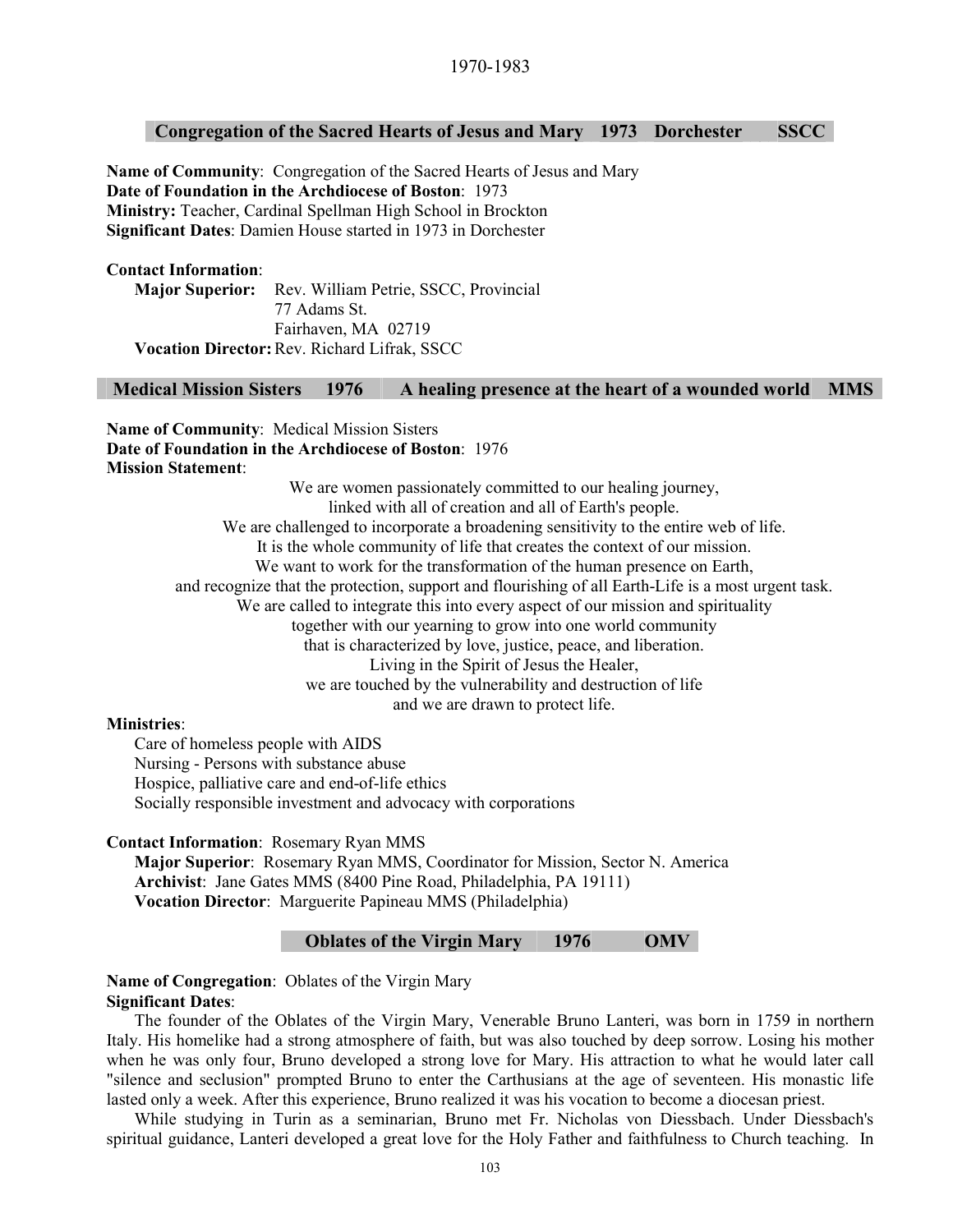### Congregation of the Sacred Hearts of Jesus and Mary 1973 Dorchester SSCC

**Name of Community**: Congregation of the Sacred Hearts of Jesus and Mary
**Date of Foundation in the Archdiocese of Boston**: 1973
**Ministry:** Teacher, Cardinal Spellman High School in Brockton
**Significant Dates**: Damien House started in 1973 in Dorchester

**Contact Information**:
**Major Superior:** Rev. William Petrie, SSCC, Provincial
77 Adams St.
Fairhaven, MA 02719
**Vocation Director:** Rev. Richard Lifrak, SSCC

### Medical Mission Sisters 1976 A healing presence at the heart of a wounded world MMS

**Name of Community**: Medical Mission Sisters
**Date of Foundation in the Archdiocese of Boston**: 1976
**Mission Statement**:

We are women passionately committed to our healing journey,
linked with all of creation and all of Earth's people.
We are challenged to incorporate a broadening sensitivity to the entire web of life.
It is the whole community of life that creates the context of our mission.
We want to work for the transformation of the human presence on Earth,
and recognize that the protection, support and flourishing of all Earth-Life is a most urgent task.
We are called to integrate this into every aspect of our mission and spirituality
together with our yearning to grow into one world community
that is characterized by love, justice, peace, and liberation.
Living in the Spirit of Jesus the Healer,
we are touched by the vulnerability and destruction of life
and we are drawn to protect life.

**Ministries**:

Care of homeless people with AIDS
Nursing - Persons with substance abuse
Hospice, palliative care and end-of-life ethics
Socially responsible investment and advocacy with corporations

**Contact Information**: Rosemary Ryan MMS
**Major Superior**: Rosemary Ryan MMS, Coordinator for Mission, Sector N. America
**Archivist**: Jane Gates MMS (8400 Pine Road, Philadelphia, PA 19111)
**Vocation Director**: Marguerite Papineau MMS (Philadelphia)

### Oblates of the Virgin Mary 1976 OMV

**Name of Congregation**: Oblates of the Virgin Mary
**Significant Dates**:

The founder of the Oblates of the Virgin Mary, Venerable Bruno Lanteri, was born in 1759 in northern Italy. His homelike had a strong atmosphere of faith, but was also touched by deep sorrow. Losing his mother when he was only four, Bruno developed a strong love for Mary. His attraction to what he would later call "silence and seclusion" prompted Bruno to enter the Carthusians at the age of seventeen. His monastic life lasted only a week. After this experience, Bruno realized it was his vocation to become a diocesan priest.

While studying in Turin as a seminarian, Bruno met Fr. Nicholas von Diessbach. Under Diessbach's spiritual guidance, Lanteri developed a great love for the Holy Father and faithfulness to Church teaching. In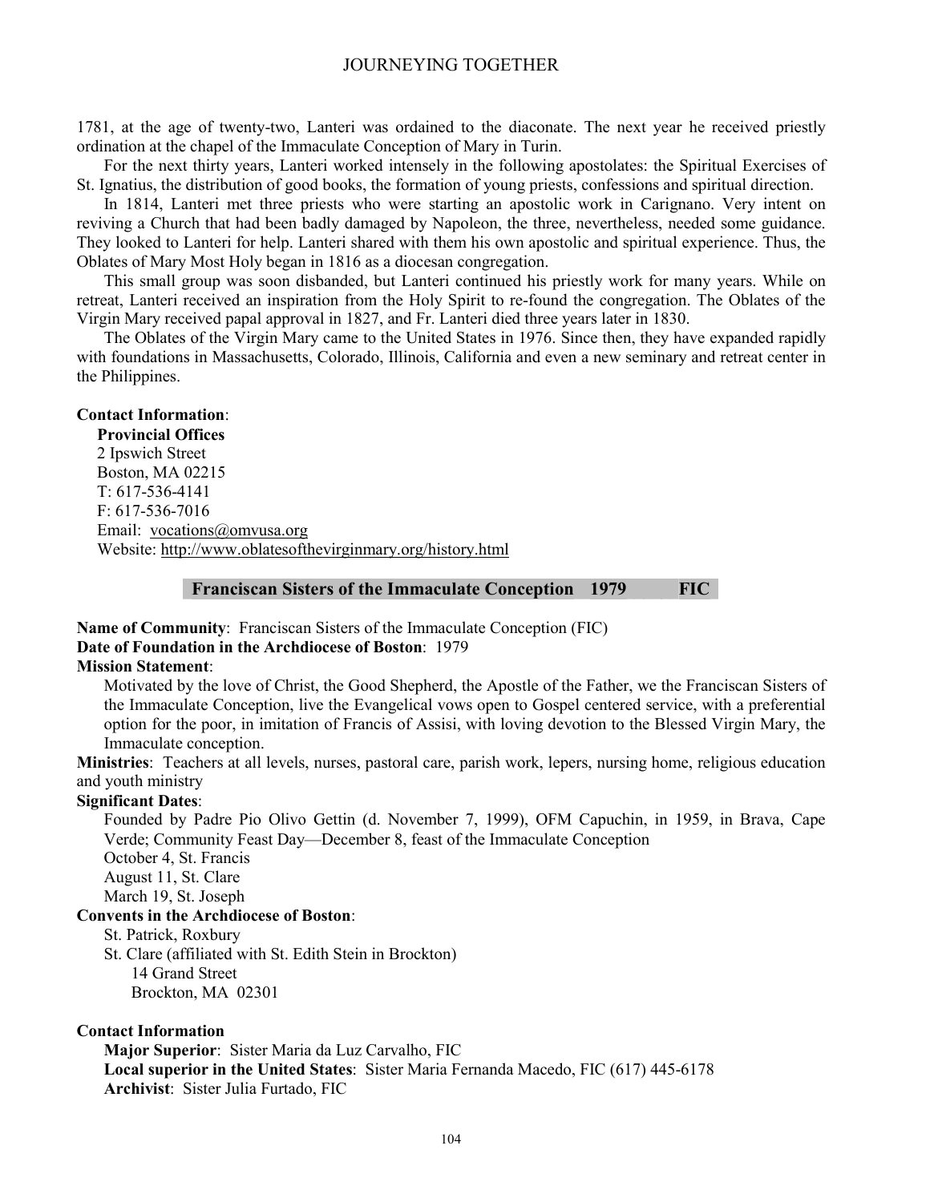1781, at the age of twenty-two, Lanteri was ordained to the diaconate. The next year he received priestly ordination at the chapel of the Immaculate Conception of Mary in Turin.

For the next thirty years, Lanteri worked intensely in the following apostolates: the Spiritual Exercises of St. Ignatius, the distribution of good books, the formation of young priests, confessions and spiritual direction.

In 1814, Lanteri met three priests who were starting an apostolic work in Carignano. Very intent on reviving a Church that had been badly damaged by Napoleon, the three, nevertheless, needed some guidance. They looked to Lanteri for help. Lanteri shared with them his own apostolic and spiritual experience. Thus, the Oblates of Mary Most Holy began in 1816 as a diocesan congregation.

This small group was soon disbanded, but Lanteri continued his priestly work for many years. While on retreat, Lanteri received an inspiration from the Holy Spirit to re-found the congregation. The Oblates of the Virgin Mary received papal approval in 1827, and Fr. Lanteri died three years later in 1830.

The Oblates of the Virgin Mary came to the United States in 1976. Since then, they have expanded rapidly with foundations in Massachusetts, Colorado, Illinois, California and even a new seminary and retreat center in the Philippines.

**Contact Information**:

**Provincial Offices**
2 Ipswich Street
Boston, MA 02215
T: 617-536-4141
F: 617-536-7016
Email: vocations@omvusa.org
Website: http://www.oblatesofthevirginmary.org/history.html

## Franciscan Sisters of the Immaculate Conception 1979 FIC

**Name of Community**: Franciscan Sisters of the Immaculate Conception (FIC)
**Date of Foundation in the Archdiocese of Boston**: 1979
**Mission Statement**:

Motivated by the love of Christ, the Good Shepherd, the Apostle of the Father, we the Franciscan Sisters of the Immaculate Conception, live the Evangelical vows open to Gospel centered service, with a preferential option for the poor, in imitation of Francis of Assisi, with loving devotion to the Blessed Virgin Mary, the Immaculate conception.

**Ministries**: Teachers at all levels, nurses, pastoral care, parish work, lepers, nursing home, religious education and youth ministry

**Significant Dates**:

Founded by Padre Pio Olivo Gettin (d. November 7, 1999), OFM Capuchin, in 1959, in Brava, Cape Verde; Community Feast Day—December 8, feast of the Immaculate Conception
October 4, St. Francis
August 11, St. Clare
March 19, St. Joseph

**Convents in the Archdiocese of Boston**:

St. Patrick, Roxbury
St. Clare (affiliated with St. Edith Stein in Brockton)
14 Grand Street
Brockton, MA 02301

**Contact Information**

**Major Superior**: Sister Maria da Luz Carvalho, FIC
**Local superior in the United States**: Sister Maria Fernanda Macedo, FIC (617) 445-6178
**Archivist**: Sister Julia Furtado, FIC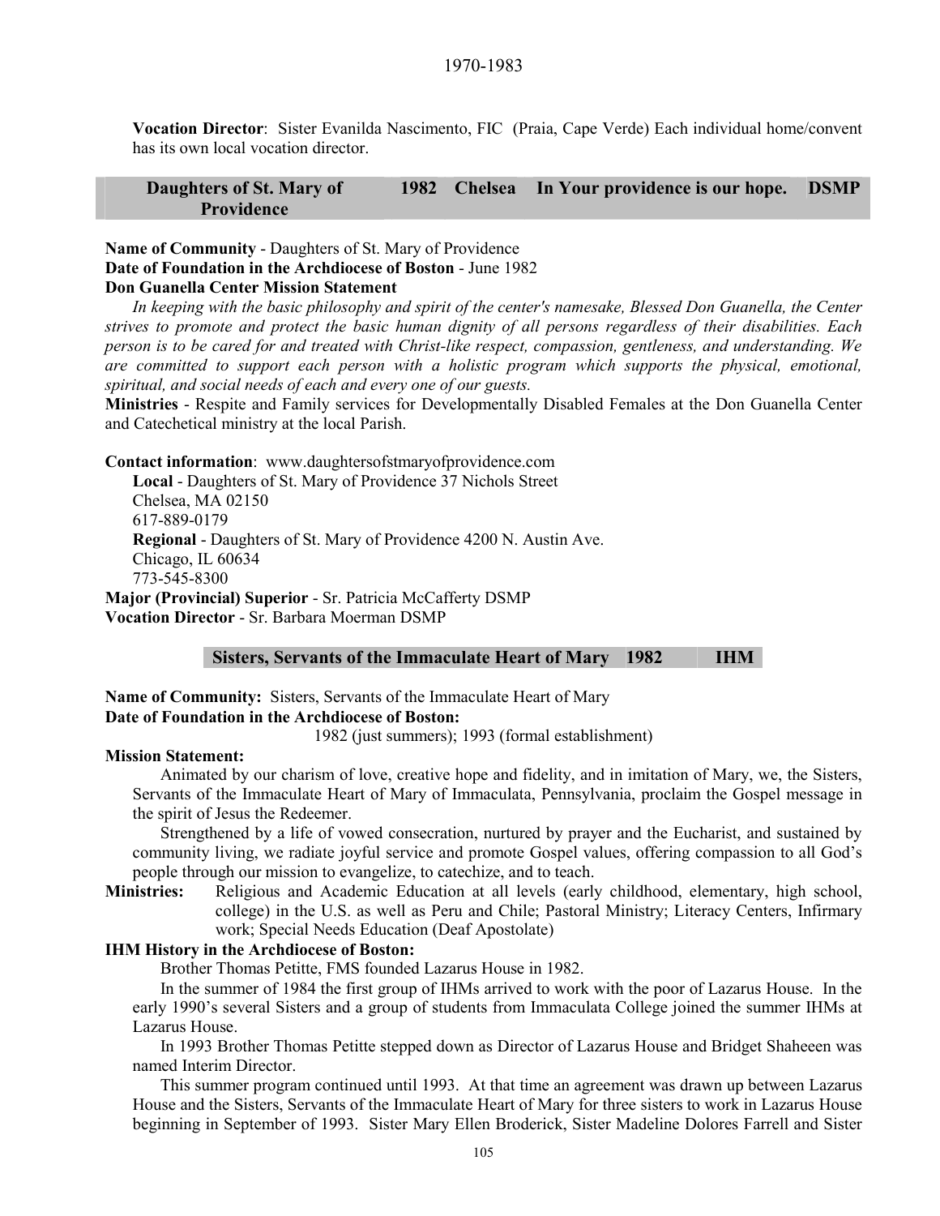**Vocation Director**: Sister Evanilda Nascimento, FIC (Praia, Cape Verde) Each individual home/convent has its own local vocation director.

| Daughters of St. Mary of Providence | 1982 | Chelsea | In Your providence is our hope. | DSMP |
|---|---|---|---|---|

**Name of Community** - Daughters of St. Mary of Providence
**Date of Foundation in the Archdiocese of Boston** - June 1982
**Don Guanella Center Mission Statement**

*In keeping with the basic philosophy and spirit of the center's namesake, Blessed Don Guanella, the Center strives to promote and protect the basic human dignity of all persons regardless of their disabilities. Each person is to be cared for and treated with Christ-like respect, compassion, gentleness, and understanding. We are committed to support each person with a holistic program which supports the physical, emotional, spiritual, and social needs of each and every one of our guests.*

**Ministries** - Respite and Family services for Developmentally Disabled Females at the Don Guanella Center and Catechetical ministry at the local Parish.

**Contact information**: www.daughtersofstmaryofprovidence.com

**Local** - Daughters of St. Mary of Providence 37 Nichols Street
Chelsea, MA 02150
617-889-0179

**Regional** - Daughters of St. Mary of Providence 4200 N. Austin Ave.
Chicago, IL 60634
773-545-8300

**Major (Provincial) Superior** - Sr. Patricia McCafferty DSMP
**Vocation Director** - Sr. Barbara Moerman DSMP

| Sisters, Servants of the Immaculate Heart of Mary | 1982 | IHM |
|---|---|---|

**Name of Community:** Sisters, Servants of the Immaculate Heart of Mary
**Date of Foundation in the Archdiocese of Boston:**
1982 (just summers); 1993 (formal establishment)

**Mission Statement:**

Animated by our charism of love, creative hope and fidelity, and in imitation of Mary, we, the Sisters, Servants of the Immaculate Heart of Mary of Immaculata, Pennsylvania, proclaim the Gospel message in the spirit of Jesus the Redeemer.

Strengthened by a life of vowed consecration, nurtured by prayer and the Eucharist, and sustained by community living, we radiate joyful service and promote Gospel values, offering compassion to all God's people through our mission to evangelize, to catechize, and to teach.

**Ministries:** Religious and Academic Education at all levels (early childhood, elementary, high school, college) in the U.S. as well as Peru and Chile; Pastoral Ministry; Literacy Centers, Infirmary work; Special Needs Education (Deaf Apostolate)

**IHM History in the Archdiocese of Boston:**

Brother Thomas Petitte, FMS founded Lazarus House in 1982.

In the summer of 1984 the first group of IHMs arrived to work with the poor of Lazarus House. In the early 1990's several Sisters and a group of students from Immaculata College joined the summer IHMs at Lazarus House.

In 1993 Brother Thomas Petitte stepped down as Director of Lazarus House and Bridget Shaheeen was named Interim Director.

This summer program continued until 1993. At that time an agreement was drawn up between Lazarus House and the Sisters, Servants of the Immaculate Heart of Mary for three sisters to work in Lazarus House beginning in September of 1993. Sister Mary Ellen Broderick, Sister Madeline Dolores Farrell and Sister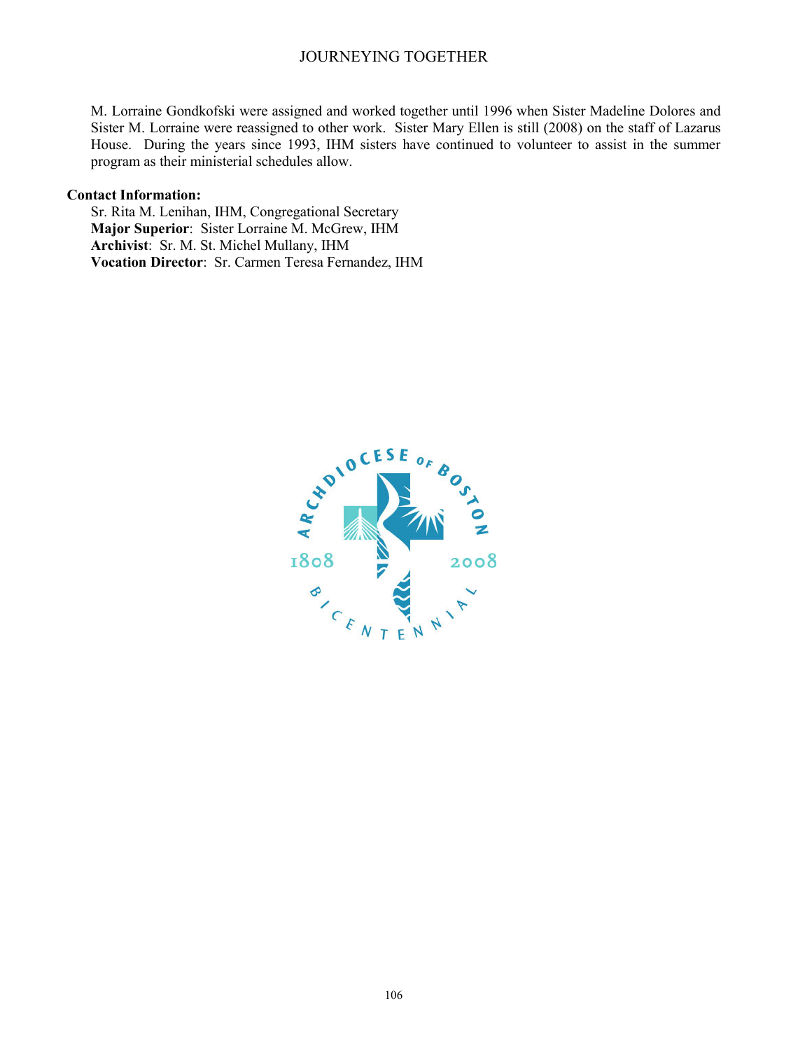M. Lorraine Gondkofski were assigned and worked together until 1996 when Sister Madeline Dolores and Sister M. Lorraine were reassigned to other work. Sister Mary Ellen is still (2008) on the staff of Lazarus House. During the years since 1993, IHM sisters have continued to volunteer to assist in the summer program as their ministerial schedules allow.

**Contact Information:**

Sr. Rita M. Lenihan, IHM, Congregational Secretary
**Major Superior**: Sister Lorraine M. McGrew, IHM
**Archivist**: Sr. M. St. Michel Mullany, IHM
**Vocation Director**: Sr. Carmen Teresa Fernandez, IHM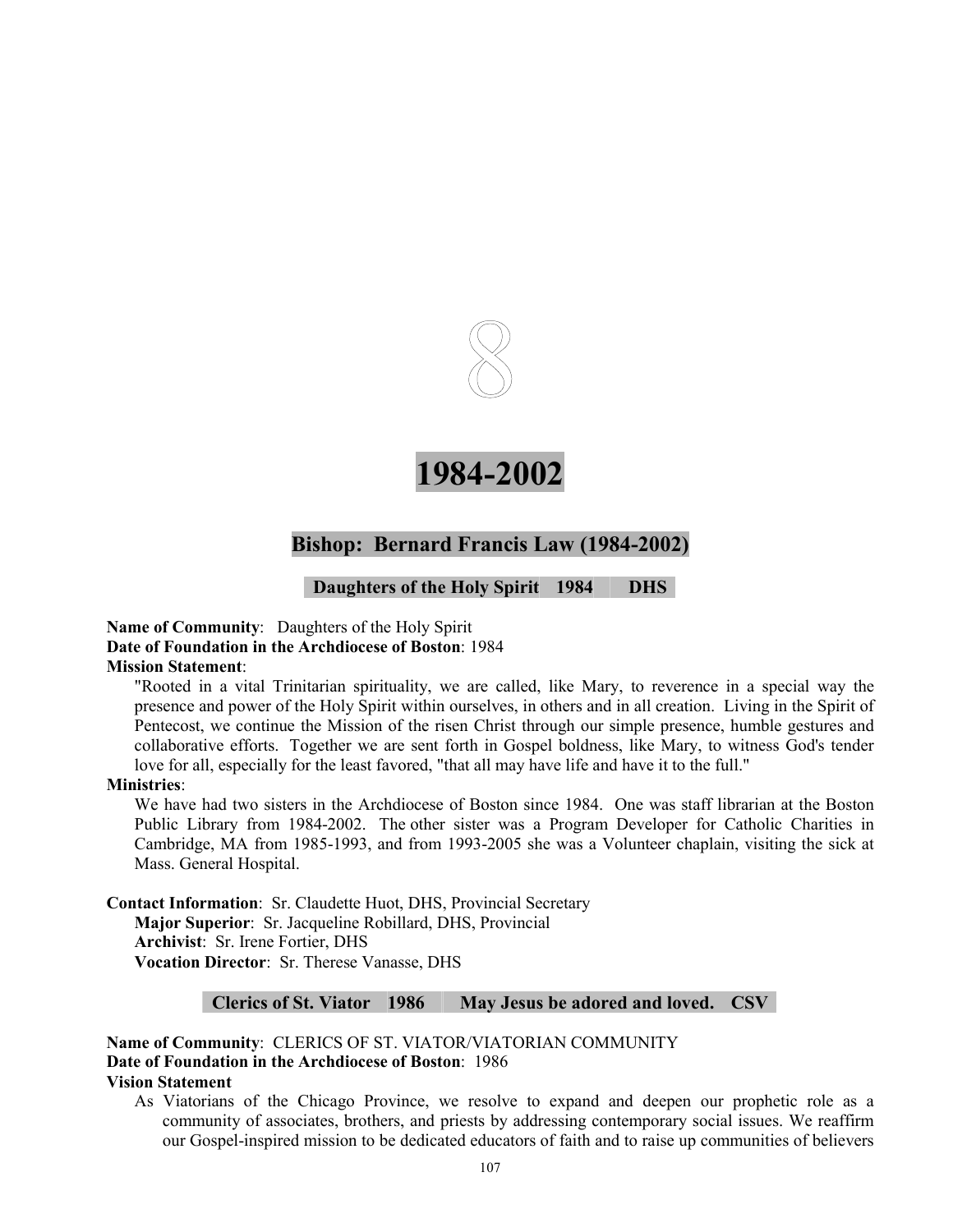# 8

# 1984-2002

## Bishop: Bernard Francis Law (1984-2002)

### Daughters of the Holy Spirit 1984 DHS

**Name of Community**: Daughters of the Holy Spirit
**Date of Foundation in the Archdiocese of Boston**: 1984
**Mission Statement**:

"Rooted in a vital Trinitarian spirituality, we are called, like Mary, to reverence in a special way the presence and power of the Holy Spirit within ourselves, in others and in all creation. Living in the Spirit of Pentecost, we continue the Mission of the risen Christ through our simple presence, humble gestures and collaborative efforts. Together we are sent forth in Gospel boldness, like Mary, to witness God's tender love for all, especially for the least favored, "that all may have life and have it to the full."

**Ministries**:

We have had two sisters in the Archdiocese of Boston since 1984. One was staff librarian at the Boston Public Library from 1984-2002. The other sister was a Program Developer for Catholic Charities in Cambridge, MA from 1985-1993, and from 1993-2005 she was a Volunteer chaplain, visiting the sick at Mass. General Hospital.

**Contact Information**: Sr. Claudette Huot, DHS, Provincial Secretary
**Major Superior**: Sr. Jacqueline Robillard, DHS, Provincial
**Archivist**: Sr. Irene Fortier, DHS
**Vocation Director**: Sr. Therese Vanasse, DHS

### Clerics of St. Viator 1986 May Jesus be adored and loved. CSV

**Name of Community**: CLERICS OF ST. VIATOR/VIATORIAN COMMUNITY
**Date of Foundation in the Archdiocese of Boston**: 1986
**Vision Statement**

As Viatorians of the Chicago Province, we resolve to expand and deepen our prophetic role as a community of associates, brothers, and priests by addressing contemporary social issues. We reaffirm our Gospel-inspired mission to be dedicated educators of faith and to raise up communities of believers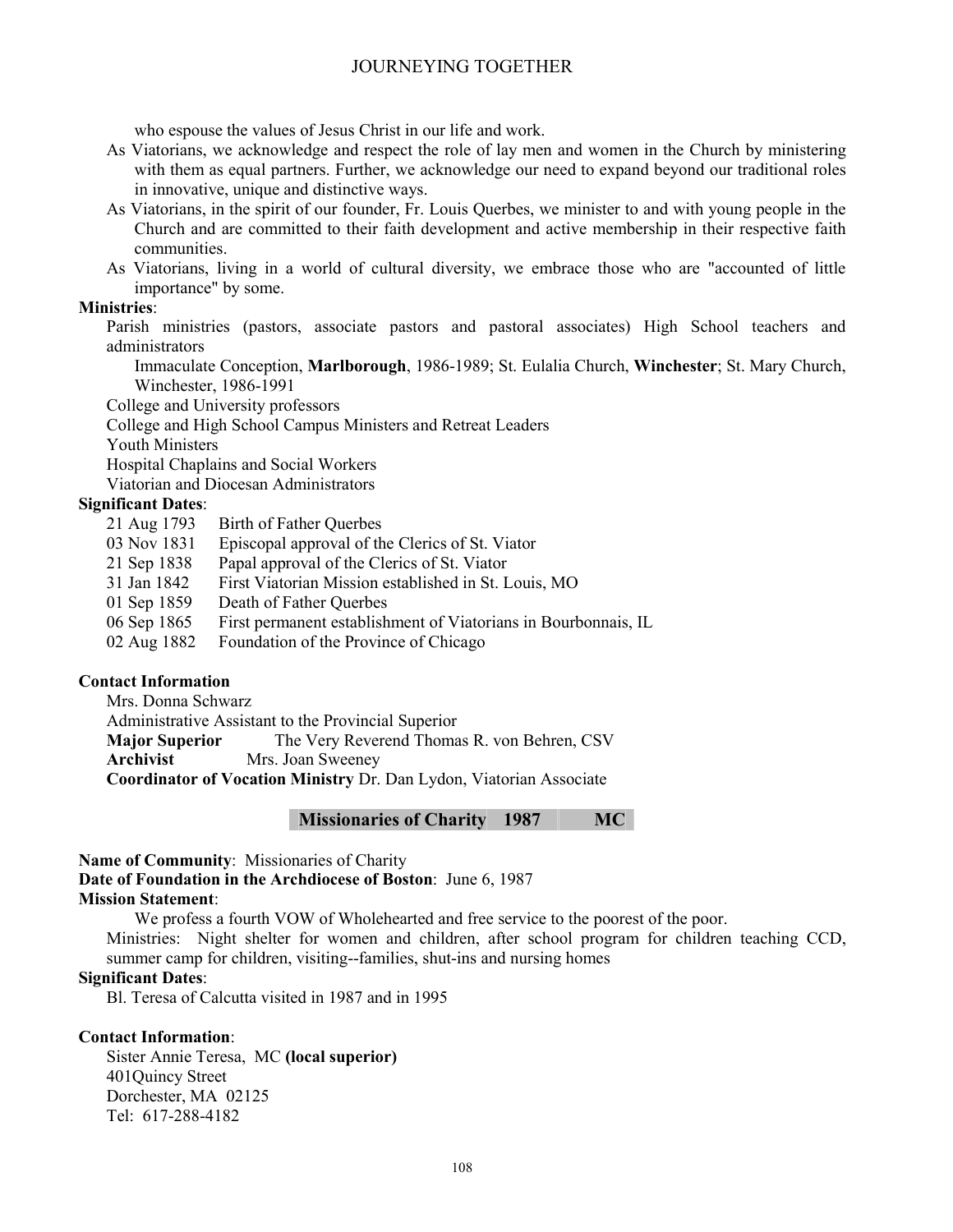who espouse the values of Jesus Christ in our life and work.

As Viatorians, we acknowledge and respect the role of lay men and women in the Church by ministering with them as equal partners. Further, we acknowledge our need to expand beyond our traditional roles in innovative, unique and distinctive ways.

As Viatorians, in the spirit of our founder, Fr. Louis Querbes, we minister to and with young people in the Church and are committed to their faith development and active membership in their respective faith communities.

As Viatorians, living in a world of cultural diversity, we embrace those who are "accounted of little importance" by some.

**Ministries**:

Parish ministries (pastors, associate pastors and pastoral associates) High School teachers and administrators

Immaculate Conception, **Marlborough**, 1986-1989; St. Eulalia Church, **Winchester**; St. Mary Church, Winchester, 1986-1991

College and University professors

College and High School Campus Ministers and Retreat Leaders

Youth Ministers

Hospital Chaplains and Social Workers

Viatorian and Diocesan Administrators

**Significant Dates**:

| | |
|---|---|
| 21 Aug 1793 | Birth of Father Querbes |
| 03 Nov 1831 | Episcopal approval of the Clerics of St. Viator |
| 21 Sep 1838 | Papal approval of the Clerics of St. Viator |
| 31 Jan 1842 | First Viatorian Mission established in St. Louis, MO |
| 01 Sep 1859 | Death of Father Querbes |
| 06 Sep 1865 | First permanent establishment of Viatorians in Bourbonnais, IL |
| 02 Aug 1882 | Foundation of the Province of Chicago |

**Contact Information**

Mrs. Donna Schwarz

Administrative Assistant to the Provincial Superior

**Major Superior** The Very Reverend Thomas R. von Behren, CSV

**Archivist** Mrs. Joan Sweeney

**Coordinator of Vocation Ministry** Dr. Dan Lydon, Viatorian Associate

## Missionaries of Charity 1987 MC

**Name of Community**: Missionaries of Charity

**Date of Foundation in the Archdiocese of Boston**: June 6, 1987

**Mission Statement**:

We profess a fourth VOW of Wholehearted and free service to the poorest of the poor.

Ministries: Night shelter for women and children, after school program for children teaching CCD, summer camp for children, visiting--families, shut-ins and nursing homes

**Significant Dates**:

Bl. Teresa of Calcutta visited in 1987 and in 1995

**Contact Information**:

Sister Annie Teresa, MC **(local superior)**

401Quincy Street

Dorchester, MA 02125

Tel: 617-288-4182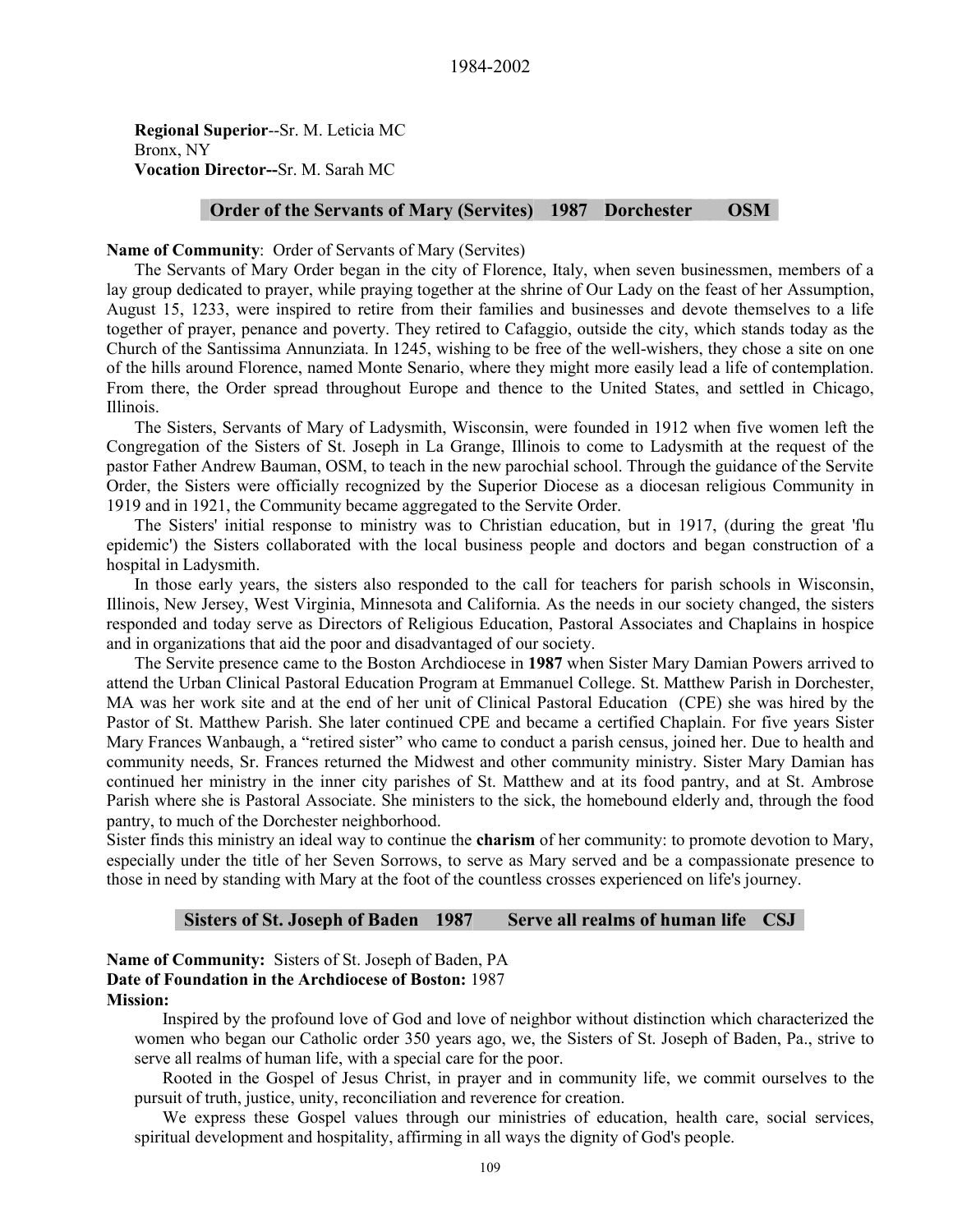**Regional Superior**--Sr. M. Leticia MC
Bronx, NY
**Vocation Director--**Sr. M. Sarah MC

### Order of the Servants of Mary (Servites) 1987 Dorchester OSM

**Name of Community**: Order of Servants of Mary (Servites)

The Servants of Mary Order began in the city of Florence, Italy, when seven businessmen, members of a lay group dedicated to prayer, while praying together at the shrine of Our Lady on the feast of her Assumption, August 15, 1233, were inspired to retire from their families and businesses and devote themselves to a life together of prayer, penance and poverty. They retired to Cafaggio, outside the city, which stands today as the Church of the Santissima Annunziata. In 1245, wishing to be free of the well-wishers, they chose a site on one of the hills around Florence, named Monte Senario, where they might more easily lead a life of contemplation. From there, the Order spread throughout Europe and thence to the United States, and settled in Chicago, Illinois.

The Sisters, Servants of Mary of Ladysmith, Wisconsin, were founded in 1912 when five women left the Congregation of the Sisters of St. Joseph in La Grange, Illinois to come to Ladysmith at the request of the pastor Father Andrew Bauman, OSM, to teach in the new parochial school. Through the guidance of the Servite Order, the Sisters were officially recognized by the Superior Diocese as a diocesan religious Community in 1919 and in 1921, the Community became aggregated to the Servite Order.

The Sisters' initial response to ministry was to Christian education, but in 1917, (during the great 'flu epidemic') the Sisters collaborated with the local business people and doctors and began construction of a hospital in Ladysmith.

In those early years, the sisters also responded to the call for teachers for parish schools in Wisconsin, Illinois, New Jersey, West Virginia, Minnesota and California. As the needs in our society changed, the sisters responded and today serve as Directors of Religious Education, Pastoral Associates and Chaplains in hospice and in organizations that aid the poor and disadvantaged of our society.

The Servite presence came to the Boston Archdiocese in **1987** when Sister Mary Damian Powers arrived to attend the Urban Clinical Pastoral Education Program at Emmanuel College. St. Matthew Parish in Dorchester, MA was her work site and at the end of her unit of Clinical Pastoral Education (CPE) she was hired by the Pastor of St. Matthew Parish. She later continued CPE and became a certified Chaplain. For five years Sister Mary Frances Wanbaugh, a "retired sister" who came to conduct a parish census, joined her. Due to health and community needs, Sr. Frances returned the Midwest and other community ministry. Sister Mary Damian has continued her ministry in the inner city parishes of St. Matthew and at its food pantry, and at St. Ambrose Parish where she is Pastoral Associate. She ministers to the sick, the homebound elderly and, through the food pantry, to much of the Dorchester neighborhood.

Sister finds this ministry an ideal way to continue the **charism** of her community: to promote devotion to Mary, especially under the title of her Seven Sorrows, to serve as Mary served and be a compassionate presence to those in need by standing with Mary at the foot of the countless crosses experienced on life's journey.

### Sisters of St. Joseph of Baden 1987 Serve all realms of human life CSJ

**Name of Community:** Sisters of St. Joseph of Baden, PA
**Date of Foundation in the Archdiocese of Boston:** 1987
**Mission:**

Inspired by the profound love of God and love of neighbor without distinction which characterized the women who began our Catholic order 350 years ago, we, the Sisters of St. Joseph of Baden, Pa., strive to serve all realms of human life, with a special care for the poor.

Rooted in the Gospel of Jesus Christ, in prayer and in community life, we commit ourselves to the pursuit of truth, justice, unity, reconciliation and reverence for creation.

We express these Gospel values through our ministries of education, health care, social services, spiritual development and hospitality, affirming in all ways the dignity of God's people.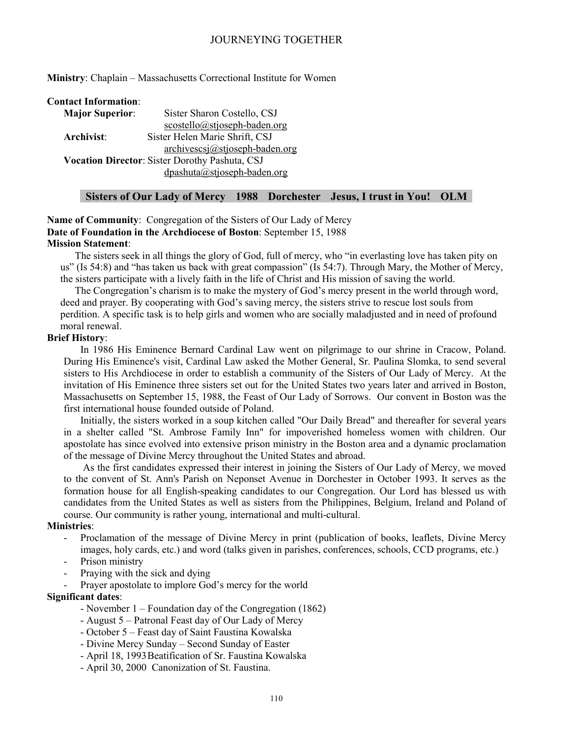**Ministry**: Chaplain – Massachusetts Correctional Institute for Women

**Contact Information**:

**Major Superior**: Sister Sharon Costello, CSJ
scostello@stjoseph-baden.org

**Archivist**: Sister Helen Marie Shrift, CSJ
archivescsj@stjoseph-baden.org

**Vocation Director**: Sister Dorothy Pashuta, CSJ
dpashuta@stjoseph-baden.org

## Sisters of Our Lady of Mercy 1988 Dorchester Jesus, I trust in You! OLM

**Name of Community**: Congregation of the Sisters of Our Lady of Mercy
**Date of Foundation in the Archdiocese of Boston**: September 15, 1988
**Mission Statement**:

The sisters seek in all things the glory of God, full of mercy, who "in everlasting love has taken pity on us" (Is 54:8) and "has taken us back with great compassion" (Is 54:7). Through Mary, the Mother of Mercy, the sisters participate with a lively faith in the life of Christ and His mission of saving the world.

The Congregation's charism is to make the mystery of God's mercy present in the world through word, deed and prayer. By cooperating with God's saving mercy, the sisters strive to rescue lost souls from perdition. A specific task is to help girls and women who are socially maladjusted and in need of profound moral renewal.

**Brief History**:

In 1986 His Eminence Bernard Cardinal Law went on pilgrimage to our shrine in Cracow, Poland. During His Eminence's visit, Cardinal Law asked the Mother General, Sr. Paulina Slomka, to send several sisters to His Archdiocese in order to establish a community of the Sisters of Our Lady of Mercy. At the invitation of His Eminence three sisters set out for the United States two years later and arrived in Boston, Massachusetts on September 15, 1988, the Feast of Our Lady of Sorrows. Our convent in Boston was the first international house founded outside of Poland.

Initially, the sisters worked in a soup kitchen called "Our Daily Bread" and thereafter for several years in a shelter called "St. Ambrose Family Inn" for impoverished homeless women with children. Our apostolate has since evolved into extensive prison ministry in the Boston area and a dynamic proclamation of the message of Divine Mercy throughout the United States and abroad.

As the first candidates expressed their interest in joining the Sisters of Our Lady of Mercy, we moved to the convent of St. Ann's Parish on Neponset Avenue in Dorchester in October 1993. It serves as the formation house for all English-speaking candidates to our Congregation. Our Lord has blessed us with candidates from the United States as well as sisters from the Philippines, Belgium, Ireland and Poland of course. Our community is rather young, international and multi-cultural.

**Ministries**:

- Proclamation of the message of Divine Mercy in print (publication of books, leaflets, Divine Mercy images, holy cards, etc.) and word (talks given in parishes, conferences, schools, CCD programs, etc.)
- Prison ministry
- Praying with the sick and dying
- Prayer apostolate to implore God's mercy for the world

**Significant dates**:

- November 1 – Foundation day of the Congregation (1862)
- August 5 – Patronal Feast day of Our Lady of Mercy
- October 5 – Feast day of Saint Faustina Kowalska
- Divine Mercy Sunday – Second Sunday of Easter
- April 18, 1993 Beatification of Sr. Faustina Kowalska
- April 30, 2000 Canonization of St. Faustina.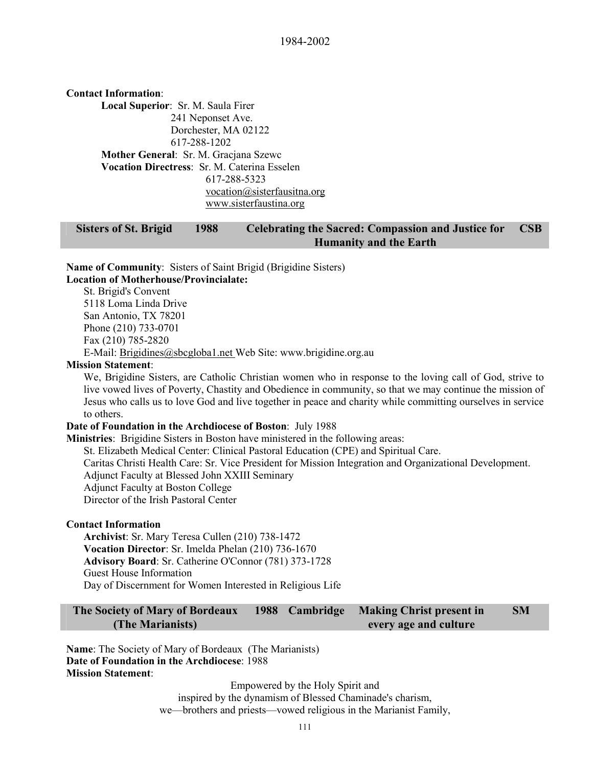**Contact Information**:

**Local Superior**: Sr. M. Saula Firer
241 Neponset Ave.
Dorchester, MA 02122
617-288-1202

**Mother General**: Sr. M. Gracjana Szewc

**Vocation Directress**: Sr. M. Caterina Esselen
617-288-5323
vocation@sisterfausitna.org
www.sisterfaustina.org

| Sisters of St. Brigid | 1988 | Celebrating the Sacred: Compassion and Justice for Humanity and the Earth | CSB |
|---|---|---|---|

**Name of Community**: Sisters of Saint Brigid (Brigidine Sisters)

**Location of Motherhouse/Provincialate:**

St. Brigid's Convent
5118 Loma Linda Drive
San Antonio, TX 78201
Phone (210) 733-0701
Fax (210) 785-2820
E-Mail: Brigidines@sbcgloba1.net Web Site: www.brigidine.org.au

**Mission Statement**:

We, Brigidine Sisters, are Catholic Christian women who in response to the loving call of God, strive to live vowed lives of Poverty, Chastity and Obedience in community, so that we may continue the mission of Jesus who calls us to love God and live together in peace and charity while committing ourselves in service to others.

**Date of Foundation in the Archdiocese of Boston**: July 1988

**Ministries**: Brigidine Sisters in Boston have ministered in the following areas:

St. Elizabeth Medical Center: Clinical Pastoral Education (CPE) and Spiritual Care.
Caritas Christi Health Care: Sr. Vice President for Mission Integration and Organizational Development.
Adjunct Faculty at Blessed John XXIII Seminary
Adjunct Faculty at Boston College
Director of the Irish Pastoral Center

**Contact Information**

**Archivist**: Sr. Mary Teresa Cullen (210) 738-1472
**Vocation Director**: Sr. Imelda Phelan (210) 736-1670
**Advisory Board**: Sr. Catherine O'Connor (781) 373-1728
Guest House Information
Day of Discernment for Women Interested in Religious Life

| The Society of Mary of Bordeaux (The Marianists) | 1988 | Cambridge | Making Christ present in every age and culture | SM |
|---|---|---|---|---|

**Name**: The Society of Mary of Bordeaux (The Marianists)
**Date of Foundation in the Archdiocese**: 1988
**Mission Statement**:

Empowered by the Holy Spirit and
inspired by the dynamism of Blessed Chaminade's charism,
we—brothers and priests—vowed religious in the Marianist Family,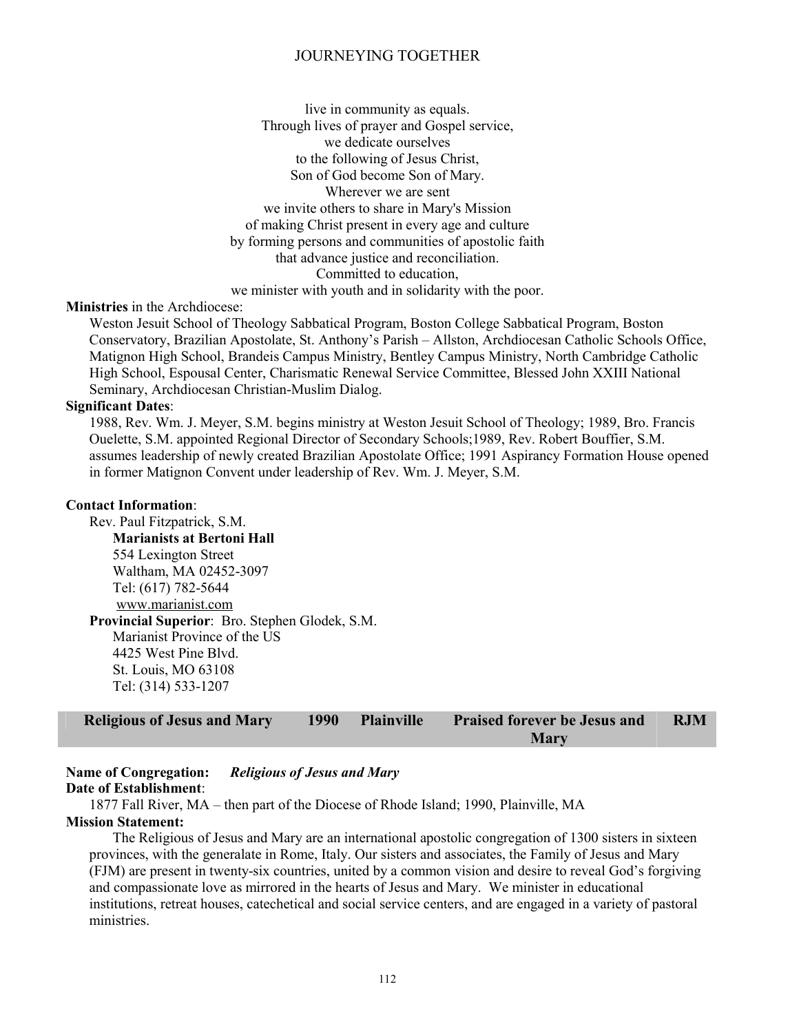live in community as equals.
Through lives of prayer and Gospel service,
we dedicate ourselves
to the following of Jesus Christ,
Son of God become Son of Mary.
Wherever we are sent
we invite others to share in Mary's Mission
of making Christ present in every age and culture
by forming persons and communities of apostolic faith
that advance justice and reconciliation.
Committed to education,
we minister with youth and in solidarity with the poor.

**Ministries** in the Archdiocese:

Weston Jesuit School of Theology Sabbatical Program, Boston College Sabbatical Program, Boston Conservatory, Brazilian Apostolate, St. Anthony's Parish – Allston, Archdiocesan Catholic Schools Office, Matignon High School, Brandeis Campus Ministry, Bentley Campus Ministry, North Cambridge Catholic High School, Espousal Center, Charismatic Renewal Service Committee, Blessed John XXIII National Seminary, Archdiocesan Christian-Muslim Dialog.

**Significant Dates**:

1988, Rev. Wm. J. Meyer, S.M. begins ministry at Weston Jesuit School of Theology; 1989, Bro. Francis Ouelette, S.M. appointed Regional Director of Secondary Schools;1989, Rev. Robert Bouffier, S.M. assumes leadership of newly created Brazilian Apostolate Office; 1991 Aspirancy Formation House opened in former Matignon Convent under leadership of Rev. Wm. J. Meyer, S.M.

**Contact Information**:

Rev. Paul Fitzpatrick, S.M.
**Marianists at Bertoni Hall**
554 Lexington Street
Waltham, MA 02452-3097
Tel: (617) 782-5644
www.marianist.com

**Provincial Superior**: Bro. Stephen Glodek, S.M.
Marianist Province of the US
4425 West Pine Blvd.
St. Louis, MO 63108
Tel: (314) 533-1207

| **Religious of Jesus and Mary** | **1990** | **Plainville** | **Praised forever be Jesus and Mary** | **RJM** |
|---|---|---|---|---|

**Name of Congregation:** ***Religious of Jesus and Mary***

**Date of Establishment**:

1877 Fall River, MA – then part of the Diocese of Rhode Island; 1990, Plainville, MA

**Mission Statement:**

The Religious of Jesus and Mary are an international apostolic congregation of 1300 sisters in sixteen provinces, with the generalate in Rome, Italy. Our sisters and associates, the Family of Jesus and Mary (FJM) are present in twenty-six countries, united by a common vision and desire to reveal God's forgiving and compassionate love as mirrored in the hearts of Jesus and Mary. We minister in educational institutions, retreat houses, catechetical and social service centers, and are engaged in a variety of pastoral ministries.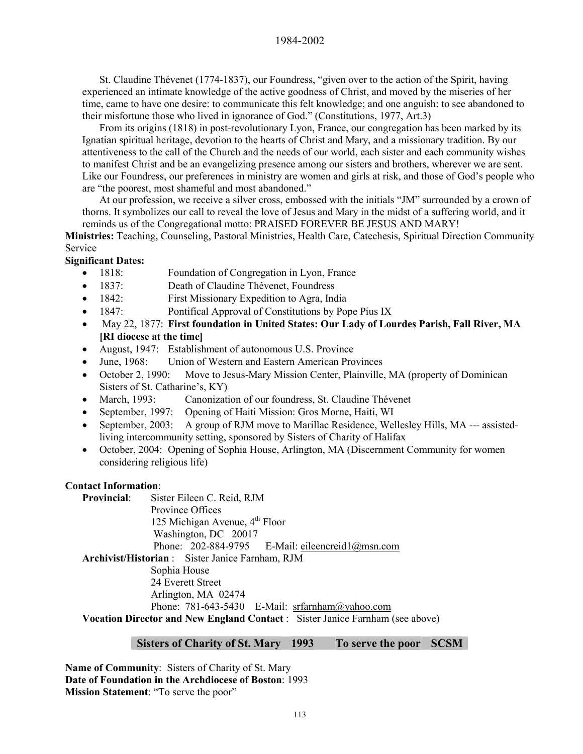St. Claudine Thévenet (1774-1837), our Foundress, "given over to the action of the Spirit, having experienced an intimate knowledge of the active goodness of Christ, and moved by the miseries of her time, came to have one desire: to communicate this felt knowledge; and one anguish: to see abandoned to their misfortune those who lived in ignorance of God." (Constitutions, 1977, Art.3)

From its origins (1818) in post-revolutionary Lyon, France, our congregation has been marked by its Ignatian spiritual heritage, devotion to the hearts of Christ and Mary, and a missionary tradition. By our attentiveness to the call of the Church and the needs of our world, each sister and each community wishes to manifest Christ and be an evangelizing presence among our sisters and brothers, wherever we are sent. Like our Foundress, our preferences in ministry are women and girls at risk, and those of God's people who are "the poorest, most shameful and most abandoned."

At our profession, we receive a silver cross, embossed with the initials "JM" surrounded by a crown of thorns. It symbolizes our call to reveal the love of Jesus and Mary in the midst of a suffering world, and it reminds us of the Congregational motto: PRAISED FOREVER BE JESUS AND MARY!

**Ministries:** Teaching, Counseling, Pastoral Ministries, Health Care, Catechesis, Spiritual Direction Community Service

**Significant Dates:**

- 1818: Foundation of Congregation in Lyon, France
- 1837: Death of Claudine Thévenet, Foundress
- 1842: First Missionary Expedition to Agra, India
- 1847: Pontifical Approval of Constitutions by Pope Pius IX
- May 22, 1877: **First foundation in United States: Our Lady of Lourdes Parish, Fall River, MA [RI diocese at the time]**
- August, 1947: Establishment of autonomous U.S. Province
- June, 1968: Union of Western and Eastern American Provinces
- October 2, 1990: Move to Jesus-Mary Mission Center, Plainville, MA (property of Dominican Sisters of St. Catharine's, KY)
- March, 1993: Canonization of our foundress, St. Claudine Thévenet
- September, 1997: Opening of Haiti Mission: Gros Morne, Haiti, WI
- September, 2003: A group of RJM move to Marillac Residence, Wellesley Hills, MA --- assisted-living intercommunity setting, sponsored by Sisters of Charity of Halifax
- October, 2004: Opening of Sophia House, Arlington, MA (Discernment Community for women considering religious life)

**Contact Information**:

**Provincial**: Sister Eileen C. Reid, RJM
Province Offices
125 Michigan Avenue, 4th Floor
Washington, DC 20017
Phone: 202-884-9795 E-Mail: eileencreid1@msn.com

**Archivist/Historian** : Sister Janice Farnham, RJM
Sophia House
24 Everett Street
Arlington, MA 02474
Phone: 781-643-5430 E-Mail: srfarnham@yahoo.com

**Vocation Director and New England Contact** : Sister Janice Farnham (see above)

## Sisters of Charity of St. Mary 1993 To serve the poor SCSM

**Name of Community**: Sisters of Charity of St. Mary
**Date of Foundation in the Archdiocese of Boston**: 1993
**Mission Statement**: "To serve the poor"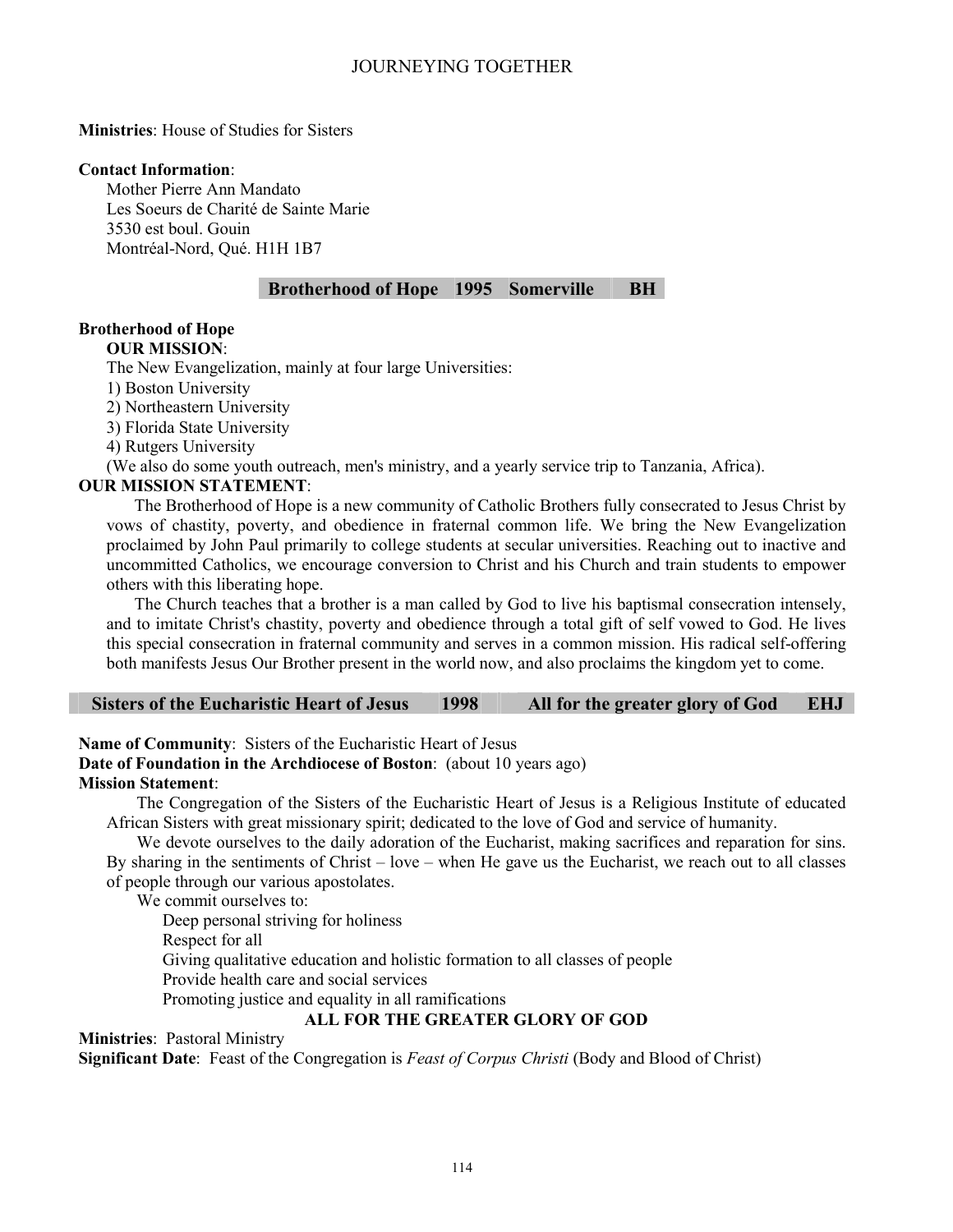**Ministries**: House of Studies for Sisters

**Contact Information**:
Mother Pierre Ann Mandato
Les Soeurs de Charité de Sainte Marie
3530 est boul. Gouin
Montréal-Nord, Qué. H1H 1B7

**Brotherhood of Hope 1995 Somerville BH**

**Brotherhood of Hope**

**OUR MISSION**:

The New Evangelization, mainly at four large Universities:

1) Boston University
2) Northeastern University
3) Florida State University
4) Rutgers University

(We also do some youth outreach, men's ministry, and a yearly service trip to Tanzania, Africa).

**OUR MISSION STATEMENT**:

The Brotherhood of Hope is a new community of Catholic Brothers fully consecrated to Jesus Christ by vows of chastity, poverty, and obedience in fraternal common life. We bring the New Evangelization proclaimed by John Paul primarily to college students at secular universities. Reaching out to inactive and uncommitted Catholics, we encourage conversion to Christ and his Church and train students to empower others with this liberating hope.

The Church teaches that a brother is a man called by God to live his baptismal consecration intensely, and to imitate Christ's chastity, poverty and obedience through a total gift of self vowed to God. He lives this special consecration in fraternal community and serves in a common mission. His radical self-offering both manifests Jesus Our Brother present in the world now, and also proclaims the kingdom yet to come.

**Sisters of the Eucharistic Heart of Jesus 1998 All for the greater glory of God EHJ**

**Name of Community**: Sisters of the Eucharistic Heart of Jesus

**Date of Foundation in the Archdiocese of Boston**: (about 10 years ago)

**Mission Statement**:

The Congregation of the Sisters of the Eucharistic Heart of Jesus is a Religious Institute of educated African Sisters with great missionary spirit; dedicated to the love of God and service of humanity.

We devote ourselves to the daily adoration of the Eucharist, making sacrifices and reparation for sins. By sharing in the sentiments of Christ – love – when He gave us the Eucharist, we reach out to all classes of people through our various apostolates.

We commit ourselves to:

Deep personal striving for holiness
Respect for all
Giving qualitative education and holistic formation to all classes of people
Provide health care and social services
Promoting justice and equality in all ramifications

**ALL FOR THE GREATER GLORY OF GOD**

**Ministries**: Pastoral Ministry

**Significant Date**: Feast of the Congregation is *Feast of Corpus Christi* (Body and Blood of Christ)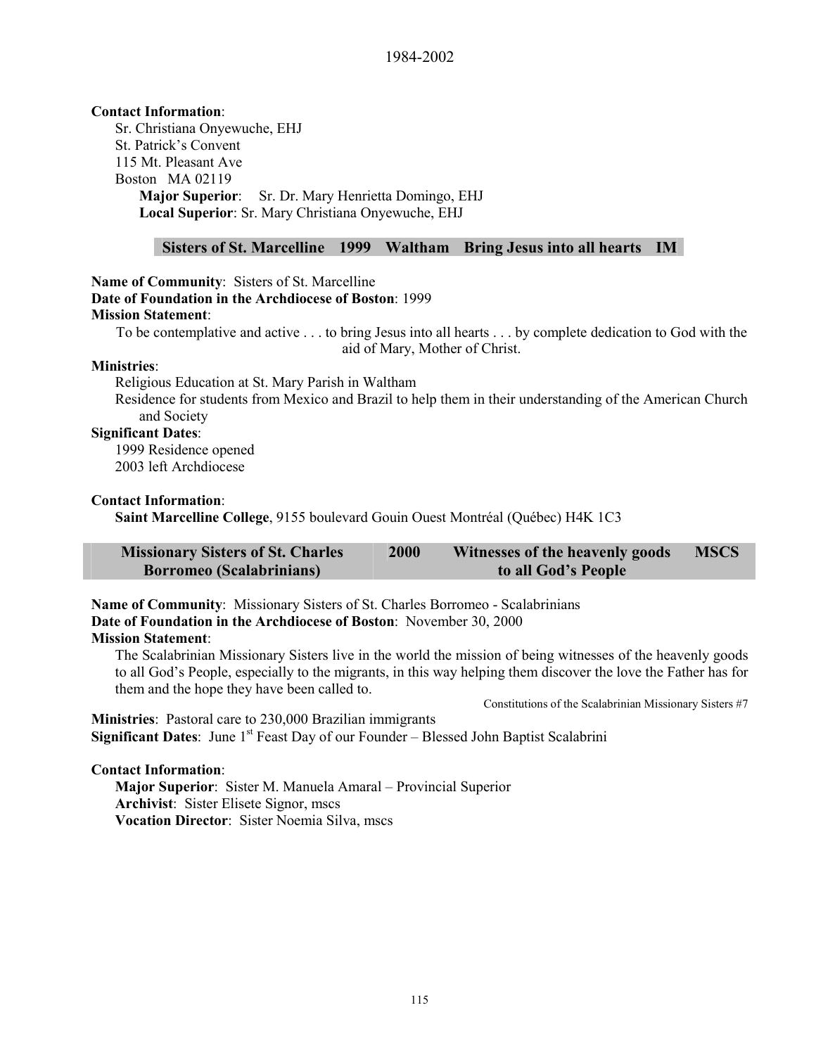**Contact Information**:

Sr. Christiana Onyewuche, EHJ
St. Patrick's Convent
115 Mt. Pleasant Ave
Boston MA 02119

**Major Superior**: Sr. Dr. Mary Henrietta Domingo, EHJ
**Local Superior**: Sr. Mary Christiana Onyewuche, EHJ

| Sisters of St. Marcelline | 1999 | Waltham | Bring Jesus into all hearts | IM |
|---|---|---|---|---|

**Name of Community**: Sisters of St. Marcelline
**Date of Foundation in the Archdiocese of Boston**: 1999
**Mission Statement**:

To be contemplative and active . . . to bring Jesus into all hearts . . . by complete dedication to God with the aid of Mary, Mother of Christ.

**Ministries**:

Religious Education at St. Mary Parish in Waltham
Residence for students from Mexico and Brazil to help them in their understanding of the American Church and Society

**Significant Dates**:

1999 Residence opened
2003 left Archdiocese

**Contact Information**:

**Saint Marcelline College**, 9155 boulevard Gouin Ouest Montréal (Québec) H4K 1C3

| Missionary Sisters of St. Charles Borromeo (Scalabrinians) | 2000 | Witnesses of the heavenly goods to all God's People | MSCS |
|---|---|---|---|

**Name of Community**: Missionary Sisters of St. Charles Borromeo - Scalabrinians
**Date of Foundation in the Archdiocese of Boston**: November 30, 2000
**Mission Statement**:

The Scalabrinian Missionary Sisters live in the world the mission of being witnesses of the heavenly goods to all God's People, especially to the migrants, in this way helping them discover the love the Father has for them and the hope they have been called to.

Constitutions of the Scalabrinian Missionary Sisters #7

**Ministries**: Pastoral care to 230,000 Brazilian immigrants
**Significant Dates**: June 1st Feast Day of our Founder – Blessed John Baptist Scalabrini

**Contact Information**:

**Major Superior**: Sister M. Manuela Amaral – Provincial Superior
**Archivist**: Sister Elisete Signor, mscs
**Vocation Director**: Sister Noemia Silva, mscs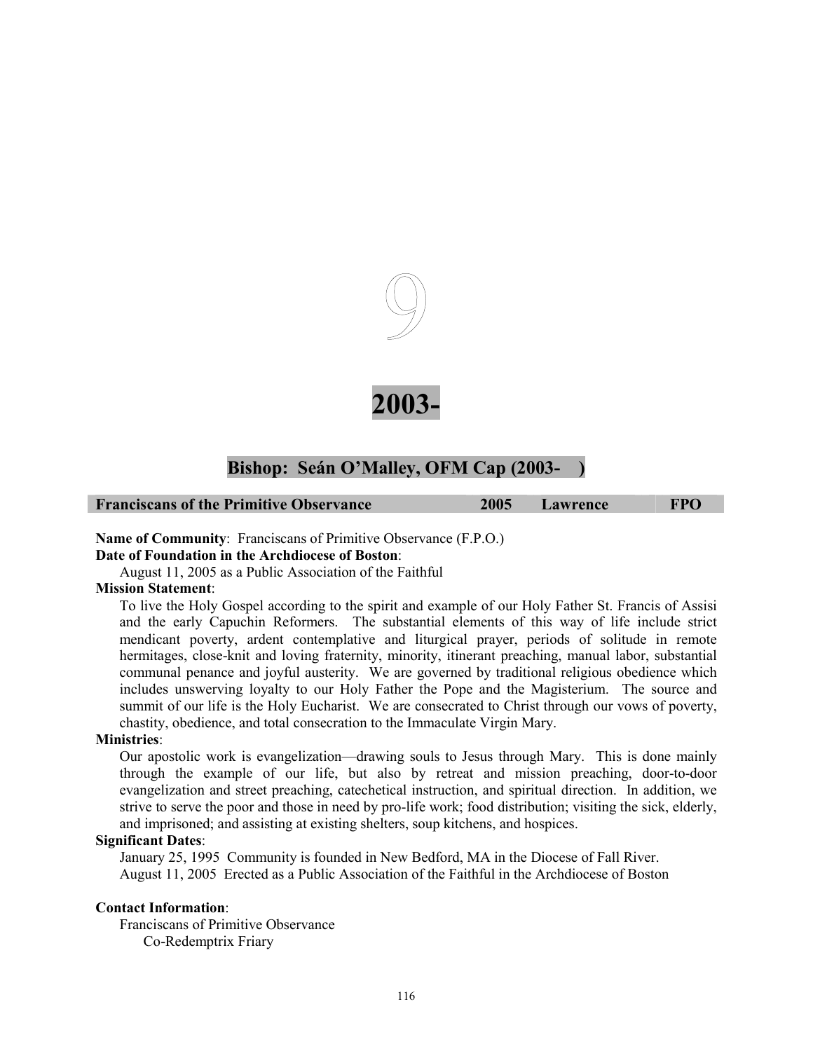# 9

# 2003-

## Bishop: Seán O'Malley, OFM Cap (2003- )

| Franciscans of the Primitive Observance | 2005 | Lawrence | FPO |
|---|---|---|---|

**Name of Community**: Franciscans of Primitive Observance (F.P.O.)

**Date of Foundation in the Archdiocese of Boston**:

August 11, 2005 as a Public Association of the Faithful

**Mission Statement**:

To live the Holy Gospel according to the spirit and example of our Holy Father St. Francis of Assisi and the early Capuchin Reformers. The substantial elements of this way of life include strict mendicant poverty, ardent contemplative and liturgical prayer, periods of solitude in remote hermitages, close-knit and loving fraternity, minority, itinerant preaching, manual labor, substantial communal penance and joyful austerity. We are governed by traditional religious obedience which includes unswerving loyalty to our Holy Father the Pope and the Magisterium. The source and summit of our life is the Holy Eucharist. We are consecrated to Christ through our vows of poverty, chastity, obedience, and total consecration to the Immaculate Virgin Mary.

**Ministries**:

Our apostolic work is evangelization—drawing souls to Jesus through Mary. This is done mainly through the example of our life, but also by retreat and mission preaching, door-to-door evangelization and street preaching, catechetical instruction, and spiritual direction. In addition, we strive to serve the poor and those in need by pro-life work; food distribution; visiting the sick, elderly, and imprisoned; and assisting at existing shelters, soup kitchens, and hospices.

**Significant Dates**:

January 25, 1995 Community is founded in New Bedford, MA in the Diocese of Fall River.
August 11, 2005 Erected as a Public Association of the Faithful in the Archdiocese of Boston

**Contact Information**:

Franciscans of Primitive Observance
Co-Redemptrix Friary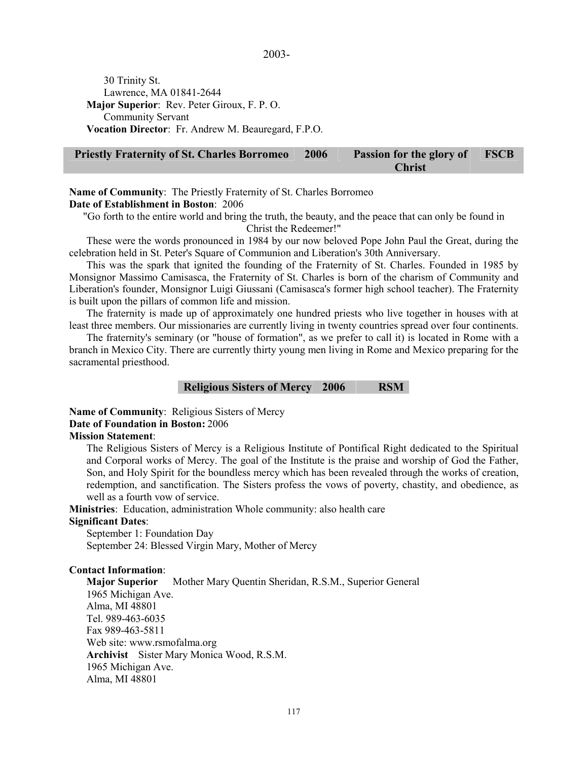2003-

30 Trinity St.
Lawrence, MA 01841-2644

**Major Superior**: Rev. Peter Giroux, F. P. O.
Community Servant

**Vocation Director**: Fr. Andrew M. Beauregard, F.P.O.

| Priestly Fraternity of St. Charles Borromeo | 2006 | Passion for the glory of Christ | FSCB |
|---|---|---|---|

**Name of Community**: The Priestly Fraternity of St. Charles Borromeo
**Date of Establishment in Boston**: 2006

"Go forth to the entire world and bring the truth, the beauty, and the peace that can only be found in Christ the Redeemer!"

These were the words pronounced in 1984 by our now beloved Pope John Paul the Great, during the celebration held in St. Peter's Square of Communion and Liberation's 30th Anniversary.

This was the spark that ignited the founding of the Fraternity of St. Charles. Founded in 1985 by Monsignor Massimo Camisasca, the Fraternity of St. Charles is born of the charism of Community and Liberation's founder, Monsignor Luigi Giussani (Camisasca's former high school teacher). The Fraternity is built upon the pillars of common life and mission.

The fraternity is made up of approximately one hundred priests who live together in houses with at least three members. Our missionaries are currently living in twenty countries spread over four continents.

The fraternity's seminary (or "house of formation", as we prefer to call it) is located in Rome with a branch in Mexico City. There are currently thirty young men living in Rome and Mexico preparing for the sacramental priesthood.

| Religious Sisters of Mercy | 2006 | RSM |
|---|---|---|

**Name of Community**: Religious Sisters of Mercy
**Date of Foundation in Boston:** 2006
**Mission Statement**:

The Religious Sisters of Mercy is a Religious Institute of Pontifical Right dedicated to the Spiritual and Corporal works of Mercy. The goal of the Institute is the praise and worship of God the Father, Son, and Holy Spirit for the boundless mercy which has been revealed through the works of creation, redemption, and sanctification. The Sisters profess the vows of poverty, chastity, and obedience, as well as a fourth vow of service.

**Ministries**: Education, administration Whole community: also health care
**Significant Dates**:

September 1: Foundation Day
September 24: Blessed Virgin Mary, Mother of Mercy

**Contact Information**:

**Major Superior** Mother Mary Quentin Sheridan, R.S.M., Superior General
1965 Michigan Ave.
Alma, MI 48801
Tel. 989-463-6035
Fax 989-463-5811
Web site: www.rsmofalma.org

**Archivist** Sister Mary Monica Wood, R.S.M.
1965 Michigan Ave.
Alma, MI 48801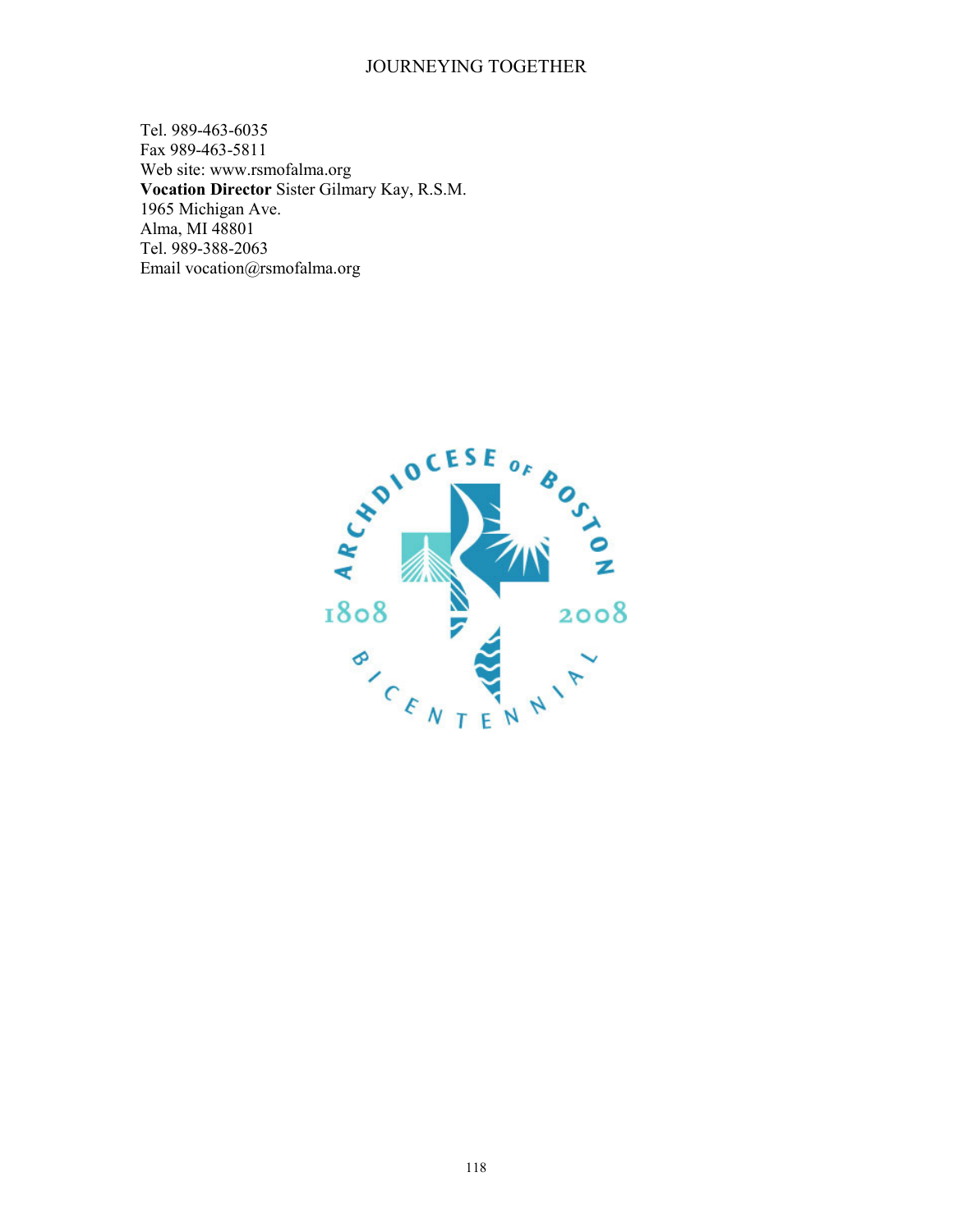Tel. 989-463-6035
Fax 989-463-5811
Web site: www.rsmofalma.org
**Vocation Director** Sister Gilmary Kay, R.S.M.
1965 Michigan Ave.
Alma, MI 48801
Tel. 989-388-2063
Email vocation@rsmofalma.org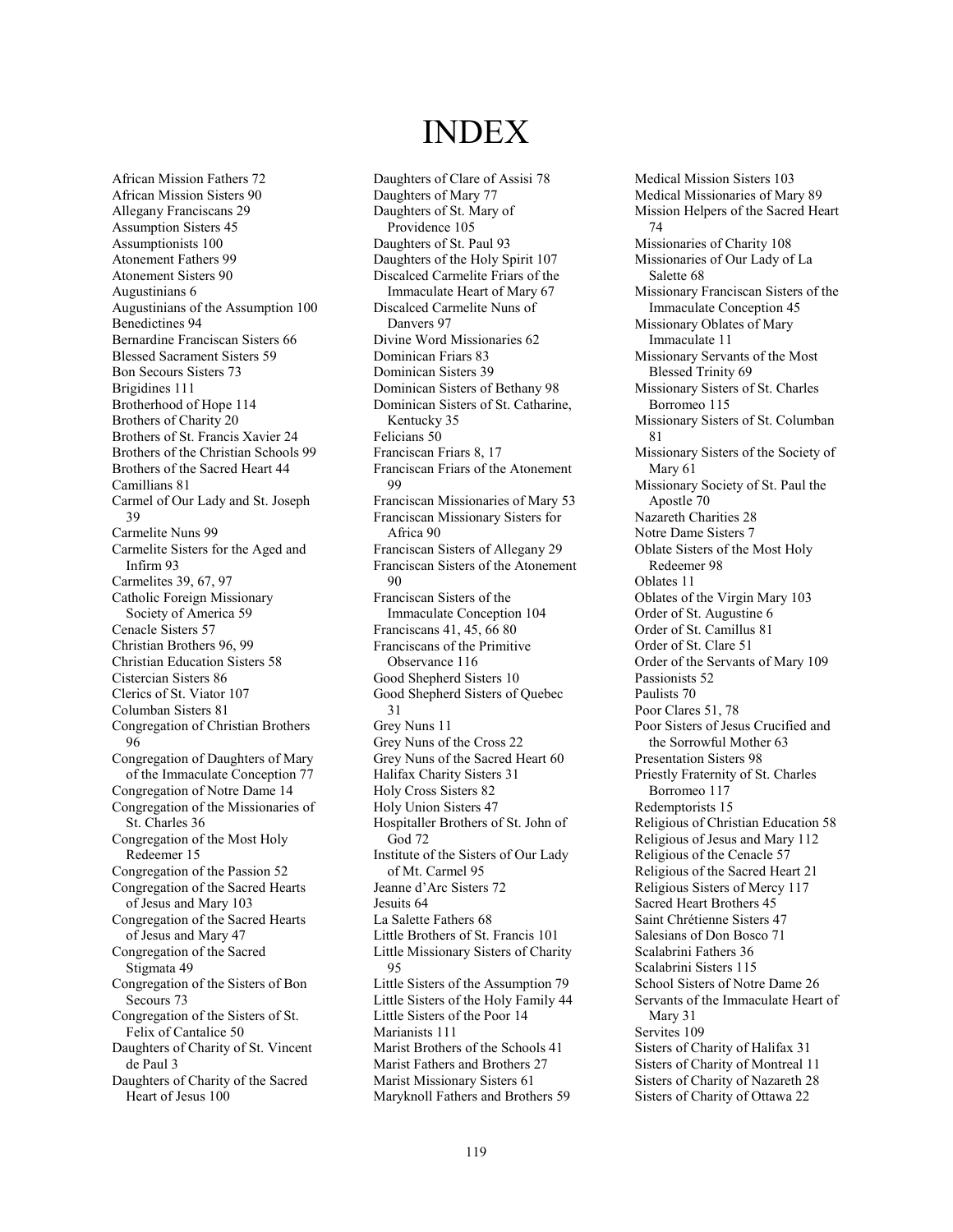# INDEX

African Mission Fathers 72
African Mission Sisters 90
Allegany Franciscans 29
Assumption Sisters 45
Assumptionists 100
Atonement Fathers 99
Atonement Sisters 90
Augustinians 6
Augustinians of the Assumption 100
Benedictines 94
Bernardine Franciscan Sisters 66
Blessed Sacrament Sisters 59
Bon Secours Sisters 73
Brigidines 111
Brotherhood of Hope 114
Brothers of Charity 20
Brothers of St. Francis Xavier 24
Brothers of the Christian Schools 99
Brothers of the Sacred Heart 44
Camillians 81
Carmel of Our Lady and St. Joseph 39
Carmelite Nuns 99
Carmelite Sisters for the Aged and Infirm 93
Carmelites 39, 67, 97
Catholic Foreign Missionary Society of America 59
Cenacle Sisters 57
Christian Brothers 96, 99
Christian Education Sisters 58
Cistercian Sisters 86
Clerics of St. Viator 107
Columban Sisters 81
Congregation of Christian Brothers 96
Congregation of Daughters of Mary of the Immaculate Conception 77
Congregation of Notre Dame 14
Congregation of the Missionaries of St. Charles 36
Congregation of the Most Holy Redeemer 15
Congregation of the Passion 52
Congregation of the Sacred Hearts of Jesus and Mary 103
Congregation of the Sacred Hearts of Jesus and Mary 47
Congregation of the Sacred Stigmata 49
Congregation of the Sisters of Bon Secours 73
Congregation of the Sisters of St. Felix of Cantalice 50
Daughters of Charity of St. Vincent de Paul 3
Daughters of Charity of the Sacred Heart of Jesus 100
Daughters of Clare of Assisi 78
Daughters of Mary 77
Daughters of St. Mary of Providence 105
Daughters of St. Paul 93
Daughters of the Holy Spirit 107
Discalced Carmelite Friars of the Immaculate Heart of Mary 67
Discalced Carmelite Nuns of Danvers 97
Divine Word Missionaries 62
Dominican Friars 83
Dominican Sisters 39
Dominican Sisters of Bethany 98
Dominican Sisters of St. Catharine, Kentucky 35
Felicians 50
Franciscan Friars 8, 17
Franciscan Friars of the Atonement 99
Franciscan Missionaries of Mary 53
Franciscan Missionary Sisters for Africa 90
Franciscan Sisters of Allegany 29
Franciscan Sisters of the Atonement 90
Franciscan Sisters of the Immaculate Conception 104
Franciscans 41, 45, 66 80
Franciscans of the Primitive Observance 116
Good Shepherd Sisters 10
Good Shepherd Sisters of Quebec 31
Grey Nuns 11
Grey Nuns of the Cross 22
Grey Nuns of the Sacred Heart 60
Halifax Charity Sisters 31
Holy Cross Sisters 82
Holy Union Sisters 47
Hospitaller Brothers of St. John of God 72
Institute of the Sisters of Our Lady of Mt. Carmel 95
Jeanne d'Arc Sisters 72
Jesuits 64
La Salette Fathers 68
Little Brothers of St. Francis 101
Little Missionary Sisters of Charity 95
Little Sisters of the Assumption 79
Little Sisters of the Holy Family 44
Little Sisters of the Poor 14
Marianists 111
Marist Brothers of the Schools 41
Marist Fathers and Brothers 27
Marist Missionary Sisters 61
Maryknoll Fathers and Brothers 59
Medical Mission Sisters 103
Medical Missionaries of Mary 89
Mission Helpers of the Sacred Heart 74
Missionaries of Charity 108
Missionaries of Our Lady of La Salette 68
Missionary Franciscan Sisters of the Immaculate Conception 45
Missionary Oblates of Mary Immaculate 11
Missionary Servants of the Most Blessed Trinity 69
Missionary Sisters of St. Charles Borromeo 115
Missionary Sisters of St. Columban 81
Missionary Sisters of the Society of Mary 61
Missionary Society of St. Paul the Apostle 70
Nazareth Charities 28
Notre Dame Sisters 7
Oblate Sisters of the Most Holy Redeemer 98
Oblates 11
Oblates of the Virgin Mary 103
Order of St. Augustine 6
Order of St. Camillus 81
Order of St. Clare 51
Order of the Servants of Mary 109
Passionists 52
Paulists 70
Poor Clares 51, 78
Poor Sisters of Jesus Crucified and the Sorrowful Mother 63
Presentation Sisters 98
Priestly Fraternity of St. Charles Borromeo 117
Redemptorists 15
Religious of Christian Education 58
Religious of Jesus and Mary 112
Religious of the Cenacle 57
Religious of the Sacred Heart 21
Religious Sisters of Mercy 117
Sacred Heart Brothers 45
Saint Chrétienne Sisters 47
Salesians of Don Bosco 71
Scalabrini Fathers 36
Scalabrini Sisters 115
School Sisters of Notre Dame 26
Servants of the Immaculate Heart of Mary 31
Servites 109
Sisters of Charity of Halifax 31
Sisters of Charity of Montreal 11
Sisters of Charity of Nazareth 28
Sisters of Charity of Ottawa 22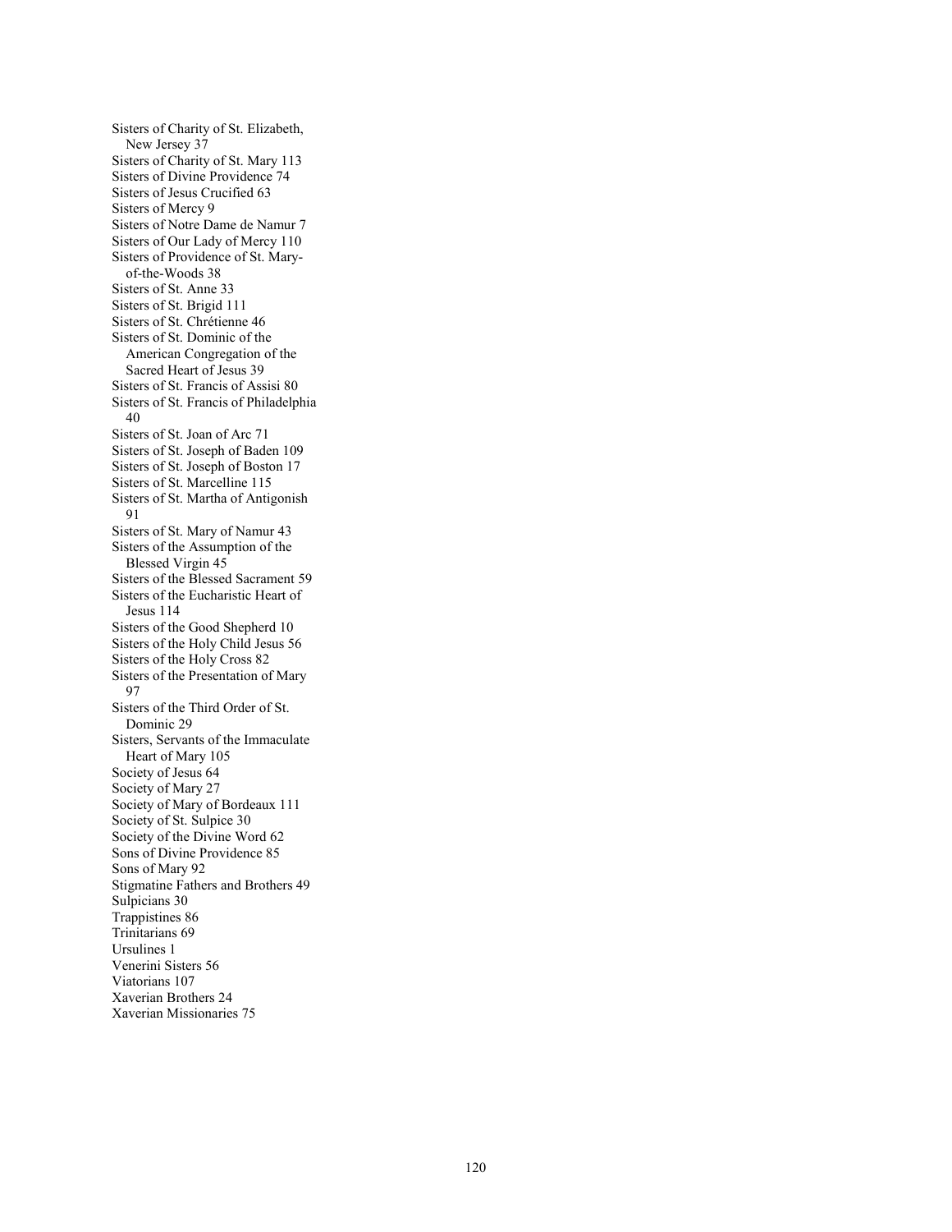Sisters of Charity of St. Elizabeth, New Jersey 37
Sisters of Charity of St. Mary 113
Sisters of Divine Providence 74
Sisters of Jesus Crucified 63
Sisters of Mercy 9
Sisters of Notre Dame de Namur 7
Sisters of Our Lady of Mercy 110
Sisters of Providence of St. Mary-of-the-Woods 38
Sisters of St. Anne 33
Sisters of St. Brigid 111
Sisters of St. Chrétienne 46
Sisters of St. Dominic of the American Congregation of the Sacred Heart of Jesus 39
Sisters of St. Francis of Assisi 80
Sisters of St. Francis of Philadelphia 40
Sisters of St. Joan of Arc 71
Sisters of St. Joseph of Baden 109
Sisters of St. Joseph of Boston 17
Sisters of St. Marcelline 115
Sisters of St. Martha of Antigonish 91
Sisters of St. Mary of Namur 43
Sisters of the Assumption of the Blessed Virgin 45
Sisters of the Blessed Sacrament 59
Sisters of the Eucharistic Heart of Jesus 114
Sisters of the Good Shepherd 10
Sisters of the Holy Child Jesus 56
Sisters of the Holy Cross 82
Sisters of the Presentation of Mary 97
Sisters of the Third Order of St. Dominic 29
Sisters, Servants of the Immaculate Heart of Mary 105
Society of Jesus 64
Society of Mary 27
Society of Mary of Bordeaux 111
Society of St. Sulpice 30
Society of the Divine Word 62
Sons of Divine Providence 85
Sons of Mary 92
Stigmatine Fathers and Brothers 49
Sulpicians 30
Trappistines 86
Trinitarians 69
Ursulines 1
Venerini Sisters 56
Viatorians 107
Xaverian Brothers 24
Xaverian Missionaries 75